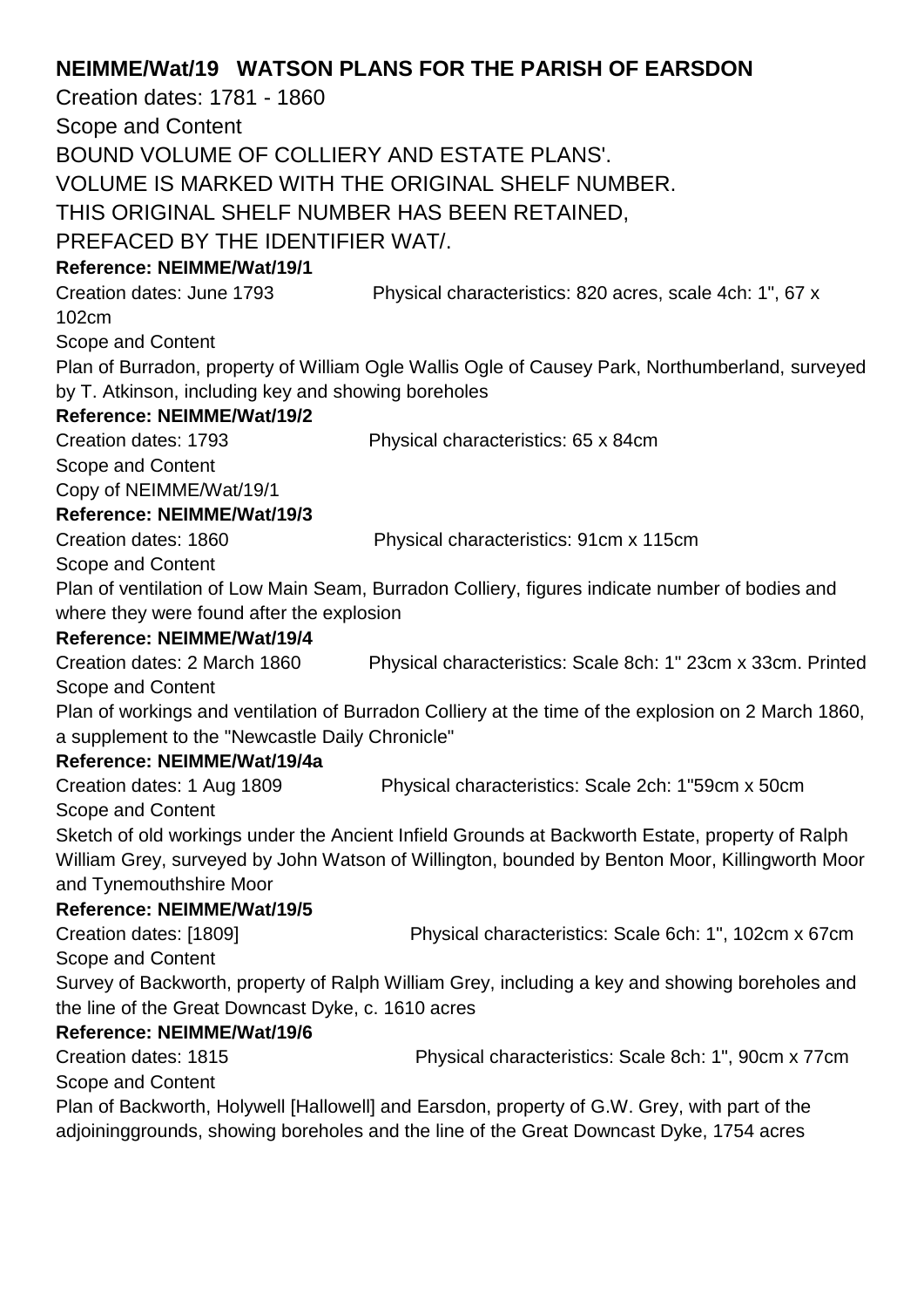## NEIMME/Wat/19 WATSON PLANS FOR THE PARISH OF EARSDON

Creation dates: 1781 - 1860

Scope and Content

BOUND VOLUME OF COLLIERY AND ESTATE PLANS'.

VOLUME IS MARKED WITH THE ORIGINAL SHELF NUMBER.

THIS ORIGINAL SHELF NUMBER HAS BEEN RETAINED,

PREFACED BY THE IDENTIFIER WAT/.

**Reference: NEIMME/Wat/19/1**

Creation dates: June 1793    Physical characteristics: 820 acres, scale 4ch: 1", 67 x 102cm

Scope and Content

Plan of Burradon, property of William Ogle Wallis Ogle of Causey Park, Northumberland, surveyed by T. Atkinson, including key and showing boreholes

**Reference: NEIMME/Wat/19/2**

Creation dates: 1793    Physical characteristics: 65 x 84cm

Scope and Content

Copy of NEIMME/Wat/19/1

**Reference: NEIMME/Wat/19/3**

Creation dates: 1860    Physical characteristics: 91cm x 115cm

Scope and Content

Plan of ventilation of Low Main Seam, Burradon Colliery, figures indicate number of bodies and where they were found after the explosion

**Reference: NEIMME/Wat/19/4**

Creation dates: 2 March 1860    Physical characteristics: Scale 8ch: 1" 23cm x 33cm. Printed

Scope and Content

Plan of workings and ventilation of Burradon Colliery at the time of the explosion on 2 March 1860, a supplement to the "Newcastle Daily Chronicle"

**Reference: NEIMME/Wat/19/4a**

Creation dates: 1 Aug 1809    Physical characteristics: Scale 2ch: 1"59cm x 50cm

Scope and Content

Sketch of old workings under the Ancient Infield Grounds at Backworth Estate, property of Ralph William Grey, surveyed by John Watson of Willington, bounded by Benton Moor, Killingworth Moor and Tynemouthshire Moor

**Reference: NEIMME/Wat/19/5**

Creation dates: [1809]    Physical characteristics: Scale 6ch: 1", 102cm x 67cm

Scope and Content

Survey of Backworth, property of Ralph William Grey, including a key and showing boreholes and the line of the Great Downcast Dyke, c. 1610 acres

**Reference: NEIMME/Wat/19/6**

Creation dates: 1815    Physical characteristics: Scale 8ch: 1", 90cm x 77cm

Scope and Content

Plan of Backworth, Holywell [Hallowell] and Earsdon, property of G.W. Grey, with part of the adjoininggrounds, showing boreholes and the line of the Great Downcast Dyke, 1754 acres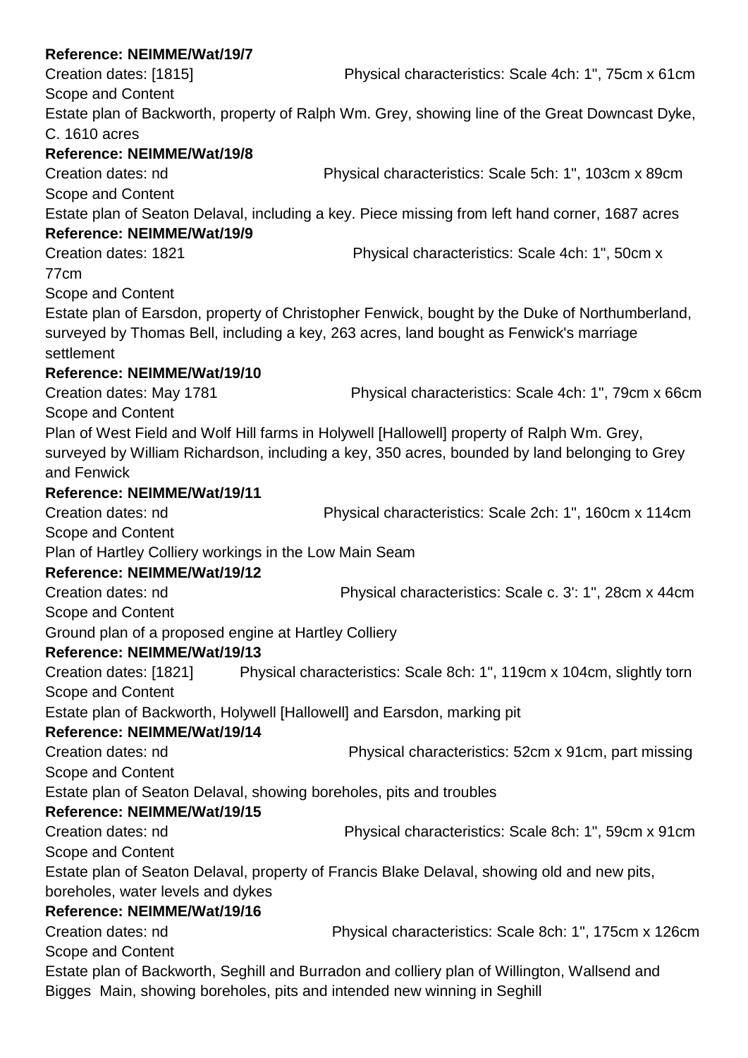**Reference: NEIMME/Wat/19/7**

Creation dates: [1815] Physical characteristics: Scale 4ch: 1", 75cm x 61cm

Scope and Content

Estate plan of Backworth, property of Ralph Wm. Grey, showing line of the Great Downcast Dyke, C. 1610 acres

**Reference: NEIMME/Wat/19/8**

Creation dates: nd Physical characteristics: Scale 5ch: 1", 103cm x 89cm

Scope and Content

Estate plan of Seaton Delaval, including a key. Piece missing from left hand corner, 1687 acres

**Reference: NEIMME/Wat/19/9**

Creation dates: 1821 Physical characteristics: Scale 4ch: 1", 50cm x 77cm

Scope and Content

Estate plan of Earsdon, property of Christopher Fenwick, bought by the Duke of Northumberland, surveyed by Thomas Bell, including a key, 263 acres, land bought as Fenwick's marriage settlement

**Reference: NEIMME/Wat/19/10**

Creation dates: May 1781 Physical characteristics: Scale 4ch: 1", 79cm x 66cm

Scope and Content

Plan of West Field and Wolf Hill farms in Holywell [Hallowell] property of Ralph Wm. Grey, surveyed by William Richardson, including a key, 350 acres, bounded by land belonging to Grey and Fenwick

**Reference: NEIMME/Wat/19/11**

Creation dates: nd Physical characteristics: Scale 2ch: 1", 160cm x 114cm

Scope and Content

Plan of Hartley Colliery workings in the Low Main Seam

**Reference: NEIMME/Wat/19/12**

Creation dates: nd Physical characteristics: Scale c. 3': 1", 28cm x 44cm

Scope and Content

Ground plan of a proposed engine at Hartley Colliery

**Reference: NEIMME/Wat/19/13**

Creation dates: [1821] Physical characteristics: Scale 8ch: 1", 119cm x 104cm, slightly torn

Scope and Content

Estate plan of Backworth, Holywell [Hallowell] and Earsdon, marking pit

**Reference: NEIMME/Wat/19/14**

Creation dates: nd Physical characteristics: 52cm x 91cm, part missing

Scope and Content

Estate plan of Seaton Delaval, showing boreholes, pits and troubles

**Reference: NEIMME/Wat/19/15**

Creation dates: nd Physical characteristics: Scale 8ch: 1", 59cm x 91cm

Scope and Content

Estate plan of Seaton Delaval, property of Francis Blake Delaval, showing old and new pits, boreholes, water levels and dykes

**Reference: NEIMME/Wat/19/16**

Creation dates: nd Physical characteristics: Scale 8ch: 1", 175cm x 126cm

Scope and Content

Estate plan of Backworth, Seghill and Burradon and colliery plan of Willington, Wallsend and Bigges Main, showing boreholes, pits and intended new winning in Seghill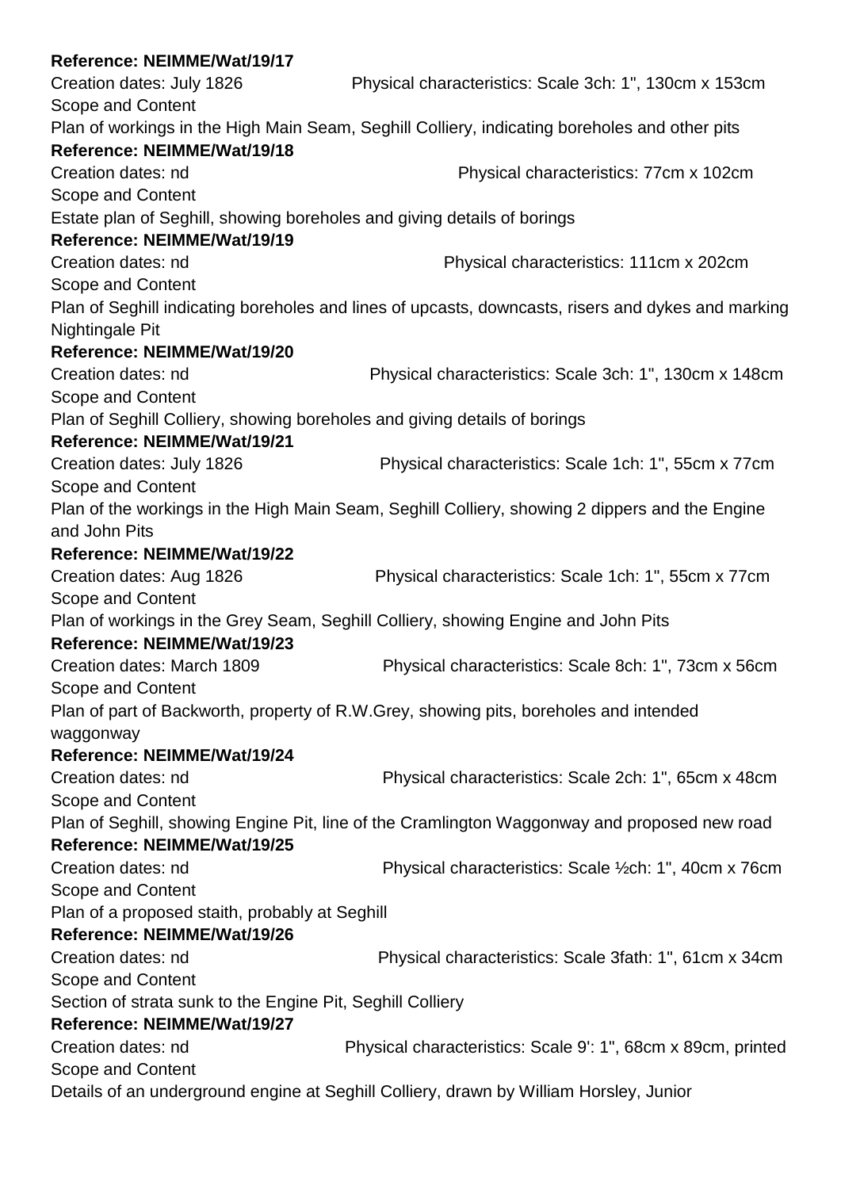**Reference: NEIMME/Wat/19/17**

Creation dates: July 1826 Physical characteristics: Scale 3ch: 1", 130cm x 153cm

Scope and Content

Plan of workings in the High Main Seam, Seghill Colliery, indicating boreholes and other pits

**Reference: NEIMME/Wat/19/18**

Creation dates: nd Physical characteristics: 77cm x 102cm

Scope and Content

Estate plan of Seghill, showing boreholes and giving details of borings

**Reference: NEIMME/Wat/19/19**

Creation dates: nd Physical characteristics: 111cm x 202cm

Scope and Content

Plan of Seghill indicating boreholes and lines of upcasts, downcasts, risers and dykes and marking Nightingale Pit

**Reference: NEIMME/Wat/19/20**

Creation dates: nd Physical characteristics: Scale 3ch: 1", 130cm x 148cm

Scope and Content

Plan of Seghill Colliery, showing boreholes and giving details of borings

**Reference: NEIMME/Wat/19/21**

Creation dates: July 1826 Physical characteristics: Scale 1ch: 1", 55cm x 77cm

Scope and Content

Plan of the workings in the High Main Seam, Seghill Colliery, showing 2 dippers and the Engine and John Pits

**Reference: NEIMME/Wat/19/22**

Creation dates: Aug 1826 Physical characteristics: Scale 1ch: 1", 55cm x 77cm

Scope and Content

Plan of workings in the Grey Seam, Seghill Colliery, showing Engine and John Pits

**Reference: NEIMME/Wat/19/23**

Creation dates: March 1809 Physical characteristics: Scale 8ch: 1", 73cm x 56cm

Scope and Content

Plan of part of Backworth, property of R.W.Grey, showing pits, boreholes and intended waggonway

**Reference: NEIMME/Wat/19/24**

Creation dates: nd Physical characteristics: Scale 2ch: 1", 65cm x 48cm

Scope and Content

Plan of Seghill, showing Engine Pit, line of the Cramlington Waggonway and proposed new road

**Reference: NEIMME/Wat/19/25**

Creation dates: nd Physical characteristics: Scale ½ch: 1", 40cm x 76cm

Scope and Content

Plan of a proposed staith, probably at Seghill

**Reference: NEIMME/Wat/19/26**

Creation dates: nd Physical characteristics: Scale 3fath: 1", 61cm x 34cm

Scope and Content

Section of strata sunk to the Engine Pit, Seghill Colliery

**Reference: NEIMME/Wat/19/27**

Creation dates: nd Physical characteristics: Scale 9': 1", 68cm x 89cm, printed

Scope and Content

Details of an underground engine at Seghill Colliery, drawn by William Horsley, Junior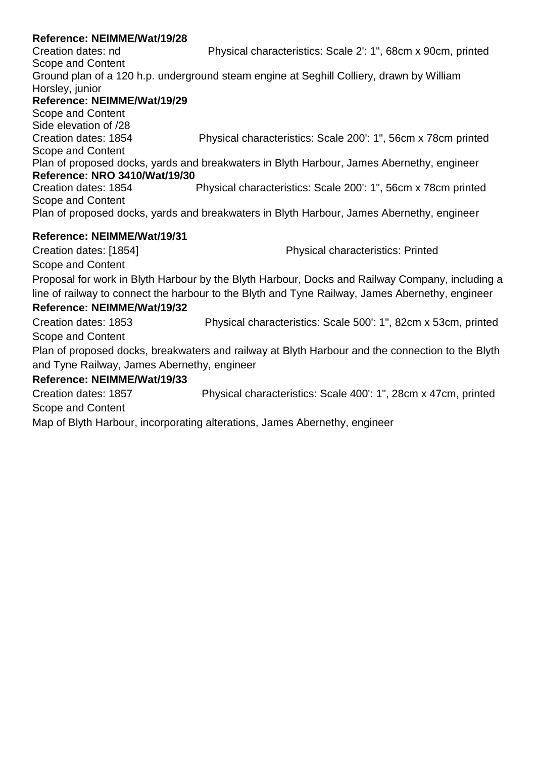**Reference: NEIMME/Wat/19/28**

Creation dates: nd Physical characteristics: Scale 2': 1", 68cm x 90cm, printed

Scope and Content

Ground plan of a 120 h.p. underground steam engine at Seghill Colliery, drawn by William Horsley, junior

**Reference: NEIMME/Wat/19/29**

Scope and Content

Side elevation of /28

Creation dates: 1854 Physical characteristics: Scale 200': 1", 56cm x 78cm printed

Scope and Content

Plan of proposed docks, yards and breakwaters in Blyth Harbour, James Abernethy, engineer

**Reference: NRO 3410/Wat/19/30**

Creation dates: 1854 Physical characteristics: Scale 200': 1", 56cm x 78cm printed

Scope and Content

Plan of proposed docks, yards and breakwaters in Blyth Harbour, James Abernethy, engineer

**Reference: NEIMME/Wat/19/31**

Creation dates: [1854] Physical characteristics: Printed

Scope and Content

Proposal for work in Blyth Harbour by the Blyth Harbour, Docks and Railway Company, including a line of railway to connect the harbour to the Blyth and Tyne Railway, James Abernethy, engineer

**Reference: NEIMME/Wat/19/32**

Creation dates: 1853 Physical characteristics: Scale 500': 1", 82cm x 53cm, printed

Scope and Content

Plan of proposed docks, breakwaters and railway at Blyth Harbour and the connection to the Blyth and Tyne Railway, James Abernethy, engineer

**Reference: NEIMME/Wat/19/33**

Creation dates: 1857 Physical characteristics: Scale 400': 1", 28cm x 47cm, printed

Scope and Content

Map of Blyth Harbour, incorporating alterations, James Abernethy, engineer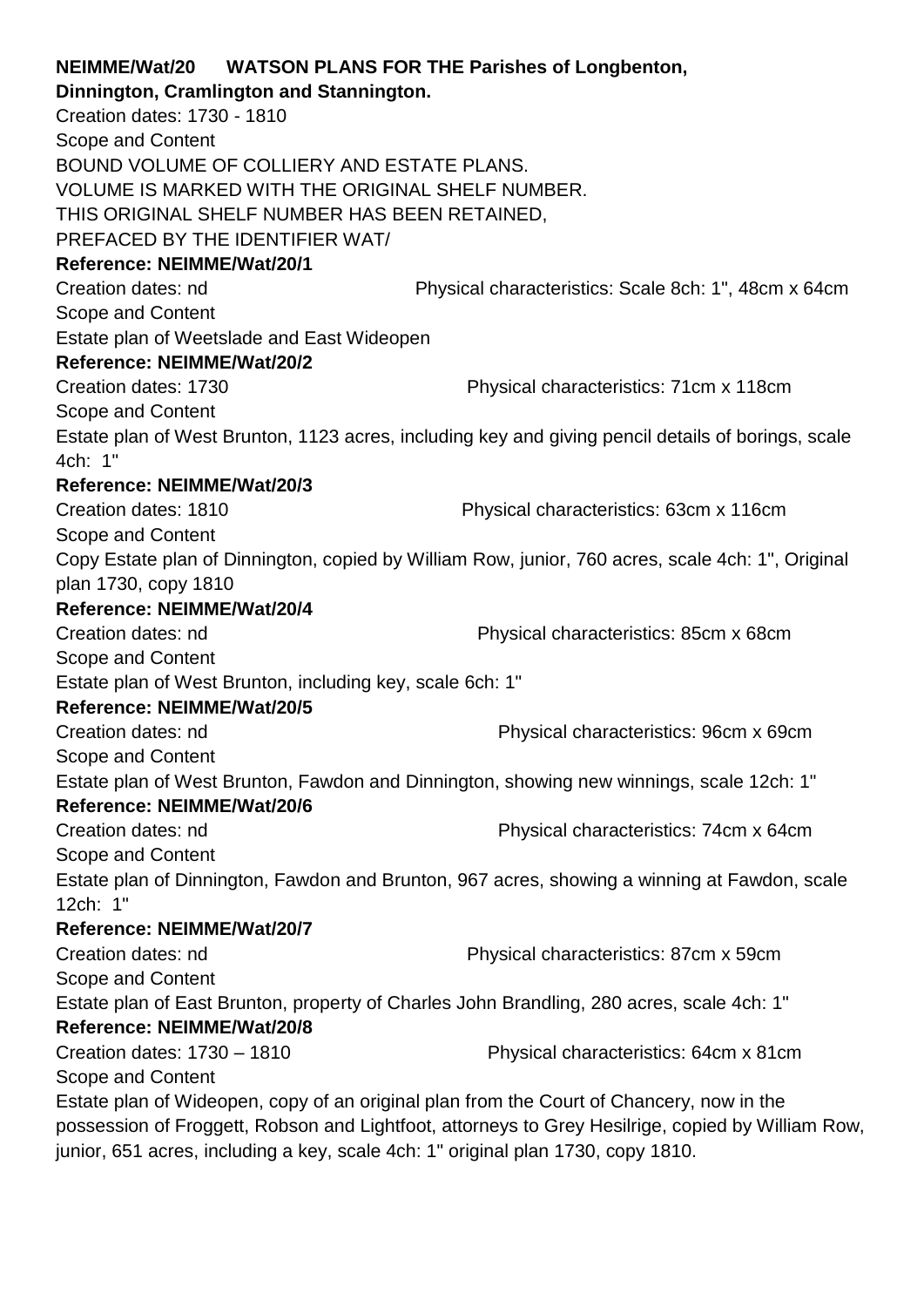**NEIMME/Wat/20 WATSON PLANS FOR THE Parishes of Longbenton, Dinnington, Cramlington and Stannington.**

Creation dates: 1730 - 1810

Scope and Content

BOUND VOLUME OF COLLIERY AND ESTATE PLANS.
VOLUME IS MARKED WITH THE ORIGINAL SHELF NUMBER.
THIS ORIGINAL SHELF NUMBER HAS BEEN RETAINED,
PREFACED BY THE IDENTIFIER WAT/

**Reference: NEIMME/Wat/20/1**

Creation dates: nd Physical characteristics: Scale 8ch: 1", 48cm x 64cm

Scope and Content

Estate plan of Weetslade and East Wideopen

**Reference: NEIMME/Wat/20/2**

Creation dates: 1730 Physical characteristics: 71cm x 118cm

Scope and Content

Estate plan of West Brunton, 1123 acres, including key and giving pencil details of borings, scale 4ch: 1"

**Reference: NEIMME/Wat/20/3**

Creation dates: 1810 Physical characteristics: 63cm x 116cm

Scope and Content

Copy Estate plan of Dinnington, copied by William Row, junior, 760 acres, scale 4ch: 1", Original plan 1730, copy 1810

**Reference: NEIMME/Wat/20/4**

Creation dates: nd Physical characteristics: 85cm x 68cm

Scope and Content

Estate plan of West Brunton, including key, scale 6ch: 1"

**Reference: NEIMME/Wat/20/5**

Creation dates: nd Physical characteristics: 96cm x 69cm

Scope and Content

Estate plan of West Brunton, Fawdon and Dinnington, showing new winnings, scale 12ch: 1"

**Reference: NEIMME/Wat/20/6**

Creation dates: nd Physical characteristics: 74cm x 64cm

Scope and Content

Estate plan of Dinnington, Fawdon and Brunton, 967 acres, showing a winning at Fawdon, scale 12ch: 1"

**Reference: NEIMME/Wat/20/7**

Creation dates: nd Physical characteristics: 87cm x 59cm

Scope and Content

Estate plan of East Brunton, property of Charles John Brandling, 280 acres, scale 4ch: 1"

**Reference: NEIMME/Wat/20/8**

Creation dates: 1730 – 1810 Physical characteristics: 64cm x 81cm

Scope and Content

Estate plan of Wideopen, copy of an original plan from the Court of Chancery, now in the possession of Froggett, Robson and Lightfoot, attorneys to Grey Hesilrige, copied by William Row, junior, 651 acres, including a key, scale 4ch: 1" original plan 1730, copy 1810.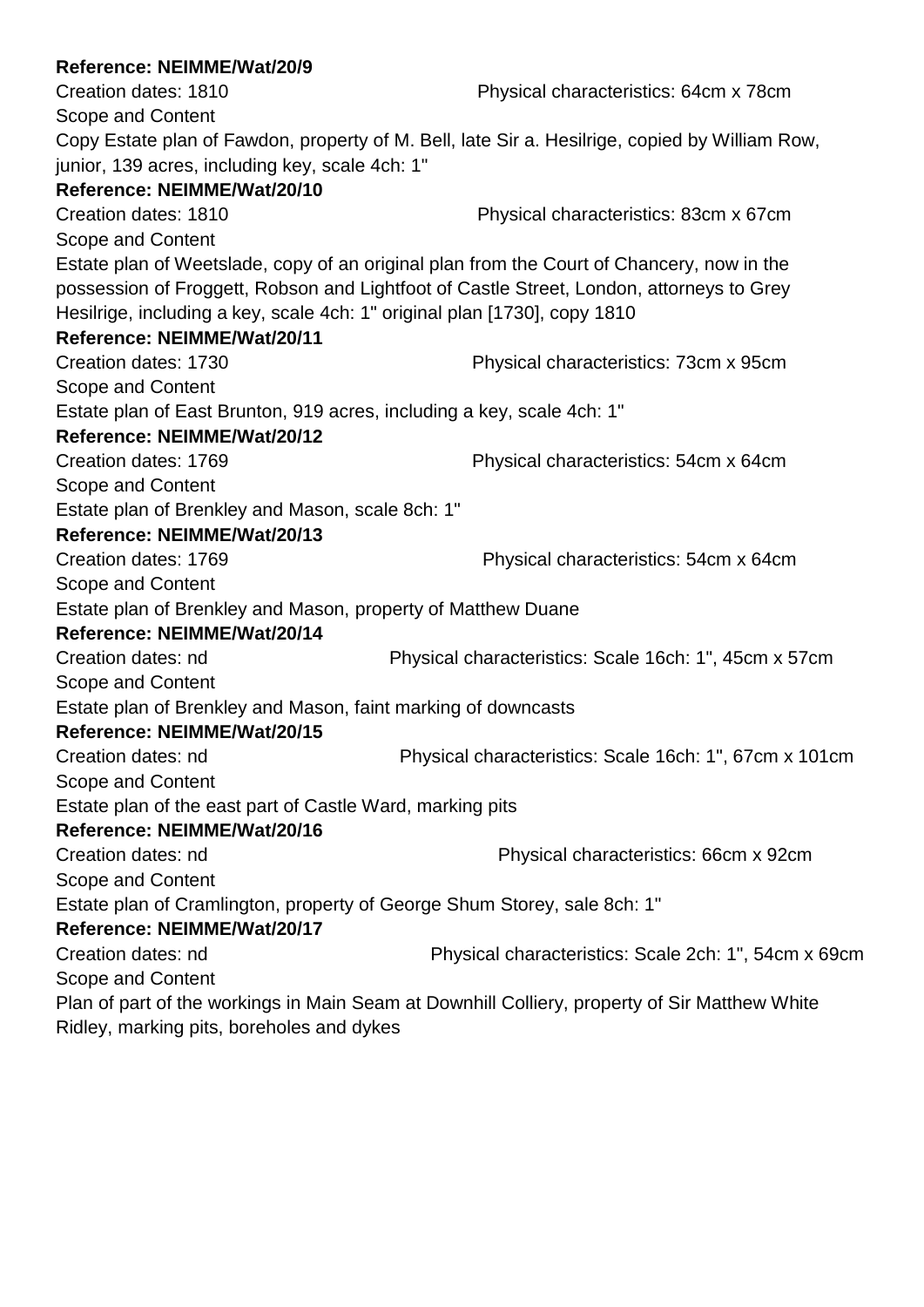**Reference: NEIMME/Wat/20/9**

Creation dates: 1810 Physical characteristics: 64cm x 78cm

Scope and Content

Copy Estate plan of Fawdon, property of M. Bell, late Sir a. Hesilrige, copied by William Row, junior, 139 acres, including key, scale 4ch: 1"

**Reference: NEIMME/Wat/20/10**

Creation dates: 1810 Physical characteristics: 83cm x 67cm

Scope and Content

Estate plan of Weetslade, copy of an original plan from the Court of Chancery, now in the possession of Froggett, Robson and Lightfoot of Castle Street, London, attorneys to Grey Hesilrige, including a key, scale 4ch: 1" original plan [1730], copy 1810

**Reference: NEIMME/Wat/20/11**

Creation dates: 1730 Physical characteristics: 73cm x 95cm

Scope and Content

Estate plan of East Brunton, 919 acres, including a key, scale 4ch: 1"

**Reference: NEIMME/Wat/20/12**

Creation dates: 1769 Physical characteristics: 54cm x 64cm

Scope and Content

Estate plan of Brenkley and Mason, scale 8ch: 1"

**Reference: NEIMME/Wat/20/13**

Creation dates: 1769 Physical characteristics: 54cm x 64cm

Scope and Content

Estate plan of Brenkley and Mason, property of Matthew Duane

**Reference: NEIMME/Wat/20/14**

Creation dates: nd Physical characteristics: Scale 16ch: 1", 45cm x 57cm

Scope and Content

Estate plan of Brenkley and Mason, faint marking of downcasts

**Reference: NEIMME/Wat/20/15**

Creation dates: nd Physical characteristics: Scale 16ch: 1", 67cm x 101cm

Scope and Content

Estate plan of the east part of Castle Ward, marking pits

**Reference: NEIMME/Wat/20/16**

Creation dates: nd Physical characteristics: 66cm x 92cm

Scope and Content

Estate plan of Cramlington, property of George Shum Storey, sale 8ch: 1"

**Reference: NEIMME/Wat/20/17**

Creation dates: nd Physical characteristics: Scale 2ch: 1", 54cm x 69cm

Scope and Content

Plan of part of the workings in Main Seam at Downhill Colliery, property of Sir Matthew White Ridley, marking pits, boreholes and dykes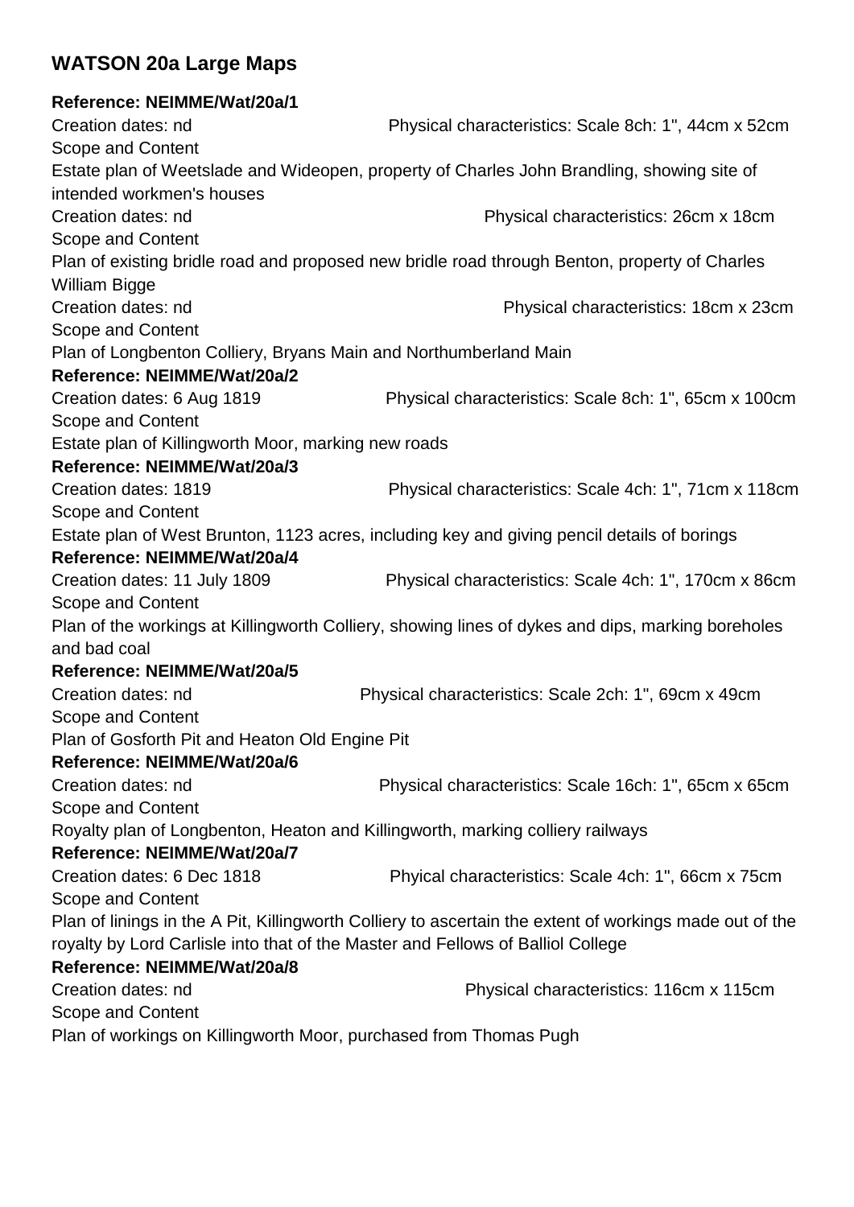## WATSON 20a Large Maps

**Reference: NEIMME/Wat/20a/1**

Creation dates: nd Physical characteristics: Scale 8ch: 1", 44cm x 52cm

Scope and Content

Estate plan of Weetslade and Wideopen, property of Charles John Brandling, showing site of intended workmen's houses

Creation dates: nd Physical characteristics: 26cm x 18cm

Scope and Content

Plan of existing bridle road and proposed new bridle road through Benton, property of Charles William Bigge

Creation dates: nd Physical characteristics: 18cm x 23cm

Scope and Content

Plan of Longbenton Colliery, Bryans Main and Northumberland Main

**Reference: NEIMME/Wat/20a/2**

Creation dates: 6 Aug 1819 Physical characteristics: Scale 8ch: 1", 65cm x 100cm

Scope and Content

Estate plan of Killingworth Moor, marking new roads

**Reference: NEIMME/Wat/20a/3**

Creation dates: 1819 Physical characteristics: Scale 4ch: 1", 71cm x 118cm

Scope and Content

Estate plan of West Brunton, 1123 acres, including key and giving pencil details of borings

**Reference: NEIMME/Wat/20a/4**

Creation dates: 11 July 1809 Physical characteristics: Scale 4ch: 1", 170cm x 86cm

Scope and Content

Plan of the workings at Killingworth Colliery, showing lines of dykes and dips, marking boreholes and bad coal

**Reference: NEIMME/Wat/20a/5**

Creation dates: nd Physical characteristics: Scale 2ch: 1", 69cm x 49cm

Scope and Content

Plan of Gosforth Pit and Heaton Old Engine Pit

**Reference: NEIMME/Wat/20a/6**

Creation dates: nd Physical characteristics: Scale 16ch: 1", 65cm x 65cm

Scope and Content

Royalty plan of Longbenton, Heaton and Killingworth, marking colliery railways

**Reference: NEIMME/Wat/20a/7**

Creation dates: 6 Dec 1818 Phyical characteristics: Scale 4ch: 1", 66cm x 75cm

Scope and Content

Plan of linings in the A Pit, Killingworth Colliery to ascertain the extent of workings made out of the royalty by Lord Carlisle into that of the Master and Fellows of Balliol College

**Reference: NEIMME/Wat/20a/8**

Creation dates: nd Physical characteristics: 116cm x 115cm

Scope and Content

Plan of workings on Killingworth Moor, purchased from Thomas Pugh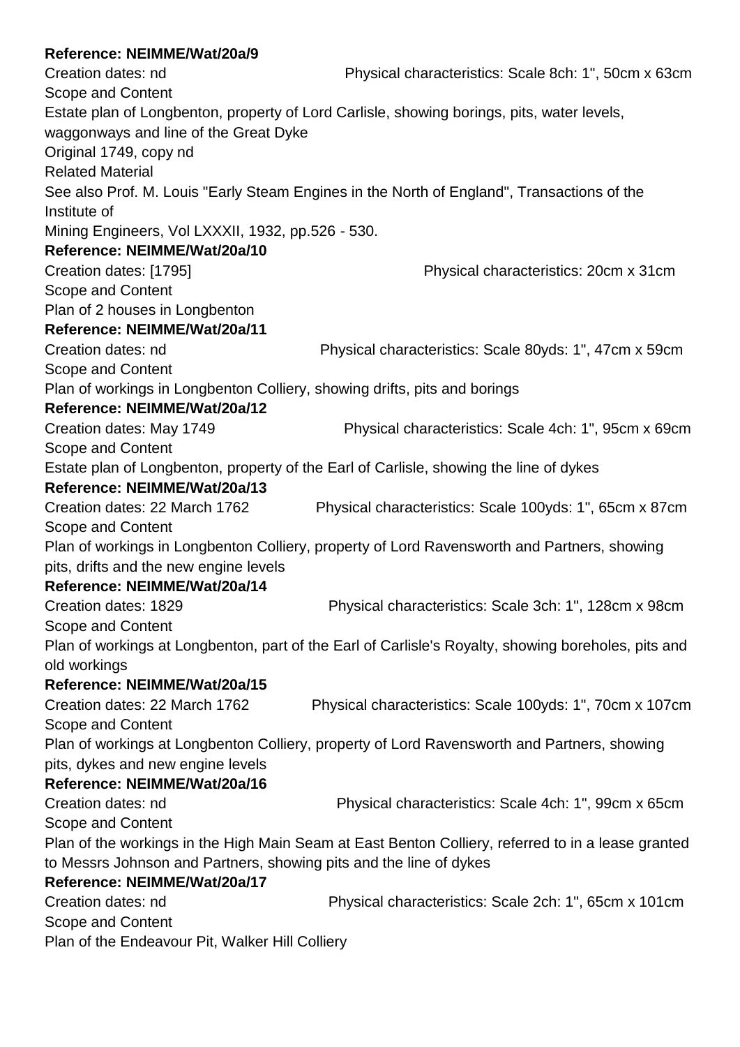**Reference: NEIMME/Wat/20a/9**

Creation dates: nd Physical characteristics: Scale 8ch: 1", 50cm x 63cm

Scope and Content

Estate plan of Longbenton, property of Lord Carlisle, showing borings, pits, water levels, waggonways and line of the Great Dyke

Original 1749, copy nd

Related Material

See also Prof. M. Louis "Early Steam Engines in the North of England", Transactions of the Institute of

Mining Engineers, Vol LXXXII, 1932, pp.526 - 530.

**Reference: NEIMME/Wat/20a/10**

Creation dates: [1795] Physical characteristics: 20cm x 31cm

Scope and Content

Plan of 2 houses in Longbenton

**Reference: NEIMME/Wat/20a/11**

Creation dates: nd Physical characteristics: Scale 80yds: 1", 47cm x 59cm

Scope and Content

Plan of workings in Longbenton Colliery, showing drifts, pits and borings

**Reference: NEIMME/Wat/20a/12**

Creation dates: May 1749 Physical characteristics: Scale 4ch: 1", 95cm x 69cm

Scope and Content

Estate plan of Longbenton, property of the Earl of Carlisle, showing the line of dykes

**Reference: NEIMME/Wat/20a/13**

Creation dates: 22 March 1762 Physical characteristics: Scale 100yds: 1", 65cm x 87cm

Scope and Content

Plan of workings in Longbenton Colliery, property of Lord Ravensworth and Partners, showing pits, drifts and the new engine levels

**Reference: NEIMME/Wat/20a/14**

Creation dates: 1829 Physical characteristics: Scale 3ch: 1", 128cm x 98cm

Scope and Content

Plan of workings at Longbenton, part of the Earl of Carlisle's Royalty, showing boreholes, pits and old workings

**Reference: NEIMME/Wat/20a/15**

Creation dates: 22 March 1762 Physical characteristics: Scale 100yds: 1", 70cm x 107cm

Scope and Content

Plan of workings at Longbenton Colliery, property of Lord Ravensworth and Partners, showing pits, dykes and new engine levels

**Reference: NEIMME/Wat/20a/16**

Creation dates: nd Physical characteristics: Scale 4ch: 1", 99cm x 65cm

Scope and Content

Plan of the workings in the High Main Seam at East Benton Colliery, referred to in a lease granted to Messrs Johnson and Partners, showing pits and the line of dykes

**Reference: NEIMME/Wat/20a/17**

Creation dates: nd Physical characteristics: Scale 2ch: 1", 65cm x 101cm

Scope and Content

Plan of the Endeavour Pit, Walker Hill Colliery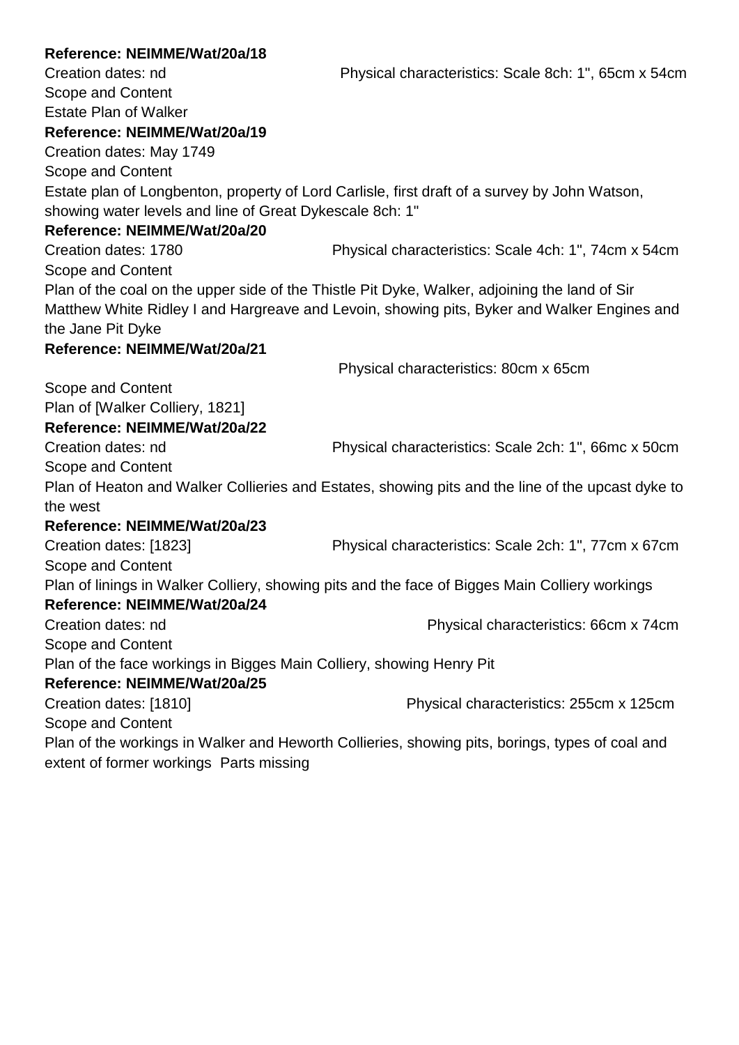**Reference: NEIMME/Wat/20a/18**

Creation dates: nd Physical characteristics: Scale 8ch: 1", 65cm x 54cm

Scope and Content

Estate Plan of Walker

**Reference: NEIMME/Wat/20a/19**

Creation dates: May 1749

Scope and Content

Estate plan of Longbenton, property of Lord Carlisle, first draft of a survey by John Watson, showing water levels and line of Great Dykescale 8ch: 1"

**Reference: NEIMME/Wat/20a/20**

Creation dates: 1780 Physical characteristics: Scale 4ch: 1", 74cm x 54cm

Scope and Content

Plan of the coal on the upper side of the Thistle Pit Dyke, Walker, adjoining the land of Sir Matthew White Ridley I and Hargreave and Levoin, showing pits, Byker and Walker Engines and the Jane Pit Dyke

**Reference: NEIMME/Wat/20a/21**

Physical characteristics: 80cm x 65cm

Scope and Content

Plan of [Walker Colliery, 1821]

**Reference: NEIMME/Wat/20a/22**

Creation dates: nd Physical characteristics: Scale 2ch: 1", 66mc x 50cm

Scope and Content

Plan of Heaton and Walker Collieries and Estates, showing pits and the line of the upcast dyke to the west

**Reference: NEIMME/Wat/20a/23**

Creation dates: [1823] Physical characteristics: Scale 2ch: 1", 77cm x 67cm

Scope and Content

Plan of linings in Walker Colliery, showing pits and the face of Bigges Main Colliery workings

**Reference: NEIMME/Wat/20a/24**

Creation dates: nd Physical characteristics: 66cm x 74cm

Scope and Content

Plan of the face workings in Bigges Main Colliery, showing Henry Pit

**Reference: NEIMME/Wat/20a/25**

Creation dates: [1810] Physical characteristics: 255cm x 125cm

Scope and Content

Plan of the workings in Walker and Heworth Collieries, showing pits, borings, types of coal and extent of former workings Parts missing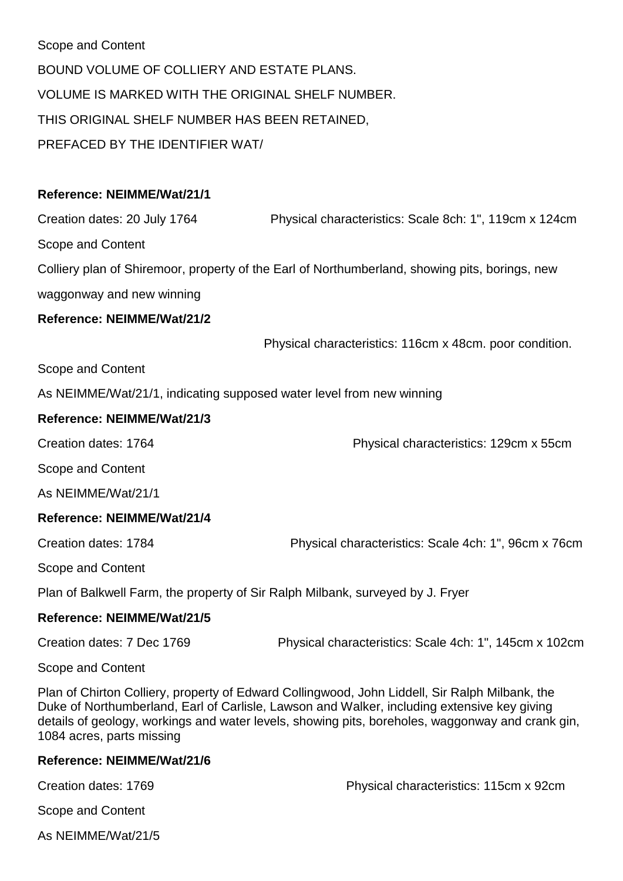Scope and Content

BOUND VOLUME OF COLLIERY AND ESTATE PLANS.

VOLUME IS MARKED WITH THE ORIGINAL SHELF NUMBER.

THIS ORIGINAL SHELF NUMBER HAS BEEN RETAINED,

PREFACED BY THE IDENTIFIER WAT/

**Reference: NEIMME/Wat/21/1**

Creation dates: 20 July 1764 Physical characteristics: Scale 8ch: 1", 119cm x 124cm

Scope and Content

Colliery plan of Shiremoor, property of the Earl of Northumberland, showing pits, borings, new waggonway and new winning

**Reference: NEIMME/Wat/21/2**

Physical characteristics: 116cm x 48cm. poor condition.

Scope and Content

As NEIMME/Wat/21/1, indicating supposed water level from new winning

**Reference: NEIMME/Wat/21/3**

Creation dates: 1764 Physical characteristics: 129cm x 55cm

Scope and Content

As NEIMME/Wat/21/1

**Reference: NEIMME/Wat/21/4**

Creation dates: 1784 Physical characteristics: Scale 4ch: 1", 96cm x 76cm

Scope and Content

Plan of Balkwell Farm, the property of Sir Ralph Milbank, surveyed by J. Fryer

**Reference: NEIMME/Wat/21/5**

Creation dates: 7 Dec 1769 Physical characteristics: Scale 4ch: 1", 145cm x 102cm

Scope and Content

Plan of Chirton Colliery, property of Edward Collingwood, John Liddell, Sir Ralph Milbank, the Duke of Northumberland, Earl of Carlisle, Lawson and Walker, including extensive key giving details of geology, workings and water levels, showing pits, boreholes, waggonway and crank gin, 1084 acres, parts missing

**Reference: NEIMME/Wat/21/6**

Creation dates: 1769 Physical characteristics: 115cm x 92cm

Scope and Content

As NEIMME/Wat/21/5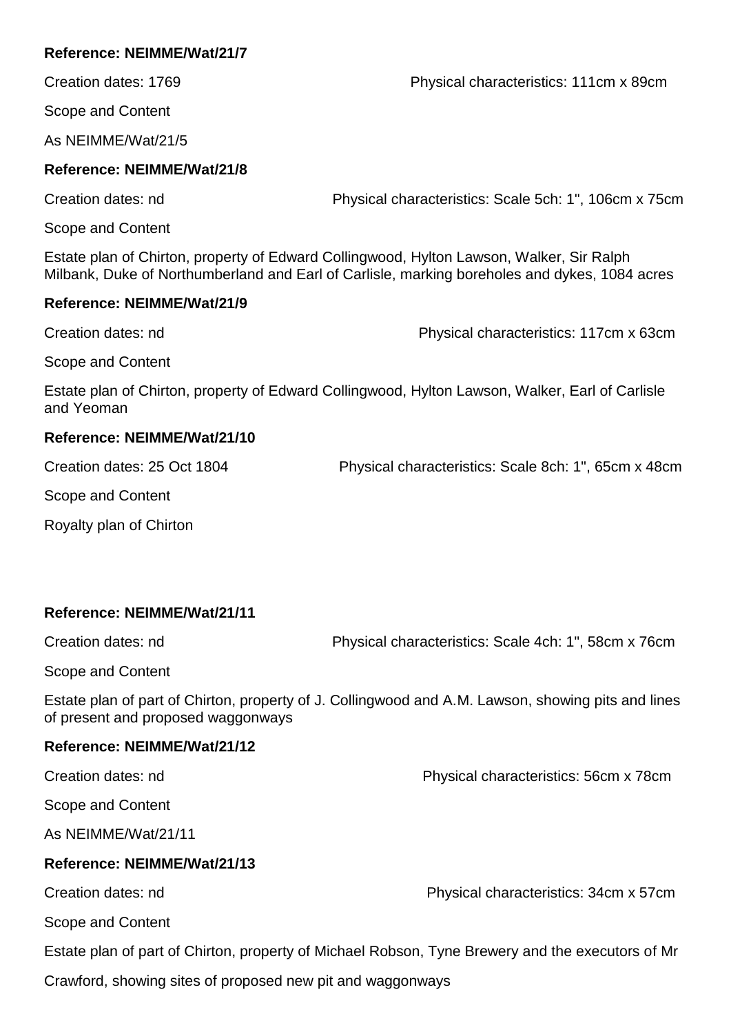**Reference: NEIMME/Wat/21/7**

Creation dates: 1769 Physical characteristics: 111cm x 89cm

Scope and Content

As NEIMME/Wat/21/5

**Reference: NEIMME/Wat/21/8**

Creation dates: nd Physical characteristics: Scale 5ch: 1", 106cm x 75cm

Scope and Content

Estate plan of Chirton, property of Edward Collingwood, Hylton Lawson, Walker, Sir Ralph Milbank, Duke of Northumberland and Earl of Carlisle, marking boreholes and dykes, 1084 acres

**Reference: NEIMME/Wat/21/9**

Creation dates: nd Physical characteristics: 117cm x 63cm

Scope and Content

Estate plan of Chirton, property of Edward Collingwood, Hylton Lawson, Walker, Earl of Carlisle and Yeoman

**Reference: NEIMME/Wat/21/10**

Creation dates: 25 Oct 1804 Physical characteristics: Scale 8ch: 1", 65cm x 48cm

Scope and Content

Royalty plan of Chirton

**Reference: NEIMME/Wat/21/11**

Creation dates: nd Physical characteristics: Scale 4ch: 1", 58cm x 76cm

Scope and Content

Estate plan of part of Chirton, property of J. Collingwood and A.M. Lawson, showing pits and lines of present and proposed waggonways

**Reference: NEIMME/Wat/21/12**

Creation dates: nd Physical characteristics: 56cm x 78cm

Scope and Content

As NEIMME/Wat/21/11

**Reference: NEIMME/Wat/21/13**

Creation dates: nd Physical characteristics: 34cm x 57cm

Scope and Content

Estate plan of part of Chirton, property of Michael Robson, Tyne Brewery and the executors of Mr Crawford, showing sites of proposed new pit and waggonways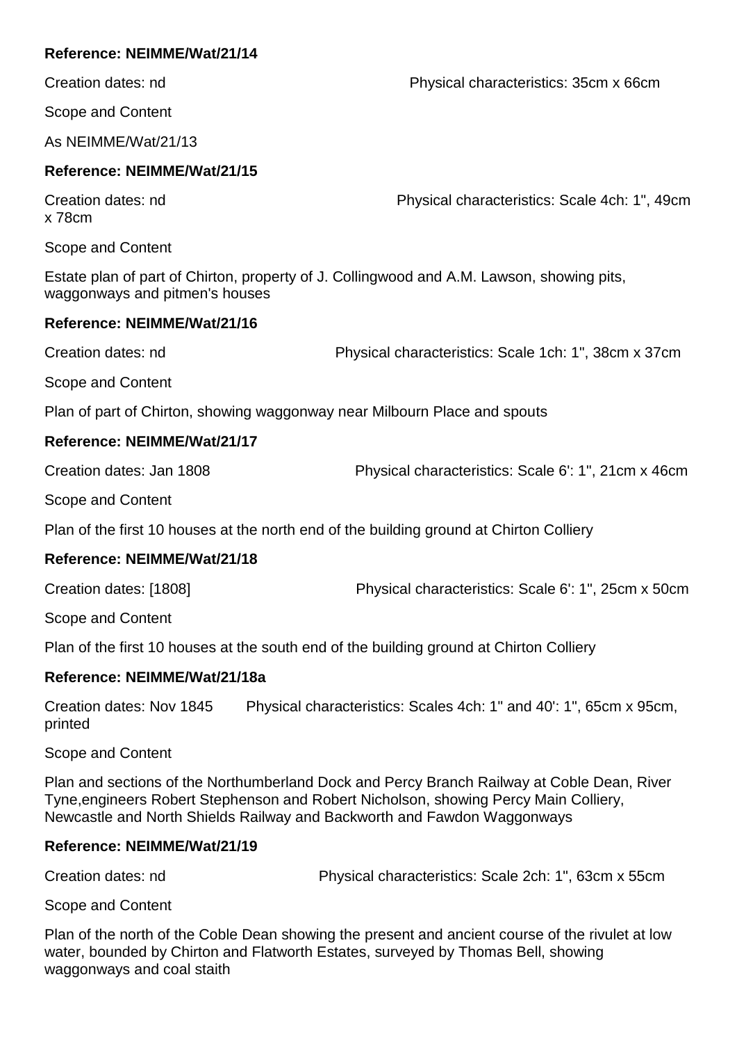**Reference: NEIMME/Wat/21/14**

Creation dates: nd

Physical characteristics: 35cm x 66cm

Scope and Content

As NEIMME/Wat/21/13

**Reference: NEIMME/Wat/21/15**

Creation dates: nd

Physical characteristics: Scale 4ch: 1", 49cm x 78cm

Scope and Content

Estate plan of part of Chirton, property of J. Collingwood and A.M. Lawson, showing pits, waggonways and pitmen's houses

**Reference: NEIMME/Wat/21/16**

Creation dates: nd

Physical characteristics: Scale 1ch: 1", 38cm x 37cm

Scope and Content

Plan of part of Chirton, showing waggonway near Milbourn Place and spouts

**Reference: NEIMME/Wat/21/17**

Creation dates: Jan 1808

Physical characteristics: Scale 6': 1", 21cm x 46cm

Scope and Content

Plan of the first 10 houses at the north end of the building ground at Chirton Colliery

**Reference: NEIMME/Wat/21/18**

Creation dates: [1808]

Physical characteristics: Scale 6': 1", 25cm x 50cm

Scope and Content

Plan of the first 10 houses at the south end of the building ground at Chirton Colliery

**Reference: NEIMME/Wat/21/18a**

Creation dates: Nov 1845

Physical characteristics: Scales 4ch: 1" and 40': 1", 65cm x 95cm, printed

Scope and Content

Plan and sections of the Northumberland Dock and Percy Branch Railway at Coble Dean, River Tyne,engineers Robert Stephenson and Robert Nicholson, showing Percy Main Colliery, Newcastle and North Shields Railway and Backworth and Fawdon Waggonways

**Reference: NEIMME/Wat/21/19**

Creation dates: nd

Physical characteristics: Scale 2ch: 1", 63cm x 55cm

Scope and Content

Plan of the north of the Coble Dean showing the present and ancient course of the rivulet at low water, bounded by Chirton and Flatworth Estates, surveyed by Thomas Bell, showing waggonways and coal staith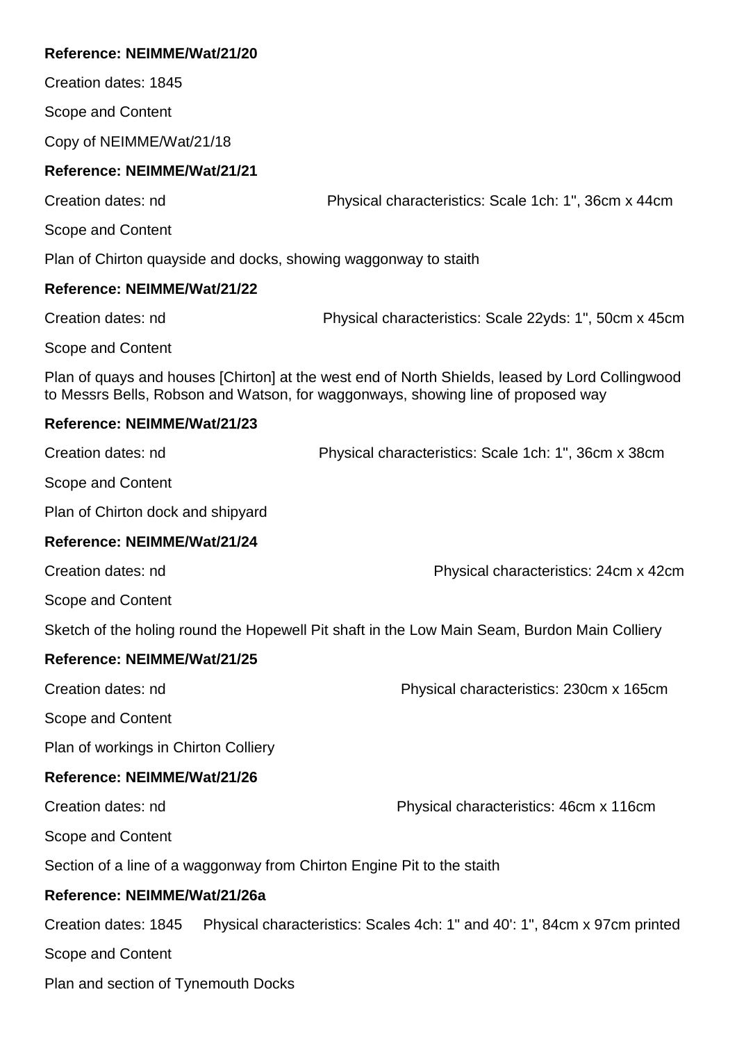**Reference: NEIMME/Wat/21/20**

Creation dates: 1845

Scope and Content

Copy of NEIMME/Wat/21/18

**Reference: NEIMME/Wat/21/21**

Creation dates: nd Physical characteristics: Scale 1ch: 1", 36cm x 44cm

Scope and Content

Plan of Chirton quayside and docks, showing waggonway to staith

**Reference: NEIMME/Wat/21/22**

Creation dates: nd Physical characteristics: Scale 22yds: 1", 50cm x 45cm

Scope and Content

Plan of quays and houses [Chirton] at the west end of North Shields, leased by Lord Collingwood to Messrs Bells, Robson and Watson, for waggonways, showing line of proposed way

**Reference: NEIMME/Wat/21/23**

Creation dates: nd Physical characteristics: Scale 1ch: 1", 36cm x 38cm

Scope and Content

Plan of Chirton dock and shipyard

**Reference: NEIMME/Wat/21/24**

Creation dates: nd Physical characteristics: 24cm x 42cm

Scope and Content

Sketch of the holing round the Hopewell Pit shaft in the Low Main Seam, Burdon Main Colliery

**Reference: NEIMME/Wat/21/25**

Creation dates: nd Physical characteristics: 230cm x 165cm

Scope and Content

Plan of workings in Chirton Colliery

**Reference: NEIMME/Wat/21/26**

Creation dates: nd Physical characteristics: 46cm x 116cm

Scope and Content

Section of a line of a waggonway from Chirton Engine Pit to the staith

**Reference: NEIMME/Wat/21/26a**

Creation dates: 1845 Physical characteristics: Scales 4ch: 1" and 40': 1", 84cm x 97cm printed

Scope and Content

Plan and section of Tynemouth Docks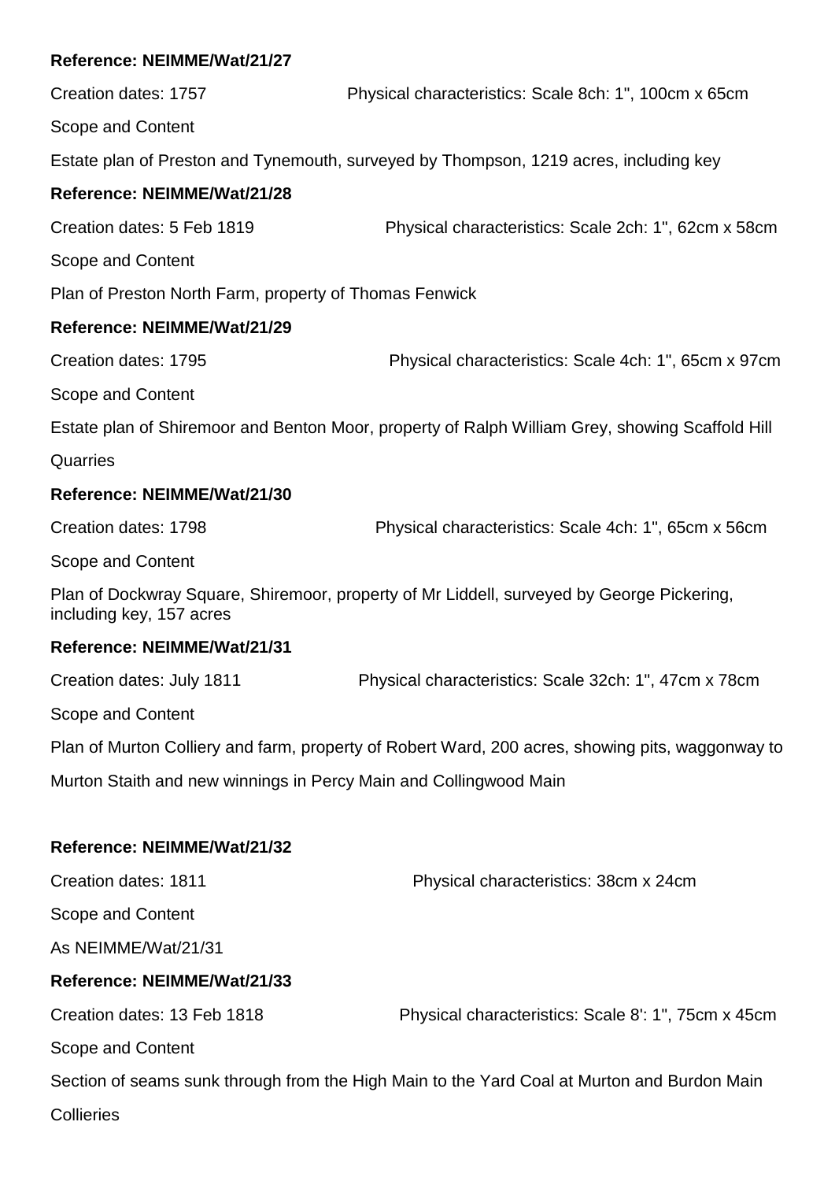**Reference: NEIMME/Wat/21/27**

Creation dates: 1757 Physical characteristics: Scale 8ch: 1", 100cm x 65cm

Scope and Content

Estate plan of Preston and Tynemouth, surveyed by Thompson, 1219 acres, including key

**Reference: NEIMME/Wat/21/28**

Creation dates: 5 Feb 1819 Physical characteristics: Scale 2ch: 1", 62cm x 58cm

Scope and Content

Plan of Preston North Farm, property of Thomas Fenwick

**Reference: NEIMME/Wat/21/29**

Creation dates: 1795 Physical characteristics: Scale 4ch: 1", 65cm x 97cm

Scope and Content

Estate plan of Shiremoor and Benton Moor, property of Ralph William Grey, showing Scaffold Hill Quarries

**Reference: NEIMME/Wat/21/30**

Creation dates: 1798 Physical characteristics: Scale 4ch: 1", 65cm x 56cm

Scope and Content

Plan of Dockwray Square, Shiremoor, property of Mr Liddell, surveyed by George Pickering, including key, 157 acres

**Reference: NEIMME/Wat/21/31**

Creation dates: July 1811 Physical characteristics: Scale 32ch: 1", 47cm x 78cm

Scope and Content

Plan of Murton Colliery and farm, property of Robert Ward, 200 acres, showing pits, waggonway to Murton Staith and new winnings in Percy Main and Collingwood Main

**Reference: NEIMME/Wat/21/32**

Creation dates: 1811 Physical characteristics: 38cm x 24cm

Scope and Content

As NEIMME/Wat/21/31

**Reference: NEIMME/Wat/21/33**

Creation dates: 13 Feb 1818 Physical characteristics: Scale 8': 1", 75cm x 45cm

Scope and Content

Section of seams sunk through from the High Main to the Yard Coal at Murton and Burdon Main Collieries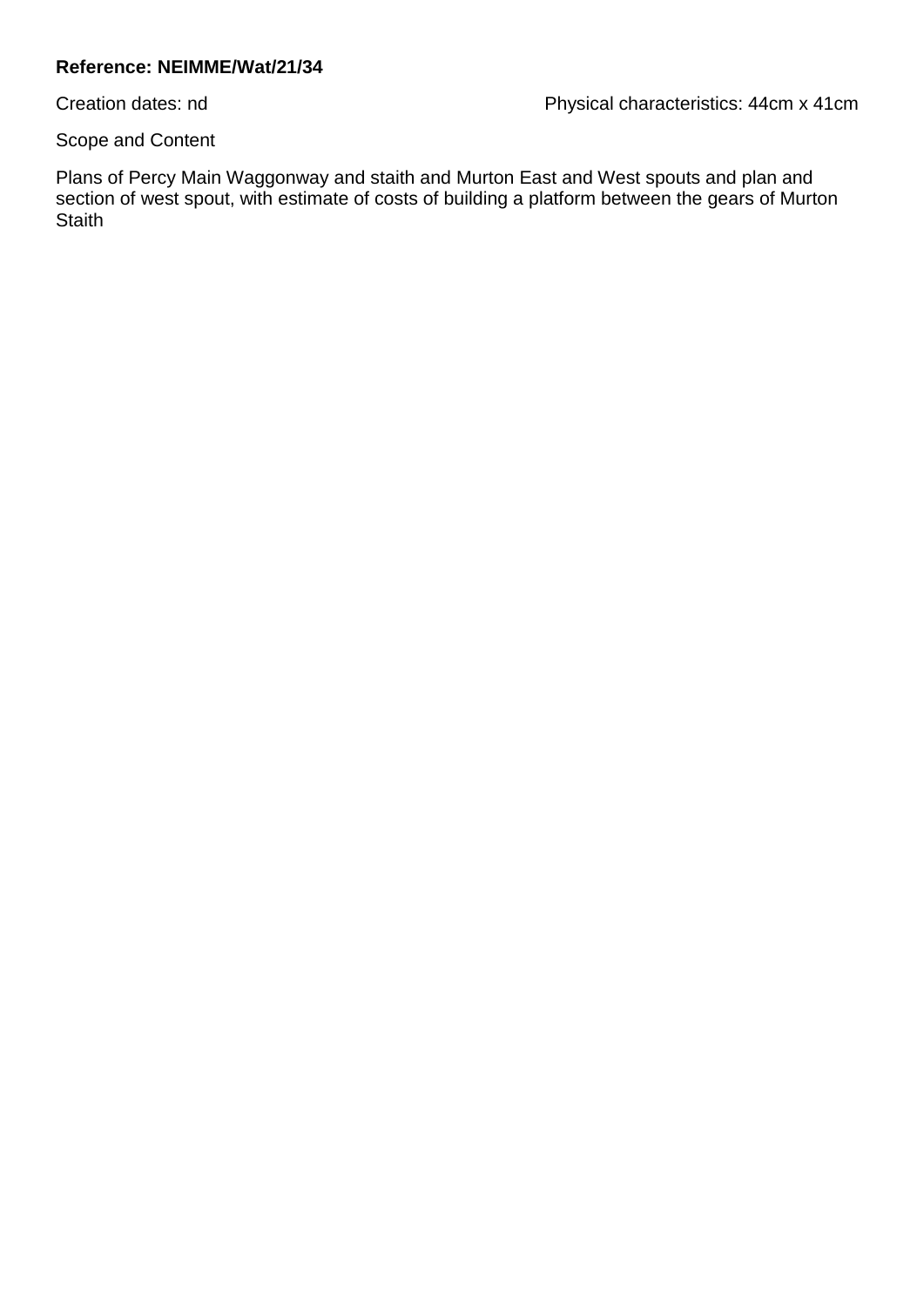**Reference: NEIMME/Wat/21/34**

Creation dates: nd

Physical characteristics: 44cm x 41cm

Scope and Content

Plans of Percy Main Waggonway and staith and Murton East and West spouts and plan and section of west spout, with estimate of costs of building a platform between the gears of Murton Staith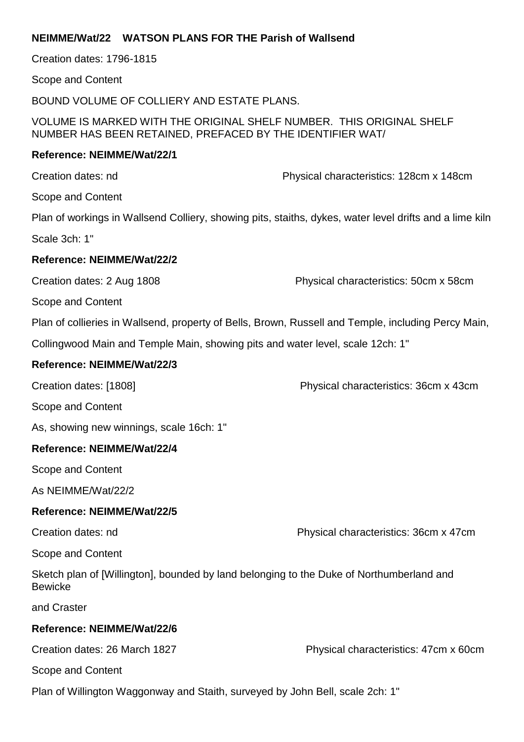**NEIMME/Wat/22 WATSON PLANS FOR THE Parish of Wallsend**

Creation dates: 1796-1815

Scope and Content

BOUND VOLUME OF COLLIERY AND ESTATE PLANS.

VOLUME IS MARKED WITH THE ORIGINAL SHELF NUMBER. THIS ORIGINAL SHELF NUMBER HAS BEEN RETAINED, PREFACED BY THE IDENTIFIER WAT/

**Reference: NEIMME/Wat/22/1**

Creation dates: nd

Physical characteristics: 128cm x 148cm

Scope and Content

Plan of workings in Wallsend Colliery, showing pits, staiths, dykes, water level drifts and a lime kiln

Scale 3ch: 1"

**Reference: NEIMME/Wat/22/2**

Creation dates: 2 Aug 1808

Physical characteristics: 50cm x 58cm

Scope and Content

Plan of collieries in Wallsend, property of Bells, Brown, Russell and Temple, including Percy Main,

Collingwood Main and Temple Main, showing pits and water level, scale 12ch: 1"

**Reference: NEIMME/Wat/22/3**

Creation dates: [1808]

Physical characteristics: 36cm x 43cm

Scope and Content

As, showing new winnings, scale 16ch: 1"

**Reference: NEIMME/Wat/22/4**

Scope and Content

As NEIMME/Wat/22/2

**Reference: NEIMME/Wat/22/5**

Creation dates: nd

Physical characteristics: 36cm x 47cm

Scope and Content

Sketch plan of [Willington], bounded by land belonging to the Duke of Northumberland and Bewicke

and Craster

**Reference: NEIMME/Wat/22/6**

Creation dates: 26 March 1827

Physical characteristics: 47cm x 60cm

Scope and Content

Plan of Willington Waggonway and Staith, surveyed by John Bell, scale 2ch: 1"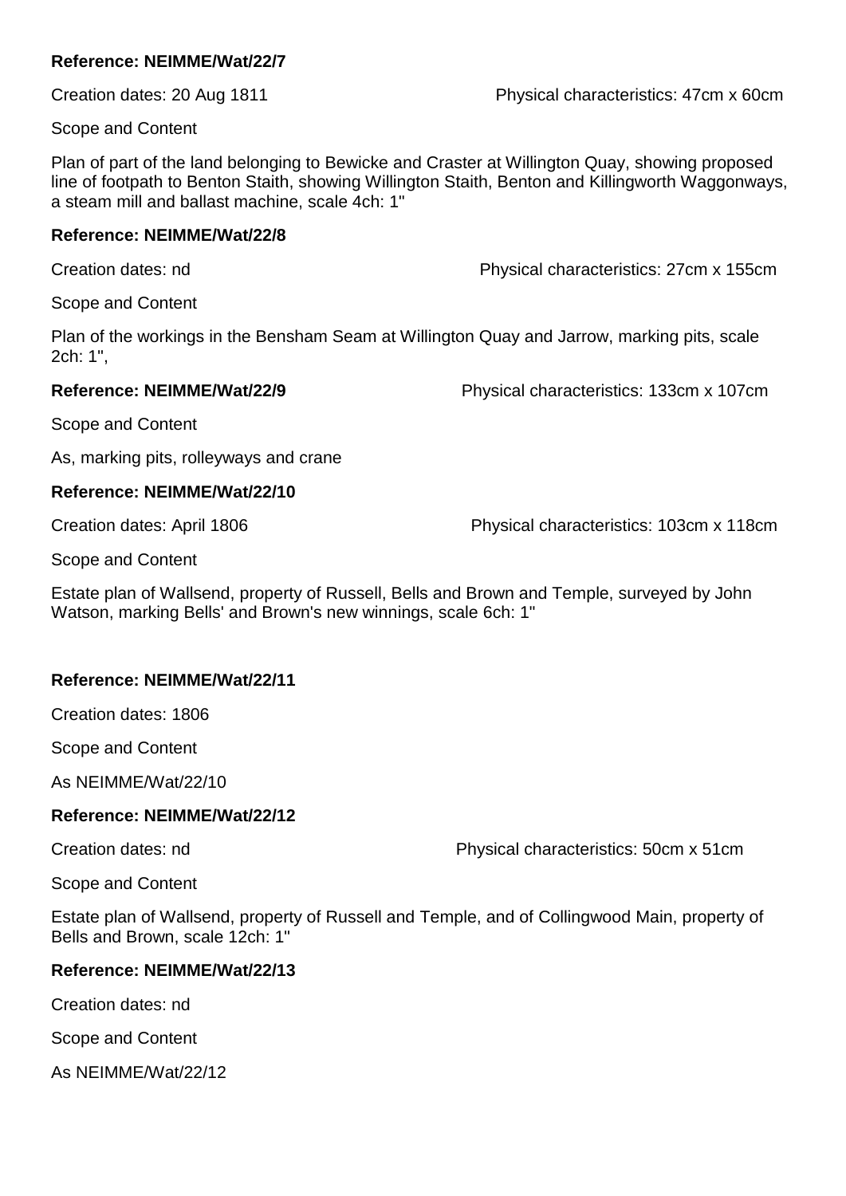**Reference: NEIMME/Wat/22/7**

Creation dates: 20 Aug 1811

Physical characteristics: 47cm x 60cm

Scope and Content

Plan of part of the land belonging to Bewicke and Craster at Willington Quay, showing proposed line of footpath to Benton Staith, showing Willington Staith, Benton and Killingworth Waggonways, a steam mill and ballast machine, scale 4ch: 1"

**Reference: NEIMME/Wat/22/8**

Creation dates: nd

Physical characteristics: 27cm x 155cm

Scope and Content

Plan of the workings in the Bensham Seam at Willington Quay and Jarrow, marking pits, scale 2ch: 1",

**Reference: NEIMME/Wat/22/9**

Physical characteristics: 133cm x 107cm

Scope and Content

As, marking pits, rolleyways and crane

**Reference: NEIMME/Wat/22/10**

Creation dates: April 1806

Physical characteristics: 103cm x 118cm

Scope and Content

Estate plan of Wallsend, property of Russell, Bells and Brown and Temple, surveyed by John Watson, marking Bells' and Brown's new winnings, scale 6ch: 1"

**Reference: NEIMME/Wat/22/11**

Creation dates: 1806

Scope and Content

As NEIMME/Wat/22/10

**Reference: NEIMME/Wat/22/12**

Creation dates: nd

Physical characteristics: 50cm x 51cm

Scope and Content

Estate plan of Wallsend, property of Russell and Temple, and of Collingwood Main, property of Bells and Brown, scale 12ch: 1"

**Reference: NEIMME/Wat/22/13**

Creation dates: nd

Scope and Content

As NEIMME/Wat/22/12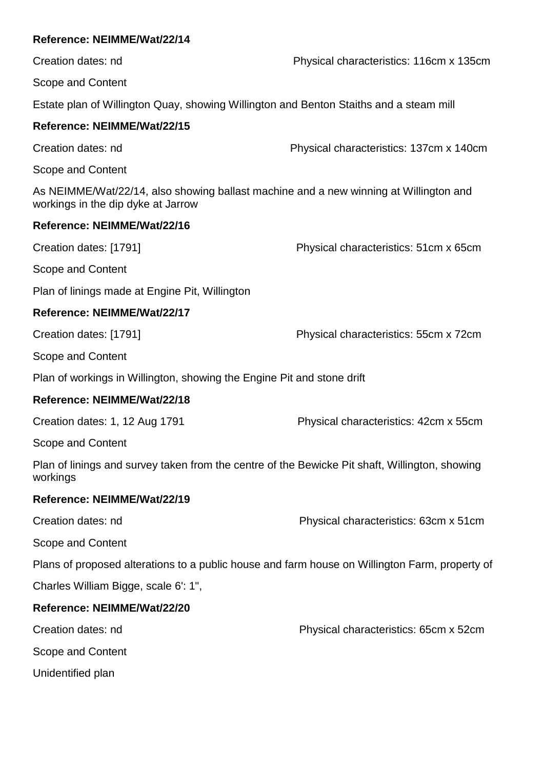**Reference: NEIMME/Wat/22/14**

Creation dates: nd Physical characteristics: 116cm x 135cm

Scope and Content

Estate plan of Willington Quay, showing Willington and Benton Staiths and a steam mill

**Reference: NEIMME/Wat/22/15**

Creation dates: nd Physical characteristics: 137cm x 140cm

Scope and Content

As NEIMME/Wat/22/14, also showing ballast machine and a new winning at Willington and workings in the dip dyke at Jarrow

**Reference: NEIMME/Wat/22/16**

Creation dates: [1791] Physical characteristics: 51cm x 65cm

Scope and Content

Plan of linings made at Engine Pit, Willington

**Reference: NEIMME/Wat/22/17**

Creation dates: [1791] Physical characteristics: 55cm x 72cm

Scope and Content

Plan of workings in Willington, showing the Engine Pit and stone drift

**Reference: NEIMME/Wat/22/18**

Creation dates: 1, 12 Aug 1791 Physical characteristics: 42cm x 55cm

Scope and Content

Plan of linings and survey taken from the centre of the Bewicke Pit shaft, Willington, showing workings

**Reference: NEIMME/Wat/22/19**

Creation dates: nd Physical characteristics: 63cm x 51cm

Scope and Content

Plans of proposed alterations to a public house and farm house on Willington Farm, property of

Charles William Bigge, scale 6': 1",

**Reference: NEIMME/Wat/22/20**

Creation dates: nd Physical characteristics: 65cm x 52cm

Scope and Content

Unidentified plan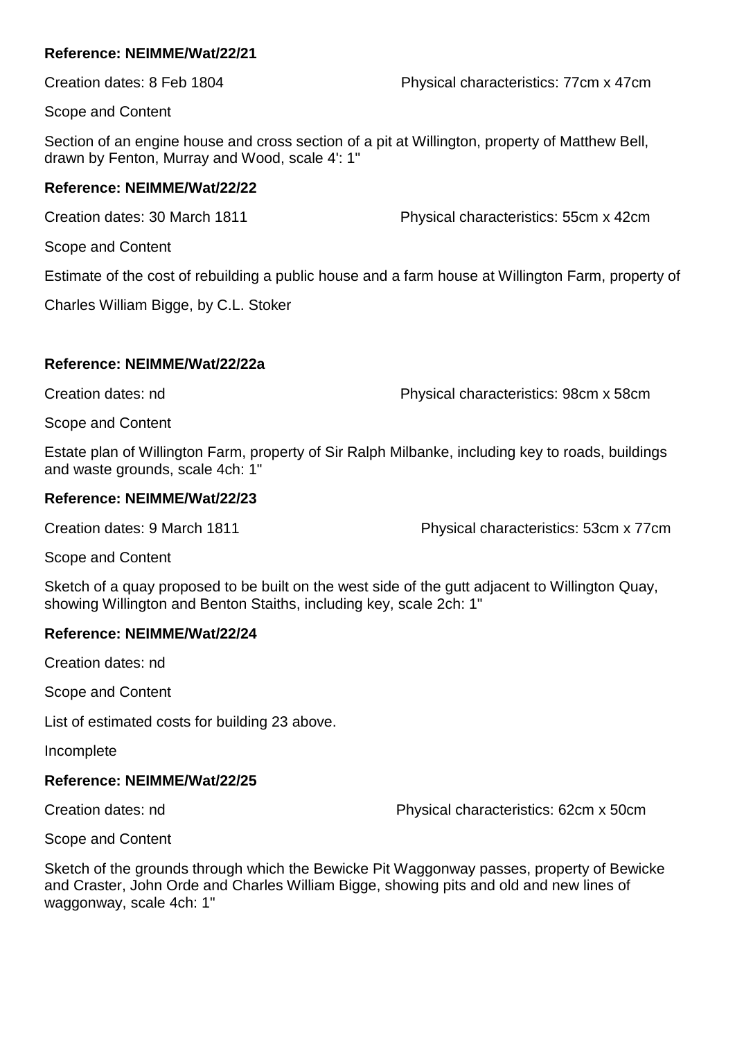**Reference: NEIMME/Wat/22/21**

Creation dates: 8 Feb 1804 Physical characteristics: 77cm x 47cm

Scope and Content

Section of an engine house and cross section of a pit at Willington, property of Matthew Bell, drawn by Fenton, Murray and Wood, scale 4': 1"

**Reference: NEIMME/Wat/22/22**

Creation dates: 30 March 1811 Physical characteristics: 55cm x 42cm

Scope and Content

Estimate of the cost of rebuilding a public house and a farm house at Willington Farm, property of

Charles William Bigge, by C.L. Stoker

**Reference: NEIMME/Wat/22/22a**

Creation dates: nd Physical characteristics: 98cm x 58cm

Scope and Content

Estate plan of Willington Farm, property of Sir Ralph Milbanke, including key to roads, buildings and waste grounds, scale 4ch: 1"

**Reference: NEIMME/Wat/22/23**

Creation dates: 9 March 1811 Physical characteristics: 53cm x 77cm

Scope and Content

Sketch of a quay proposed to be built on the west side of the gutt adjacent to Willington Quay, showing Willington and Benton Staiths, including key, scale 2ch: 1"

**Reference: NEIMME/Wat/22/24**

Creation dates: nd

Scope and Content

List of estimated costs for building 23 above.

Incomplete

**Reference: NEIMME/Wat/22/25**

Creation dates: nd Physical characteristics: 62cm x 50cm

Scope and Content

Sketch of the grounds through which the Bewicke Pit Waggonway passes, property of Bewicke and Craster, John Orde and Charles William Bigge, showing pits and old and new lines of waggonway, scale 4ch: 1"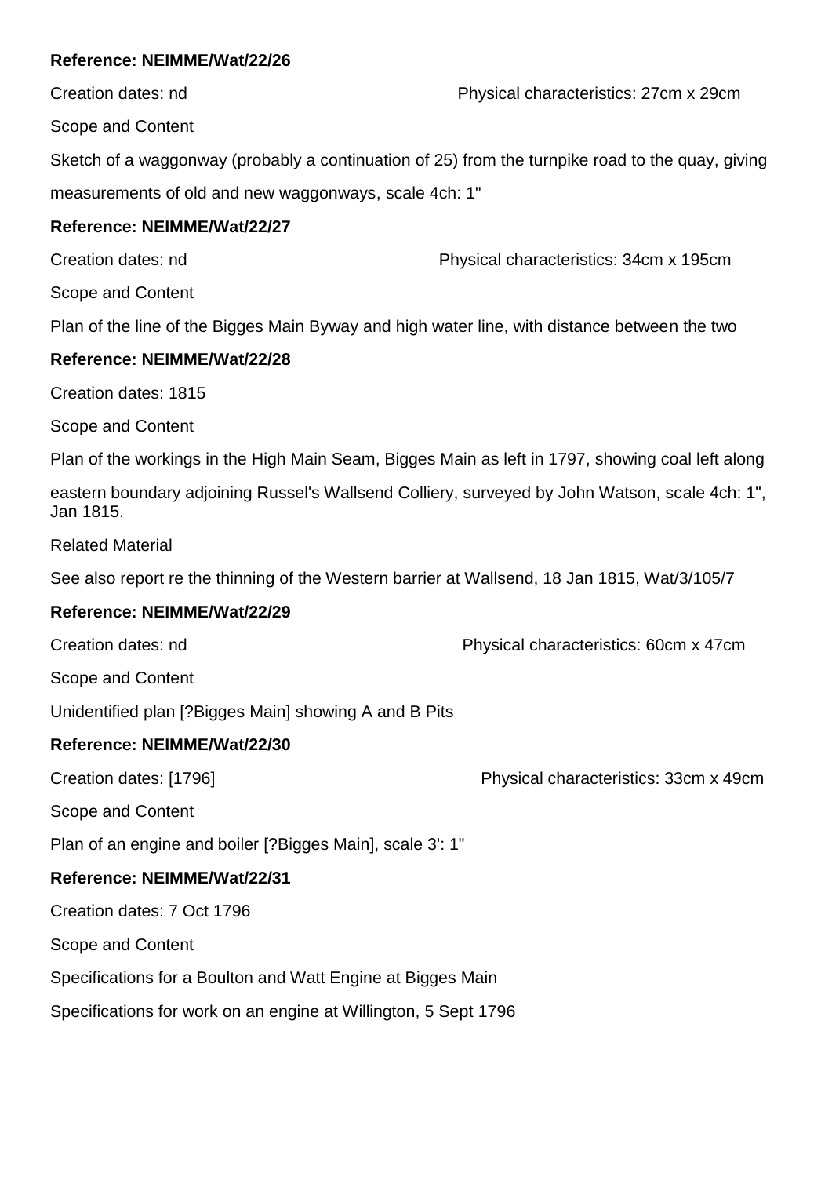**Reference: NEIMME/Wat/22/26**

Creation dates: nd Physical characteristics: 27cm x 29cm

Scope and Content

Sketch of a waggonway (probably a continuation of 25) from the turnpike road to the quay, giving measurements of old and new waggonways, scale 4ch: 1"

**Reference: NEIMME/Wat/22/27**

Creation dates: nd Physical characteristics: 34cm x 195cm

Scope and Content

Plan of the line of the Bigges Main Byway and high water line, with distance between the two

**Reference: NEIMME/Wat/22/28**

Creation dates: 1815

Scope and Content

Plan of the workings in the High Main Seam, Bigges Main as left in 1797, showing coal left along eastern boundary adjoining Russel's Wallsend Colliery, surveyed by John Watson, scale 4ch: 1", Jan 1815.

Related Material

See also report re the thinning of the Western barrier at Wallsend, 18 Jan 1815, Wat/3/105/7

**Reference: NEIMME/Wat/22/29**

Creation dates: nd Physical characteristics: 60cm x 47cm

Scope and Content

Unidentified plan [?Bigges Main] showing A and B Pits

**Reference: NEIMME/Wat/22/30**

Creation dates: [1796] Physical characteristics: 33cm x 49cm

Scope and Content

Plan of an engine and boiler [?Bigges Main], scale 3': 1"

**Reference: NEIMME/Wat/22/31**

Creation dates: 7 Oct 1796

Scope and Content

Specifications for a Boulton and Watt Engine at Bigges Main

Specifications for work on an engine at Willington, 5 Sept 1796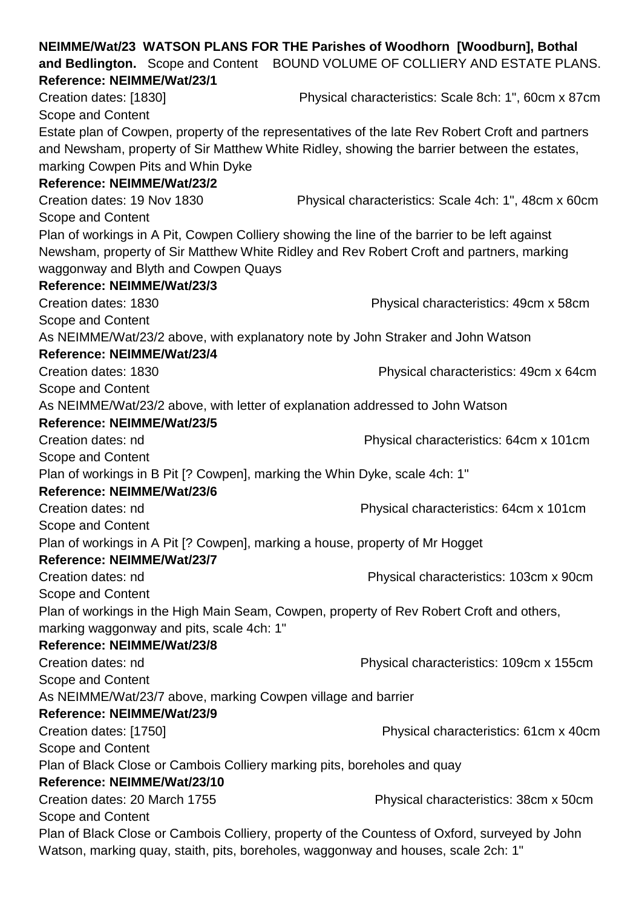**NEIMME/Wat/23 WATSON PLANS FOR THE Parishes of Woodhorn [Woodburn], Bothal and Bedlington.** Scope and Content BOUND VOLUME OF COLLIERY AND ESTATE PLANS.

**Reference: NEIMME/Wat/23/1**

Creation dates: [1830] Physical characteristics: Scale 8ch: 1", 60cm x 87cm

Scope and Content

Estate plan of Cowpen, property of the representatives of the late Rev Robert Croft and partners and Newsham, property of Sir Matthew White Ridley, showing the barrier between the estates, marking Cowpen Pits and Whin Dyke

**Reference: NEIMME/Wat/23/2**

Creation dates: 19 Nov 1830 Physical characteristics: Scale 4ch: 1", 48cm x 60cm

Scope and Content

Plan of workings in A Pit, Cowpen Colliery showing the line of the barrier to be left against Newsham, property of Sir Matthew White Ridley and Rev Robert Croft and partners, marking waggonway and Blyth and Cowpen Quays

**Reference: NEIMME/Wat/23/3**

Creation dates: 1830 Physical characteristics: 49cm x 58cm

Scope and Content

As NEIMME/Wat/23/2 above, with explanatory note by John Straker and John Watson

**Reference: NEIMME/Wat/23/4**

Creation dates: 1830 Physical characteristics: 49cm x 64cm

Scope and Content

As NEIMME/Wat/23/2 above, with letter of explanation addressed to John Watson

**Reference: NEIMME/Wat/23/5**

Creation dates: nd Physical characteristics: 64cm x 101cm

Scope and Content

Plan of workings in B Pit [? Cowpen], marking the Whin Dyke, scale 4ch: 1"

**Reference: NEIMME/Wat/23/6**

Creation dates: nd Physical characteristics: 64cm x 101cm

Scope and Content

Plan of workings in A Pit [? Cowpen], marking a house, property of Mr Hogget

**Reference: NEIMME/Wat/23/7**

Creation dates: nd Physical characteristics: 103cm x 90cm

Scope and Content

Plan of workings in the High Main Seam, Cowpen, property of Rev Robert Croft and others, marking waggonway and pits, scale 4ch: 1"

**Reference: NEIMME/Wat/23/8**

Creation dates: nd Physical characteristics: 109cm x 155cm

Scope and Content

As NEIMME/Wat/23/7 above, marking Cowpen village and barrier

**Reference: NEIMME/Wat/23/9**

Creation dates: [1750] Physical characteristics: 61cm x 40cm

Scope and Content

Plan of Black Close or Cambois Colliery marking pits, boreholes and quay

**Reference: NEIMME/Wat/23/10**

Creation dates: 20 March 1755 Physical characteristics: 38cm x 50cm

Scope and Content

Plan of Black Close or Cambois Colliery, property of the Countess of Oxford, surveyed by John Watson, marking quay, staith, pits, boreholes, waggonway and houses, scale 2ch: 1"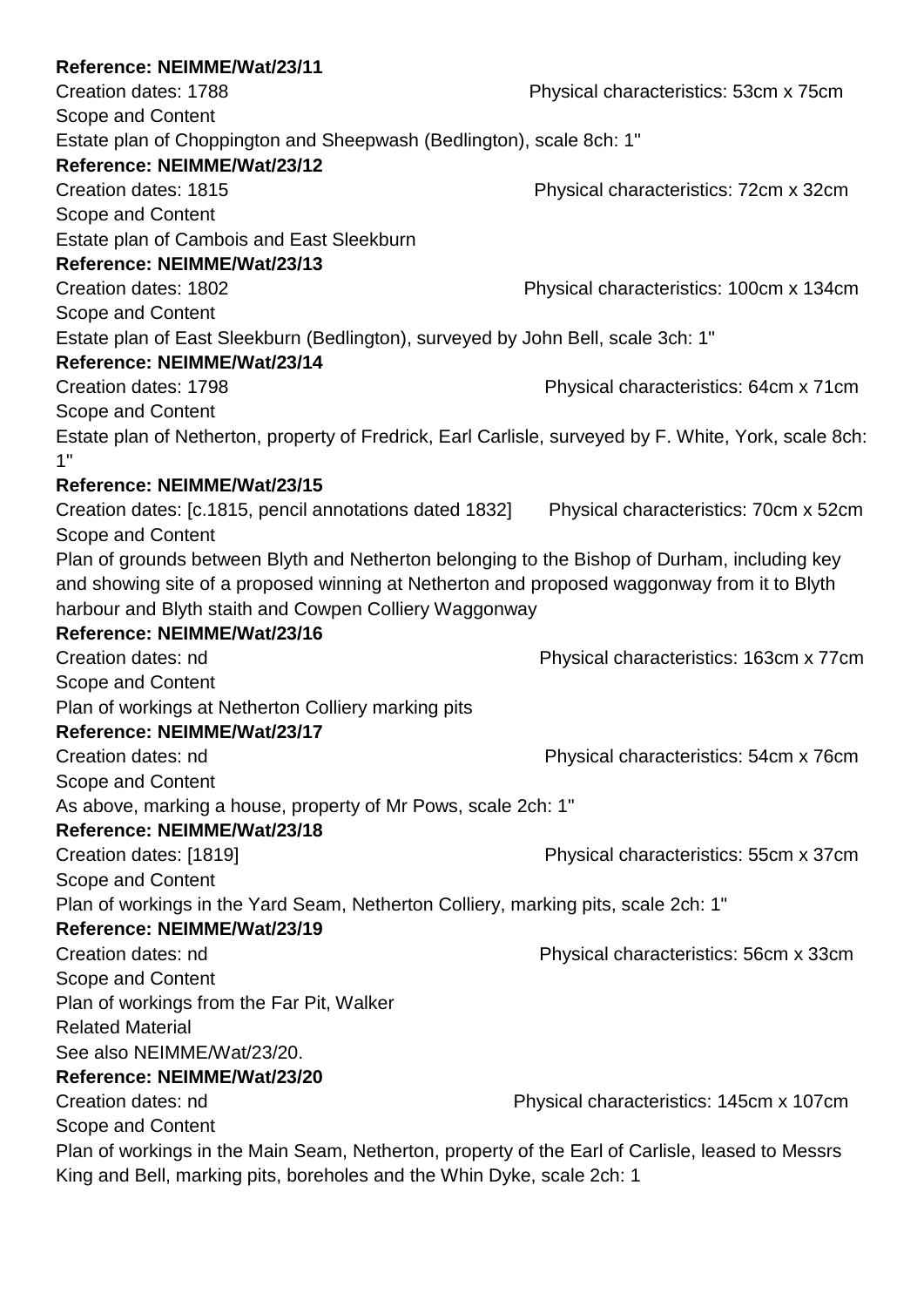**Reference: NEIMME/Wat/23/11**

Creation dates: 1788 Physical characteristics: 53cm x 75cm

Scope and Content

Estate plan of Choppington and Sheepwash (Bedlington), scale 8ch: 1"

**Reference: NEIMME/Wat/23/12**

Creation dates: 1815 Physical characteristics: 72cm x 32cm

Scope and Content

Estate plan of Cambois and East Sleekburn

**Reference: NEIMME/Wat/23/13**

Creation dates: 1802 Physical characteristics: 100cm x 134cm

Scope and Content

Estate plan of East Sleekburn (Bedlington), surveyed by John Bell, scale 3ch: 1"

**Reference: NEIMME/Wat/23/14**

Creation dates: 1798 Physical characteristics: 64cm x 71cm

Scope and Content

Estate plan of Netherton, property of Fredrick, Earl Carlisle, surveyed by F. White, York, scale 8ch: 1"

**Reference: NEIMME/Wat/23/15**

Creation dates: [c.1815, pencil annotations dated 1832] Physical characteristics: 70cm x 52cm

Scope and Content

Plan of grounds between Blyth and Netherton belonging to the Bishop of Durham, including key and showing site of a proposed winning at Netherton and proposed waggonway from it to Blyth harbour and Blyth staith and Cowpen Colliery Waggonway

**Reference: NEIMME/Wat/23/16**

Creation dates: nd Physical characteristics: 163cm x 77cm

Scope and Content

Plan of workings at Netherton Colliery marking pits

**Reference: NEIMME/Wat/23/17**

Creation dates: nd Physical characteristics: 54cm x 76cm

Scope and Content

As above, marking a house, property of Mr Pows, scale 2ch: 1"

**Reference: NEIMME/Wat/23/18**

Creation dates: [1819] Physical characteristics: 55cm x 37cm

Scope and Content

Plan of workings in the Yard Seam, Netherton Colliery, marking pits, scale 2ch: 1"

**Reference: NEIMME/Wat/23/19**

Creation dates: nd Physical characteristics: 56cm x 33cm

Scope and Content

Plan of workings from the Far Pit, Walker

Related Material

See also NEIMME/Wat/23/20.

**Reference: NEIMME/Wat/23/20**

Creation dates: nd Physical characteristics: 145cm x 107cm

Scope and Content

Plan of workings in the Main Seam, Netherton, property of the Earl of Carlisle, leased to Messrs King and Bell, marking pits, boreholes and the Whin Dyke, scale 2ch: 1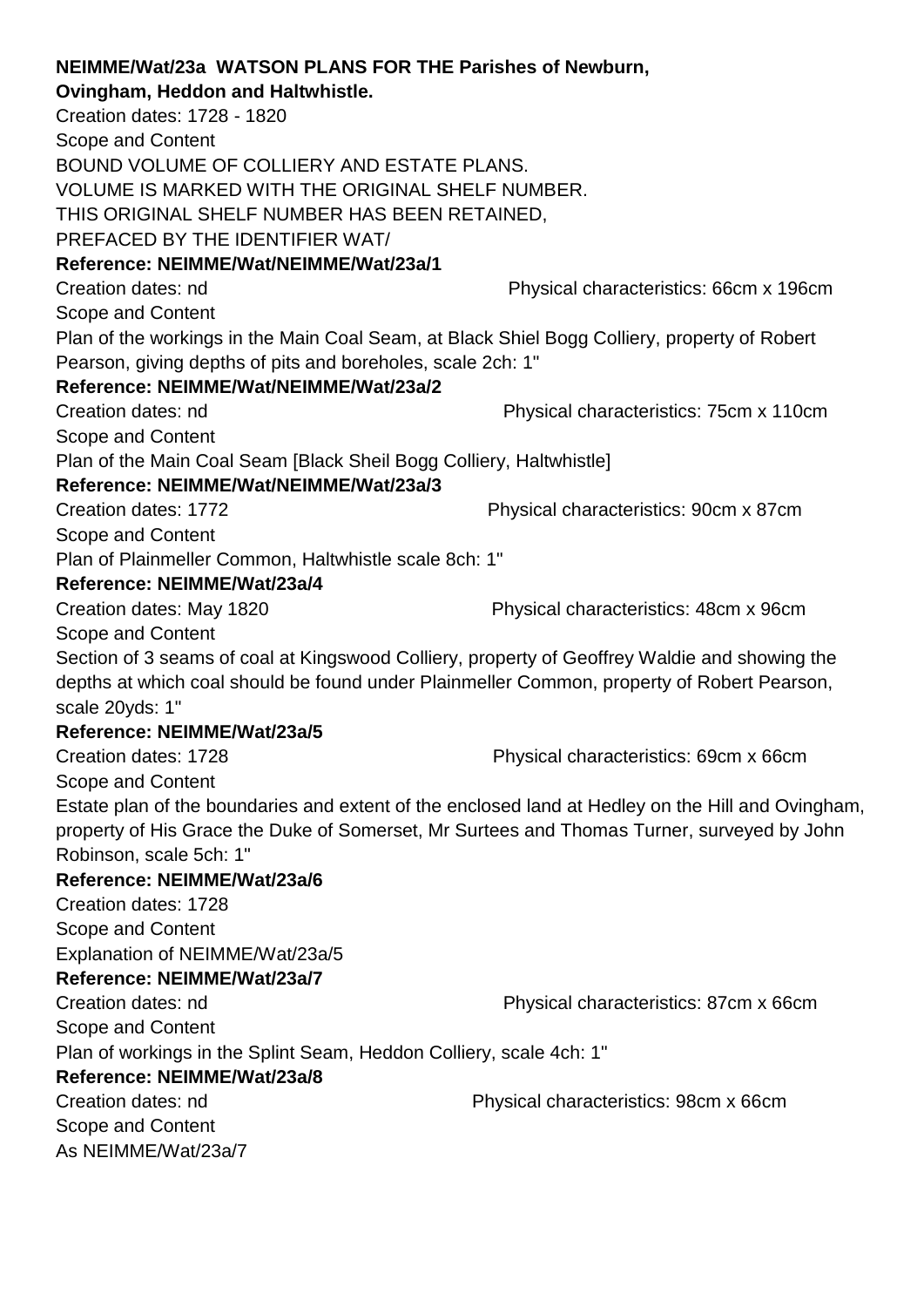**NEIMME/Wat/23a WATSON PLANS FOR THE Parishes of Newburn, Ovingham, Heddon and Haltwhistle.**

Creation dates: 1728 - 1820

Scope and Content

BOUND VOLUME OF COLLIERY AND ESTATE PLANS.
VOLUME IS MARKED WITH THE ORIGINAL SHELF NUMBER.
THIS ORIGINAL SHELF NUMBER HAS BEEN RETAINED,
PREFACED BY THE IDENTIFIER WAT/

**Reference: NEIMME/Wat/NEIMME/Wat/23a/1**

Creation dates: nd Physical characteristics: 66cm x 196cm

Scope and Content

Plan of the workings in the Main Coal Seam, at Black Shiel Bogg Colliery, property of Robert Pearson, giving depths of pits and boreholes, scale 2ch: 1"

**Reference: NEIMME/Wat/NEIMME/Wat/23a/2**

Creation dates: nd Physical characteristics: 75cm x 110cm

Scope and Content

Plan of the Main Coal Seam [Black Sheil Bogg Colliery, Haltwhistle]

**Reference: NEIMME/Wat/NEIMME/Wat/23a/3**

Creation dates: 1772 Physical characteristics: 90cm x 87cm

Scope and Content

Plan of Plainmeller Common, Haltwhistle scale 8ch: 1"

**Reference: NEIMME/Wat/23a/4**

Creation dates: May 1820 Physical characteristics: 48cm x 96cm

Scope and Content

Section of 3 seams of coal at Kingswood Colliery, property of Geoffrey Waldie and showing the depths at which coal should be found under Plainmeller Common, property of Robert Pearson, scale 20yds: 1"

**Reference: NEIMME/Wat/23a/5**

Creation dates: 1728 Physical characteristics: 69cm x 66cm

Scope and Content

Estate plan of the boundaries and extent of the enclosed land at Hedley on the Hill and Ovingham, property of His Grace the Duke of Somerset, Mr Surtees and Thomas Turner, surveyed by John Robinson, scale 5ch: 1"

**Reference: NEIMME/Wat/23a/6**

Creation dates: 1728

Scope and Content

Explanation of NEIMME/Wat/23a/5

**Reference: NEIMME/Wat/23a/7**

Creation dates: nd Physical characteristics: 87cm x 66cm

Scope and Content

Plan of workings in the Splint Seam, Heddon Colliery, scale 4ch: 1"

**Reference: NEIMME/Wat/23a/8**

Creation dates: nd Physical characteristics: 98cm x 66cm

Scope and Content

As NEIMME/Wat/23a/7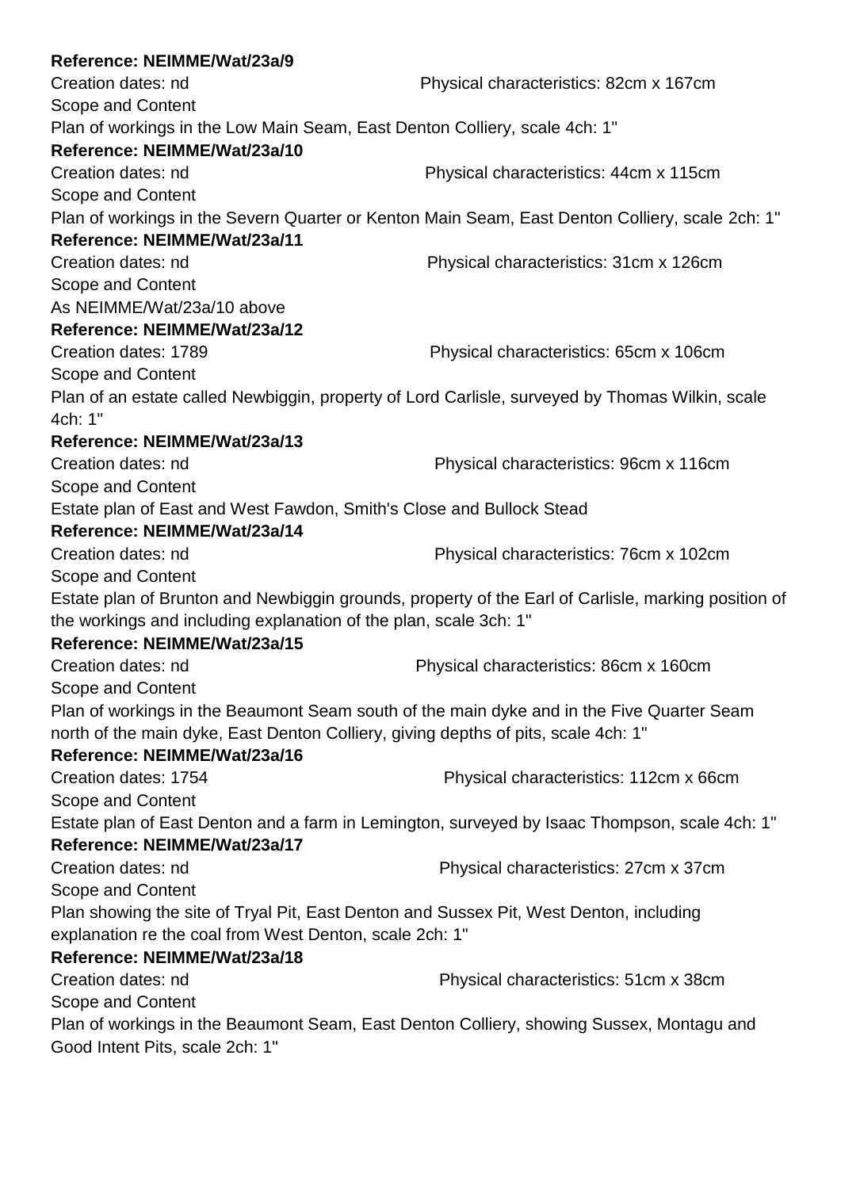**Reference: NEIMME/Wat/23a/9**

Creation dates: nd Physical characteristics: 82cm x 167cm

Scope and Content

Plan of workings in the Low Main Seam, East Denton Colliery, scale 4ch: 1"

**Reference: NEIMME/Wat/23a/10**

Creation dates: nd Physical characteristics: 44cm x 115cm

Scope and Content

Plan of workings in the Severn Quarter or Kenton Main Seam, East Denton Colliery, scale 2ch: 1"

**Reference: NEIMME/Wat/23a/11**

Creation dates: nd Physical characteristics: 31cm x 126cm

Scope and Content

As NEIMME/Wat/23a/10 above

**Reference: NEIMME/Wat/23a/12**

Creation dates: 1789 Physical characteristics: 65cm x 106cm

Scope and Content

Plan of an estate called Newbiggin, property of Lord Carlisle, surveyed by Thomas Wilkin, scale 4ch: 1"

**Reference: NEIMME/Wat/23a/13**

Creation dates: nd Physical characteristics: 96cm x 116cm

Scope and Content

Estate plan of East and West Fawdon, Smith's Close and Bullock Stead

**Reference: NEIMME/Wat/23a/14**

Creation dates: nd Physical characteristics: 76cm x 102cm

Scope and Content

Estate plan of Brunton and Newbiggin grounds, property of the Earl of Carlisle, marking position of the workings and including explanation of the plan, scale 3ch: 1"

**Reference: NEIMME/Wat/23a/15**

Creation dates: nd Physical characteristics: 86cm x 160cm

Scope and Content

Plan of workings in the Beaumont Seam south of the main dyke and in the Five Quarter Seam north of the main dyke, East Denton Colliery, giving depths of pits, scale 4ch: 1"

**Reference: NEIMME/Wat/23a/16**

Creation dates: 1754 Physical characteristics: 112cm x 66cm

Scope and Content

Estate plan of East Denton and a farm in Lemington, surveyed by Isaac Thompson, scale 4ch: 1"

**Reference: NEIMME/Wat/23a/17**

Creation dates: nd Physical characteristics: 27cm x 37cm

Scope and Content

Plan showing the site of Tryal Pit, East Denton and Sussex Pit, West Denton, including explanation re the coal from West Denton, scale 2ch: 1"

**Reference: NEIMME/Wat/23a/18**

Creation dates: nd Physical characteristics: 51cm x 38cm

Scope and Content

Plan of workings in the Beaumont Seam, East Denton Colliery, showing Sussex, Montagu and Good Intent Pits, scale 2ch: 1"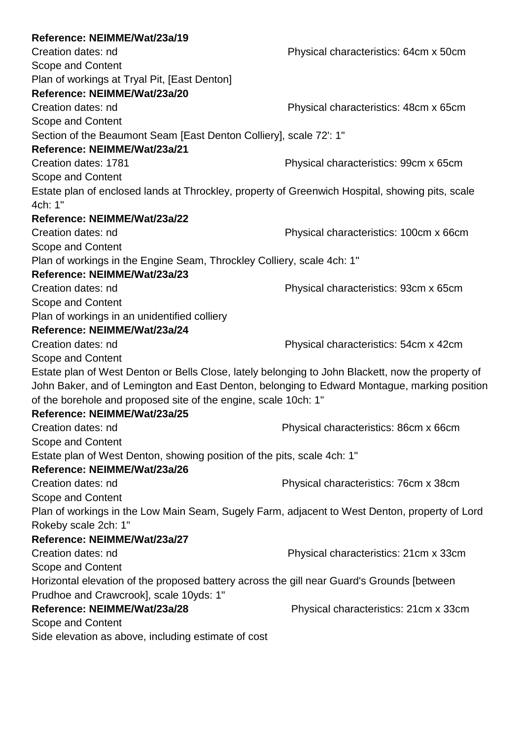**Reference: NEIMME/Wat/23a/19**

Creation dates: nd Physical characteristics: 64cm x 50cm

Scope and Content

Plan of workings at Tryal Pit, [East Denton]

**Reference: NEIMME/Wat/23a/20**

Creation dates: nd Physical characteristics: 48cm x 65cm

Scope and Content

Section of the Beaumont Seam [East Denton Colliery], scale 72': 1"

**Reference: NEIMME/Wat/23a/21**

Creation dates: 1781 Physical characteristics: 99cm x 65cm

Scope and Content

Estate plan of enclosed lands at Throckley, property of Greenwich Hospital, showing pits, scale 4ch: 1"

**Reference: NEIMME/Wat/23a/22**

Creation dates: nd Physical characteristics: 100cm x 66cm

Scope and Content

Plan of workings in the Engine Seam, Throckley Colliery, scale 4ch: 1"

**Reference: NEIMME/Wat/23a/23**

Creation dates: nd Physical characteristics: 93cm x 65cm

Scope and Content

Plan of workings in an unidentified colliery

**Reference: NEIMME/Wat/23a/24**

Creation dates: nd Physical characteristics: 54cm x 42cm

Scope and Content

Estate plan of West Denton or Bells Close, lately belonging to John Blackett, now the property of John Baker, and of Lemington and East Denton, belonging to Edward Montague, marking position of the borehole and proposed site of the engine, scale 10ch: 1"

**Reference: NEIMME/Wat/23a/25**

Creation dates: nd Physical characteristics: 86cm x 66cm

Scope and Content

Estate plan of West Denton, showing position of the pits, scale 4ch: 1"

**Reference: NEIMME/Wat/23a/26**

Creation dates: nd Physical characteristics: 76cm x 38cm

Scope and Content

Plan of workings in the Low Main Seam, Sugely Farm, adjacent to West Denton, property of Lord Rokeby scale 2ch: 1"

**Reference: NEIMME/Wat/23a/27**

Creation dates: nd Physical characteristics: 21cm x 33cm

Scope and Content

Horizontal elevation of the proposed battery across the gill near Guard's Grounds [between Prudhoe and Crawcrook], scale 10yds: 1"

**Reference: NEIMME/Wat/23a/28** Physical characteristics: 21cm x 33cm

Scope and Content

Side elevation as above, including estimate of cost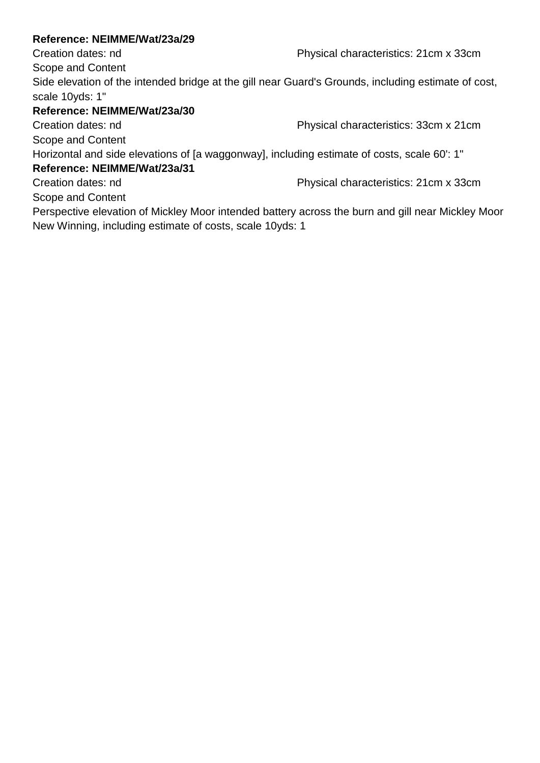**Reference: NEIMME/Wat/23a/29**

Creation dates: nd Physical characteristics: 21cm x 33cm

Scope and Content

Side elevation of the intended bridge at the gill near Guard's Grounds, including estimate of cost, scale 10yds: 1"

**Reference: NEIMME/Wat/23a/30**

Creation dates: nd Physical characteristics: 33cm x 21cm

Scope and Content

Horizontal and side elevations of [a waggonway], including estimate of costs, scale 60': 1"

**Reference: NEIMME/Wat/23a/31**

Creation dates: nd Physical characteristics: 21cm x 33cm

Scope and Content

Perspective elevation of Mickley Moor intended battery across the burn and gill near Mickley Moor New Winning, including estimate of costs, scale 10yds: 1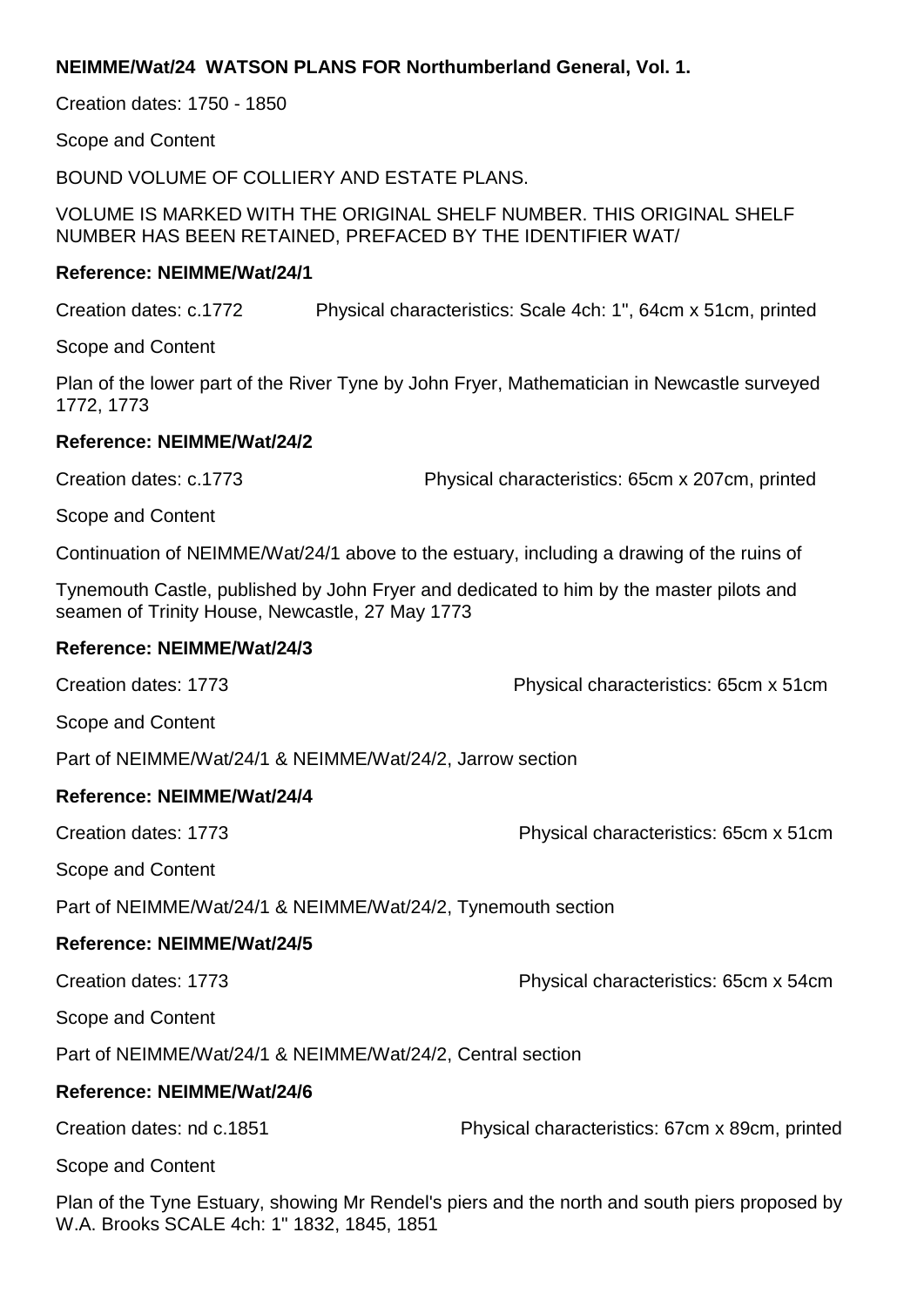**NEIMME/Wat/24 WATSON PLANS FOR Northumberland General, Vol. 1.**

Creation dates: 1750 - 1850

Scope and Content

BOUND VOLUME OF COLLIERY AND ESTATE PLANS.

VOLUME IS MARKED WITH THE ORIGINAL SHELF NUMBER. THIS ORIGINAL SHELF NUMBER HAS BEEN RETAINED, PREFACED BY THE IDENTIFIER WAT/

**Reference: NEIMME/Wat/24/1**

Creation dates: c.1772 Physical characteristics: Scale 4ch: 1", 64cm x 51cm, printed

Scope and Content

Plan of the lower part of the River Tyne by John Fryer, Mathematician in Newcastle surveyed 1772, 1773

**Reference: NEIMME/Wat/24/2**

Creation dates: c.1773 Physical characteristics: 65cm x 207cm, printed

Scope and Content

Continuation of NEIMME/Wat/24/1 above to the estuary, including a drawing of the ruins of

Tynemouth Castle, published by John Fryer and dedicated to him by the master pilots and seamen of Trinity House, Newcastle, 27 May 1773

**Reference: NEIMME/Wat/24/3**

Creation dates: 1773 Physical characteristics: 65cm x 51cm

Scope and Content

Part of NEIMME/Wat/24/1 & NEIMME/Wat/24/2, Jarrow section

**Reference: NEIMME/Wat/24/4**

Creation dates: 1773 Physical characteristics: 65cm x 51cm

Scope and Content

Part of NEIMME/Wat/24/1 & NEIMME/Wat/24/2, Tynemouth section

**Reference: NEIMME/Wat/24/5**

Creation dates: 1773 Physical characteristics: 65cm x 54cm

Scope and Content

Part of NEIMME/Wat/24/1 & NEIMME/Wat/24/2, Central section

**Reference: NEIMME/Wat/24/6**

Creation dates: nd c.1851 Physical characteristics: 67cm x 89cm, printed

Scope and Content

Plan of the Tyne Estuary, showing Mr Rendel's piers and the north and south piers proposed by W.A. Brooks SCALE 4ch: 1" 1832, 1845, 1851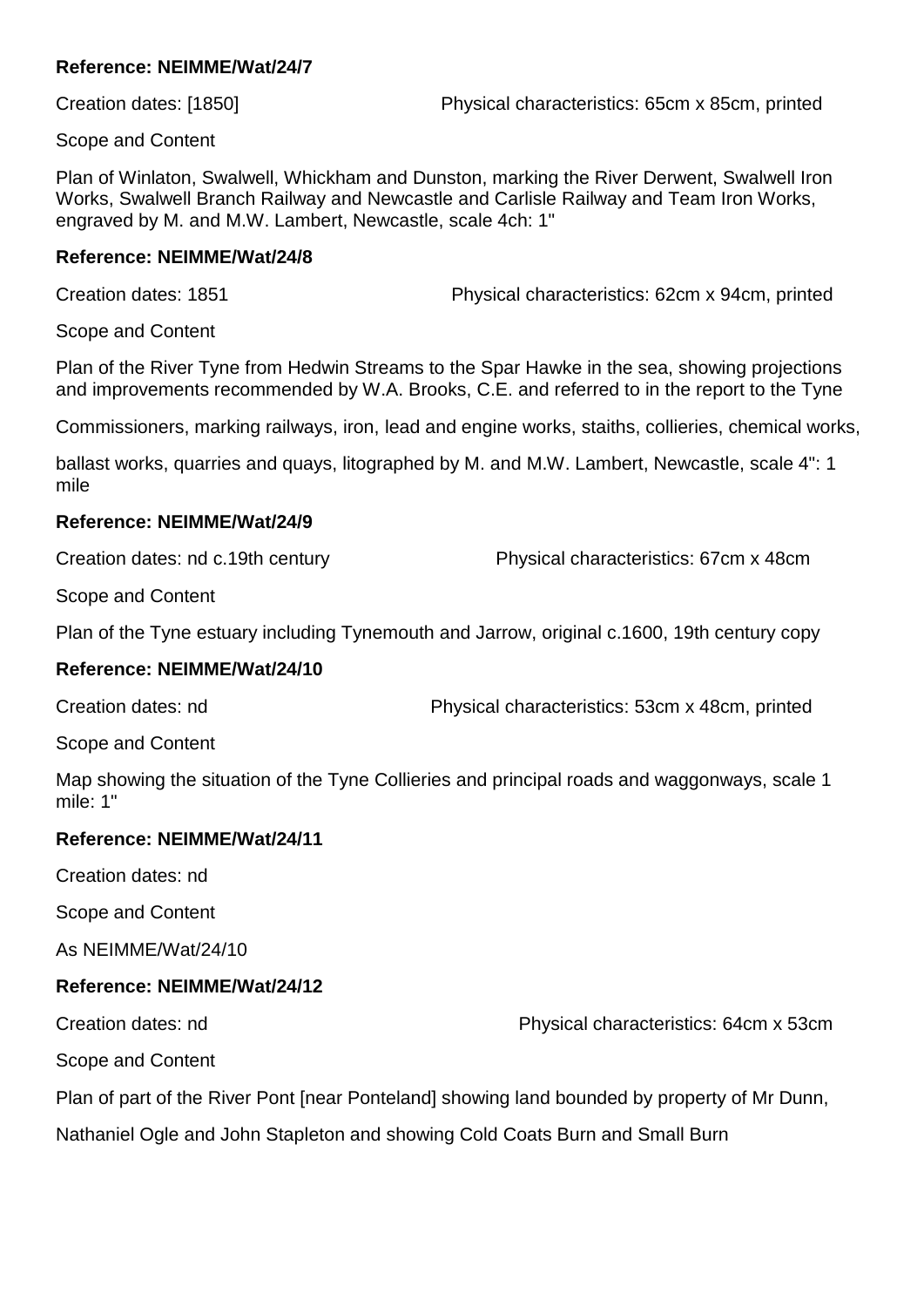**Reference: NEIMME/Wat/24/7**

Creation dates: [1850] Physical characteristics: 65cm x 85cm, printed

Scope and Content

Plan of Winlaton, Swalwell, Whickham and Dunston, marking the River Derwent, Swalwell Iron Works, Swalwell Branch Railway and Newcastle and Carlisle Railway and Team Iron Works, engraved by M. and M.W. Lambert, Newcastle, scale 4ch: 1"

**Reference: NEIMME/Wat/24/8**

Creation dates: 1851 Physical characteristics: 62cm x 94cm, printed

Scope and Content

Plan of the River Tyne from Hedwin Streams to the Spar Hawke in the sea, showing projections and improvements recommended by W.A. Brooks, C.E. and referred to in the report to the Tyne

Commissioners, marking railways, iron, lead and engine works, staiths, collieries, chemical works,

ballast works, quarries and quays, litographed by M. and M.W. Lambert, Newcastle, scale 4": 1 mile

**Reference: NEIMME/Wat/24/9**

Creation dates: nd c.19th century Physical characteristics: 67cm x 48cm

Scope and Content

Plan of the Tyne estuary including Tynemouth and Jarrow, original c.1600, 19th century copy

**Reference: NEIMME/Wat/24/10**

Creation dates: nd Physical characteristics: 53cm x 48cm, printed

Scope and Content

Map showing the situation of the Tyne Collieries and principal roads and waggonways, scale 1 mile: 1"

**Reference: NEIMME/Wat/24/11**

Creation dates: nd

Scope and Content

As NEIMME/Wat/24/10

**Reference: NEIMME/Wat/24/12**

Creation dates: nd Physical characteristics: 64cm x 53cm

Scope and Content

Plan of part of the River Pont [near Ponteland] showing land bounded by property of Mr Dunn,

Nathaniel Ogle and John Stapleton and showing Cold Coats Burn and Small Burn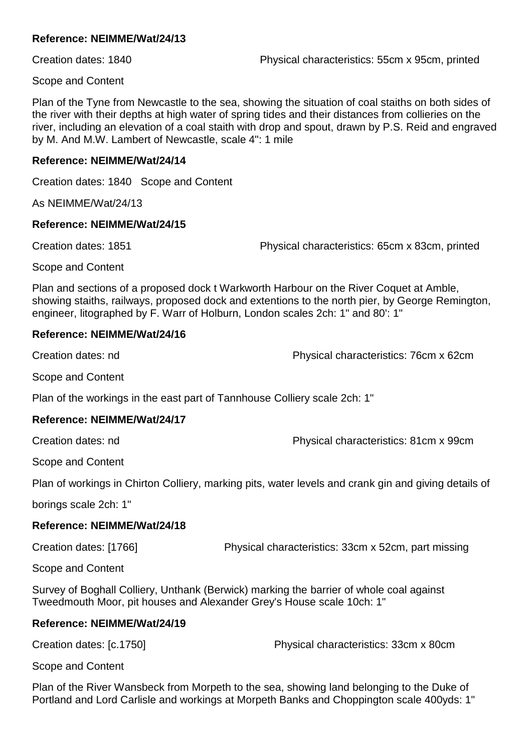**Reference: NEIMME/Wat/24/13**

Creation dates: 1840 Physical characteristics: 55cm x 95cm, printed

Scope and Content

Plan of the Tyne from Newcastle to the sea, showing the situation of coal staiths on both sides of the river with their depths at high water of spring tides and their distances from collieries on the river, including an elevation of a coal staith with drop and spout, drawn by P.S. Reid and engraved by M. And M.W. Lambert of Newcastle, scale 4": 1 mile

**Reference: NEIMME/Wat/24/14**

Creation dates: 1840 Scope and Content

As NEIMME/Wat/24/13

**Reference: NEIMME/Wat/24/15**

Creation dates: 1851 Physical characteristics: 65cm x 83cm, printed

Scope and Content

Plan and sections of a proposed dock t Warkworth Harbour on the River Coquet at Amble, showing staiths, railways, proposed dock and extentions to the north pier, by George Remington, engineer, litographed by F. Warr of Holburn, London scales 2ch: 1" and 80': 1"

**Reference: NEIMME/Wat/24/16**

Creation dates: nd Physical characteristics: 76cm x 62cm

Scope and Content

Plan of the workings in the east part of Tannhouse Colliery scale 2ch: 1"

**Reference: NEIMME/Wat/24/17**

Creation dates: nd Physical characteristics: 81cm x 99cm

Scope and Content

Plan of workings in Chirton Colliery, marking pits, water levels and crank gin and giving details of borings scale 2ch: 1"

**Reference: NEIMME/Wat/24/18**

Creation dates: [1766] Physical characteristics: 33cm x 52cm, part missing

Scope and Content

Survey of Boghall Colliery, Unthank (Berwick) marking the barrier of whole coal against Tweedmouth Moor, pit houses and Alexander Grey's House scale 10ch: 1"

**Reference: NEIMME/Wat/24/19**

Creation dates: [c.1750] Physical characteristics: 33cm x 80cm

Scope and Content

Plan of the River Wansbeck from Morpeth to the sea, showing land belonging to the Duke of Portland and Lord Carlisle and workings at Morpeth Banks and Choppington scale 400yds: 1"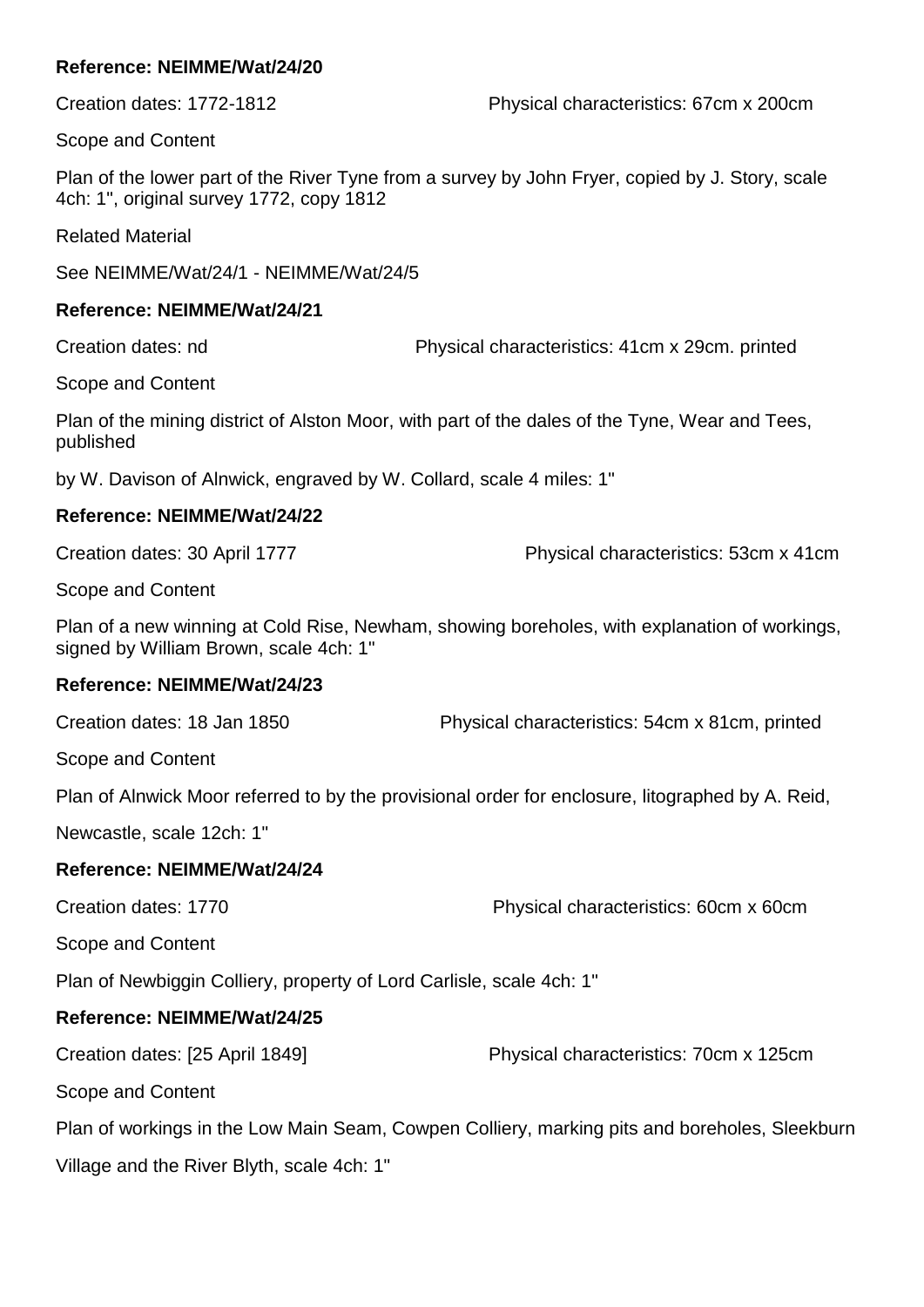**Reference: NEIMME/Wat/24/20**

Creation dates: 1772-1812 Physical characteristics: 67cm x 200cm

Scope and Content

Plan of the lower part of the River Tyne from a survey by John Fryer, copied by J. Story, scale 4ch: 1", original survey 1772, copy 1812

Related Material

See NEIMME/Wat/24/1 - NEIMME/Wat/24/5

**Reference: NEIMME/Wat/24/21**

Creation dates: nd Physical characteristics: 41cm x 29cm. printed

Scope and Content

Plan of the mining district of Alston Moor, with part of the dales of the Tyne, Wear and Tees, published

by W. Davison of Alnwick, engraved by W. Collard, scale 4 miles: 1"

**Reference: NEIMME/Wat/24/22**

Creation dates: 30 April 1777 Physical characteristics: 53cm x 41cm

Scope and Content

Plan of a new winning at Cold Rise, Newham, showing boreholes, with explanation of workings, signed by William Brown, scale 4ch: 1"

**Reference: NEIMME/Wat/24/23**

Creation dates: 18 Jan 1850 Physical characteristics: 54cm x 81cm, printed

Scope and Content

Plan of Alnwick Moor referred to by the provisional order for enclosure, litographed by A. Reid,

Newcastle, scale 12ch: 1"

**Reference: NEIMME/Wat/24/24**

Creation dates: 1770 Physical characteristics: 60cm x 60cm

Scope and Content

Plan of Newbiggin Colliery, property of Lord Carlisle, scale 4ch: 1"

**Reference: NEIMME/Wat/24/25**

Creation dates: [25 April 1849] Physical characteristics: 70cm x 125cm

Scope and Content

Plan of workings in the Low Main Seam, Cowpen Colliery, marking pits and boreholes, Sleekburn

Village and the River Blyth, scale 4ch: 1"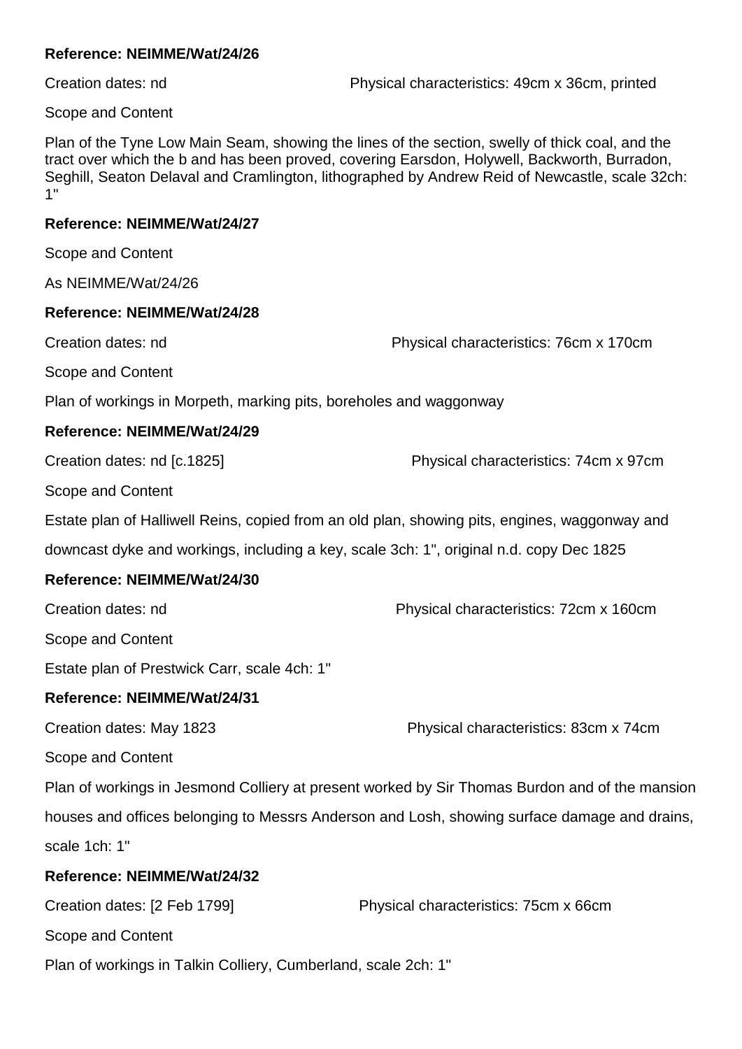**Reference: NEIMME/Wat/24/26**

Creation dates: nd

Physical characteristics: 49cm x 36cm, printed

Scope and Content

Plan of the Tyne Low Main Seam, showing the lines of the section, swelly of thick coal, and the tract over which the b and has been proved, covering Earsdon, Holywell, Backworth, Burradon, Seghill, Seaton Delaval and Cramlington, lithographed by Andrew Reid of Newcastle, scale 32ch: 1"

**Reference: NEIMME/Wat/24/27**

Scope and Content

As NEIMME/Wat/24/26

**Reference: NEIMME/Wat/24/28**

Creation dates: nd

Physical characteristics: 76cm x 170cm

Scope and Content

Plan of workings in Morpeth, marking pits, boreholes and waggonway

**Reference: NEIMME/Wat/24/29**

Creation dates: nd [c.1825]

Physical characteristics: 74cm x 97cm

Scope and Content

Estate plan of Halliwell Reins, copied from an old plan, showing pits, engines, waggonway and downcast dyke and workings, including a key, scale 3ch: 1", original n.d. copy Dec 1825

**Reference: NEIMME/Wat/24/30**

Creation dates: nd

Physical characteristics: 72cm x 160cm

Scope and Content

Estate plan of Prestwick Carr, scale 4ch: 1"

**Reference: NEIMME/Wat/24/31**

Creation dates: May 1823

Physical characteristics: 83cm x 74cm

Scope and Content

Plan of workings in Jesmond Colliery at present worked by Sir Thomas Burdon and of the mansion houses and offices belonging to Messrs Anderson and Losh, showing surface damage and drains, scale 1ch: 1"

**Reference: NEIMME/Wat/24/32**

Creation dates: [2 Feb 1799]

Physical characteristics: 75cm x 66cm

Scope and Content

Plan of workings in Talkin Colliery, Cumberland, scale 2ch: 1"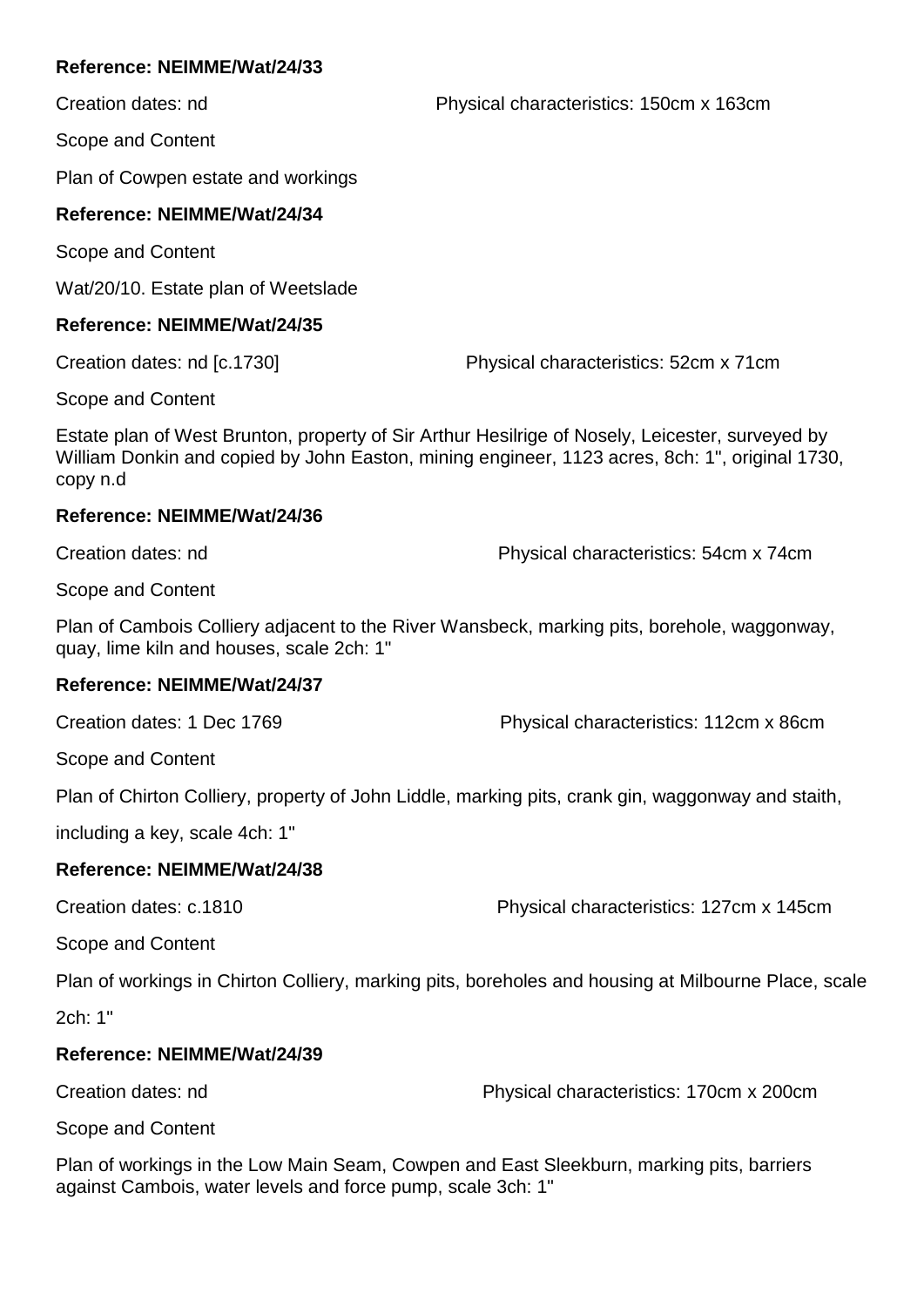**Reference: NEIMME/Wat/24/33**

Creation dates: nd

Physical characteristics: 150cm x 163cm

Scope and Content

Plan of Cowpen estate and workings

**Reference: NEIMME/Wat/24/34**

Scope and Content

Wat/20/10. Estate plan of Weetslade

**Reference: NEIMME/Wat/24/35**

Creation dates: nd [c.1730]

Physical characteristics: 52cm x 71cm

Scope and Content

Estate plan of West Brunton, property of Sir Arthur Hesilrige of Nosely, Leicester, surveyed by William Donkin and copied by John Easton, mining engineer, 1123 acres, 8ch: 1", original 1730, copy n.d

**Reference: NEIMME/Wat/24/36**

Creation dates: nd

Physical characteristics: 54cm x 74cm

Scope and Content

Plan of Cambois Colliery adjacent to the River Wansbeck, marking pits, borehole, waggonway, quay, lime kiln and houses, scale 2ch: 1"

**Reference: NEIMME/Wat/24/37**

Creation dates: 1 Dec 1769

Physical characteristics: 112cm x 86cm

Scope and Content

Plan of Chirton Colliery, property of John Liddle, marking pits, crank gin, waggonway and staith, including a key, scale 4ch: 1"

**Reference: NEIMME/Wat/24/38**

Creation dates: c.1810

Physical characteristics: 127cm x 145cm

Scope and Content

Plan of workings in Chirton Colliery, marking pits, boreholes and housing at Milbourne Place, scale 2ch: 1"

**Reference: NEIMME/Wat/24/39**

Creation dates: nd

Physical characteristics: 170cm x 200cm

Scope and Content

Plan of workings in the Low Main Seam, Cowpen and East Sleekburn, marking pits, barriers against Cambois, water levels and force pump, scale 3ch: 1"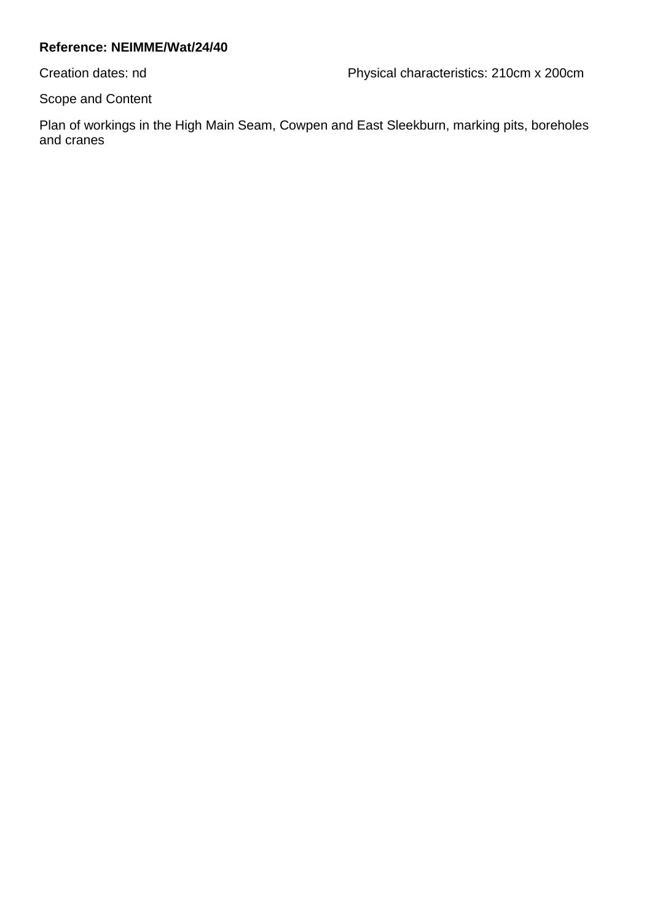**Reference: NEIMME/Wat/24/40**

Creation dates: nd

Physical characteristics: 210cm x 200cm

Scope and Content

Plan of workings in the High Main Seam, Cowpen and East Sleekburn, marking pits, boreholes and cranes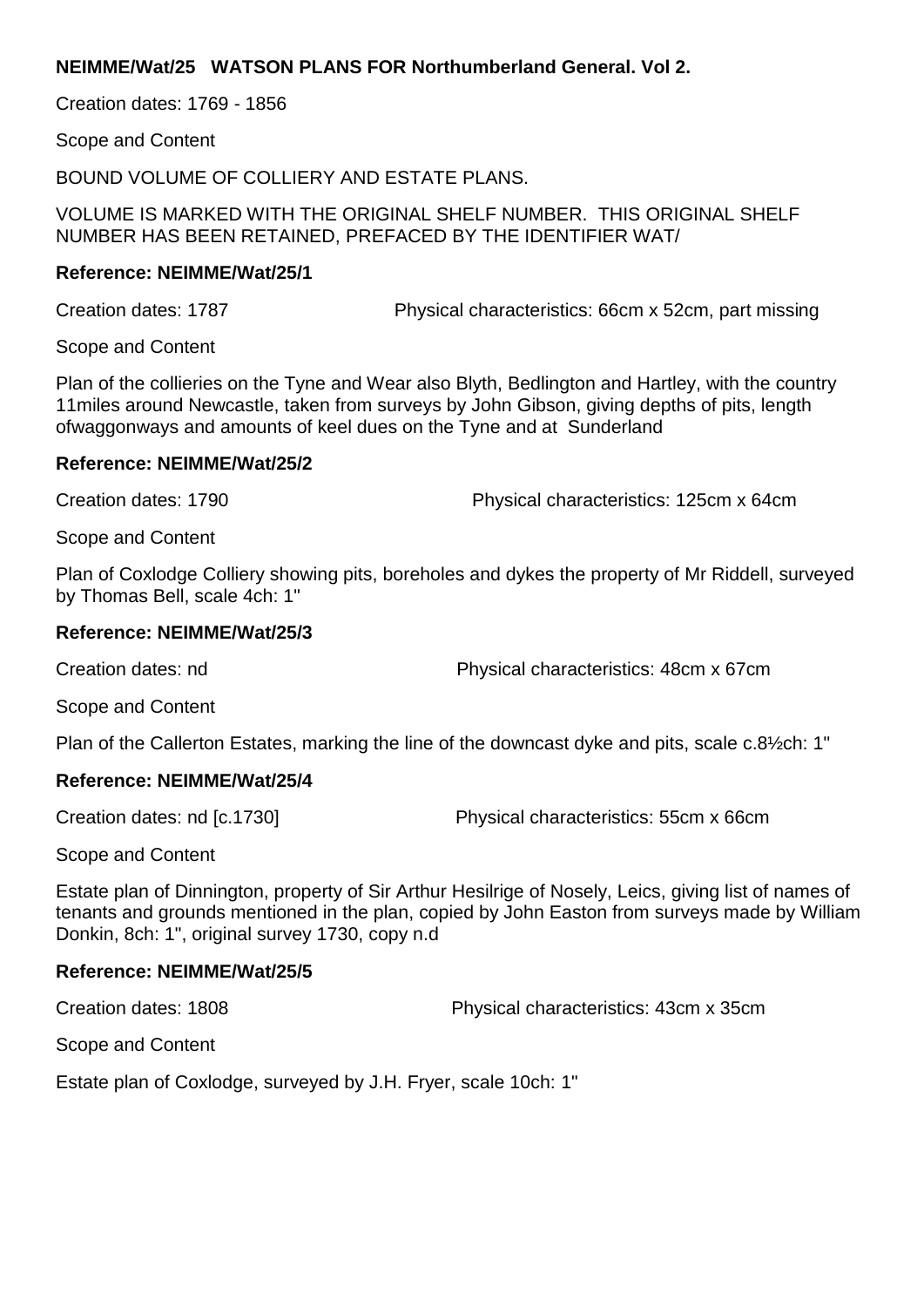**NEIMME/Wat/25 WATSON PLANS FOR Northumberland General. Vol 2.**

Creation dates: 1769 - 1856

Scope and Content

BOUND VOLUME OF COLLIERY AND ESTATE PLANS.

VOLUME IS MARKED WITH THE ORIGINAL SHELF NUMBER. THIS ORIGINAL SHELF NUMBER HAS BEEN RETAINED, PREFACED BY THE IDENTIFIER WAT/

**Reference: NEIMME/Wat/25/1**

Creation dates: 1787 Physical characteristics: 66cm x 52cm, part missing

Scope and Content

Plan of the collieries on the Tyne and Wear also Blyth, Bedlington and Hartley, with the country 11miles around Newcastle, taken from surveys by John Gibson, giving depths of pits, length ofwaggonways and amounts of keel dues on the Tyne and at Sunderland

**Reference: NEIMME/Wat/25/2**

Creation dates: 1790 Physical characteristics: 125cm x 64cm

Scope and Content

Plan of Coxlodge Colliery showing pits, boreholes and dykes the property of Mr Riddell, surveyed by Thomas Bell, scale 4ch: 1"

**Reference: NEIMME/Wat/25/3**

Creation dates: nd Physical characteristics: 48cm x 67cm

Scope and Content

Plan of the Callerton Estates, marking the line of the downcast dyke and pits, scale c.8½ch: 1"

**Reference: NEIMME/Wat/25/4**

Creation dates: nd [c.1730] Physical characteristics: 55cm x 66cm

Scope and Content

Estate plan of Dinnington, property of Sir Arthur Hesilrige of Nosely, Leics, giving list of names of tenants and grounds mentioned in the plan, copied by John Easton from surveys made by William Donkin, 8ch: 1", original survey 1730, copy n.d

**Reference: NEIMME/Wat/25/5**

Creation dates: 1808 Physical characteristics: 43cm x 35cm

Scope and Content

Estate plan of Coxlodge, surveyed by J.H. Fryer, scale 10ch: 1"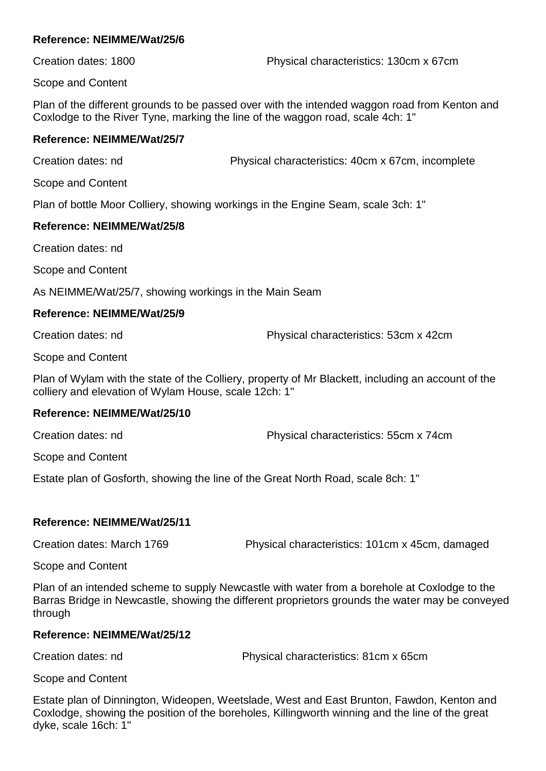**Reference: NEIMME/Wat/25/6**

Creation dates: 1800 Physical characteristics: 130cm x 67cm

Scope and Content

Plan of the different grounds to be passed over with the intended waggon road from Kenton and Coxlodge to the River Tyne, marking the line of the waggon road, scale 4ch: 1"

**Reference: NEIMME/Wat/25/7**

Creation dates: nd Physical characteristics: 40cm x 67cm, incomplete

Scope and Content

Plan of bottle Moor Colliery, showing workings in the Engine Seam, scale 3ch: 1"

**Reference: NEIMME/Wat/25/8**

Creation dates: nd

Scope and Content

As NEIMME/Wat/25/7, showing workings in the Main Seam

**Reference: NEIMME/Wat/25/9**

Creation dates: nd Physical characteristics: 53cm x 42cm

Scope and Content

Plan of Wylam with the state of the Colliery, property of Mr Blackett, including an account of the colliery and elevation of Wylam House, scale 12ch: 1"

**Reference: NEIMME/Wat/25/10**

Creation dates: nd Physical characteristics: 55cm x 74cm

Scope and Content

Estate plan of Gosforth, showing the line of the Great North Road, scale 8ch: 1"

**Reference: NEIMME/Wat/25/11**

Creation dates: March 1769 Physical characteristics: 101cm x 45cm, damaged

Scope and Content

Plan of an intended scheme to supply Newcastle with water from a borehole at Coxlodge to the Barras Bridge in Newcastle, showing the different proprietors grounds the water may be conveyed through

**Reference: NEIMME/Wat/25/12**

Creation dates: nd Physical characteristics: 81cm x 65cm

Scope and Content

Estate plan of Dinnington, Wideopen, Weetslade, West and East Brunton, Fawdon, Kenton and Coxlodge, showing the position of the boreholes, Killingworth winning and the line of the great dyke, scale 16ch: 1"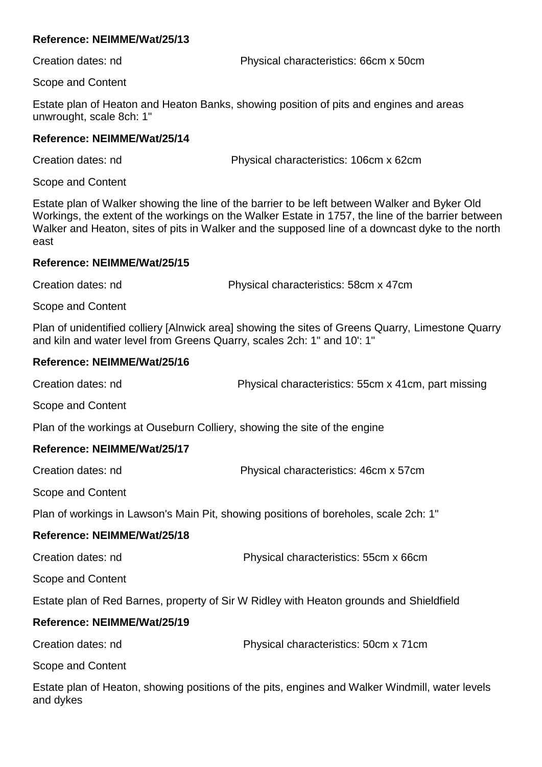**Reference: NEIMME/Wat/25/13**

Creation dates: nd Physical characteristics: 66cm x 50cm

Scope and Content

Estate plan of Heaton and Heaton Banks, showing position of pits and engines and areas unwrought, scale 8ch: 1"

**Reference: NEIMME/Wat/25/14**

Creation dates: nd Physical characteristics: 106cm x 62cm

Scope and Content

Estate plan of Walker showing the line of the barrier to be left between Walker and Byker Old Workings, the extent of the workings on the Walker Estate in 1757, the line of the barrier between Walker and Heaton, sites of pits in Walker and the supposed line of a downcast dyke to the north east

**Reference: NEIMME/Wat/25/15**

Creation dates: nd Physical characteristics: 58cm x 47cm

Scope and Content

Plan of unidentified colliery [Alnwick area] showing the sites of Greens Quarry, Limestone Quarry and kiln and water level from Greens Quarry, scales 2ch: 1" and 10': 1"

**Reference: NEIMME/Wat/25/16**

Creation dates: nd Physical characteristics: 55cm x 41cm, part missing

Scope and Content

Plan of the workings at Ouseburn Colliery, showing the site of the engine

**Reference: NEIMME/Wat/25/17**

Creation dates: nd Physical characteristics: 46cm x 57cm

Scope and Content

Plan of workings in Lawson's Main Pit, showing positions of boreholes, scale 2ch: 1"

**Reference: NEIMME/Wat/25/18**

Creation dates: nd Physical characteristics: 55cm x 66cm

Scope and Content

Estate plan of Red Barnes, property of Sir W Ridley with Heaton grounds and Shieldfield

**Reference: NEIMME/Wat/25/19**

Creation dates: nd Physical characteristics: 50cm x 71cm

Scope and Content

Estate plan of Heaton, showing positions of the pits, engines and Walker Windmill, water levels and dykes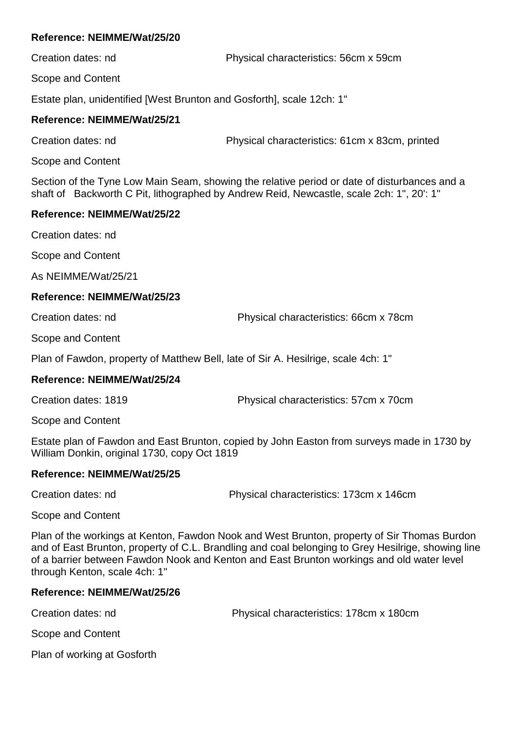**Reference: NEIMME/Wat/25/20**

Creation dates: nd Physical characteristics: 56cm x 59cm

Scope and Content

Estate plan, unidentified [West Brunton and Gosforth], scale 12ch: 1"

**Reference: NEIMME/Wat/25/21**

Creation dates: nd Physical characteristics: 61cm x 83cm, printed

Scope and Content

Section of the Tyne Low Main Seam, showing the relative period or date of disturbances and a shaft of Backworth C Pit, lithographed by Andrew Reid, Newcastle, scale 2ch: 1", 20': 1"

**Reference: NEIMME/Wat/25/22**

Creation dates: nd

Scope and Content

As NEIMME/Wat/25/21

**Reference: NEIMME/Wat/25/23**

Creation dates: nd Physical characteristics: 66cm x 78cm

Scope and Content

Plan of Fawdon, property of Matthew Bell, late of Sir A. Hesilrige, scale 4ch: 1"

**Reference: NEIMME/Wat/25/24**

Creation dates: 1819 Physical characteristics: 57cm x 70cm

Scope and Content

Estate plan of Fawdon and East Brunton, copied by John Easton from surveys made in 1730 by William Donkin, original 1730, copy Oct 1819

**Reference: NEIMME/Wat/25/25**

Creation dates: nd Physical characteristics: 173cm x 146cm

Scope and Content

Plan of the workings at Kenton, Fawdon Nook and West Brunton, property of Sir Thomas Burdon and of East Brunton, property of C.L. Brandling and coal belonging to Grey Hesilrige, showing line of a barrier between Fawdon Nook and Kenton and East Brunton workings and old water level through Kenton, scale 4ch: 1"

**Reference: NEIMME/Wat/25/26**

Creation dates: nd Physical characteristics: 178cm x 180cm

Scope and Content

Plan of working at Gosforth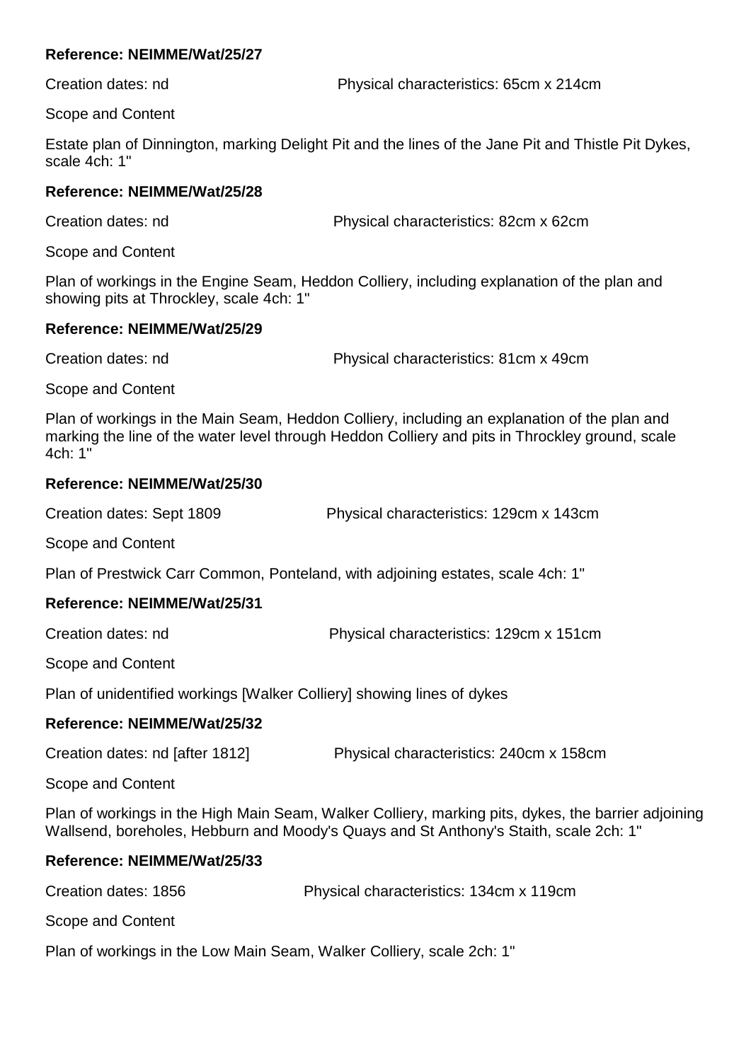**Reference: NEIMME/Wat/25/27**

Creation dates: nd Physical characteristics: 65cm x 214cm

Scope and Content

Estate plan of Dinnington, marking Delight Pit and the lines of the Jane Pit and Thistle Pit Dykes, scale 4ch: 1"

**Reference: NEIMME/Wat/25/28**

Creation dates: nd Physical characteristics: 82cm x 62cm

Scope and Content

Plan of workings in the Engine Seam, Heddon Colliery, including explanation of the plan and showing pits at Throckley, scale 4ch: 1"

**Reference: NEIMME/Wat/25/29**

Creation dates: nd Physical characteristics: 81cm x 49cm

Scope and Content

Plan of workings in the Main Seam, Heddon Colliery, including an explanation of the plan and marking the line of the water level through Heddon Colliery and pits in Throckley ground, scale 4ch: 1"

**Reference: NEIMME/Wat/25/30**

Creation dates: Sept 1809 Physical characteristics: 129cm x 143cm

Scope and Content

Plan of Prestwick Carr Common, Ponteland, with adjoining estates, scale 4ch: 1"

**Reference: NEIMME/Wat/25/31**

Creation dates: nd Physical characteristics: 129cm x 151cm

Scope and Content

Plan of unidentified workings [Walker Colliery] showing lines of dykes

**Reference: NEIMME/Wat/25/32**

Creation dates: nd [after 1812] Physical characteristics: 240cm x 158cm

Scope and Content

Plan of workings in the High Main Seam, Walker Colliery, marking pits, dykes, the barrier adjoining Wallsend, boreholes, Hebburn and Moody's Quays and St Anthony's Staith, scale 2ch: 1"

**Reference: NEIMME/Wat/25/33**

Creation dates: 1856 Physical characteristics: 134cm x 119cm

Scope and Content

Plan of workings in the Low Main Seam, Walker Colliery, scale 2ch: 1"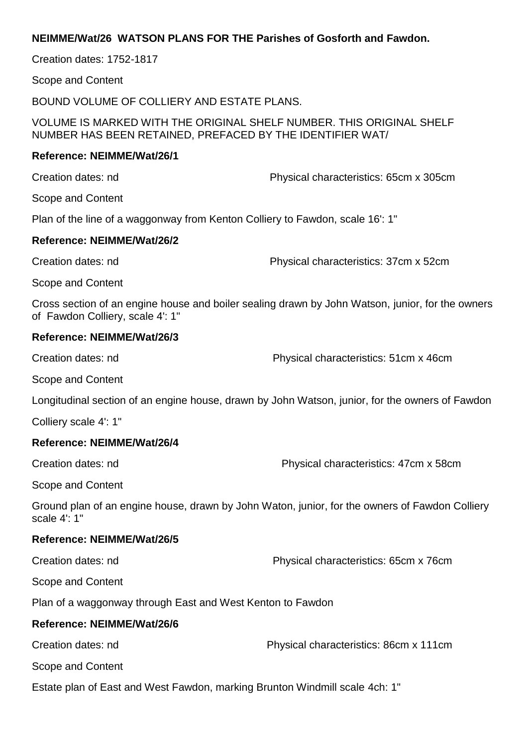**NEIMME/Wat/26 WATSON PLANS FOR THE Parishes of Gosforth and Fawdon.**

Creation dates: 1752-1817

Scope and Content

BOUND VOLUME OF COLLIERY AND ESTATE PLANS.

VOLUME IS MARKED WITH THE ORIGINAL SHELF NUMBER. THIS ORIGINAL SHELF NUMBER HAS BEEN RETAINED, PREFACED BY THE IDENTIFIER WAT/

**Reference: NEIMME/Wat/26/1**

Creation dates: nd Physical characteristics: 65cm x 305cm

Scope and Content

Plan of the line of a waggonway from Kenton Colliery to Fawdon, scale 16': 1"

**Reference: NEIMME/Wat/26/2**

Creation dates: nd Physical characteristics: 37cm x 52cm

Scope and Content

Cross section of an engine house and boiler sealing drawn by John Watson, junior, for the owners of Fawdon Colliery, scale 4': 1"

**Reference: NEIMME/Wat/26/3**

Creation dates: nd Physical characteristics: 51cm x 46cm

Scope and Content

Longitudinal section of an engine house, drawn by John Watson, junior, for the owners of Fawdon

Colliery scale 4': 1"

**Reference: NEIMME/Wat/26/4**

Creation dates: nd Physical characteristics: 47cm x 58cm

Scope and Content

Ground plan of an engine house, drawn by John Waton, junior, for the owners of Fawdon Colliery scale 4': 1"

**Reference: NEIMME/Wat/26/5**

Creation dates: nd Physical characteristics: 65cm x 76cm

Scope and Content

Plan of a waggonway through East and West Kenton to Fawdon

**Reference: NEIMME/Wat/26/6**

Creation dates: nd Physical characteristics: 86cm x 111cm

Scope and Content

Estate plan of East and West Fawdon, marking Brunton Windmill scale 4ch: 1"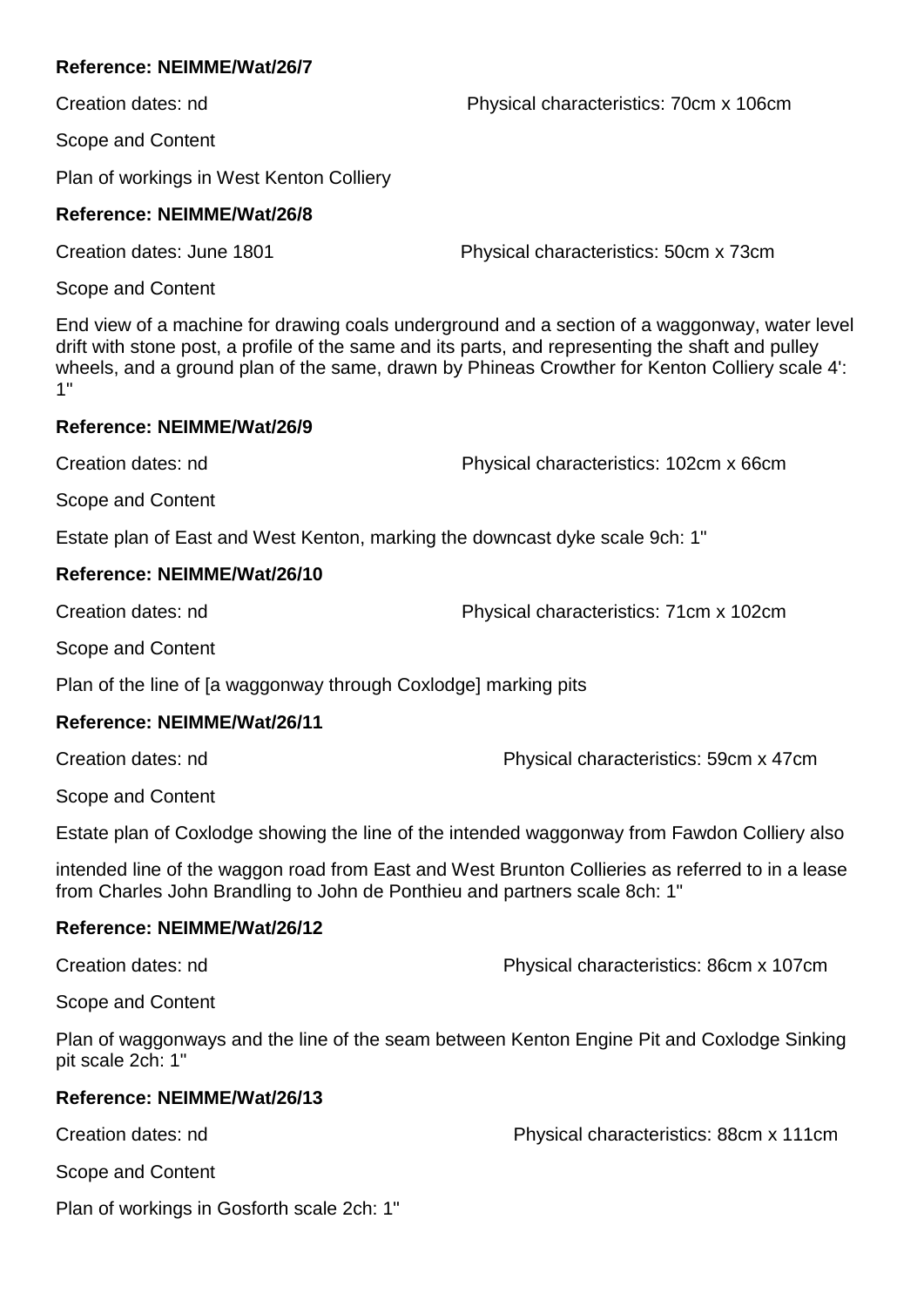**Reference: NEIMME/Wat/26/7**

Creation dates: nd Physical characteristics: 70cm x 106cm

Scope and Content

Plan of workings in West Kenton Colliery

**Reference: NEIMME/Wat/26/8**

Creation dates: June 1801 Physical characteristics: 50cm x 73cm

Scope and Content

End view of a machine for drawing coals underground and a section of a waggonway, water level drift with stone post, a profile of the same and its parts, and representing the shaft and pulley wheels, and a ground plan of the same, drawn by Phineas Crowther for Kenton Colliery scale 4': 1"

**Reference: NEIMME/Wat/26/9**

Creation dates: nd Physical characteristics: 102cm x 66cm

Scope and Content

Estate plan of East and West Kenton, marking the downcast dyke scale 9ch: 1"

**Reference: NEIMME/Wat/26/10**

Creation dates: nd Physical characteristics: 71cm x 102cm

Scope and Content

Plan of the line of [a waggonway through Coxlodge] marking pits

**Reference: NEIMME/Wat/26/11**

Creation dates: nd Physical characteristics: 59cm x 47cm

Scope and Content

Estate plan of Coxlodge showing the line of the intended waggonway from Fawdon Colliery also

intended line of the waggon road from East and West Brunton Collieries as referred to in a lease from Charles John Brandling to John de Ponthieu and partners scale 8ch: 1"

**Reference: NEIMME/Wat/26/12**

Creation dates: nd Physical characteristics: 86cm x 107cm

Scope and Content

Plan of waggonways and the line of the seam between Kenton Engine Pit and Coxlodge Sinking pit scale 2ch: 1"

**Reference: NEIMME/Wat/26/13**

Creation dates: nd Physical characteristics: 88cm x 111cm

Scope and Content

Plan of workings in Gosforth scale 2ch: 1"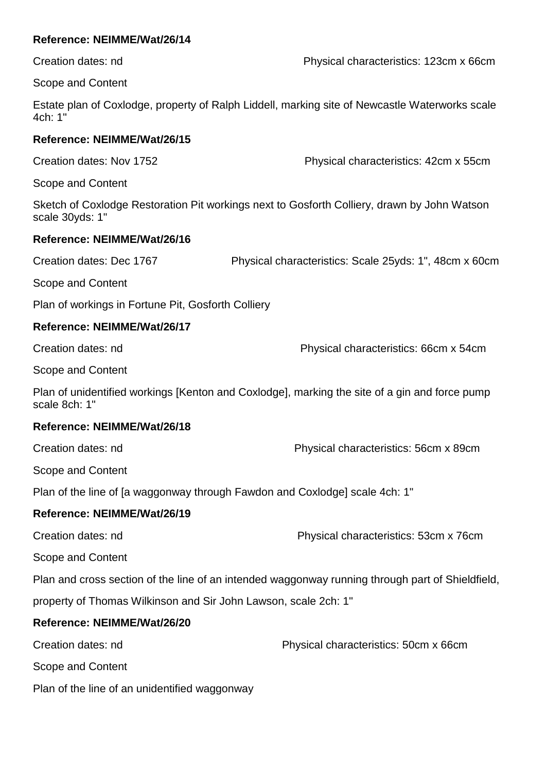**Reference: NEIMME/Wat/26/14**

Creation dates: nd Physical characteristics: 123cm x 66cm

Scope and Content

Estate plan of Coxlodge, property of Ralph Liddell, marking site of Newcastle Waterworks scale 4ch: 1"

**Reference: NEIMME/Wat/26/15**

Creation dates: Nov 1752 Physical characteristics: 42cm x 55cm

Scope and Content

Sketch of Coxlodge Restoration Pit workings next to Gosforth Colliery, drawn by John Watson scale 30yds: 1"

**Reference: NEIMME/Wat/26/16**

Creation dates: Dec 1767 Physical characteristics: Scale 25yds: 1", 48cm x 60cm

Scope and Content

Plan of workings in Fortune Pit, Gosforth Colliery

**Reference: NEIMME/Wat/26/17**

Creation dates: nd Physical characteristics: 66cm x 54cm

Scope and Content

Plan of unidentified workings [Kenton and Coxlodge], marking the site of a gin and force pump scale 8ch: 1"

**Reference: NEIMME/Wat/26/18**

Creation dates: nd Physical characteristics: 56cm x 89cm

Scope and Content

Plan of the line of [a waggonway through Fawdon and Coxlodge] scale 4ch: 1"

**Reference: NEIMME/Wat/26/19**

Creation dates: nd Physical characteristics: 53cm x 76cm

Scope and Content

Plan and cross section of the line of an intended waggonway running through part of Shieldfield,

property of Thomas Wilkinson and Sir John Lawson, scale 2ch: 1"

**Reference: NEIMME/Wat/26/20**

Creation dates: nd Physical characteristics: 50cm x 66cm

Scope and Content

Plan of the line of an unidentified waggonway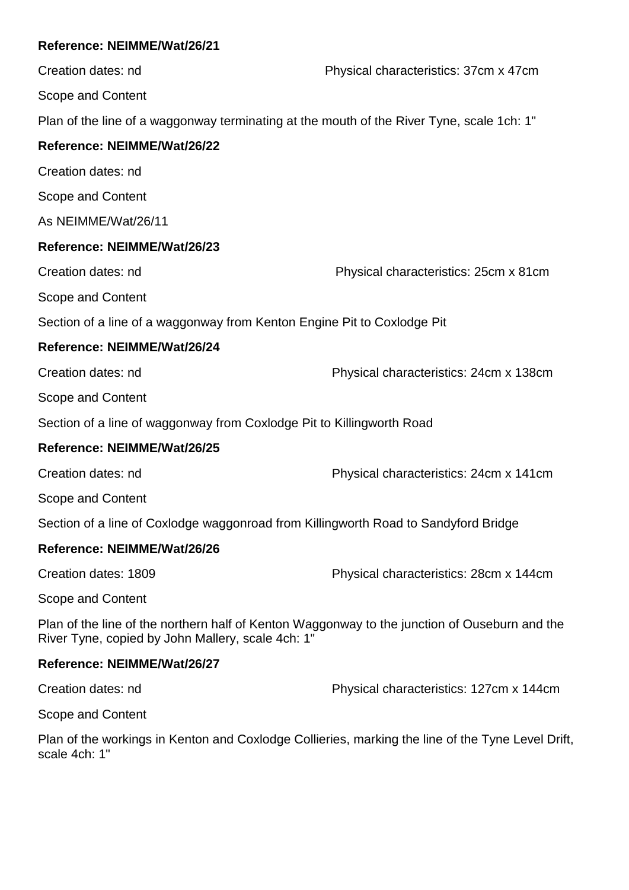**Reference: NEIMME/Wat/26/21**

Creation dates: nd

Physical characteristics: 37cm x 47cm

Scope and Content

Plan of the line of a waggonway terminating at the mouth of the River Tyne, scale 1ch: 1"

**Reference: NEIMME/Wat/26/22**

Creation dates: nd

Scope and Content

As NEIMME/Wat/26/11

**Reference: NEIMME/Wat/26/23**

Creation dates: nd

Physical characteristics: 25cm x 81cm

Scope and Content

Section of a line of a waggonway from Kenton Engine Pit to Coxlodge Pit

**Reference: NEIMME/Wat/26/24**

Creation dates: nd

Physical characteristics: 24cm x 138cm

Scope and Content

Section of a line of waggonway from Coxlodge Pit to Killingworth Road

**Reference: NEIMME/Wat/26/25**

Creation dates: nd

Physical characteristics: 24cm x 141cm

Scope and Content

Section of a line of Coxlodge waggonroad from Killingworth Road to Sandyford Bridge

**Reference: NEIMME/Wat/26/26**

Creation dates: 1809

Physical characteristics: 28cm x 144cm

Scope and Content

Plan of the line of the northern half of Kenton Waggonway to the junction of Ouseburn and the River Tyne, copied by John Mallery, scale 4ch: 1"

**Reference: NEIMME/Wat/26/27**

Creation dates: nd

Physical characteristics: 127cm x 144cm

Scope and Content

Plan of the workings in Kenton and Coxlodge Collieries, marking the line of the Tyne Level Drift, scale 4ch: 1"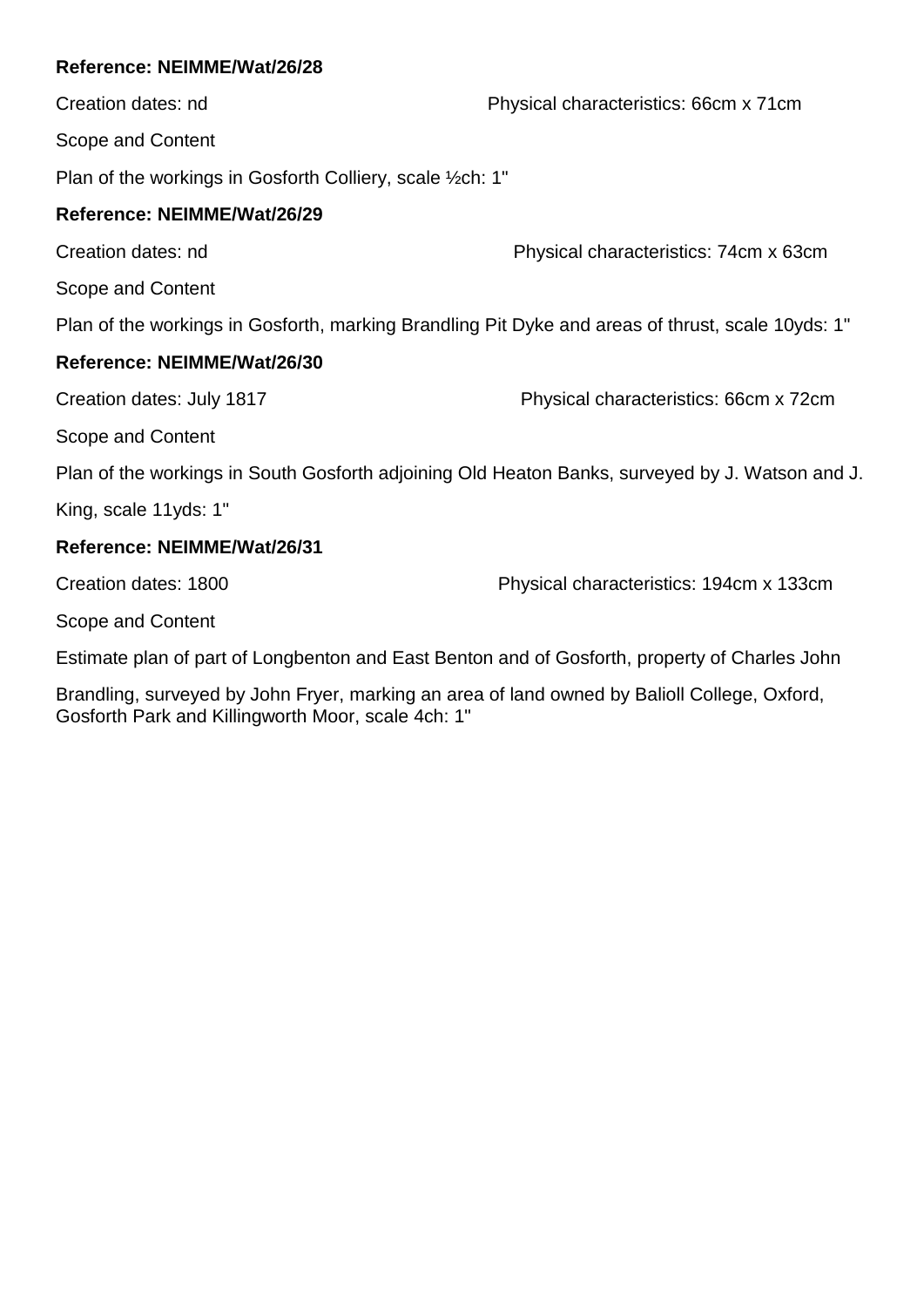**Reference: NEIMME/Wat/26/28**

Creation dates: nd

Physical characteristics: 66cm x 71cm

Scope and Content

Plan of the workings in Gosforth Colliery, scale ½ch: 1"

**Reference: NEIMME/Wat/26/29**

Creation dates: nd

Physical characteristics: 74cm x 63cm

Scope and Content

Plan of the workings in Gosforth, marking Brandling Pit Dyke and areas of thrust, scale 10yds: 1"

**Reference: NEIMME/Wat/26/30**

Creation dates: July 1817

Physical characteristics: 66cm x 72cm

Scope and Content

Plan of the workings in South Gosforth adjoining Old Heaton Banks, surveyed by J. Watson and J. King, scale 11yds: 1"

**Reference: NEIMME/Wat/26/31**

Creation dates: 1800

Physical characteristics: 194cm x 133cm

Scope and Content

Estimate plan of part of Longbenton and East Benton and of Gosforth, property of Charles John Brandling, surveyed by John Fryer, marking an area of land owned by Balioll College, Oxford, Gosforth Park and Killingworth Moor, scale 4ch: 1"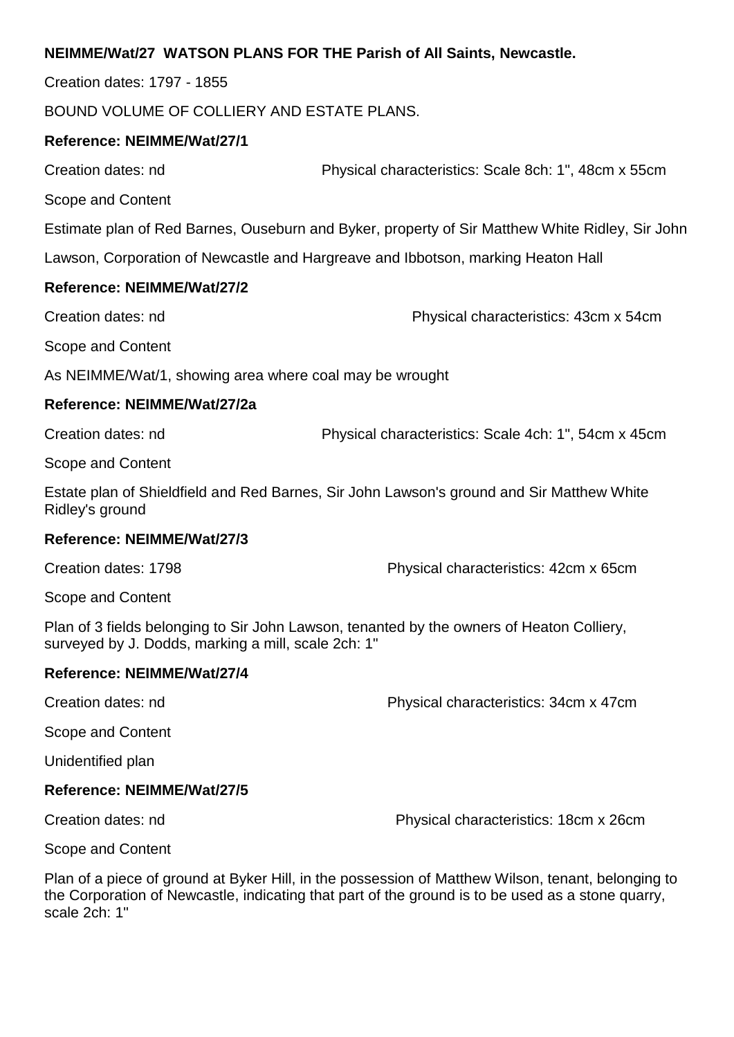**NEIMME/Wat/27 WATSON PLANS FOR THE Parish of All Saints, Newcastle.**

Creation dates: 1797 - 1855

BOUND VOLUME OF COLLIERY AND ESTATE PLANS.

**Reference: NEIMME/Wat/27/1**

Creation dates: nd Physical characteristics: Scale 8ch: 1", 48cm x 55cm

Scope and Content

Estimate plan of Red Barnes, Ouseburn and Byker, property of Sir Matthew White Ridley, Sir John Lawson, Corporation of Newcastle and Hargreave and Ibbotson, marking Heaton Hall

**Reference: NEIMME/Wat/27/2**

Creation dates: nd Physical characteristics: 43cm x 54cm

Scope and Content

As NEIMME/Wat/1, showing area where coal may be wrought

**Reference: NEIMME/Wat/27/2a**

Creation dates: nd Physical characteristics: Scale 4ch: 1", 54cm x 45cm

Scope and Content

Estate plan of Shieldfield and Red Barnes, Sir John Lawson's ground and Sir Matthew White Ridley's ground

**Reference: NEIMME/Wat/27/3**

Creation dates: 1798 Physical characteristics: 42cm x 65cm

Scope and Content

Plan of 3 fields belonging to Sir John Lawson, tenanted by the owners of Heaton Colliery, surveyed by J. Dodds, marking a mill, scale 2ch: 1"

**Reference: NEIMME/Wat/27/4**

Creation dates: nd Physical characteristics: 34cm x 47cm

Scope and Content

Unidentified plan

**Reference: NEIMME/Wat/27/5**

Creation dates: nd Physical characteristics: 18cm x 26cm

Scope and Content

Plan of a piece of ground at Byker Hill, in the possession of Matthew Wilson, tenant, belonging to the Corporation of Newcastle, indicating that part of the ground is to be used as a stone quarry, scale 2ch: 1"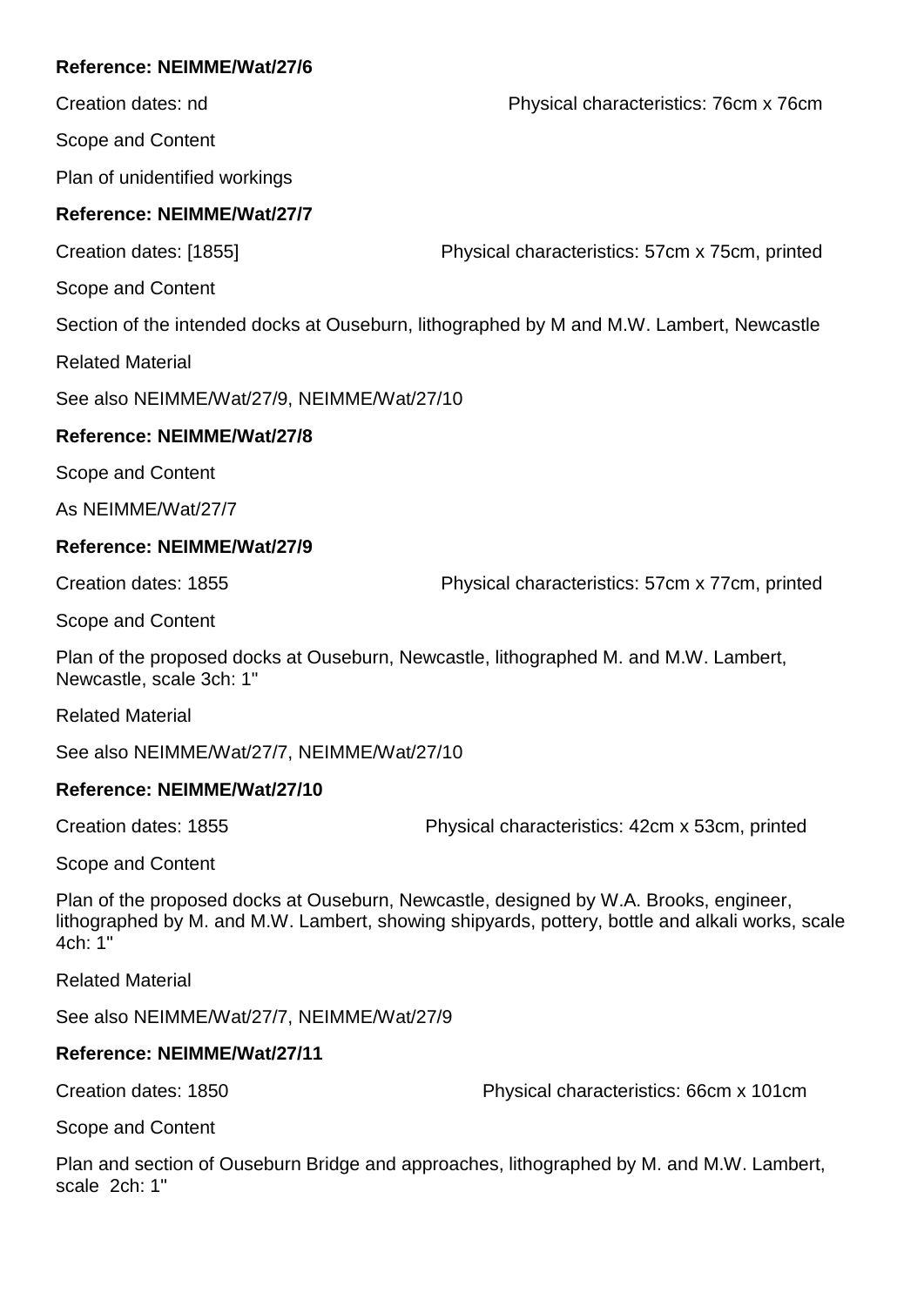**Reference: NEIMME/Wat/27/6**

Creation dates: nd

Physical characteristics: 76cm x 76cm

Scope and Content

Plan of unidentified workings

**Reference: NEIMME/Wat/27/7**

Creation dates: [1855]

Physical characteristics: 57cm x 75cm, printed

Scope and Content

Section of the intended docks at Ouseburn, lithographed by M and M.W. Lambert, Newcastle

Related Material

See also NEIMME/Wat/27/9, NEIMME/Wat/27/10

**Reference: NEIMME/Wat/27/8**

Scope and Content

As NEIMME/Wat/27/7

**Reference: NEIMME/Wat/27/9**

Creation dates: 1855

Physical characteristics: 57cm x 77cm, printed

Scope and Content

Plan of the proposed docks at Ouseburn, Newcastle, lithographed M. and M.W. Lambert, Newcastle, scale 3ch: 1"

Related Material

See also NEIMME/Wat/27/7, NEIMME/Wat/27/10

**Reference: NEIMME/Wat/27/10**

Creation dates: 1855

Physical characteristics: 42cm x 53cm, printed

Scope and Content

Plan of the proposed docks at Ouseburn, Newcastle, designed by W.A. Brooks, engineer, lithographed by M. and M.W. Lambert, showing shipyards, pottery, bottle and alkali works, scale 4ch: 1"

Related Material

See also NEIMME/Wat/27/7, NEIMME/Wat/27/9

**Reference: NEIMME/Wat/27/11**

Creation dates: 1850

Physical characteristics: 66cm x 101cm

Scope and Content

Plan and section of Ouseburn Bridge and approaches, lithographed by M. and M.W. Lambert, scale 2ch: 1"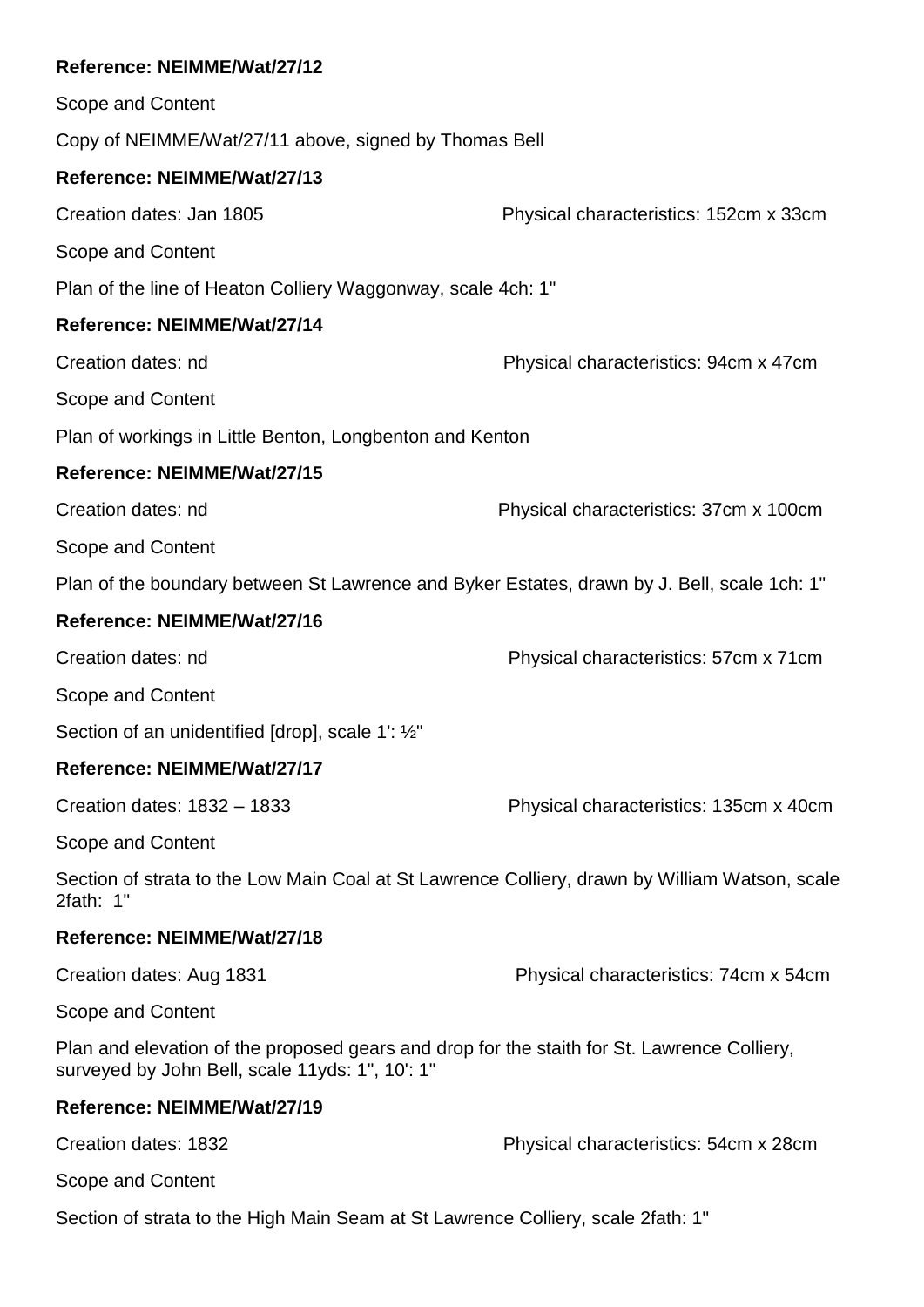**Reference: NEIMME/Wat/27/12**

Scope and Content

Copy of NEIMME/Wat/27/11 above, signed by Thomas Bell

**Reference: NEIMME/Wat/27/13**

Creation dates: Jan 1805 Physical characteristics: 152cm x 33cm

Scope and Content

Plan of the line of Heaton Colliery Waggonway, scale 4ch: 1"

**Reference: NEIMME/Wat/27/14**

Creation dates: nd Physical characteristics: 94cm x 47cm

Scope and Content

Plan of workings in Little Benton, Longbenton and Kenton

**Reference: NEIMME/Wat/27/15**

Creation dates: nd Physical characteristics: 37cm x 100cm

Scope and Content

Plan of the boundary between St Lawrence and Byker Estates, drawn by J. Bell, scale 1ch: 1"

**Reference: NEIMME/Wat/27/16**

Creation dates: nd Physical characteristics: 57cm x 71cm

Scope and Content

Section of an unidentified [drop], scale 1': ½"

**Reference: NEIMME/Wat/27/17**

Creation dates: 1832 – 1833 Physical characteristics: 135cm x 40cm

Scope and Content

Section of strata to the Low Main Coal at St Lawrence Colliery, drawn by William Watson, scale 2fath: 1"

**Reference: NEIMME/Wat/27/18**

Creation dates: Aug 1831 Physical characteristics: 74cm x 54cm

Scope and Content

Plan and elevation of the proposed gears and drop for the staith for St. Lawrence Colliery, surveyed by John Bell, scale 11yds: 1", 10': 1"

**Reference: NEIMME/Wat/27/19**

Creation dates: 1832 Physical characteristics: 54cm x 28cm

Scope and Content

Section of strata to the High Main Seam at St Lawrence Colliery, scale 2fath: 1"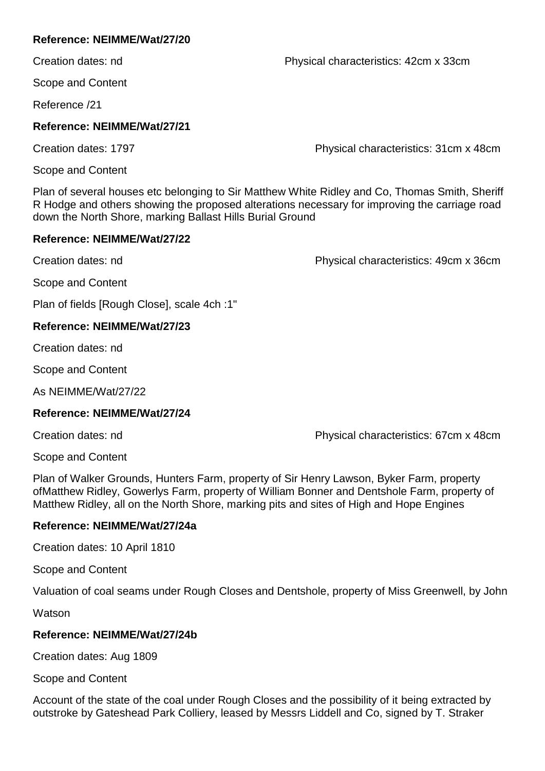**Reference: NEIMME/Wat/27/20**

Creation dates: nd

Physical characteristics: 42cm x 33cm

Scope and Content

Reference /21

**Reference: NEIMME/Wat/27/21**

Creation dates: 1797

Physical characteristics: 31cm x 48cm

Scope and Content

Plan of several houses etc belonging to Sir Matthew White Ridley and Co, Thomas Smith, Sheriff R Hodge and others showing the proposed alterations necessary for improving the carriage road down the North Shore, marking Ballast Hills Burial Ground

**Reference: NEIMME/Wat/27/22**

Creation dates: nd

Physical characteristics: 49cm x 36cm

Scope and Content

Plan of fields [Rough Close], scale 4ch :1"

**Reference: NEIMME/Wat/27/23**

Creation dates: nd

Scope and Content

As NEIMME/Wat/27/22

**Reference: NEIMME/Wat/27/24**

Creation dates: nd

Physical characteristics: 67cm x 48cm

Scope and Content

Plan of Walker Grounds, Hunters Farm, property of Sir Henry Lawson, Byker Farm, property ofMatthew Ridley, Gowerlys Farm, property of William Bonner and Dentshole Farm, property of Matthew Ridley, all on the North Shore, marking pits and sites of High and Hope Engines

**Reference: NEIMME/Wat/27/24a**

Creation dates: 10 April 1810

Scope and Content

Valuation of coal seams under Rough Closes and Dentshole, property of Miss Greenwell, by John

Watson

**Reference: NEIMME/Wat/27/24b**

Creation dates: Aug 1809

Scope and Content

Account of the state of the coal under Rough Closes and the possibility of it being extracted by outstroke by Gateshead Park Colliery, leased by Messrs Liddell and Co, signed by T. Straker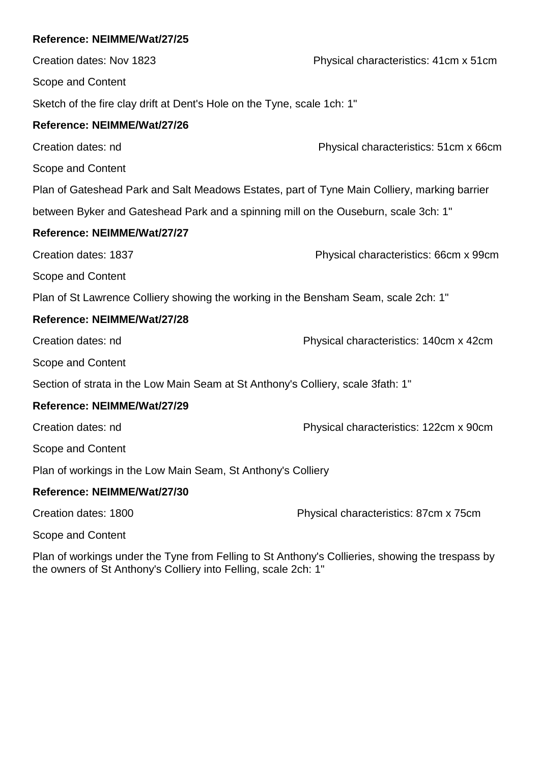**Reference: NEIMME/Wat/27/25**

Creation dates: Nov 1823 Physical characteristics: 41cm x 51cm

Scope and Content

Sketch of the fire clay drift at Dent's Hole on the Tyne, scale 1ch: 1"

**Reference: NEIMME/Wat/27/26**

Creation dates: nd Physical characteristics: 51cm x 66cm

Scope and Content

Plan of Gateshead Park and Salt Meadows Estates, part of Tyne Main Colliery, marking barrier between Byker and Gateshead Park and a spinning mill on the Ouseburn, scale 3ch: 1"

**Reference: NEIMME/Wat/27/27**

Creation dates: 1837 Physical characteristics: 66cm x 99cm

Scope and Content

Plan of St Lawrence Colliery showing the working in the Bensham Seam, scale 2ch: 1"

**Reference: NEIMME/Wat/27/28**

Creation dates: nd Physical characteristics: 140cm x 42cm

Scope and Content

Section of strata in the Low Main Seam at St Anthony's Colliery, scale 3fath: 1"

**Reference: NEIMME/Wat/27/29**

Creation dates: nd Physical characteristics: 122cm x 90cm

Scope and Content

Plan of workings in the Low Main Seam, St Anthony's Colliery

**Reference: NEIMME/Wat/27/30**

Creation dates: 1800 Physical characteristics: 87cm x 75cm

Scope and Content

Plan of workings under the Tyne from Felling to St Anthony's Collieries, showing the trespass by the owners of St Anthony's Colliery into Felling, scale 2ch: 1"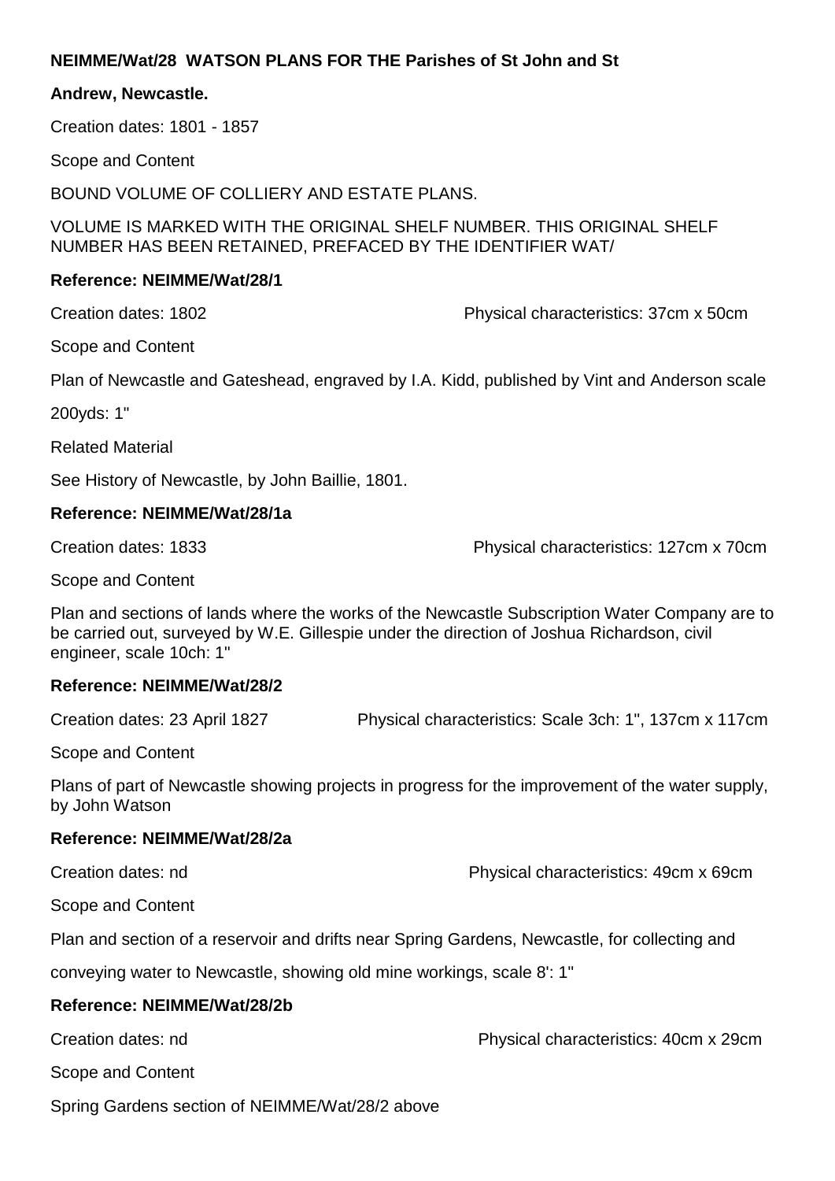**NEIMME/Wat/28 WATSON PLANS FOR THE Parishes of St John and St Andrew, Newcastle.**

Creation dates: 1801 - 1857

Scope and Content

BOUND VOLUME OF COLLIERY AND ESTATE PLANS.

VOLUME IS MARKED WITH THE ORIGINAL SHELF NUMBER. THIS ORIGINAL SHELF NUMBER HAS BEEN RETAINED, PREFACED BY THE IDENTIFIER WAT/

**Reference: NEIMME/Wat/28/1**

Creation dates: 1802 Physical characteristics: 37cm x 50cm

Scope and Content

Plan of Newcastle and Gateshead, engraved by I.A. Kidd, published by Vint and Anderson scale 200yds: 1"

Related Material

See History of Newcastle, by John Baillie, 1801.

**Reference: NEIMME/Wat/28/1a**

Creation dates: 1833 Physical characteristics: 127cm x 70cm

Scope and Content

Plan and sections of lands where the works of the Newcastle Subscription Water Company are to be carried out, surveyed by W.E. Gillespie under the direction of Joshua Richardson, civil engineer, scale 10ch: 1"

**Reference: NEIMME/Wat/28/2**

Creation dates: 23 April 1827 Physical characteristics: Scale 3ch: 1", 137cm x 117cm

Scope and Content

Plans of part of Newcastle showing projects in progress for the improvement of the water supply, by John Watson

**Reference: NEIMME/Wat/28/2a**

Creation dates: nd Physical characteristics: 49cm x 69cm

Scope and Content

Plan and section of a reservoir and drifts near Spring Gardens, Newcastle, for collecting and conveying water to Newcastle, showing old mine workings, scale 8': 1"

**Reference: NEIMME/Wat/28/2b**

Creation dates: nd Physical characteristics: 40cm x 29cm

Scope and Content

Spring Gardens section of NEIMME/Wat/28/2 above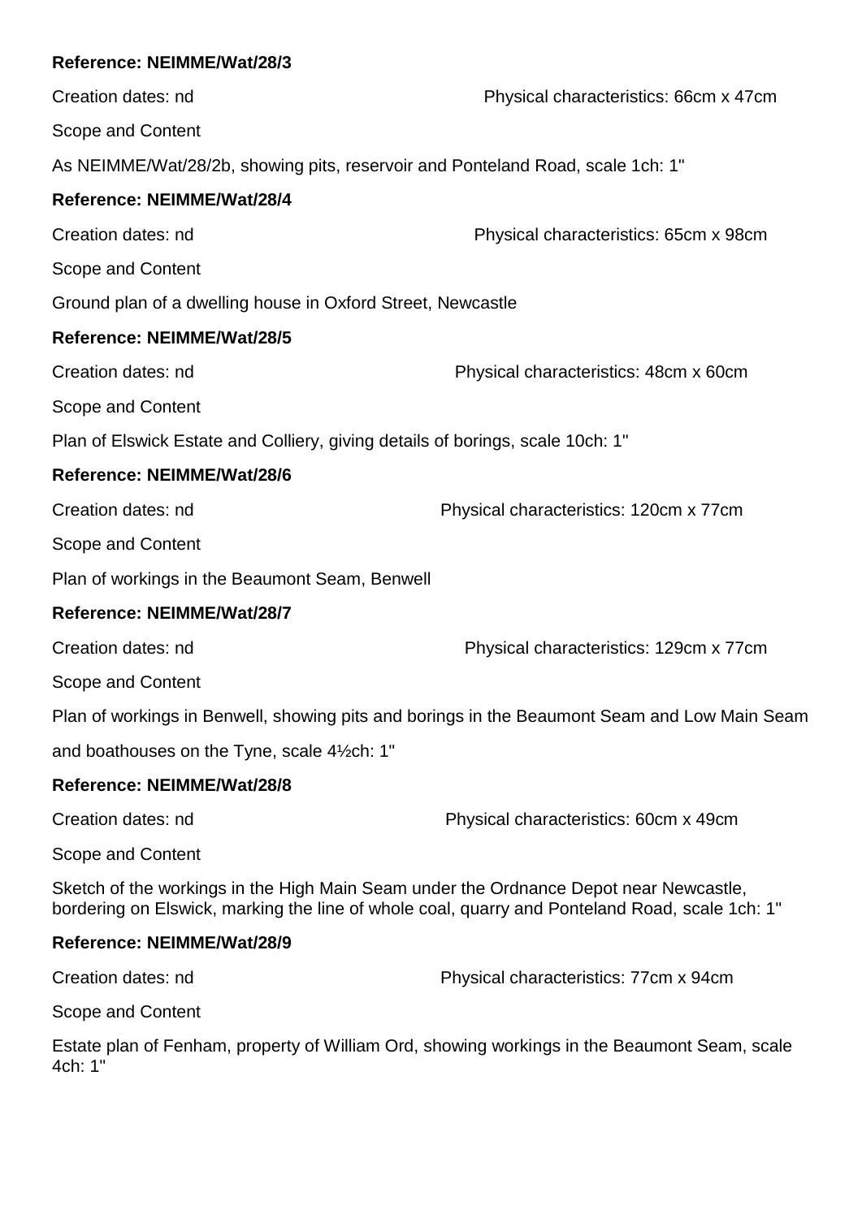**Reference: NEIMME/Wat/28/3**

Creation dates: nd Physical characteristics: 66cm x 47cm

Scope and Content

As NEIMME/Wat/28/2b, showing pits, reservoir and Ponteland Road, scale 1ch: 1"

**Reference: NEIMME/Wat/28/4**

Creation dates: nd Physical characteristics: 65cm x 98cm

Scope and Content

Ground plan of a dwelling house in Oxford Street, Newcastle

**Reference: NEIMME/Wat/28/5**

Creation dates: nd Physical characteristics: 48cm x 60cm

Scope and Content

Plan of Elswick Estate and Colliery, giving details of borings, scale 10ch: 1"

**Reference: NEIMME/Wat/28/6**

Creation dates: nd Physical characteristics: 120cm x 77cm

Scope and Content

Plan of workings in the Beaumont Seam, Benwell

**Reference: NEIMME/Wat/28/7**

Creation dates: nd Physical characteristics: 129cm x 77cm

Scope and Content

Plan of workings in Benwell, showing pits and borings in the Beaumont Seam and Low Main Seam and boathouses on the Tyne, scale 4½ch: 1"

**Reference: NEIMME/Wat/28/8**

Creation dates: nd Physical characteristics: 60cm x 49cm

Scope and Content

Sketch of the workings in the High Main Seam under the Ordnance Depot near Newcastle, bordering on Elswick, marking the line of whole coal, quarry and Ponteland Road, scale 1ch: 1"

**Reference: NEIMME/Wat/28/9**

Creation dates: nd Physical characteristics: 77cm x 94cm

Scope and Content

Estate plan of Fenham, property of William Ord, showing workings in the Beaumont Seam, scale 4ch: 1"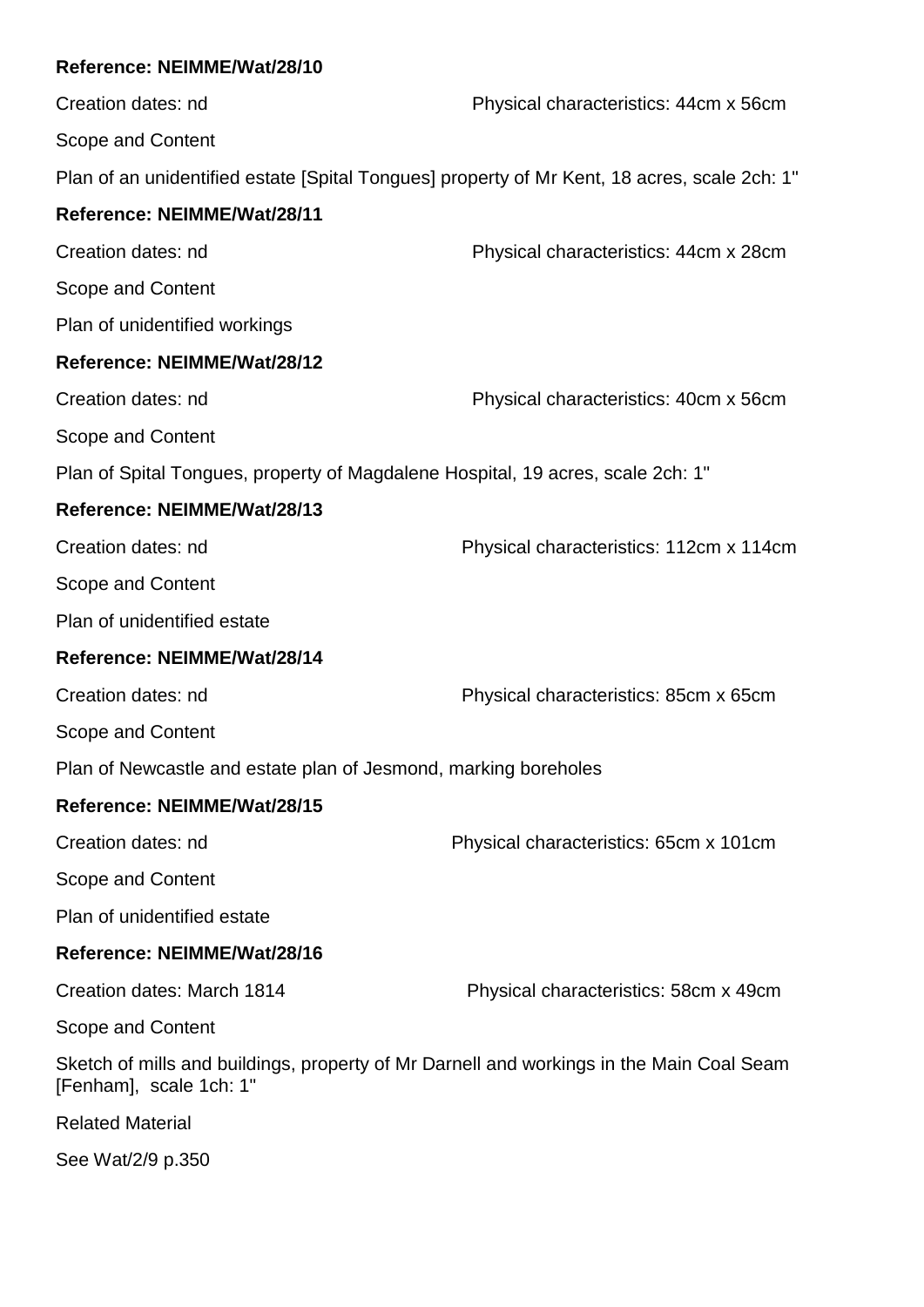**Reference: NEIMME/Wat/28/10**

Creation dates: nd

Physical characteristics: 44cm x 56cm

Scope and Content

Plan of an unidentified estate [Spital Tongues] property of Mr Kent, 18 acres, scale 2ch: 1"

**Reference: NEIMME/Wat/28/11**

Creation dates: nd

Physical characteristics: 44cm x 28cm

Scope and Content

Plan of unidentified workings

**Reference: NEIMME/Wat/28/12**

Creation dates: nd

Physical characteristics: 40cm x 56cm

Scope and Content

Plan of Spital Tongues, property of Magdalene Hospital, 19 acres, scale 2ch: 1"

**Reference: NEIMME/Wat/28/13**

Creation dates: nd

Physical characteristics: 112cm x 114cm

Scope and Content

Plan of unidentified estate

**Reference: NEIMME/Wat/28/14**

Creation dates: nd

Physical characteristics: 85cm x 65cm

Scope and Content

Plan of Newcastle and estate plan of Jesmond, marking boreholes

**Reference: NEIMME/Wat/28/15**

Creation dates: nd

Physical characteristics: 65cm x 101cm

Scope and Content

Plan of unidentified estate

**Reference: NEIMME/Wat/28/16**

Creation dates: March 1814

Physical characteristics: 58cm x 49cm

Scope and Content

Sketch of mills and buildings, property of Mr Darnell and workings in the Main Coal Seam [Fenham], scale 1ch: 1"

Related Material

See Wat/2/9 p.350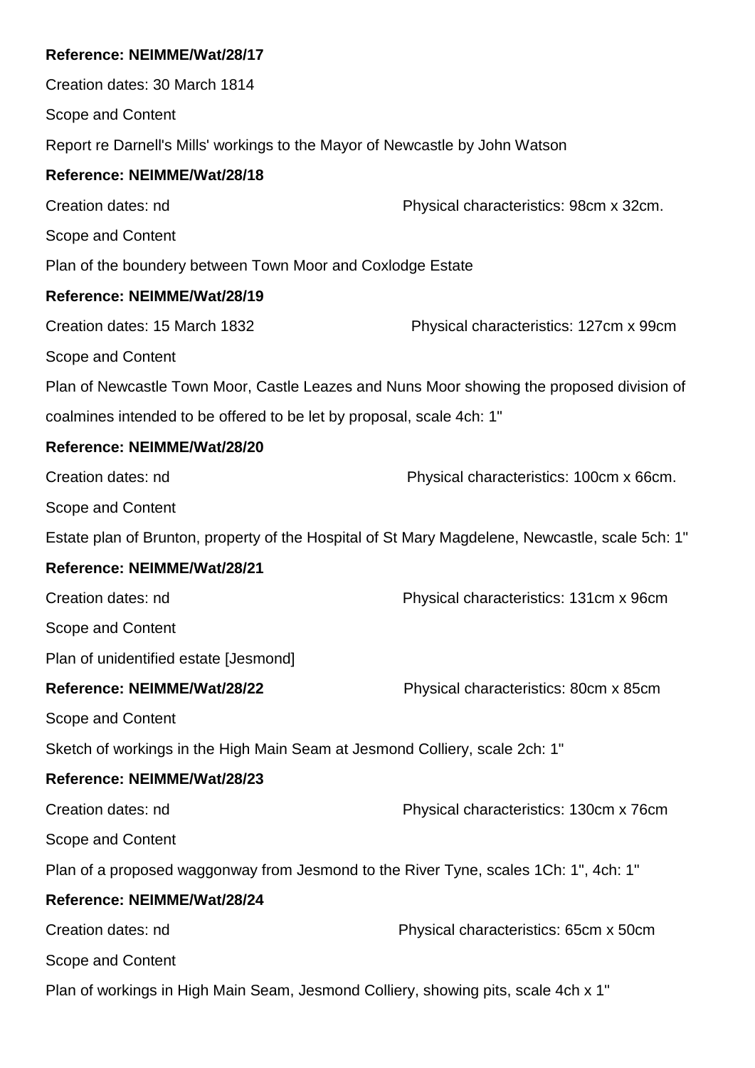**Reference: NEIMME/Wat/28/17**

Creation dates: 30 March 1814

Scope and Content

Report re Darnell's Mills' workings to the Mayor of Newcastle by John Watson

**Reference: NEIMME/Wat/28/18**

Creation dates: nd

Physical characteristics: 98cm x 32cm.

Scope and Content

Plan of the boundery between Town Moor and Coxlodge Estate

**Reference: NEIMME/Wat/28/19**

Creation dates: 15 March 1832

Physical characteristics: 127cm x 99cm

Scope and Content

Plan of Newcastle Town Moor, Castle Leazes and Nuns Moor showing the proposed division of coalmines intended to be offered to be let by proposal, scale 4ch: 1"

**Reference: NEIMME/Wat/28/20**

Creation dates: nd

Physical characteristics: 100cm x 66cm.

Scope and Content

Estate plan of Brunton, property of the Hospital of St Mary Magdelene, Newcastle, scale 5ch: 1"

**Reference: NEIMME/Wat/28/21**

Creation dates: nd

Physical characteristics: 131cm x 96cm

Scope and Content

Plan of unidentified estate [Jesmond]

**Reference: NEIMME/Wat/28/22**

Physical characteristics: 80cm x 85cm

Scope and Content

Sketch of workings in the High Main Seam at Jesmond Colliery, scale 2ch: 1"

**Reference: NEIMME/Wat/28/23**

Creation dates: nd

Physical characteristics: 130cm x 76cm

Scope and Content

Plan of a proposed waggonway from Jesmond to the River Tyne, scales 1Ch: 1", 4ch: 1"

**Reference: NEIMME/Wat/28/24**

Creation dates: nd

Physical characteristics: 65cm x 50cm

Scope and Content

Plan of workings in High Main Seam, Jesmond Colliery, showing pits, scale 4ch x 1"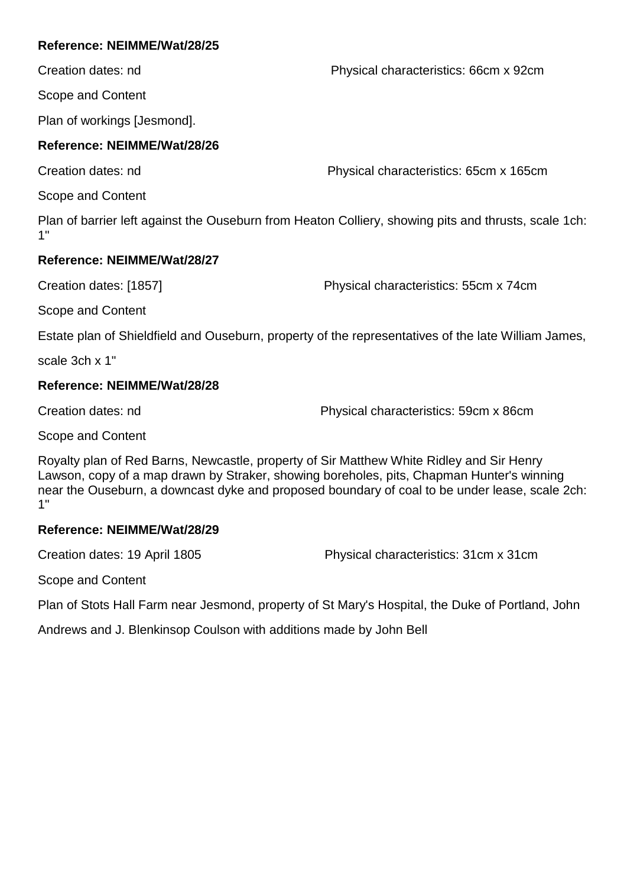**Reference: NEIMME/Wat/28/25**

Creation dates: nd

Physical characteristics: 66cm x 92cm

Scope and Content

Plan of workings [Jesmond].

**Reference: NEIMME/Wat/28/26**

Creation dates: nd

Physical characteristics: 65cm x 165cm

Scope and Content

Plan of barrier left against the Ouseburn from Heaton Colliery, showing pits and thrusts, scale 1ch: 1"

**Reference: NEIMME/Wat/28/27**

Creation dates: [1857]

Physical characteristics: 55cm x 74cm

Scope and Content

Estate plan of Shieldfield and Ouseburn, property of the representatives of the late William James, scale 3ch x 1"

**Reference: NEIMME/Wat/28/28**

Creation dates: nd

Physical characteristics: 59cm x 86cm

Scope and Content

Royalty plan of Red Barns, Newcastle, property of Sir Matthew White Ridley and Sir Henry Lawson, copy of a map drawn by Straker, showing boreholes, pits, Chapman Hunter's winning near the Ouseburn, a downcast dyke and proposed boundary of coal to be under lease, scale 2ch: 1"

**Reference: NEIMME/Wat/28/29**

Creation dates: 19 April 1805

Physical characteristics: 31cm x 31cm

Scope and Content

Plan of Stots Hall Farm near Jesmond, property of St Mary's Hospital, the Duke of Portland, John Andrews and J. Blenkinsop Coulson with additions made by John Bell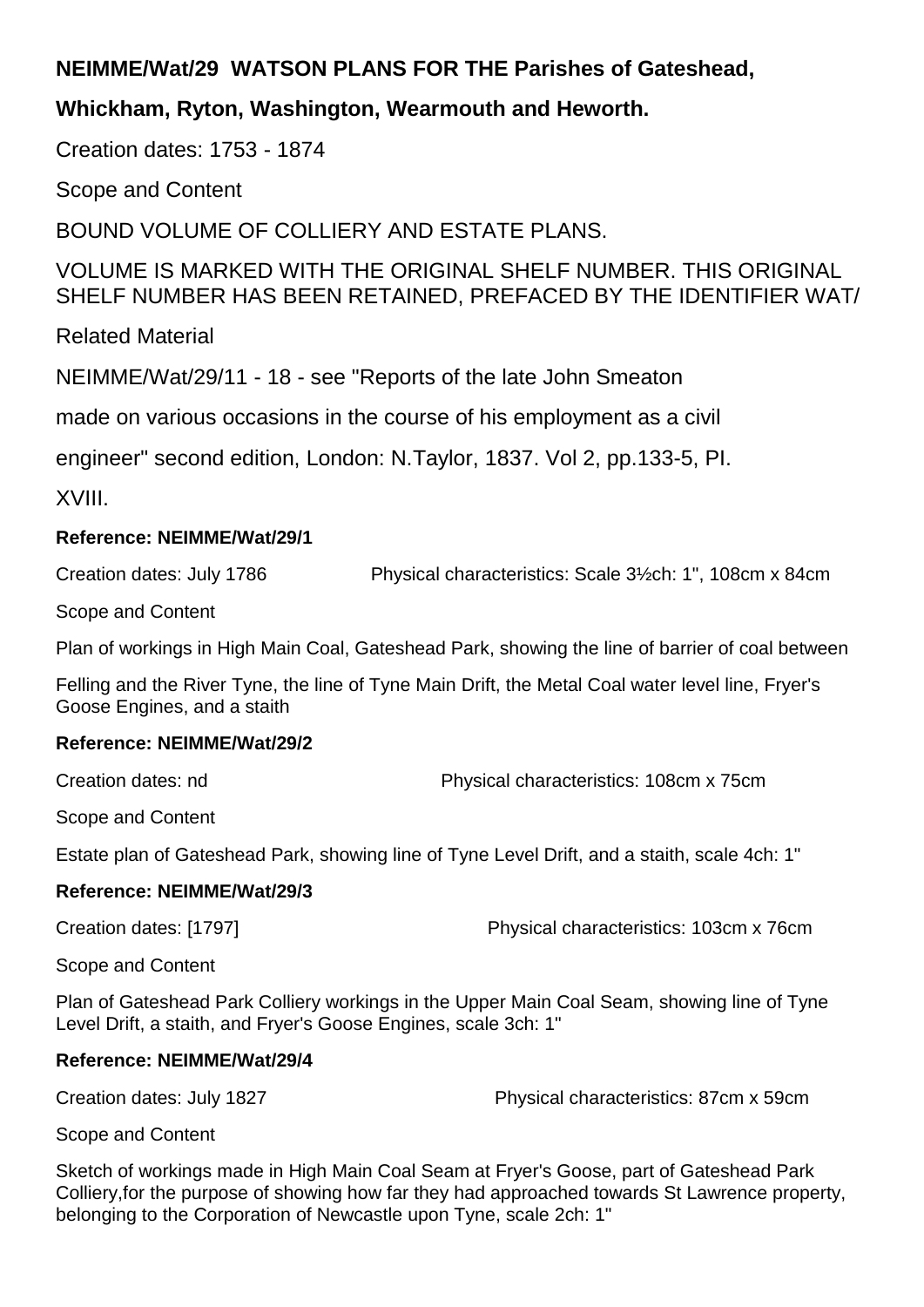**NEIMME/Wat/29 WATSON PLANS FOR THE Parishes of Gateshead, Whickham, Ryton, Washington, Wearmouth and Heworth.**

Creation dates: 1753 - 1874

Scope and Content

BOUND VOLUME OF COLLIERY AND ESTATE PLANS.

VOLUME IS MARKED WITH THE ORIGINAL SHELF NUMBER. THIS ORIGINAL SHELF NUMBER HAS BEEN RETAINED, PREFACED BY THE IDENTIFIER WAT/

Related Material

NEIMME/Wat/29/11 - 18 - see "Reports of the late John Smeaton made on various occasions in the course of his employment as a civil engineer" second edition, London: N.Taylor, 1837. Vol 2, pp.133-5, Pl. XVIII.

**Reference: NEIMME/Wat/29/1**

Creation dates: July 1786 Physical characteristics: Scale 3½ch: 1", 108cm x 84cm

Scope and Content

Plan of workings in High Main Coal, Gateshead Park, showing the line of barrier of coal between Felling and the River Tyne, the line of Tyne Main Drift, the Metal Coal water level line, Fryer's Goose Engines, and a staith

**Reference: NEIMME/Wat/29/2**

Creation dates: nd Physical characteristics: 108cm x 75cm

Scope and Content

Estate plan of Gateshead Park, showing line of Tyne Level Drift, and a staith, scale 4ch: 1"

**Reference: NEIMME/Wat/29/3**

Creation dates: [1797] Physical characteristics: 103cm x 76cm

Scope and Content

Plan of Gateshead Park Colliery workings in the Upper Main Coal Seam, showing line of Tyne Level Drift, a staith, and Fryer's Goose Engines, scale 3ch: 1"

**Reference: NEIMME/Wat/29/4**

Creation dates: July 1827 Physical characteristics: 87cm x 59cm

Scope and Content

Sketch of workings made in High Main Coal Seam at Fryer's Goose, part of Gateshead Park Colliery,for the purpose of showing how far they had approached towards St Lawrence property, belonging to the Corporation of Newcastle upon Tyne, scale 2ch: 1"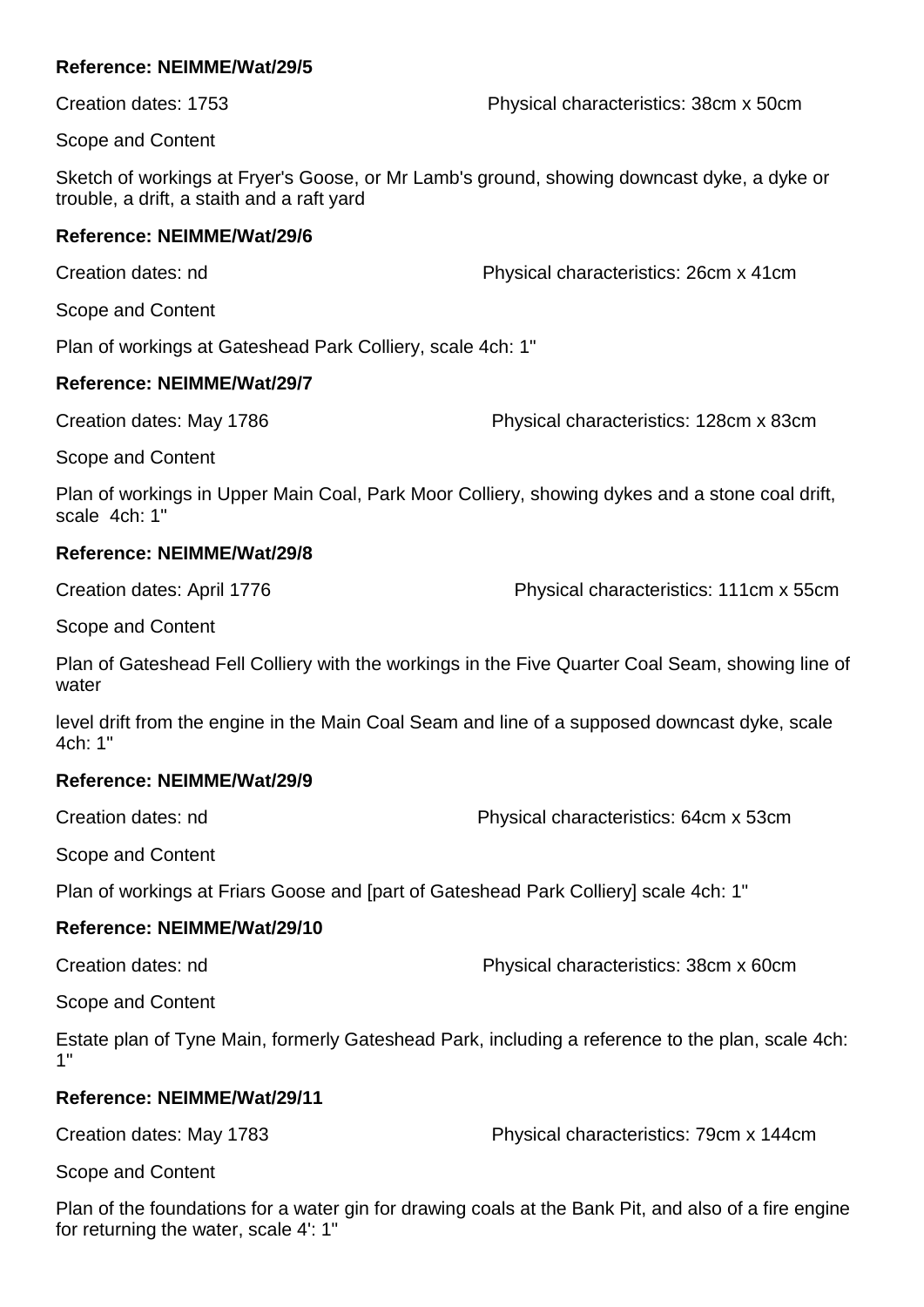**Reference: NEIMME/Wat/29/5**

Creation dates: 1753 Physical characteristics: 38cm x 50cm

Scope and Content

Sketch of workings at Fryer's Goose, or Mr Lamb's ground, showing downcast dyke, a dyke or trouble, a drift, a staith and a raft yard

**Reference: NEIMME/Wat/29/6**

Creation dates: nd Physical characteristics: 26cm x 41cm

Scope and Content

Plan of workings at Gateshead Park Colliery, scale 4ch: 1"

**Reference: NEIMME/Wat/29/7**

Creation dates: May 1786 Physical characteristics: 128cm x 83cm

Scope and Content

Plan of workings in Upper Main Coal, Park Moor Colliery, showing dykes and a stone coal drift, scale 4ch: 1"

**Reference: NEIMME/Wat/29/8**

Creation dates: April 1776 Physical characteristics: 111cm x 55cm

Scope and Content

Plan of Gateshead Fell Colliery with the workings in the Five Quarter Coal Seam, showing line of water

level drift from the engine in the Main Coal Seam and line of a supposed downcast dyke, scale 4ch: 1"

**Reference: NEIMME/Wat/29/9**

Creation dates: nd Physical characteristics: 64cm x 53cm

Scope and Content

Plan of workings at Friars Goose and [part of Gateshead Park Colliery] scale 4ch: 1"

**Reference: NEIMME/Wat/29/10**

Creation dates: nd Physical characteristics: 38cm x 60cm

Scope and Content

Estate plan of Tyne Main, formerly Gateshead Park, including a reference to the plan, scale 4ch: 1"

**Reference: NEIMME/Wat/29/11**

Creation dates: May 1783 Physical characteristics: 79cm x 144cm

Scope and Content

Plan of the foundations for a water gin for drawing coals at the Bank Pit, and also of a fire engine for returning the water, scale 4': 1"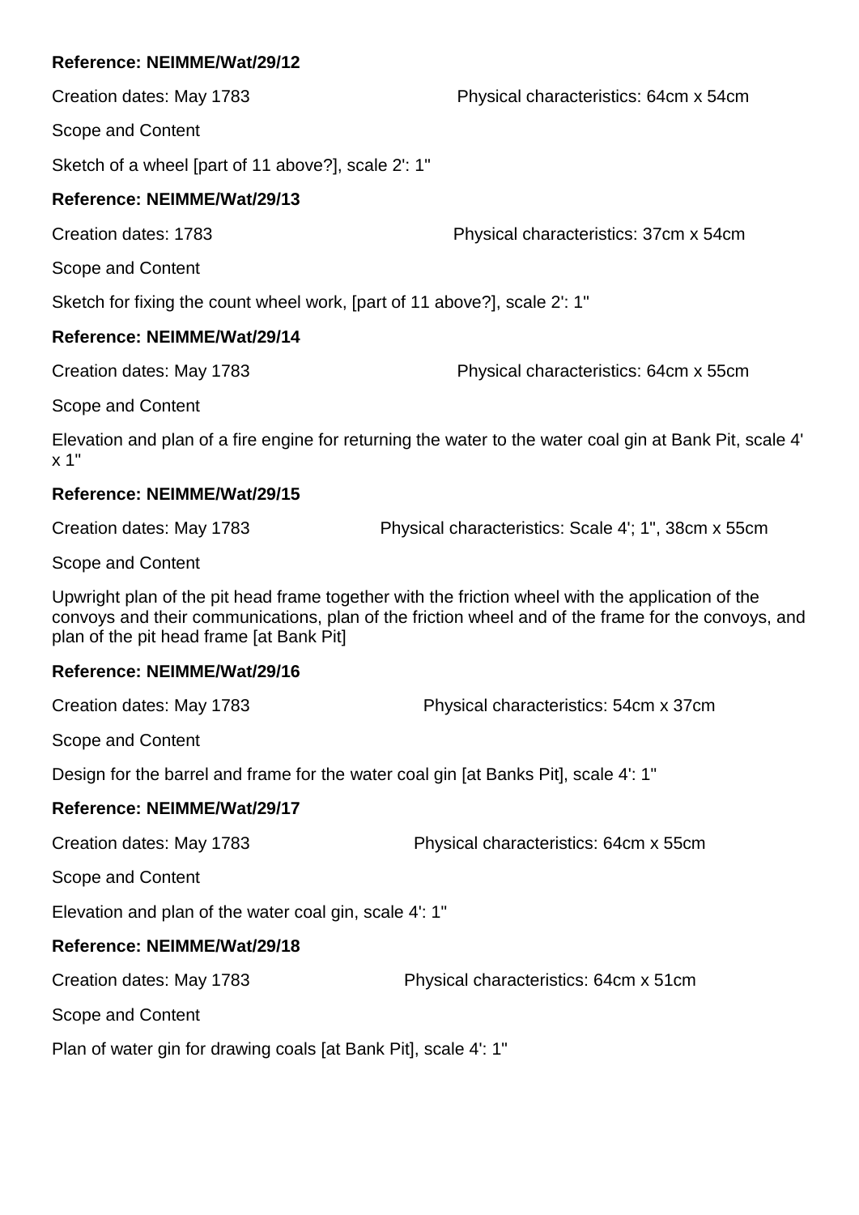**Reference: NEIMME/Wat/29/12**

Creation dates: May 1783 Physical characteristics: 64cm x 54cm

Scope and Content

Sketch of a wheel [part of 11 above?], scale 2': 1"

**Reference: NEIMME/Wat/29/13**

Creation dates: 1783 Physical characteristics: 37cm x 54cm

Scope and Content

Sketch for fixing the count wheel work, [part of 11 above?], scale 2': 1"

**Reference: NEIMME/Wat/29/14**

Creation dates: May 1783 Physical characteristics: 64cm x 55cm

Scope and Content

Elevation and plan of a fire engine for returning the water to the water coal gin at Bank Pit, scale 4' x 1"

**Reference: NEIMME/Wat/29/15**

Creation dates: May 1783 Physical characteristics: Scale 4'; 1", 38cm x 55cm

Scope and Content

Upwright plan of the pit head frame together with the friction wheel with the application of the convoys and their communications, plan of the friction wheel and of the frame for the convoys, and plan of the pit head frame [at Bank Pit]

**Reference: NEIMME/Wat/29/16**

Creation dates: May 1783 Physical characteristics: 54cm x 37cm

Scope and Content

Design for the barrel and frame for the water coal gin [at Banks Pit], scale 4': 1"

**Reference: NEIMME/Wat/29/17**

Creation dates: May 1783 Physical characteristics: 64cm x 55cm

Scope and Content

Elevation and plan of the water coal gin, scale 4': 1"

**Reference: NEIMME/Wat/29/18**

Creation dates: May 1783 Physical characteristics: 64cm x 51cm

Scope and Content

Plan of water gin for drawing coals [at Bank Pit], scale 4': 1"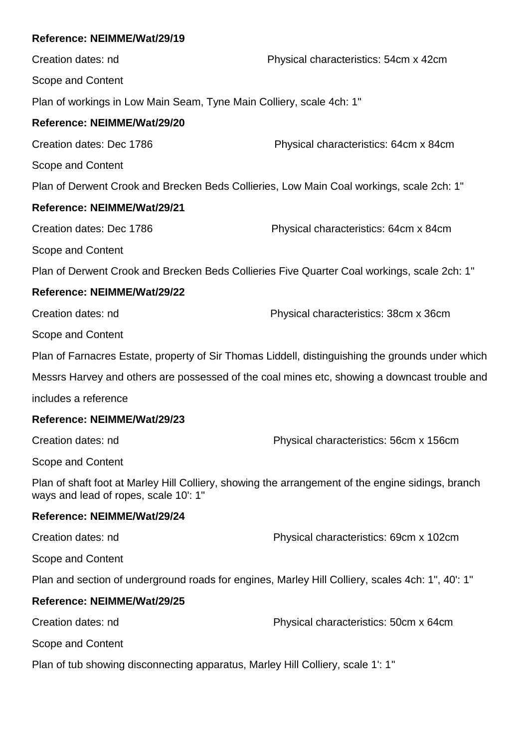**Reference: NEIMME/Wat/29/19**

Creation dates: nd Physical characteristics: 54cm x 42cm

Scope and Content

Plan of workings in Low Main Seam, Tyne Main Colliery, scale 4ch: 1"

**Reference: NEIMME/Wat/29/20**

Creation dates: Dec 1786 Physical characteristics: 64cm x 84cm

Scope and Content

Plan of Derwent Crook and Brecken Beds Collieries, Low Main Coal workings, scale 2ch: 1"

**Reference: NEIMME/Wat/29/21**

Creation dates: Dec 1786 Physical characteristics: 64cm x 84cm

Scope and Content

Plan of Derwent Crook and Brecken Beds Collieries Five Quarter Coal workings, scale 2ch: 1"

**Reference: NEIMME/Wat/29/22**

Creation dates: nd Physical characteristics: 38cm x 36cm

Scope and Content

Plan of Farnacres Estate, property of Sir Thomas Liddell, distinguishing the grounds under which Messrs Harvey and others are possessed of the coal mines etc, showing a downcast trouble and includes a reference

**Reference: NEIMME/Wat/29/23**

Creation dates: nd Physical characteristics: 56cm x 156cm

Scope and Content

Plan of shaft foot at Marley Hill Colliery, showing the arrangement of the engine sidings, branch ways and lead of ropes, scale 10': 1"

**Reference: NEIMME/Wat/29/24**

Creation dates: nd Physical characteristics: 69cm x 102cm

Scope and Content

Plan and section of underground roads for engines, Marley Hill Colliery, scales 4ch: 1", 40': 1"

**Reference: NEIMME/Wat/29/25**

Creation dates: nd Physical characteristics: 50cm x 64cm

Scope and Content

Plan of tub showing disconnecting apparatus, Marley Hill Colliery, scale 1': 1"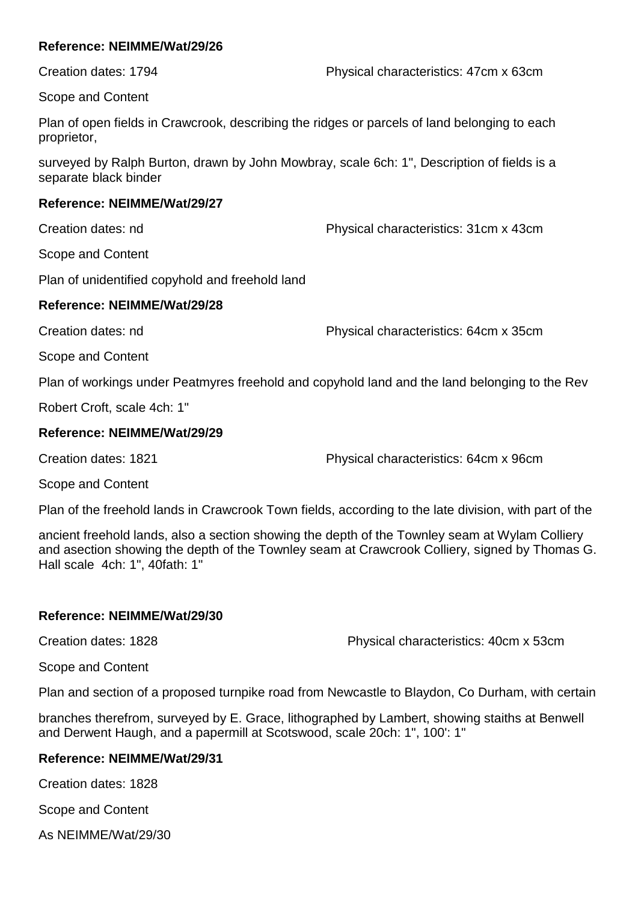**Reference: NEIMME/Wat/29/26**

Creation dates: 1794 Physical characteristics: 47cm x 63cm

Scope and Content

Plan of open fields in Crawcrook, describing the ridges or parcels of land belonging to each proprietor,

surveyed by Ralph Burton, drawn by John Mowbray, scale 6ch: 1", Description of fields is a separate black binder

**Reference: NEIMME/Wat/29/27**

Creation dates: nd Physical characteristics: 31cm x 43cm

Scope and Content

Plan of unidentified copyhold and freehold land

**Reference: NEIMME/Wat/29/28**

Creation dates: nd Physical characteristics: 64cm x 35cm

Scope and Content

Plan of workings under Peatmyres freehold and copyhold land and the land belonging to the Rev

Robert Croft, scale 4ch: 1"

**Reference: NEIMME/Wat/29/29**

Creation dates: 1821 Physical characteristics: 64cm x 96cm

Scope and Content

Plan of the freehold lands in Crawcrook Town fields, according to the late division, with part of the

ancient freehold lands, also a section showing the depth of the Townley seam at Wylam Colliery and asection showing the depth of the Townley seam at Crawcrook Colliery, signed by Thomas G. Hall scale 4ch: 1", 40fath: 1"

**Reference: NEIMME/Wat/29/30**

Creation dates: 1828 Physical characteristics: 40cm x 53cm

Scope and Content

Plan and section of a proposed turnpike road from Newcastle to Blaydon, Co Durham, with certain

branches therefrom, surveyed by E. Grace, lithographed by Lambert, showing staiths at Benwell and Derwent Haugh, and a papermill at Scotswood, scale 20ch: 1", 100': 1"

**Reference: NEIMME/Wat/29/31**

Creation dates: 1828

Scope and Content

As NEIMME/Wat/29/30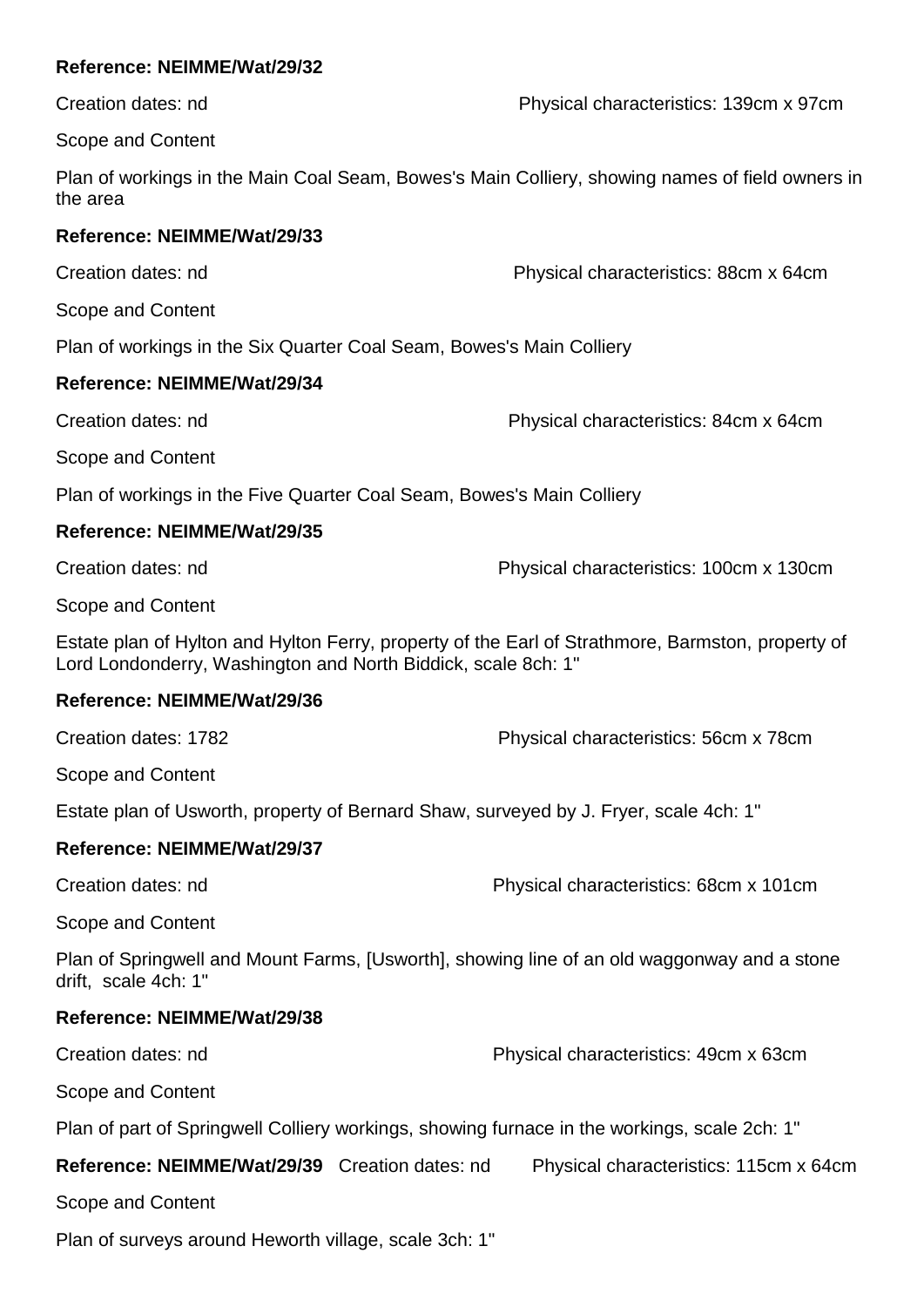**Reference: NEIMME/Wat/29/32**

Creation dates: nd Physical characteristics: 139cm x 97cm

Scope and Content

Plan of workings in the Main Coal Seam, Bowes's Main Colliery, showing names of field owners in the area

**Reference: NEIMME/Wat/29/33**

Creation dates: nd Physical characteristics: 88cm x 64cm

Scope and Content

Plan of workings in the Six Quarter Coal Seam, Bowes's Main Colliery

**Reference: NEIMME/Wat/29/34**

Creation dates: nd Physical characteristics: 84cm x 64cm

Scope and Content

Plan of workings in the Five Quarter Coal Seam, Bowes's Main Colliery

**Reference: NEIMME/Wat/29/35**

Creation dates: nd Physical characteristics: 100cm x 130cm

Scope and Content

Estate plan of Hylton and Hylton Ferry, property of the Earl of Strathmore, Barmston, property of Lord Londonderry, Washington and North Biddick, scale 8ch: 1"

**Reference: NEIMME/Wat/29/36**

Creation dates: 1782 Physical characteristics: 56cm x 78cm

Scope and Content

Estate plan of Usworth, property of Bernard Shaw, surveyed by J. Fryer, scale 4ch: 1"

**Reference: NEIMME/Wat/29/37**

Creation dates: nd Physical characteristics: 68cm x 101cm

Scope and Content

Plan of Springwell and Mount Farms, [Usworth], showing line of an old waggonway and a stone drift, scale 4ch: 1"

**Reference: NEIMME/Wat/29/38**

Creation dates: nd Physical characteristics: 49cm x 63cm

Scope and Content

Plan of part of Springwell Colliery workings, showing furnace in the workings, scale 2ch: 1"

**Reference: NEIMME/Wat/29/39** Creation dates: nd Physical characteristics: 115cm x 64cm

Scope and Content

Plan of surveys around Heworth village, scale 3ch: 1"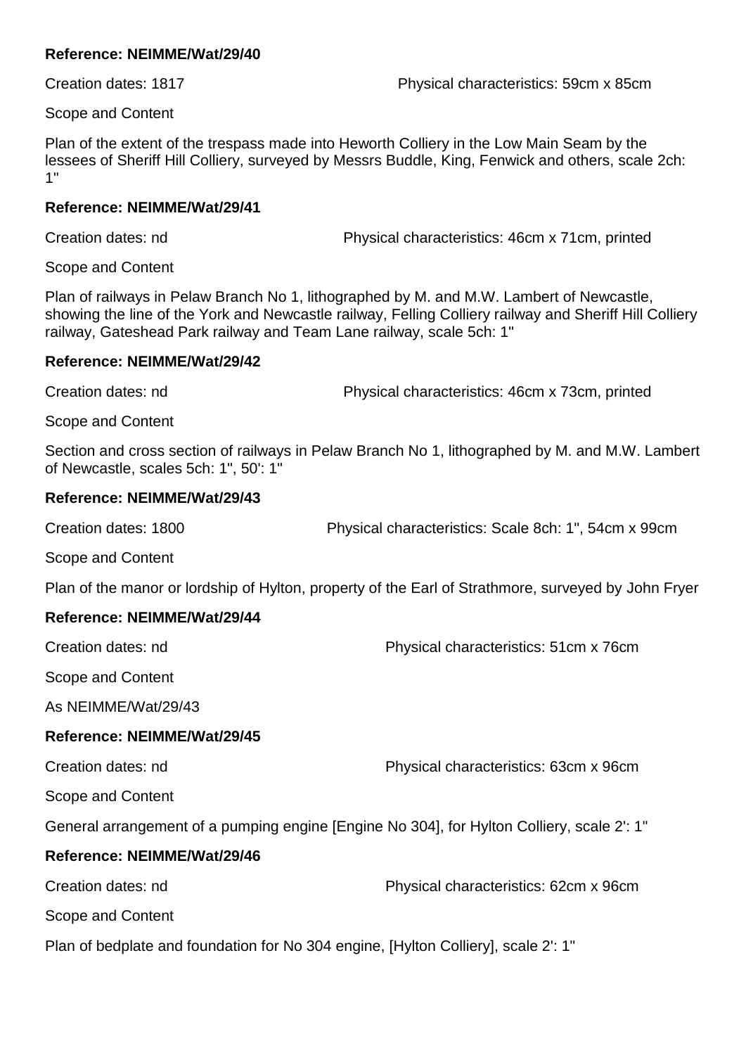**Reference: NEIMME/Wat/29/40**

Creation dates: 1817 Physical characteristics: 59cm x 85cm

Scope and Content

Plan of the extent of the trespass made into Heworth Colliery in the Low Main Seam by the lessees of Sheriff Hill Colliery, surveyed by Messrs Buddle, King, Fenwick and others, scale 2ch: 1"

**Reference: NEIMME/Wat/29/41**

Creation dates: nd Physical characteristics: 46cm x 71cm, printed

Scope and Content

Plan of railways in Pelaw Branch No 1, lithographed by M. and M.W. Lambert of Newcastle, showing the line of the York and Newcastle railway, Felling Colliery railway and Sheriff Hill Colliery railway, Gateshead Park railway and Team Lane railway, scale 5ch: 1"

**Reference: NEIMME/Wat/29/42**

Creation dates: nd Physical characteristics: 46cm x 73cm, printed

Scope and Content

Section and cross section of railways in Pelaw Branch No 1, lithographed by M. and M.W. Lambert of Newcastle, scales 5ch: 1", 50': 1"

**Reference: NEIMME/Wat/29/43**

Creation dates: 1800 Physical characteristics: Scale 8ch: 1", 54cm x 99cm

Scope and Content

Plan of the manor or lordship of Hylton, property of the Earl of Strathmore, surveyed by John Fryer

**Reference: NEIMME/Wat/29/44**

Creation dates: nd Physical characteristics: 51cm x 76cm

Scope and Content

As NEIMME/Wat/29/43

**Reference: NEIMME/Wat/29/45**

Creation dates: nd Physical characteristics: 63cm x 96cm

Scope and Content

General arrangement of a pumping engine [Engine No 304], for Hylton Colliery, scale 2': 1"

**Reference: NEIMME/Wat/29/46**

Creation dates: nd Physical characteristics: 62cm x 96cm

Scope and Content

Plan of bedplate and foundation for No 304 engine, [Hylton Colliery], scale 2': 1"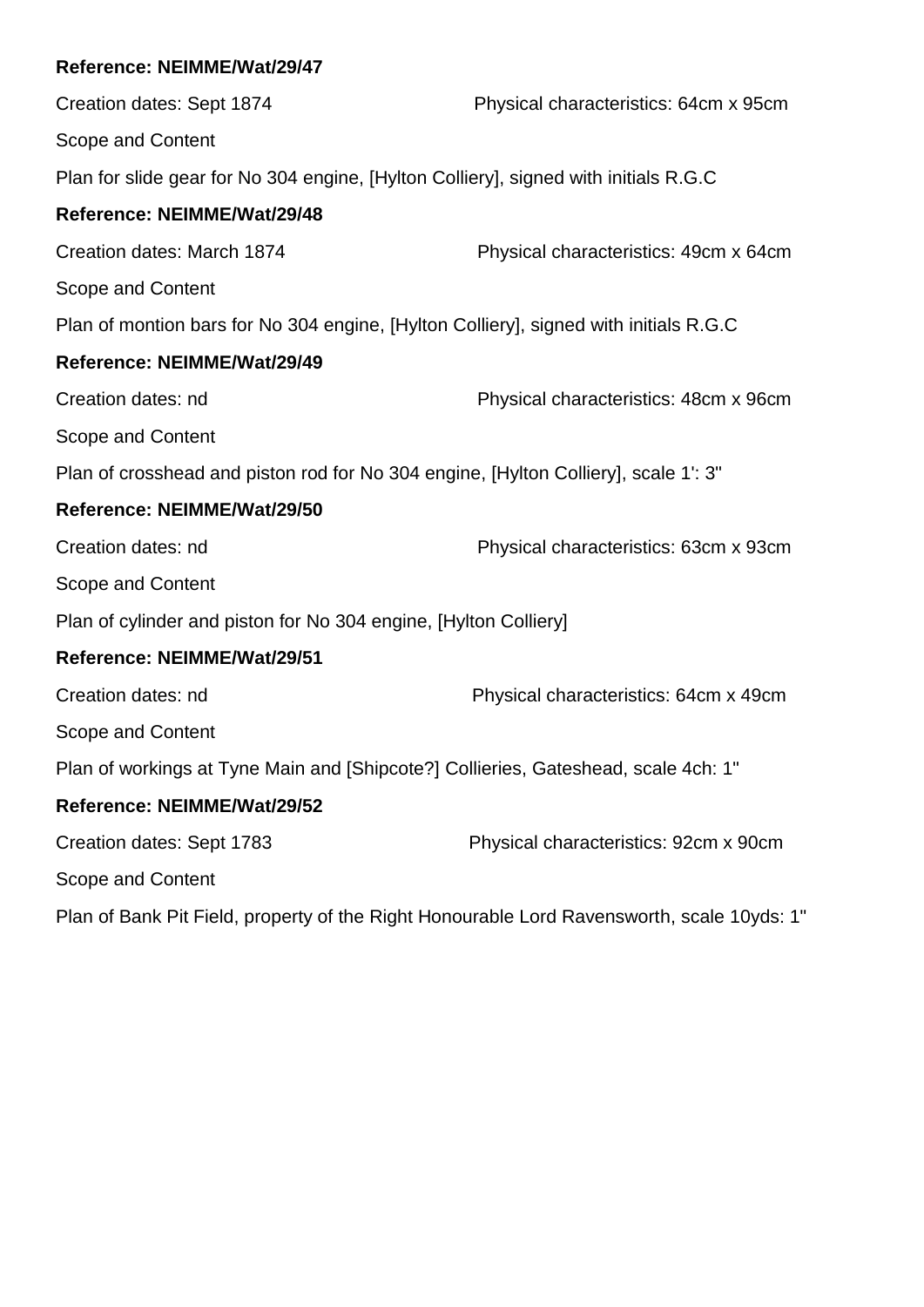**Reference: NEIMME/Wat/29/47**

Creation dates: Sept 1874 Physical characteristics: 64cm x 95cm

Scope and Content

Plan for slide gear for No 304 engine, [Hylton Colliery], signed with initials R.G.C

**Reference: NEIMME/Wat/29/48**

Creation dates: March 1874 Physical characteristics: 49cm x 64cm

Scope and Content

Plan of montion bars for No 304 engine, [Hylton Colliery], signed with initials R.G.C

**Reference: NEIMME/Wat/29/49**

Creation dates: nd Physical characteristics: 48cm x 96cm

Scope and Content

Plan of crosshead and piston rod for No 304 engine, [Hylton Colliery], scale 1': 3"

**Reference: NEIMME/Wat/29/50**

Creation dates: nd Physical characteristics: 63cm x 93cm

Scope and Content

Plan of cylinder and piston for No 304 engine, [Hylton Colliery]

**Reference: NEIMME/Wat/29/51**

Creation dates: nd Physical characteristics: 64cm x 49cm

Scope and Content

Plan of workings at Tyne Main and [Shipcote?] Collieries, Gateshead, scale 4ch: 1"

**Reference: NEIMME/Wat/29/52**

Creation dates: Sept 1783 Physical characteristics: 92cm x 90cm

Scope and Content

Plan of Bank Pit Field, property of the Right Honourable Lord Ravensworth, scale 10yds: 1"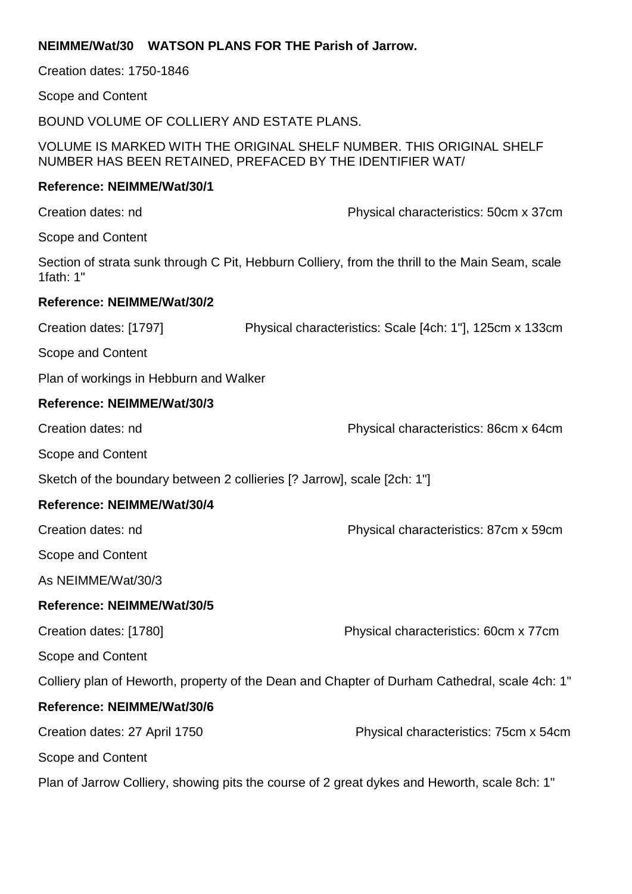**NEIMME/Wat/30 WATSON PLANS FOR THE Parish of Jarrow.**

Creation dates: 1750-1846

Scope and Content

BOUND VOLUME OF COLLIERY AND ESTATE PLANS.

VOLUME IS MARKED WITH THE ORIGINAL SHELF NUMBER. THIS ORIGINAL SHELF NUMBER HAS BEEN RETAINED, PREFACED BY THE IDENTIFIER WAT/

**Reference: NEIMME/Wat/30/1**

Creation dates: nd Physical characteristics: 50cm x 37cm

Scope and Content

Section of strata sunk through C Pit, Hebburn Colliery, from the thrill to the Main Seam, scale 1fath: 1"

**Reference: NEIMME/Wat/30/2**

Creation dates: [1797] Physical characteristics: Scale [4ch: 1"], 125cm x 133cm

Scope and Content

Plan of workings in Hebburn and Walker

**Reference: NEIMME/Wat/30/3**

Creation dates: nd Physical characteristics: 86cm x 64cm

Scope and Content

Sketch of the boundary between 2 collieries [? Jarrow], scale [2ch: 1"]

**Reference: NEIMME/Wat/30/4**

Creation dates: nd Physical characteristics: 87cm x 59cm

Scope and Content

As NEIMME/Wat/30/3

**Reference: NEIMME/Wat/30/5**

Creation dates: [1780] Physical characteristics: 60cm x 77cm

Scope and Content

Colliery plan of Heworth, property of the Dean and Chapter of Durham Cathedral, scale 4ch: 1"

**Reference: NEIMME/Wat/30/6**

Creation dates: 27 April 1750 Physical characteristics: 75cm x 54cm

Scope and Content

Plan of Jarrow Colliery, showing pits the course of 2 great dykes and Heworth, scale 8ch: 1"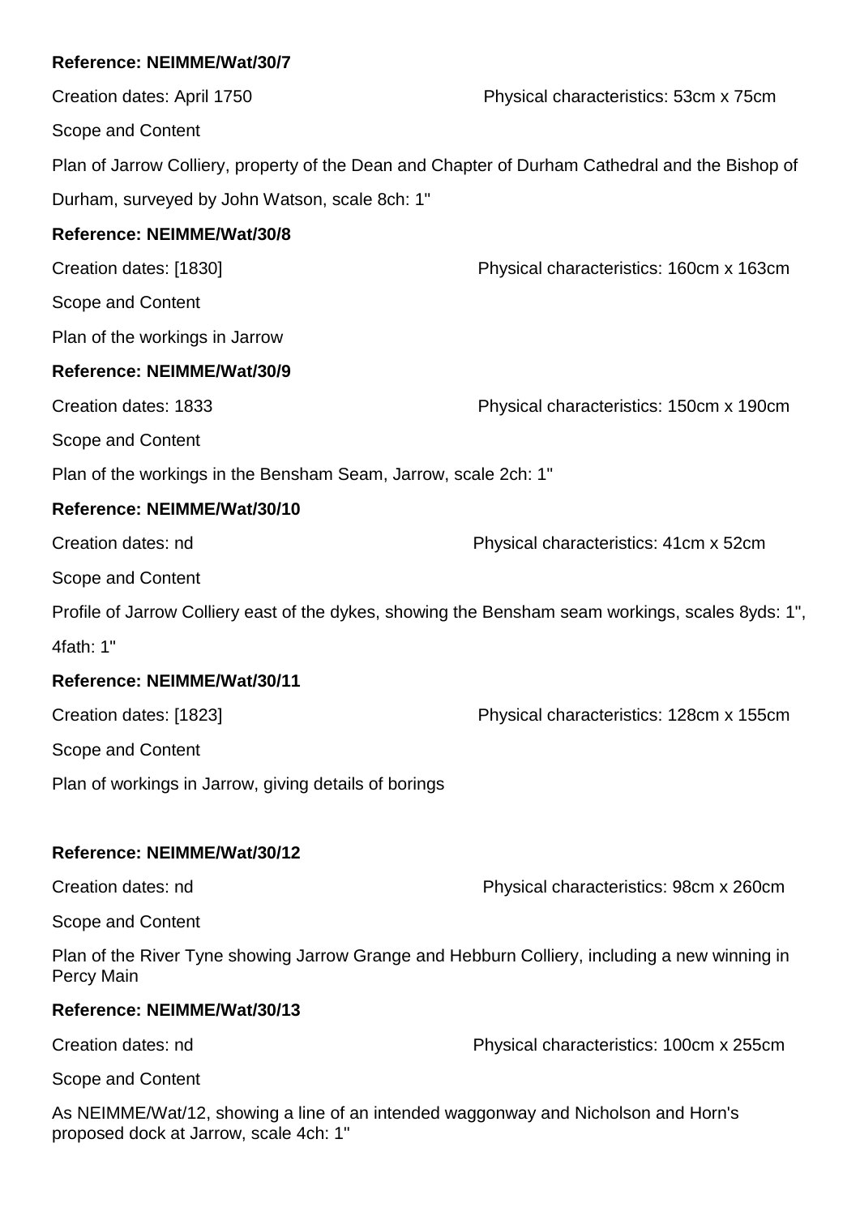**Reference: NEIMME/Wat/30/7**

Creation dates: April 1750 Physical characteristics: 53cm x 75cm

Scope and Content

Plan of Jarrow Colliery, property of the Dean and Chapter of Durham Cathedral and the Bishop of Durham, surveyed by John Watson, scale 8ch: 1"

**Reference: NEIMME/Wat/30/8**

Creation dates: [1830] Physical characteristics: 160cm x 163cm

Scope and Content

Plan of the workings in Jarrow

**Reference: NEIMME/Wat/30/9**

Creation dates: 1833 Physical characteristics: 150cm x 190cm

Scope and Content

Plan of the workings in the Bensham Seam, Jarrow, scale 2ch: 1"

**Reference: NEIMME/Wat/30/10**

Creation dates: nd Physical characteristics: 41cm x 52cm

Scope and Content

Profile of Jarrow Colliery east of the dykes, showing the Bensham seam workings, scales 8yds: 1", 4fath: 1"

**Reference: NEIMME/Wat/30/11**

Creation dates: [1823] Physical characteristics: 128cm x 155cm

Scope and Content

Plan of workings in Jarrow, giving details of borings

**Reference: NEIMME/Wat/30/12**

Creation dates: nd Physical characteristics: 98cm x 260cm

Scope and Content

Plan of the River Tyne showing Jarrow Grange and Hebburn Colliery, including a new winning in Percy Main

**Reference: NEIMME/Wat/30/13**

Creation dates: nd Physical characteristics: 100cm x 255cm

Scope and Content

As NEIMME/Wat/12, showing a line of an intended waggonway and Nicholson and Horn's proposed dock at Jarrow, scale 4ch: 1"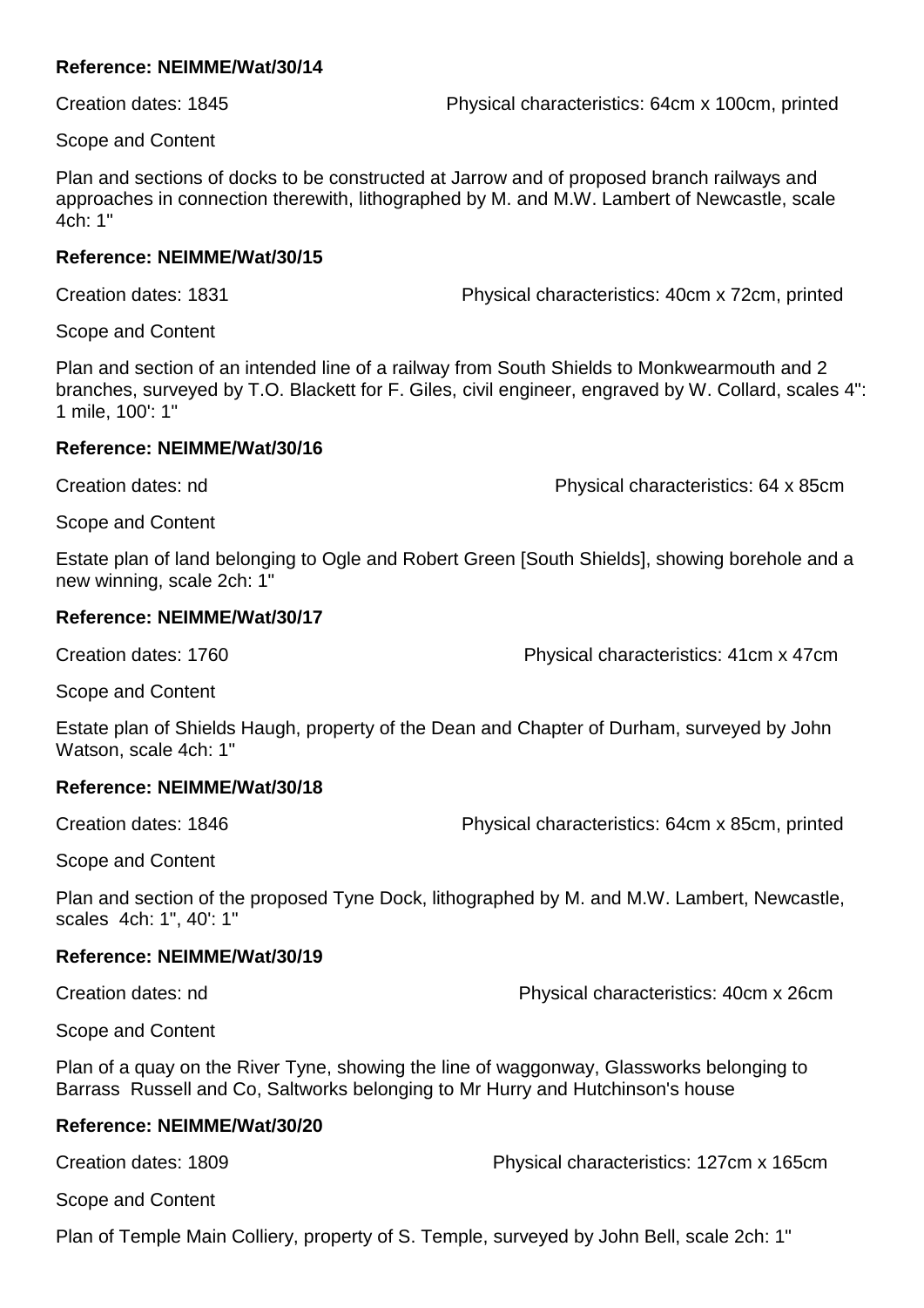**Reference: NEIMME/Wat/30/14**

Creation dates: 1845 Physical characteristics: 64cm x 100cm, printed

Scope and Content

Plan and sections of docks to be constructed at Jarrow and of proposed branch railways and approaches in connection therewith, lithographed by M. and M.W. Lambert of Newcastle, scale 4ch: 1"

**Reference: NEIMME/Wat/30/15**

Creation dates: 1831 Physical characteristics: 40cm x 72cm, printed

Scope and Content

Plan and section of an intended line of a railway from South Shields to Monkwearmouth and 2 branches, surveyed by T.O. Blackett for F. Giles, civil engineer, engraved by W. Collard, scales 4": 1 mile, 100': 1"

**Reference: NEIMME/Wat/30/16**

Creation dates: nd Physical characteristics: 64 x 85cm

Scope and Content

Estate plan of land belonging to Ogle and Robert Green [South Shields], showing borehole and a new winning, scale 2ch: 1"

**Reference: NEIMME/Wat/30/17**

Creation dates: 1760 Physical characteristics: 41cm x 47cm

Scope and Content

Estate plan of Shields Haugh, property of the Dean and Chapter of Durham, surveyed by John Watson, scale 4ch: 1"

**Reference: NEIMME/Wat/30/18**

Creation dates: 1846 Physical characteristics: 64cm x 85cm, printed

Scope and Content

Plan and section of the proposed Tyne Dock, lithographed by M. and M.W. Lambert, Newcastle, scales 4ch: 1", 40': 1"

**Reference: NEIMME/Wat/30/19**

Creation dates: nd Physical characteristics: 40cm x 26cm

Scope and Content

Plan of a quay on the River Tyne, showing the line of waggonway, Glassworks belonging to Barrass Russell and Co, Saltworks belonging to Mr Hurry and Hutchinson's house

**Reference: NEIMME/Wat/30/20**

Creation dates: 1809 Physical characteristics: 127cm x 165cm

Scope and Content

Plan of Temple Main Colliery, property of S. Temple, surveyed by John Bell, scale 2ch: 1"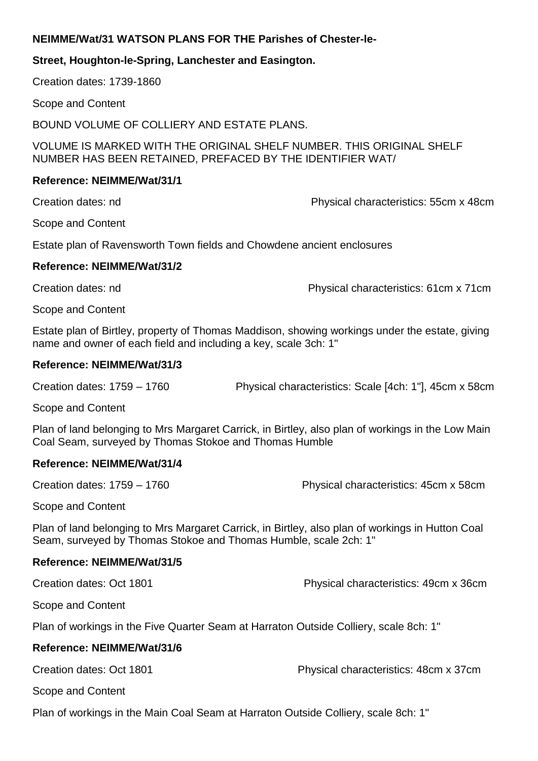**NEIMME/Wat/31 WATSON PLANS FOR THE Parishes of Chester-le-Street, Houghton-le-Spring, Lanchester and Easington.**

Creation dates: 1739-1860

Scope and Content

BOUND VOLUME OF COLLIERY AND ESTATE PLANS.

VOLUME IS MARKED WITH THE ORIGINAL SHELF NUMBER. THIS ORIGINAL SHELF NUMBER HAS BEEN RETAINED, PREFACED BY THE IDENTIFIER WAT/

**Reference: NEIMME/Wat/31/1**

Creation dates: nd Physical characteristics: 55cm x 48cm

Scope and Content

Estate plan of Ravensworth Town fields and Chowdene ancient enclosures

**Reference: NEIMME/Wat/31/2**

Creation dates: nd Physical characteristics: 61cm x 71cm

Scope and Content

Estate plan of Birtley, property of Thomas Maddison, showing workings under the estate, giving name and owner of each field and including a key, scale 3ch: 1"

**Reference: NEIMME/Wat/31/3**

Creation dates: 1759 – 1760 Physical characteristics: Scale [4ch: 1"], 45cm x 58cm

Scope and Content

Plan of land belonging to Mrs Margaret Carrick, in Birtley, also plan of workings in the Low Main Coal Seam, surveyed by Thomas Stokoe and Thomas Humble

**Reference: NEIMME/Wat/31/4**

Creation dates: 1759 – 1760 Physical characteristics: 45cm x 58cm

Scope and Content

Plan of land belonging to Mrs Margaret Carrick, in Birtley, also plan of workings in Hutton Coal Seam, surveyed by Thomas Stokoe and Thomas Humble, scale 2ch: 1"

**Reference: NEIMME/Wat/31/5**

Creation dates: Oct 1801 Physical characteristics: 49cm x 36cm

Scope and Content

Plan of workings in the Five Quarter Seam at Harraton Outside Colliery, scale 8ch: 1"

**Reference: NEIMME/Wat/31/6**

Creation dates: Oct 1801 Physical characteristics: 48cm x 37cm

Scope and Content

Plan of workings in the Main Coal Seam at Harraton Outside Colliery, scale 8ch: 1"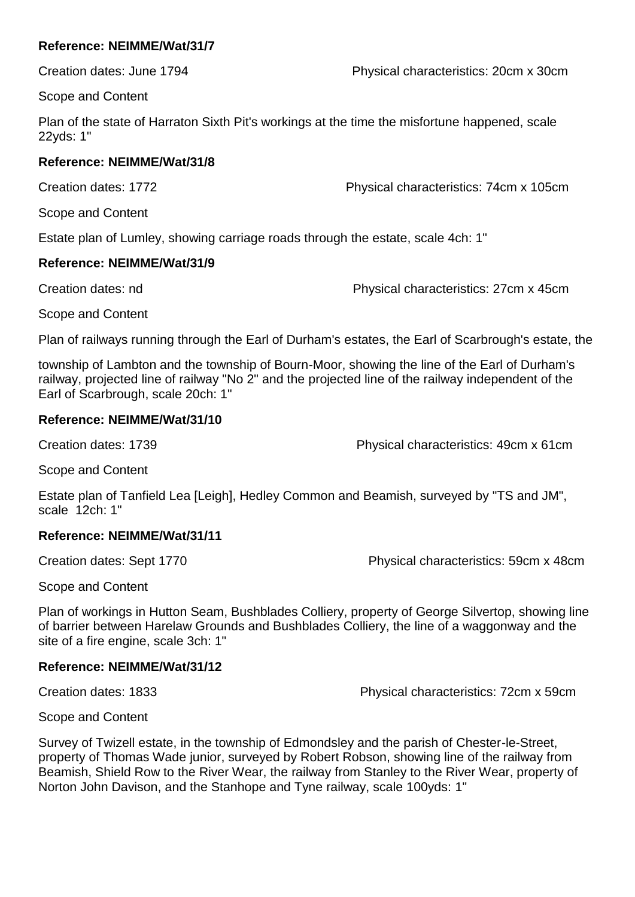**Reference: NEIMME/Wat/31/7**

Creation dates: June 1794 Physical characteristics: 20cm x 30cm

Scope and Content

Plan of the state of Harraton Sixth Pit's workings at the time the misfortune happened, scale 22yds: 1"

**Reference: NEIMME/Wat/31/8**

Creation dates: 1772 Physical characteristics: 74cm x 105cm

Scope and Content

Estate plan of Lumley, showing carriage roads through the estate, scale 4ch: 1"

**Reference: NEIMME/Wat/31/9**

Creation dates: nd Physical characteristics: 27cm x 45cm

Scope and Content

Plan of railways running through the Earl of Durham's estates, the Earl of Scarbrough's estate, the

township of Lambton and the township of Bourn-Moor, showing the line of the Earl of Durham's railway, projected line of railway "No 2" and the projected line of the railway independent of the Earl of Scarbrough, scale 20ch: 1"

**Reference: NEIMME/Wat/31/10**

Creation dates: 1739 Physical characteristics: 49cm x 61cm

Scope and Content

Estate plan of Tanfield Lea [Leigh], Hedley Common and Beamish, surveyed by "TS and JM", scale 12ch: 1"

**Reference: NEIMME/Wat/31/11**

Creation dates: Sept 1770 Physical characteristics: 59cm x 48cm

Scope and Content

Plan of workings in Hutton Seam, Bushblades Colliery, property of George Silvertop, showing line of barrier between Harelaw Grounds and Bushblades Colliery, the line of a waggonway and the site of a fire engine, scale 3ch: 1"

**Reference: NEIMME/Wat/31/12**

Creation dates: 1833 Physical characteristics: 72cm x 59cm

Scope and Content

Survey of Twizell estate, in the township of Edmondsley and the parish of Chester-le-Street, property of Thomas Wade junior, surveyed by Robert Robson, showing line of the railway from Beamish, Shield Row to the River Wear, the railway from Stanley to the River Wear, property of Norton John Davison, and the Stanhope and Tyne railway, scale 100yds: 1"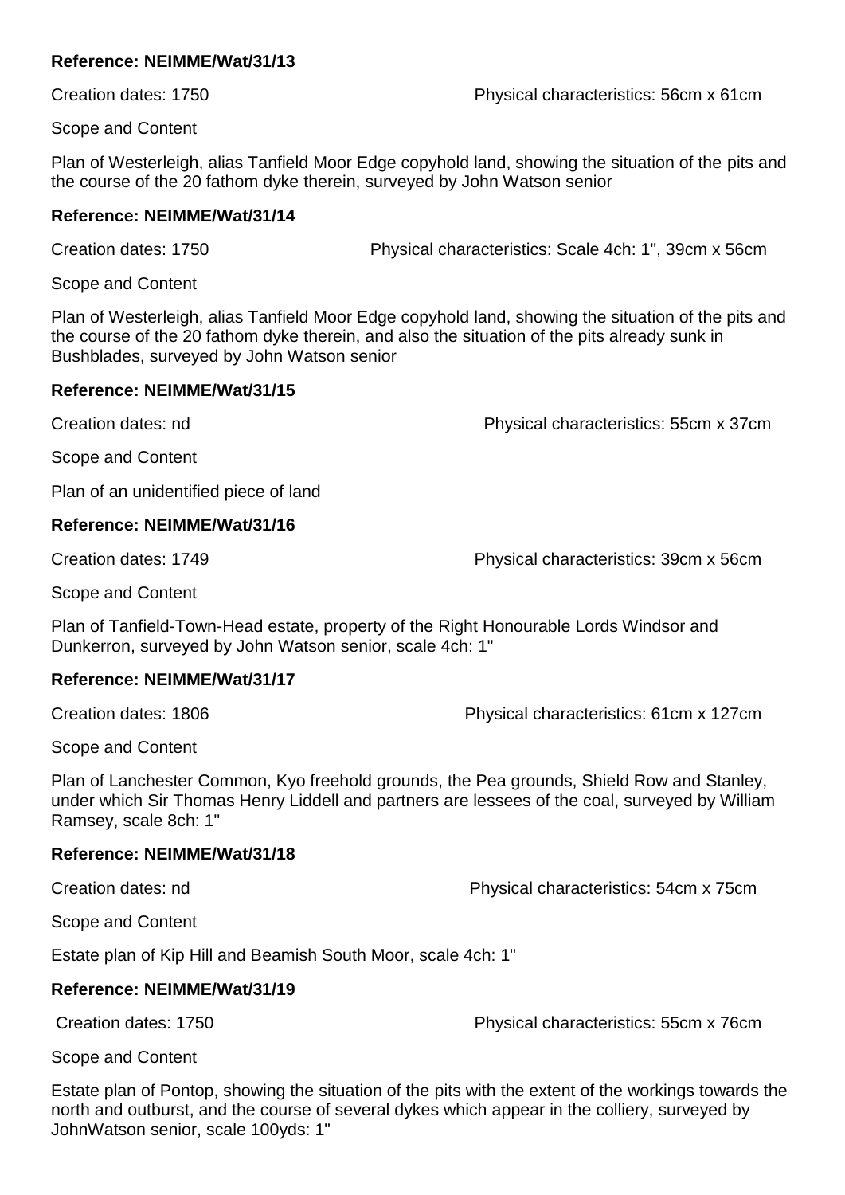**Reference: NEIMME/Wat/31/13**

Creation dates: 1750 Physical characteristics: 56cm x 61cm

Scope and Content

Plan of Westerleigh, alias Tanfield Moor Edge copyhold land, showing the situation of the pits and the course of the 20 fathom dyke therein, surveyed by John Watson senior

**Reference: NEIMME/Wat/31/14**

Creation dates: 1750 Physical characteristics: Scale 4ch: 1", 39cm x 56cm

Scope and Content

Plan of Westerleigh, alias Tanfield Moor Edge copyhold land, showing the situation of the pits and the course of the 20 fathom dyke therein, and also the situation of the pits already sunk in Bushblades, surveyed by John Watson senior

**Reference: NEIMME/Wat/31/15**

Creation dates: nd Physical characteristics: 55cm x 37cm

Scope and Content

Plan of an unidentified piece of land

**Reference: NEIMME/Wat/31/16**

Creation dates: 1749 Physical characteristics: 39cm x 56cm

Scope and Content

Plan of Tanfield-Town-Head estate, property of the Right Honourable Lords Windsor and Dunkerron, surveyed by John Watson senior, scale 4ch: 1"

**Reference: NEIMME/Wat/31/17**

Creation dates: 1806 Physical characteristics: 61cm x 127cm

Scope and Content

Plan of Lanchester Common, Kyo freehold grounds, the Pea grounds, Shield Row and Stanley, under which Sir Thomas Henry Liddell and partners are lessees of the coal, surveyed by William Ramsey, scale 8ch: 1"

**Reference: NEIMME/Wat/31/18**

Creation dates: nd Physical characteristics: 54cm x 75cm

Scope and Content

Estate plan of Kip Hill and Beamish South Moor, scale 4ch: 1"

**Reference: NEIMME/Wat/31/19**

Creation dates: 1750 Physical characteristics: 55cm x 76cm

Scope and Content

Estate plan of Pontop, showing the situation of the pits with the extent of the workings towards the north and outburst, and the course of several dykes which appear in the colliery, surveyed by JohnWatson senior, scale 100yds: 1"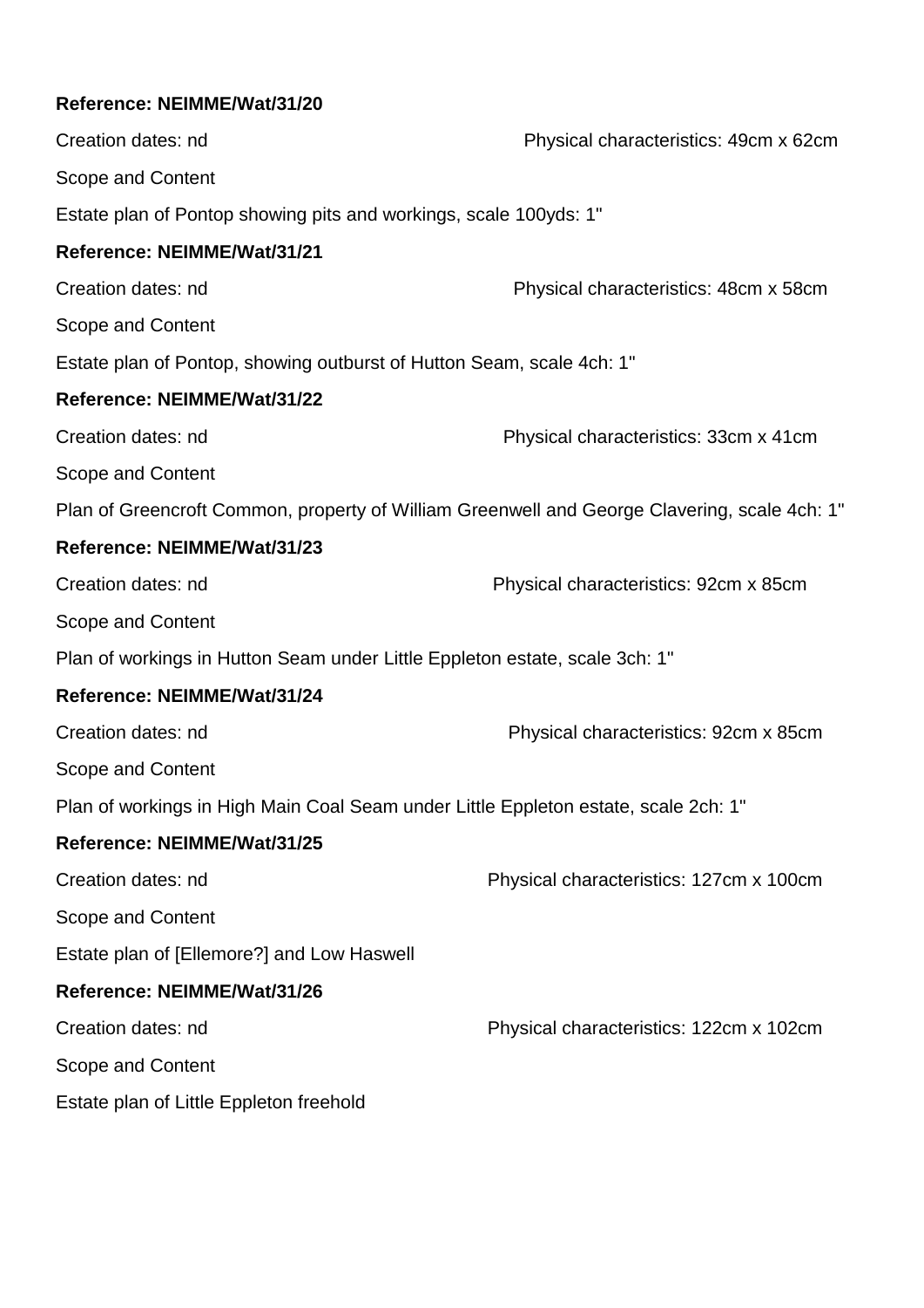**Reference: NEIMME/Wat/31/20**

Creation dates: nd

Physical characteristics: 49cm x 62cm

Scope and Content

Estate plan of Pontop showing pits and workings, scale 100yds: 1"

**Reference: NEIMME/Wat/31/21**

Creation dates: nd

Physical characteristics: 48cm x 58cm

Scope and Content

Estate plan of Pontop, showing outburst of Hutton Seam, scale 4ch: 1"

**Reference: NEIMME/Wat/31/22**

Creation dates: nd

Physical characteristics: 33cm x 41cm

Scope and Content

Plan of Greencroft Common, property of William Greenwell and George Clavering, scale 4ch: 1"

**Reference: NEIMME/Wat/31/23**

Creation dates: nd

Physical characteristics: 92cm x 85cm

Scope and Content

Plan of workings in Hutton Seam under Little Eppleton estate, scale 3ch: 1"

**Reference: NEIMME/Wat/31/24**

Creation dates: nd

Physical characteristics: 92cm x 85cm

Scope and Content

Plan of workings in High Main Coal Seam under Little Eppleton estate, scale 2ch: 1"

**Reference: NEIMME/Wat/31/25**

Creation dates: nd

Physical characteristics: 127cm x 100cm

Scope and Content

Estate plan of [Ellemore?] and Low Haswell

**Reference: NEIMME/Wat/31/26**

Creation dates: nd

Physical characteristics: 122cm x 102cm

Scope and Content

Estate plan of Little Eppleton freehold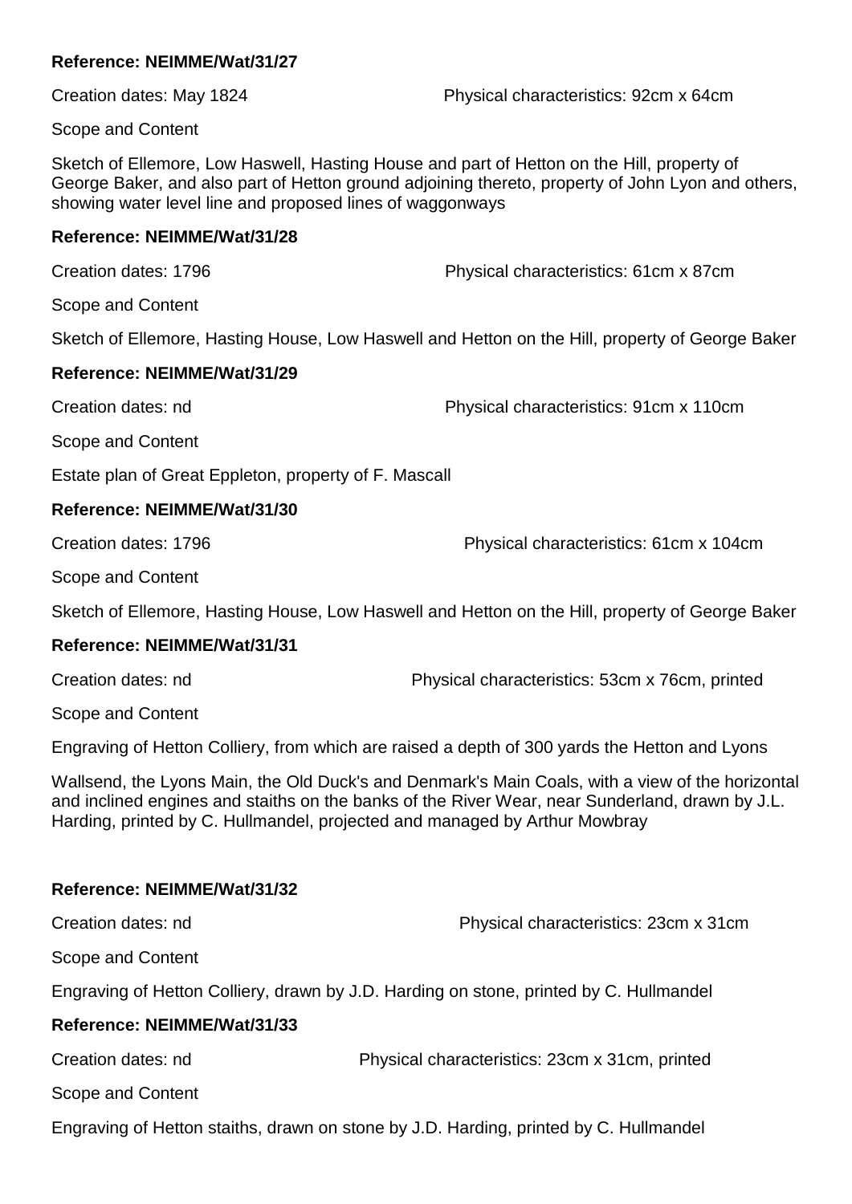**Reference: NEIMME/Wat/31/27**

Creation dates: May 1824 Physical characteristics: 92cm x 64cm

Scope and Content

Sketch of Ellemore, Low Haswell, Hasting House and part of Hetton on the Hill, property of George Baker, and also part of Hetton ground adjoining thereto, property of John Lyon and others, showing water level line and proposed lines of waggonways

**Reference: NEIMME/Wat/31/28**

Creation dates: 1796 Physical characteristics: 61cm x 87cm

Scope and Content

Sketch of Ellemore, Hasting House, Low Haswell and Hetton on the Hill, property of George Baker

**Reference: NEIMME/Wat/31/29**

Creation dates: nd Physical characteristics: 91cm x 110cm

Scope and Content

Estate plan of Great Eppleton, property of F. Mascall

**Reference: NEIMME/Wat/31/30**

Creation dates: 1796 Physical characteristics: 61cm x 104cm

Scope and Content

Sketch of Ellemore, Hasting House, Low Haswell and Hetton on the Hill, property of George Baker

**Reference: NEIMME/Wat/31/31**

Creation dates: nd Physical characteristics: 53cm x 76cm, printed

Scope and Content

Engraving of Hetton Colliery, from which are raised a depth of 300 yards the Hetton and Lyons

Wallsend, the Lyons Main, the Old Duck's and Denmark's Main Coals, with a view of the horizontal and inclined engines and staiths on the banks of the River Wear, near Sunderland, drawn by J.L. Harding, printed by C. Hullmandel, projected and managed by Arthur Mowbray

**Reference: NEIMME/Wat/31/32**

Creation dates: nd Physical characteristics: 23cm x 31cm

Scope and Content

Engraving of Hetton Colliery, drawn by J.D. Harding on stone, printed by C. Hullmandel

**Reference: NEIMME/Wat/31/33**

Creation dates: nd Physical characteristics: 23cm x 31cm, printed

Scope and Content

Engraving of Hetton staiths, drawn on stone by J.D. Harding, printed by C. Hullmandel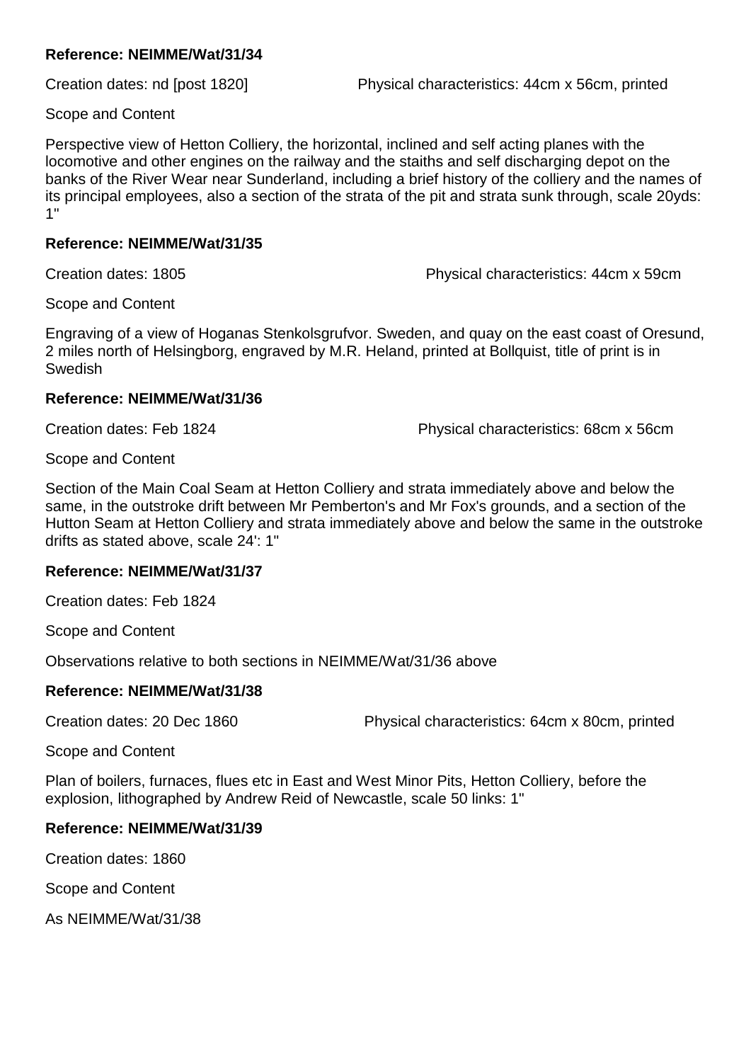**Reference: NEIMME/Wat/31/34**

Creation dates: nd [post 1820] Physical characteristics: 44cm x 56cm, printed

Scope and Content

Perspective view of Hetton Colliery, the horizontal, inclined and self acting planes with the locomotive and other engines on the railway and the staiths and self discharging depot on the banks of the River Wear near Sunderland, including a brief history of the colliery and the names of its principal employees, also a section of the strata of the pit and strata sunk through, scale 20yds: 1"

**Reference: NEIMME/Wat/31/35**

Creation dates: 1805 Physical characteristics: 44cm x 59cm

Scope and Content

Engraving of a view of Hoganas Stenkolsgrufvor. Sweden, and quay on the east coast of Oresund, 2 miles north of Helsingborg, engraved by M.R. Heland, printed at Bollquist, title of print is in Swedish

**Reference: NEIMME/Wat/31/36**

Creation dates: Feb 1824 Physical characteristics: 68cm x 56cm

Scope and Content

Section of the Main Coal Seam at Hetton Colliery and strata immediately above and below the same, in the outstroke drift between Mr Pemberton's and Mr Fox's grounds, and a section of the Hutton Seam at Hetton Colliery and strata immediately above and below the same in the outstroke drifts as stated above, scale 24': 1"

**Reference: NEIMME/Wat/31/37**

Creation dates: Feb 1824

Scope and Content

Observations relative to both sections in NEIMME/Wat/31/36 above

**Reference: NEIMME/Wat/31/38**

Creation dates: 20 Dec 1860 Physical characteristics: 64cm x 80cm, printed

Scope and Content

Plan of boilers, furnaces, flues etc in East and West Minor Pits, Hetton Colliery, before the explosion, lithographed by Andrew Reid of Newcastle, scale 50 links: 1"

**Reference: NEIMME/Wat/31/39**

Creation dates: 1860

Scope and Content

As NEIMME/Wat/31/38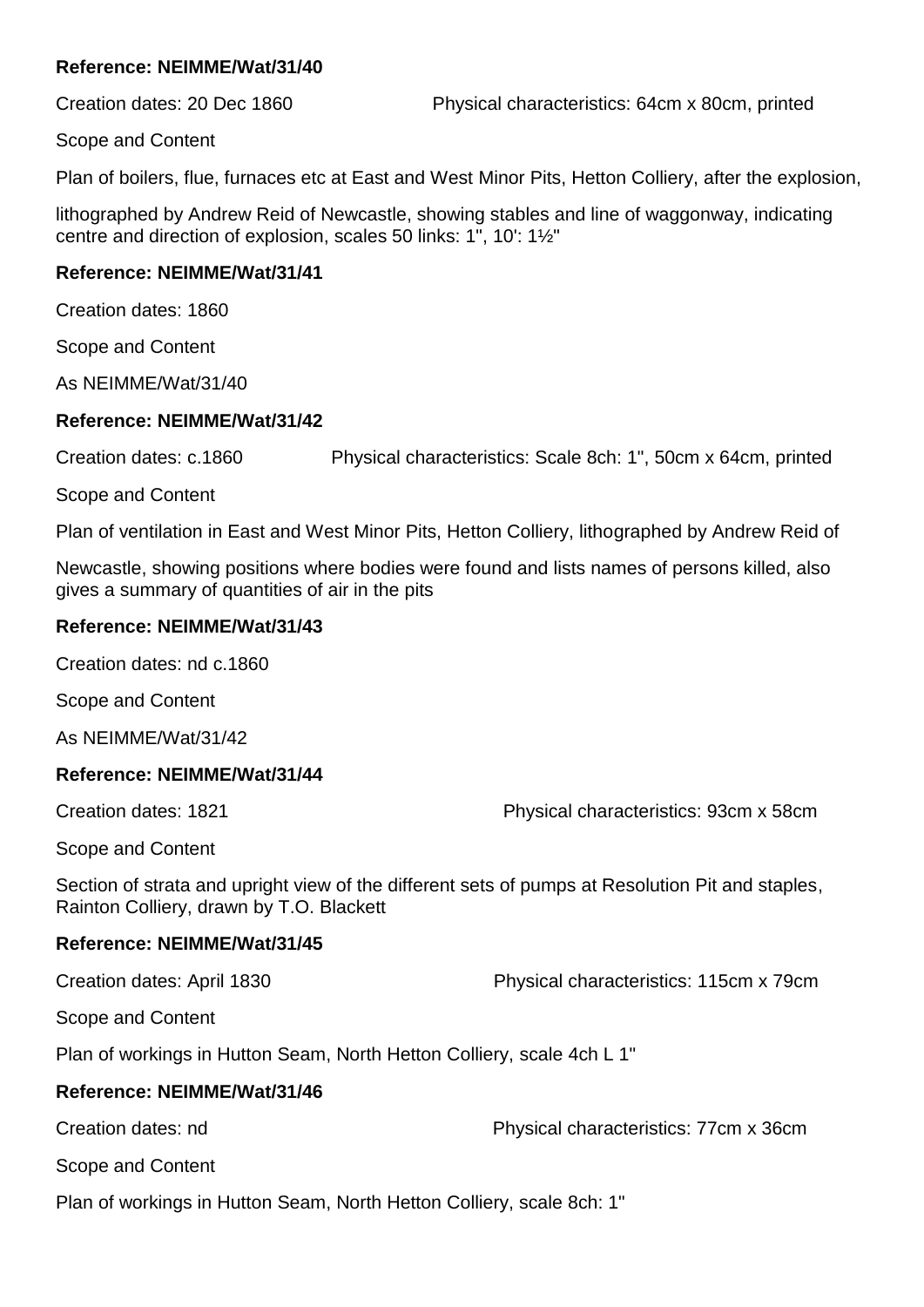**Reference: NEIMME/Wat/31/40**

Creation dates: 20 Dec 1860 Physical characteristics: 64cm x 80cm, printed

Scope and Content

Plan of boilers, flue, furnaces etc at East and West Minor Pits, Hetton Colliery, after the explosion,

lithographed by Andrew Reid of Newcastle, showing stables and line of waggonway, indicating centre and direction of explosion, scales 50 links: 1", 10': 1½"

**Reference: NEIMME/Wat/31/41**

Creation dates: 1860

Scope and Content

As NEIMME/Wat/31/40

**Reference: NEIMME/Wat/31/42**

Creation dates: c.1860 Physical characteristics: Scale 8ch: 1", 50cm x 64cm, printed

Scope and Content

Plan of ventilation in East and West Minor Pits, Hetton Colliery, lithographed by Andrew Reid of

Newcastle, showing positions where bodies were found and lists names of persons killed, also gives a summary of quantities of air in the pits

**Reference: NEIMME/Wat/31/43**

Creation dates: nd c.1860

Scope and Content

As NEIMME/Wat/31/42

**Reference: NEIMME/Wat/31/44**

Creation dates: 1821 Physical characteristics: 93cm x 58cm

Scope and Content

Section of strata and upright view of the different sets of pumps at Resolution Pit and staples, Rainton Colliery, drawn by T.O. Blackett

**Reference: NEIMME/Wat/31/45**

Creation dates: April 1830 Physical characteristics: 115cm x 79cm

Scope and Content

Plan of workings in Hutton Seam, North Hetton Colliery, scale 4ch L 1"

**Reference: NEIMME/Wat/31/46**

Creation dates: nd Physical characteristics: 77cm x 36cm

Scope and Content

Plan of workings in Hutton Seam, North Hetton Colliery, scale 8ch: 1"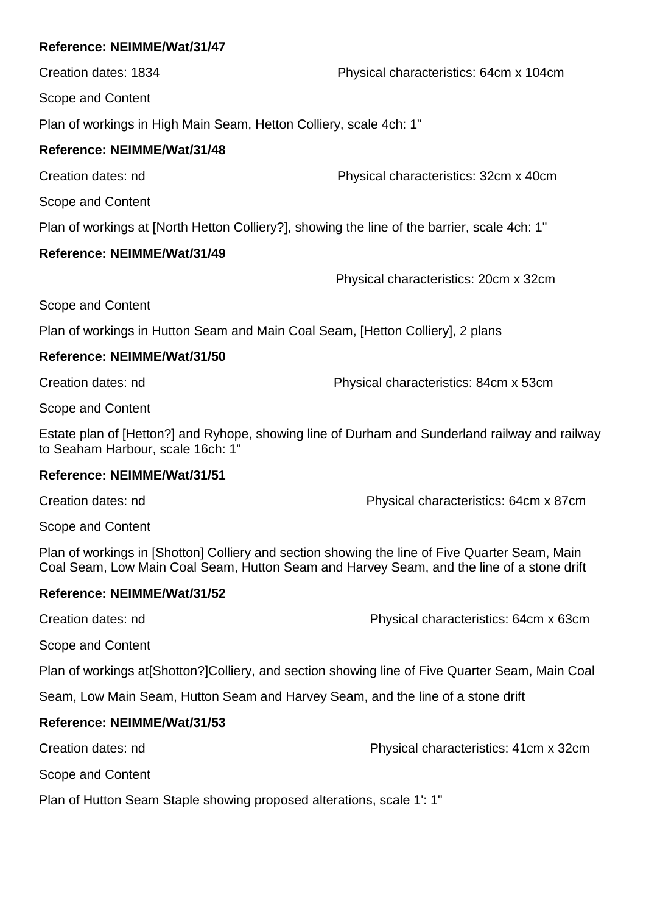**Reference: NEIMME/Wat/31/47**

Creation dates: 1834 Physical characteristics: 64cm x 104cm

Scope and Content

Plan of workings in High Main Seam, Hetton Colliery, scale 4ch: 1"

**Reference: NEIMME/Wat/31/48**

Creation dates: nd Physical characteristics: 32cm x 40cm

Scope and Content

Plan of workings at [North Hetton Colliery?], showing the line of the barrier, scale 4ch: 1"

**Reference: NEIMME/Wat/31/49**

Physical characteristics: 20cm x 32cm

Scope and Content

Plan of workings in Hutton Seam and Main Coal Seam, [Hetton Colliery], 2 plans

**Reference: NEIMME/Wat/31/50**

Creation dates: nd Physical characteristics: 84cm x 53cm

Scope and Content

Estate plan of [Hetton?] and Ryhope, showing line of Durham and Sunderland railway and railway to Seaham Harbour, scale 16ch: 1"

**Reference: NEIMME/Wat/31/51**

Creation dates: nd Physical characteristics: 64cm x 87cm

Scope and Content

Plan of workings in [Shotton] Colliery and section showing the line of Five Quarter Seam, Main Coal Seam, Low Main Coal Seam, Hutton Seam and Harvey Seam, and the line of a stone drift

**Reference: NEIMME/Wat/31/52**

Creation dates: nd Physical characteristics: 64cm x 63cm

Scope and Content

Plan of workings at[Shotton?]Colliery, and section showing line of Five Quarter Seam, Main Coal Seam, Low Main Seam, Hutton Seam and Harvey Seam, and the line of a stone drift

**Reference: NEIMME/Wat/31/53**

Creation dates: nd Physical characteristics: 41cm x 32cm

Scope and Content

Plan of Hutton Seam Staple showing proposed alterations, scale 1': 1"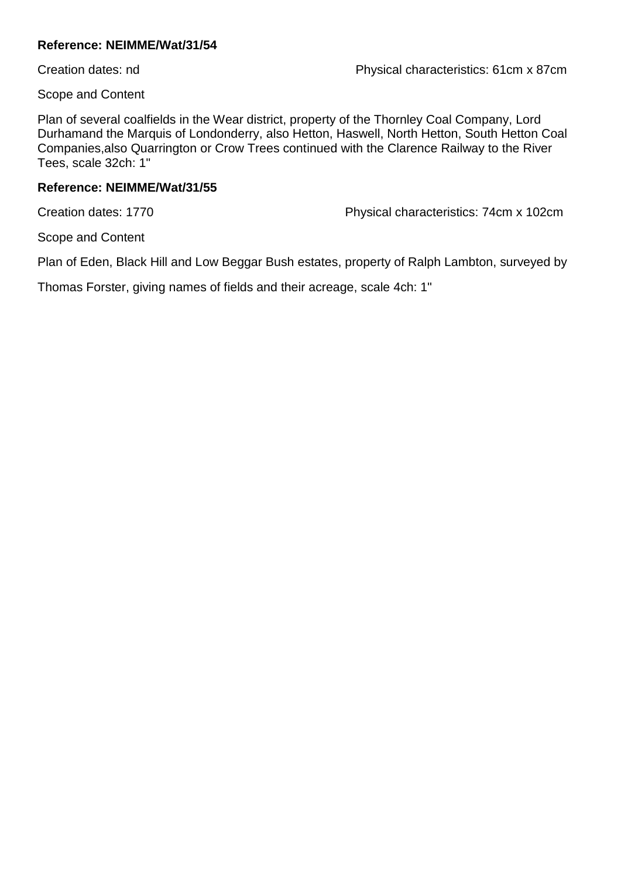**Reference: NEIMME/Wat/31/54**

Creation dates: nd

Physical characteristics: 61cm x 87cm

Scope and Content

Plan of several coalfields in the Wear district, property of the Thornley Coal Company, Lord Durhamand the Marquis of Londonderry, also Hetton, Haswell, North Hetton, South Hetton Coal Companies,also Quarrington or Crow Trees continued with the Clarence Railway to the River Tees, scale 32ch: 1"

**Reference: NEIMME/Wat/31/55**

Creation dates: 1770

Physical characteristics: 74cm x 102cm

Scope and Content

Plan of Eden, Black Hill and Low Beggar Bush estates, property of Ralph Lambton, surveyed by

Thomas Forster, giving names of fields and their acreage, scale 4ch: 1"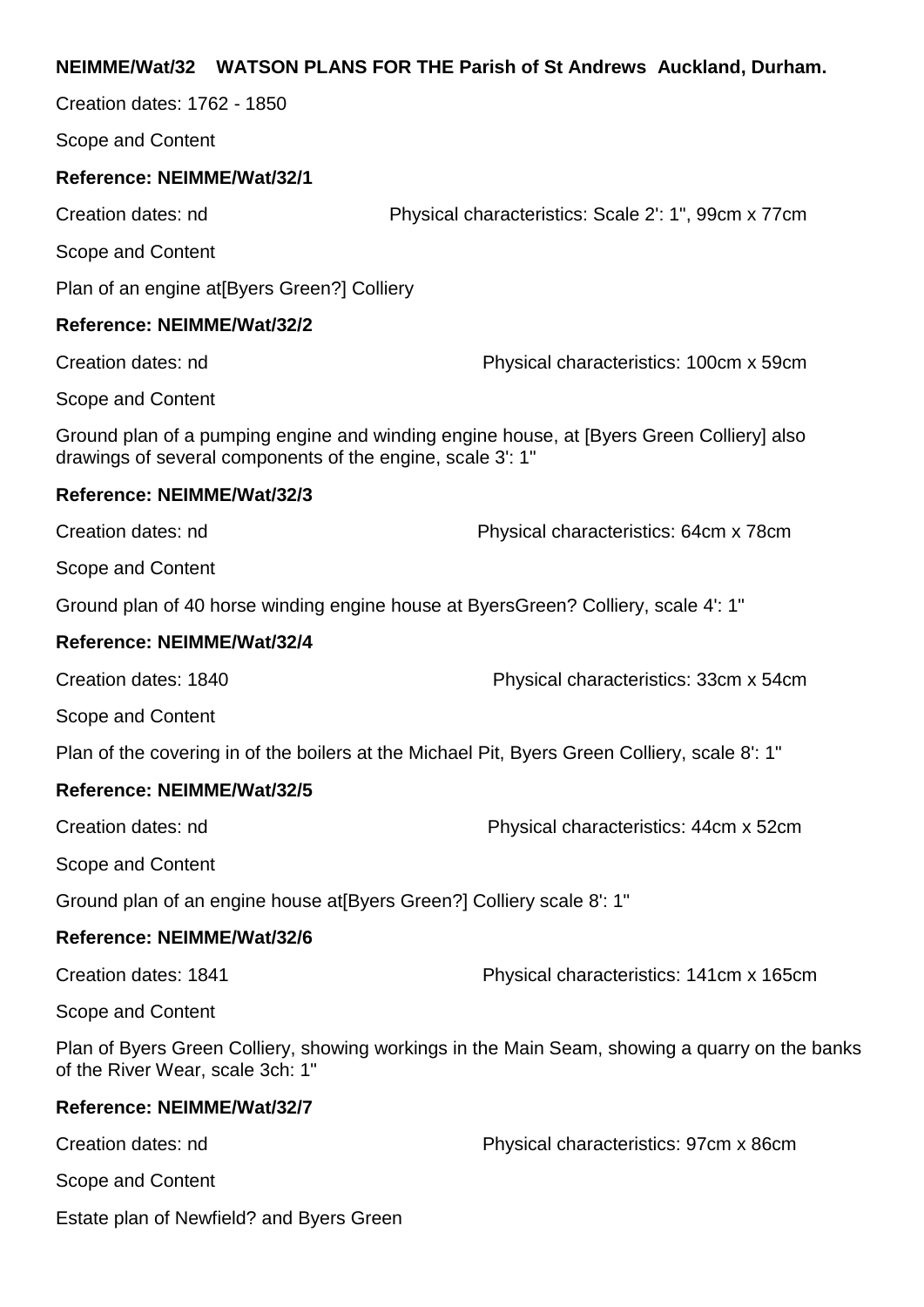**NEIMME/Wat/32 WATSON PLANS FOR THE Parish of St Andrews Auckland, Durham.**

Creation dates: 1762 - 1850

Scope and Content

**Reference: NEIMME/Wat/32/1**

Creation dates: nd Physical characteristics: Scale 2': 1", 99cm x 77cm

Scope and Content

Plan of an engine at[Byers Green?] Colliery

**Reference: NEIMME/Wat/32/2**

Creation dates: nd Physical characteristics: 100cm x 59cm

Scope and Content

Ground plan of a pumping engine and winding engine house, at [Byers Green Colliery] also drawings of several components of the engine, scale 3': 1"

**Reference: NEIMME/Wat/32/3**

Creation dates: nd Physical characteristics: 64cm x 78cm

Scope and Content

Ground plan of 40 horse winding engine house at ByersGreen? Colliery, scale 4': 1"

**Reference: NEIMME/Wat/32/4**

Creation dates: 1840 Physical characteristics: 33cm x 54cm

Scope and Content

Plan of the covering in of the boilers at the Michael Pit, Byers Green Colliery, scale 8': 1"

**Reference: NEIMME/Wat/32/5**

Creation dates: nd Physical characteristics: 44cm x 52cm

Scope and Content

Ground plan of an engine house at[Byers Green?] Colliery scale 8': 1"

**Reference: NEIMME/Wat/32/6**

Creation dates: 1841 Physical characteristics: 141cm x 165cm

Scope and Content

Plan of Byers Green Colliery, showing workings in the Main Seam, showing a quarry on the banks of the River Wear, scale 3ch: 1"

**Reference: NEIMME/Wat/32/7**

Creation dates: nd Physical characteristics: 97cm x 86cm

Scope and Content

Estate plan of Newfield? and Byers Green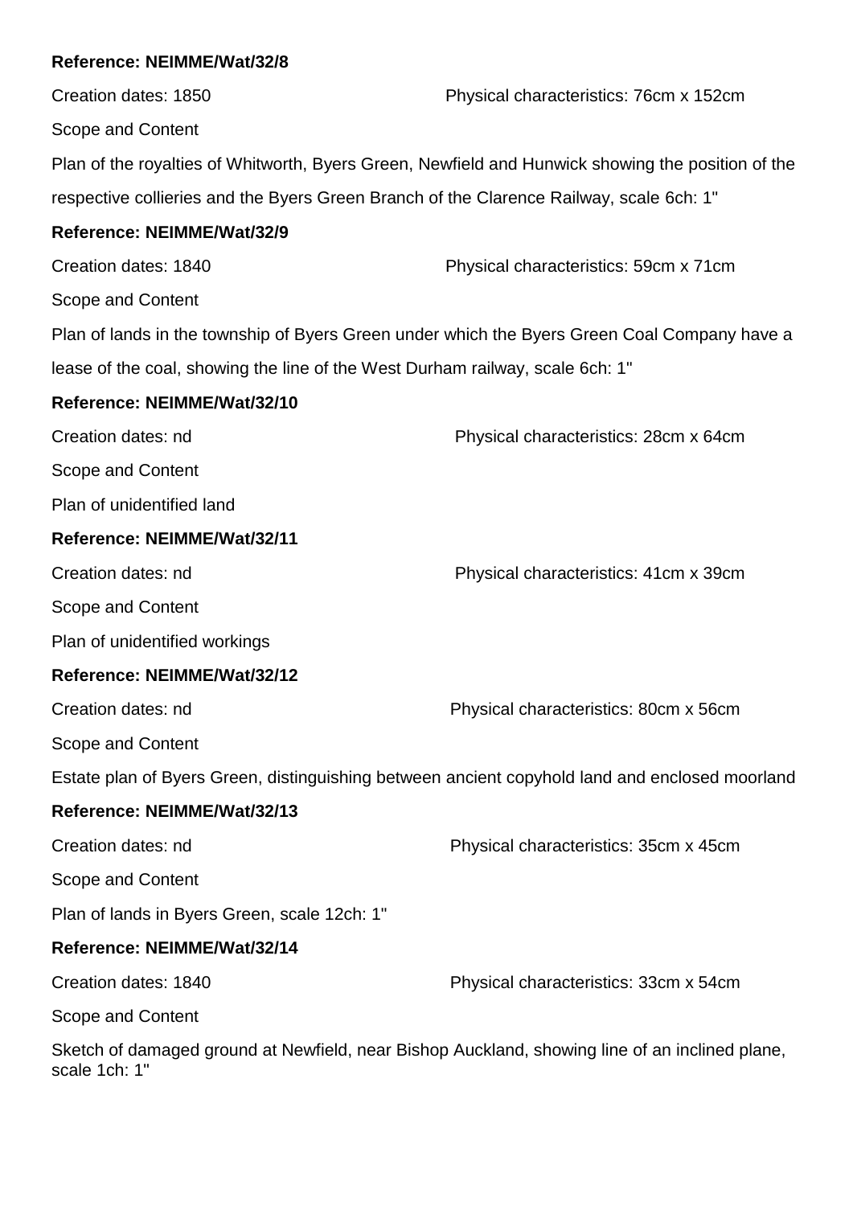**Reference: NEIMME/Wat/32/8**

Creation dates: 1850 Physical characteristics: 76cm x 152cm

Scope and Content

Plan of the royalties of Whitworth, Byers Green, Newfield and Hunwick showing the position of the respective collieries and the Byers Green Branch of the Clarence Railway, scale 6ch: 1"

**Reference: NEIMME/Wat/32/9**

Creation dates: 1840 Physical characteristics: 59cm x 71cm

Scope and Content

Plan of lands in the township of Byers Green under which the Byers Green Coal Company have a lease of the coal, showing the line of the West Durham railway, scale 6ch: 1"

**Reference: NEIMME/Wat/32/10**

Creation dates: nd Physical characteristics: 28cm x 64cm

Scope and Content

Plan of unidentified land

**Reference: NEIMME/Wat/32/11**

Creation dates: nd Physical characteristics: 41cm x 39cm

Scope and Content

Plan of unidentified workings

**Reference: NEIMME/Wat/32/12**

Creation dates: nd Physical characteristics: 80cm x 56cm

Scope and Content

Estate plan of Byers Green, distinguishing between ancient copyhold land and enclosed moorland

**Reference: NEIMME/Wat/32/13**

Creation dates: nd Physical characteristics: 35cm x 45cm

Scope and Content

Plan of lands in Byers Green, scale 12ch: 1"

**Reference: NEIMME/Wat/32/14**

Creation dates: 1840 Physical characteristics: 33cm x 54cm

Scope and Content

Sketch of damaged ground at Newfield, near Bishop Auckland, showing line of an inclined plane, scale 1ch: 1"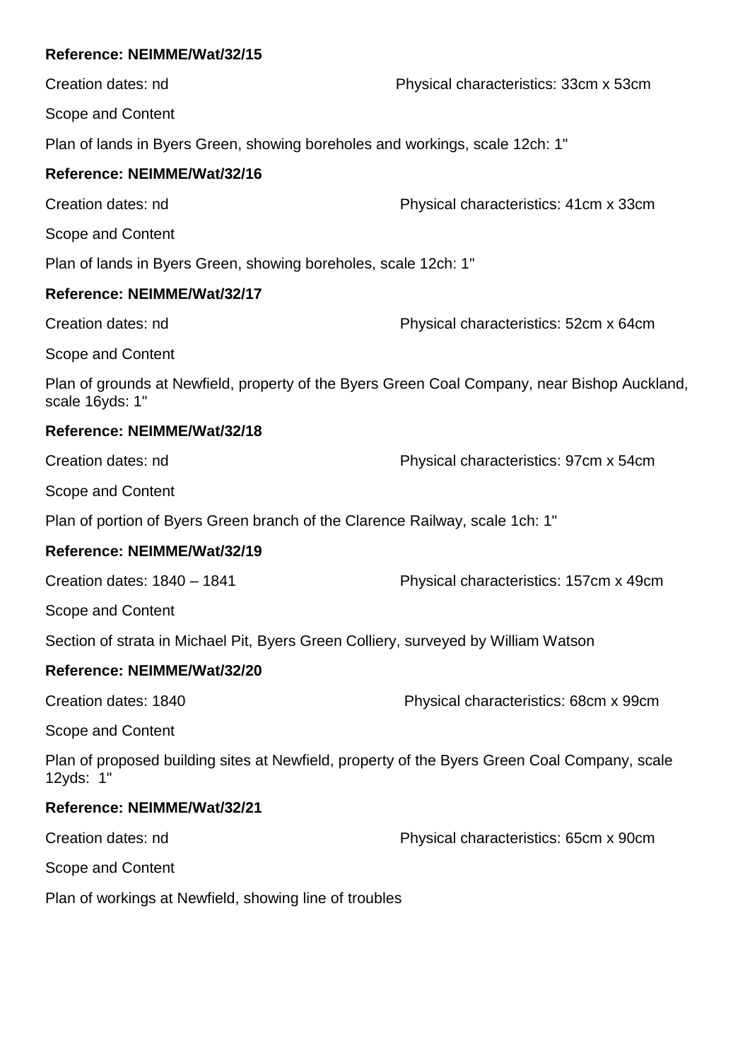**Reference: NEIMME/Wat/32/15**

Creation dates: nd Physical characteristics: 33cm x 53cm

Scope and Content

Plan of lands in Byers Green, showing boreholes and workings, scale 12ch: 1"

**Reference: NEIMME/Wat/32/16**

Creation dates: nd Physical characteristics: 41cm x 33cm

Scope and Content

Plan of lands in Byers Green, showing boreholes, scale 12ch: 1"

**Reference: NEIMME/Wat/32/17**

Creation dates: nd Physical characteristics: 52cm x 64cm

Scope and Content

Plan of grounds at Newfield, property of the Byers Green Coal Company, near Bishop Auckland, scale 16yds: 1"

**Reference: NEIMME/Wat/32/18**

Creation dates: nd Physical characteristics: 97cm x 54cm

Scope and Content

Plan of portion of Byers Green branch of the Clarence Railway, scale 1ch: 1"

**Reference: NEIMME/Wat/32/19**

Creation dates: 1840 – 1841 Physical characteristics: 157cm x 49cm

Scope and Content

Section of strata in Michael Pit, Byers Green Colliery, surveyed by William Watson

**Reference: NEIMME/Wat/32/20**

Creation dates: 1840 Physical characteristics: 68cm x 99cm

Scope and Content

Plan of proposed building sites at Newfield, property of the Byers Green Coal Company, scale 12yds: 1"

**Reference: NEIMME/Wat/32/21**

Creation dates: nd Physical characteristics: 65cm x 90cm

Scope and Content

Plan of workings at Newfield, showing line of troubles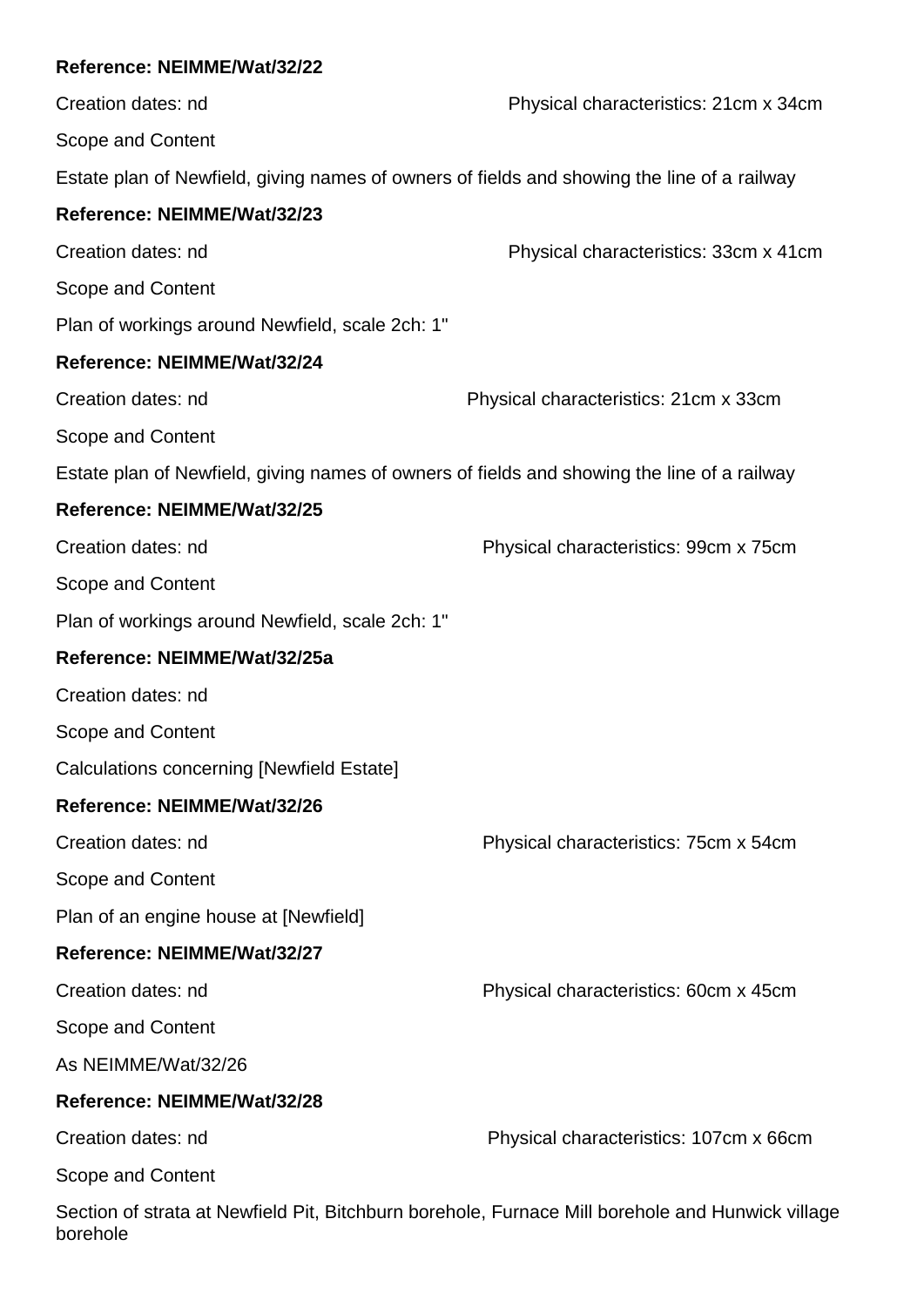**Reference: NEIMME/Wat/32/22**

Creation dates: nd Physical characteristics: 21cm x 34cm

Scope and Content

Estate plan of Newfield, giving names of owners of fields and showing the line of a railway

**Reference: NEIMME/Wat/32/23**

Creation dates: nd Physical characteristics: 33cm x 41cm

Scope and Content

Plan of workings around Newfield, scale 2ch: 1"

**Reference: NEIMME/Wat/32/24**

Creation dates: nd Physical characteristics: 21cm x 33cm

Scope and Content

Estate plan of Newfield, giving names of owners of fields and showing the line of a railway

**Reference: NEIMME/Wat/32/25**

Creation dates: nd Physical characteristics: 99cm x 75cm

Scope and Content

Plan of workings around Newfield, scale 2ch: 1"

**Reference: NEIMME/Wat/32/25a**

Creation dates: nd

Scope and Content

Calculations concerning [Newfield Estate]

**Reference: NEIMME/Wat/32/26**

Creation dates: nd Physical characteristics: 75cm x 54cm

Scope and Content

Plan of an engine house at [Newfield]

**Reference: NEIMME/Wat/32/27**

Creation dates: nd Physical characteristics: 60cm x 45cm

Scope and Content

As NEIMME/Wat/32/26

**Reference: NEIMME/Wat/32/28**

Creation dates: nd Physical characteristics: 107cm x 66cm

Scope and Content

Section of strata at Newfield Pit, Bitchburn borehole, Furnace Mill borehole and Hunwick village borehole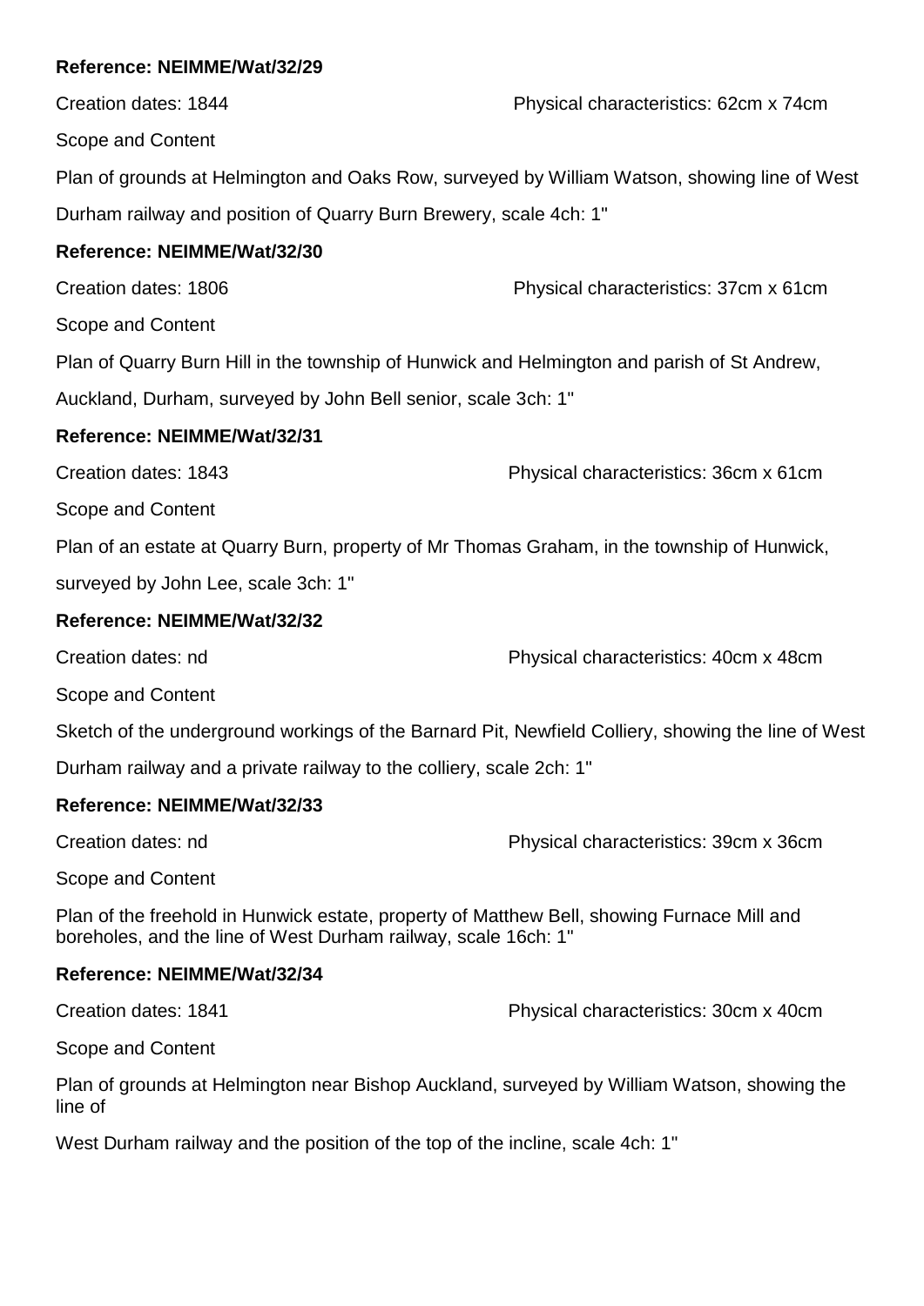**Reference: NEIMME/Wat/32/29**

Creation dates: 1844 Physical characteristics: 62cm x 74cm

Scope and Content

Plan of grounds at Helmington and Oaks Row, surveyed by William Watson, showing line of West Durham railway and position of Quarry Burn Brewery, scale 4ch: 1"

**Reference: NEIMME/Wat/32/30**

Creation dates: 1806 Physical characteristics: 37cm x 61cm

Scope and Content

Plan of Quarry Burn Hill in the township of Hunwick and Helmington and parish of St Andrew, Auckland, Durham, surveyed by John Bell senior, scale 3ch: 1"

**Reference: NEIMME/Wat/32/31**

Creation dates: 1843 Physical characteristics: 36cm x 61cm

Scope and Content

Plan of an estate at Quarry Burn, property of Mr Thomas Graham, in the township of Hunwick, surveyed by John Lee, scale 3ch: 1"

**Reference: NEIMME/Wat/32/32**

Creation dates: nd Physical characteristics: 40cm x 48cm

Scope and Content

Sketch of the underground workings of the Barnard Pit, Newfield Colliery, showing the line of West Durham railway and a private railway to the colliery, scale 2ch: 1"

**Reference: NEIMME/Wat/32/33**

Creation dates: nd Physical characteristics: 39cm x 36cm

Scope and Content

Plan of the freehold in Hunwick estate, property of Matthew Bell, showing Furnace Mill and boreholes, and the line of West Durham railway, scale 16ch: 1"

**Reference: NEIMME/Wat/32/34**

Creation dates: 1841 Physical characteristics: 30cm x 40cm

Scope and Content

Plan of grounds at Helmington near Bishop Auckland, surveyed by William Watson, showing the line of

West Durham railway and the position of the top of the incline, scale 4ch: 1"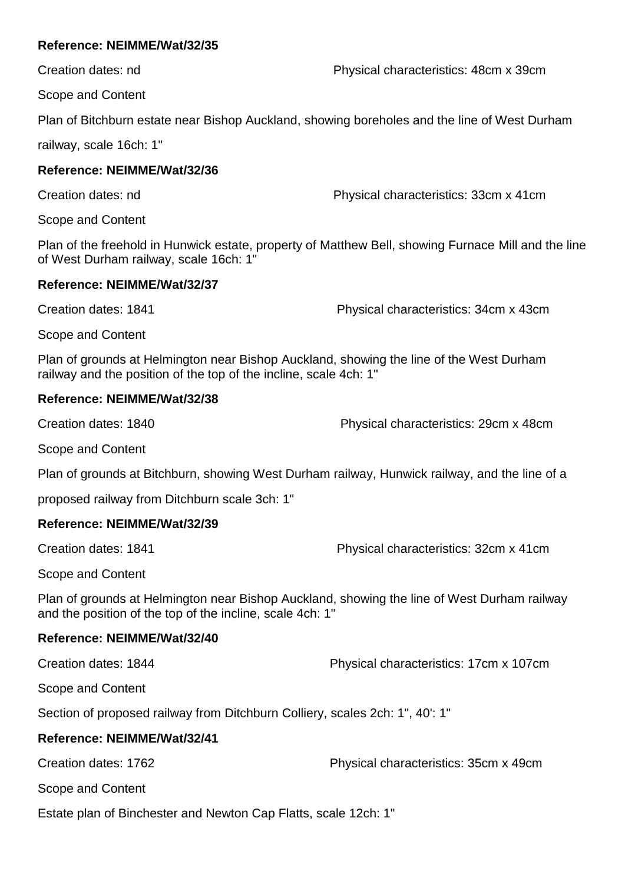**Reference: NEIMME/Wat/32/35**

Creation dates: nd Physical characteristics: 48cm x 39cm

Scope and Content

Plan of Bitchburn estate near Bishop Auckland, showing boreholes and the line of West Durham railway, scale 16ch: 1"

**Reference: NEIMME/Wat/32/36**

Creation dates: nd Physical characteristics: 33cm x 41cm

Scope and Content

Plan of the freehold in Hunwick estate, property of Matthew Bell, showing Furnace Mill and the line of West Durham railway, scale 16ch: 1"

**Reference: NEIMME/Wat/32/37**

Creation dates: 1841 Physical characteristics: 34cm x 43cm

Scope and Content

Plan of grounds at Helmington near Bishop Auckland, showing the line of the West Durham railway and the position of the top of the incline, scale 4ch: 1"

**Reference: NEIMME/Wat/32/38**

Creation dates: 1840 Physical characteristics: 29cm x 48cm

Scope and Content

Plan of grounds at Bitchburn, showing West Durham railway, Hunwick railway, and the line of a proposed railway from Ditchburn scale 3ch: 1"

**Reference: NEIMME/Wat/32/39**

Creation dates: 1841 Physical characteristics: 32cm x 41cm

Scope and Content

Plan of grounds at Helmington near Bishop Auckland, showing the line of West Durham railway and the position of the top of the incline, scale 4ch: 1"

**Reference: NEIMME/Wat/32/40**

Creation dates: 1844 Physical characteristics: 17cm x 107cm

Scope and Content

Section of proposed railway from Ditchburn Colliery, scales 2ch: 1", 40': 1"

**Reference: NEIMME/Wat/32/41**

Creation dates: 1762 Physical characteristics: 35cm x 49cm

Scope and Content

Estate plan of Binchester and Newton Cap Flatts, scale 12ch: 1"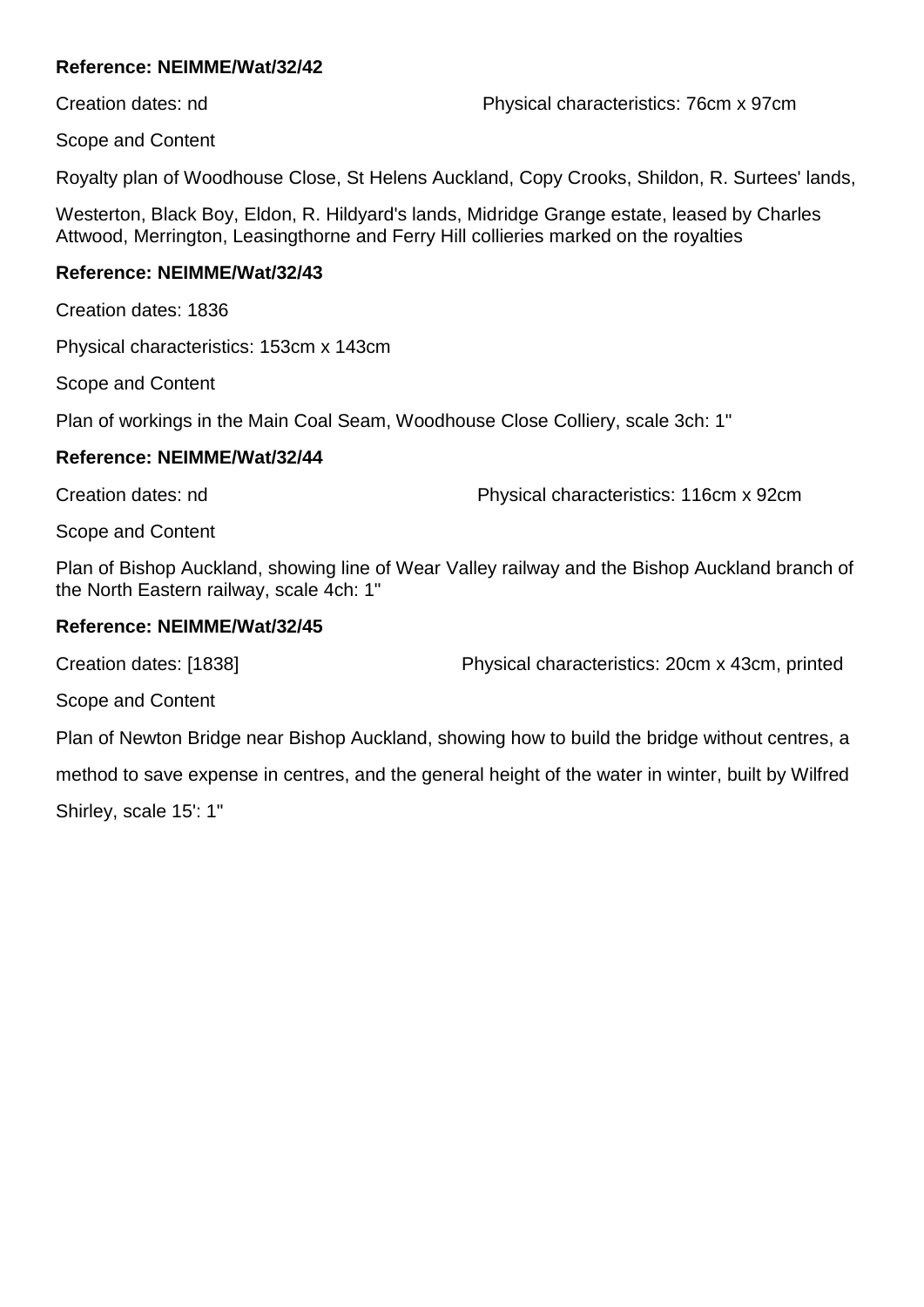**Reference: NEIMME/Wat/32/42**

Creation dates: nd

Physical characteristics: 76cm x 97cm

Scope and Content

Royalty plan of Woodhouse Close, St Helens Auckland, Copy Crooks, Shildon, R. Surtees' lands, Westerton, Black Boy, Eldon, R. Hildyard's lands, Midridge Grange estate, leased by Charles Attwood, Merrington, Leasingthorne and Ferry Hill collieries marked on the royalties

**Reference: NEIMME/Wat/32/43**

Creation dates: 1836

Physical characteristics: 153cm x 143cm

Scope and Content

Plan of workings in the Main Coal Seam, Woodhouse Close Colliery, scale 3ch: 1"

**Reference: NEIMME/Wat/32/44**

Creation dates: nd

Physical characteristics: 116cm x 92cm

Scope and Content

Plan of Bishop Auckland, showing line of Wear Valley railway and the Bishop Auckland branch of the North Eastern railway, scale 4ch: 1"

**Reference: NEIMME/Wat/32/45**

Creation dates: [1838]

Physical characteristics: 20cm x 43cm, printed

Scope and Content

Plan of Newton Bridge near Bishop Auckland, showing how to build the bridge without centres, a method to save expense in centres, and the general height of the water in winter, built by Wilfred Shirley, scale 15': 1"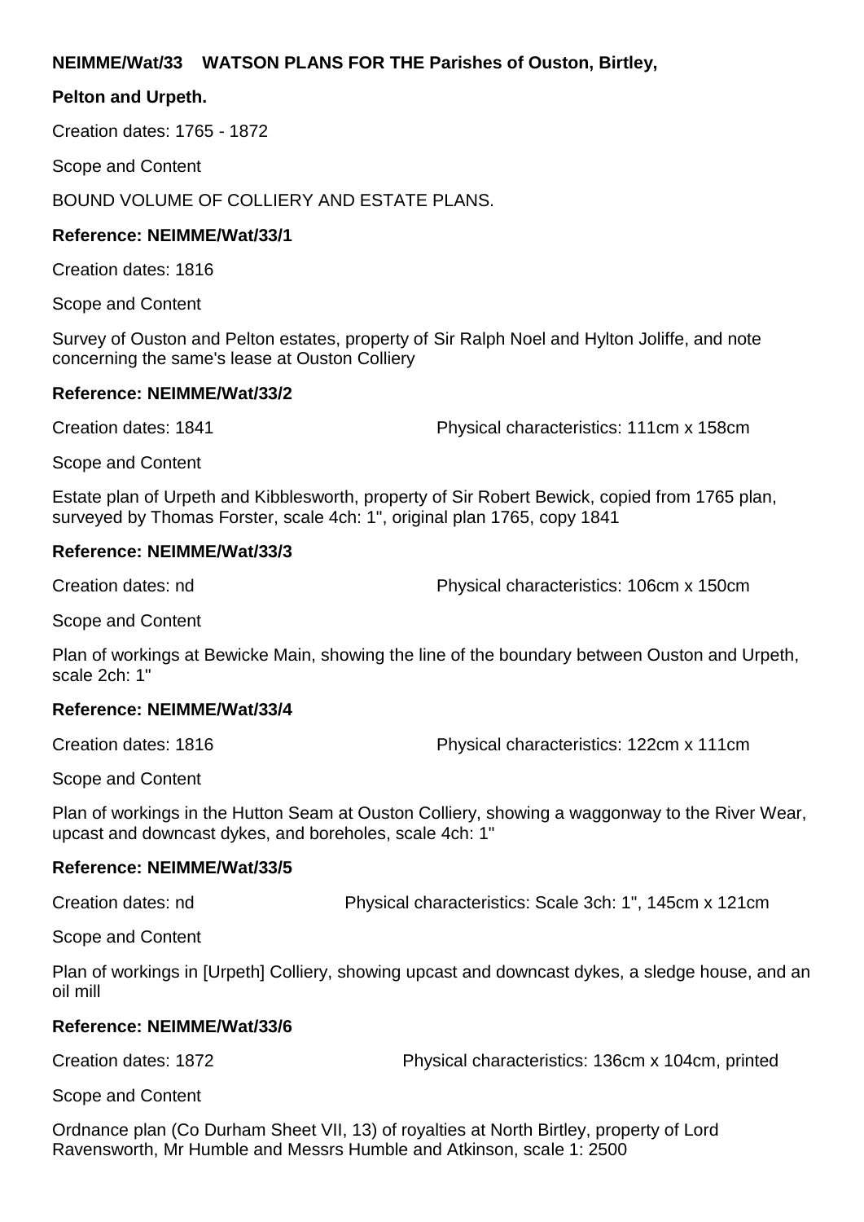**NEIMME/Wat/33 WATSON PLANS FOR THE Parishes of Ouston, Birtley, Pelton and Urpeth.**

Creation dates: 1765 - 1872

Scope and Content

BOUND VOLUME OF COLLIERY AND ESTATE PLANS.

**Reference: NEIMME/Wat/33/1**

Creation dates: 1816

Scope and Content

Survey of Ouston and Pelton estates, property of Sir Ralph Noel and Hylton Joliffe, and note concerning the same's lease at Ouston Colliery

**Reference: NEIMME/Wat/33/2**

Creation dates: 1841 Physical characteristics: 111cm x 158cm

Scope and Content

Estate plan of Urpeth and Kibblesworth, property of Sir Robert Bewick, copied from 1765 plan, surveyed by Thomas Forster, scale 4ch: 1", original plan 1765, copy 1841

**Reference: NEIMME/Wat/33/3**

Creation dates: nd Physical characteristics: 106cm x 150cm

Scope and Content

Plan of workings at Bewicke Main, showing the line of the boundary between Ouston and Urpeth, scale 2ch: 1"

**Reference: NEIMME/Wat/33/4**

Creation dates: 1816 Physical characteristics: 122cm x 111cm

Scope and Content

Plan of workings in the Hutton Seam at Ouston Colliery, showing a waggonway to the River Wear, upcast and downcast dykes, and boreholes, scale 4ch: 1"

**Reference: NEIMME/Wat/33/5**

Creation dates: nd Physical characteristics: Scale 3ch: 1", 145cm x 121cm

Scope and Content

Plan of workings in [Urpeth] Colliery, showing upcast and downcast dykes, a sledge house, and an oil mill

**Reference: NEIMME/Wat/33/6**

Creation dates: 1872 Physical characteristics: 136cm x 104cm, printed

Scope and Content

Ordnance plan (Co Durham Sheet VII, 13) of royalties at North Birtley, property of Lord Ravensworth, Mr Humble and Messrs Humble and Atkinson, scale 1: 2500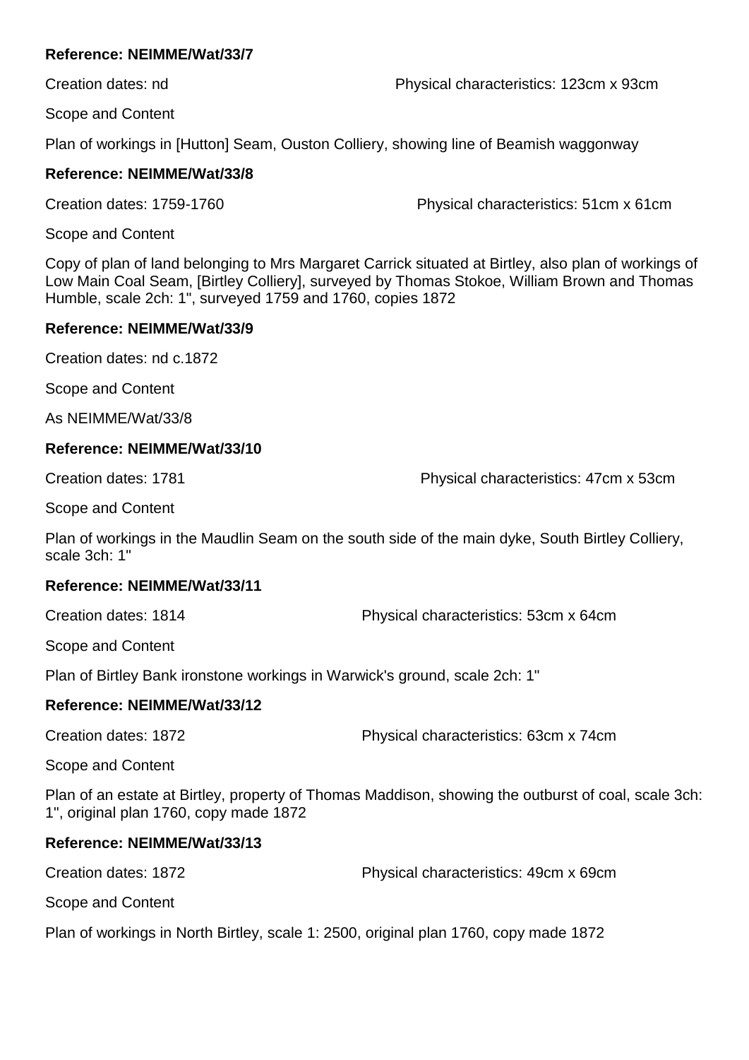**Reference: NEIMME/Wat/33/7**

Creation dates: nd Physical characteristics: 123cm x 93cm

Scope and Content

Plan of workings in [Hutton] Seam, Ouston Colliery, showing line of Beamish waggonway

**Reference: NEIMME/Wat/33/8**

Creation dates: 1759-1760 Physical characteristics: 51cm x 61cm

Scope and Content

Copy of plan of land belonging to Mrs Margaret Carrick situated at Birtley, also plan of workings of Low Main Coal Seam, [Birtley Colliery], surveyed by Thomas Stokoe, William Brown and Thomas Humble, scale 2ch: 1", surveyed 1759 and 1760, copies 1872

**Reference: NEIMME/Wat/33/9**

Creation dates: nd c.1872

Scope and Content

As NEIMME/Wat/33/8

**Reference: NEIMME/Wat/33/10**

Creation dates: 1781 Physical characteristics: 47cm x 53cm

Scope and Content

Plan of workings in the Maudlin Seam on the south side of the main dyke, South Birtley Colliery, scale 3ch: 1"

**Reference: NEIMME/Wat/33/11**

Creation dates: 1814 Physical characteristics: 53cm x 64cm

Scope and Content

Plan of Birtley Bank ironstone workings in Warwick's ground, scale 2ch: 1"

**Reference: NEIMME/Wat/33/12**

Creation dates: 1872 Physical characteristics: 63cm x 74cm

Scope and Content

Plan of an estate at Birtley, property of Thomas Maddison, showing the outburst of coal, scale 3ch: 1", original plan 1760, copy made 1872

**Reference: NEIMME/Wat/33/13**

Creation dates: 1872 Physical characteristics: 49cm x 69cm

Scope and Content

Plan of workings in North Birtley, scale 1: 2500, original plan 1760, copy made 1872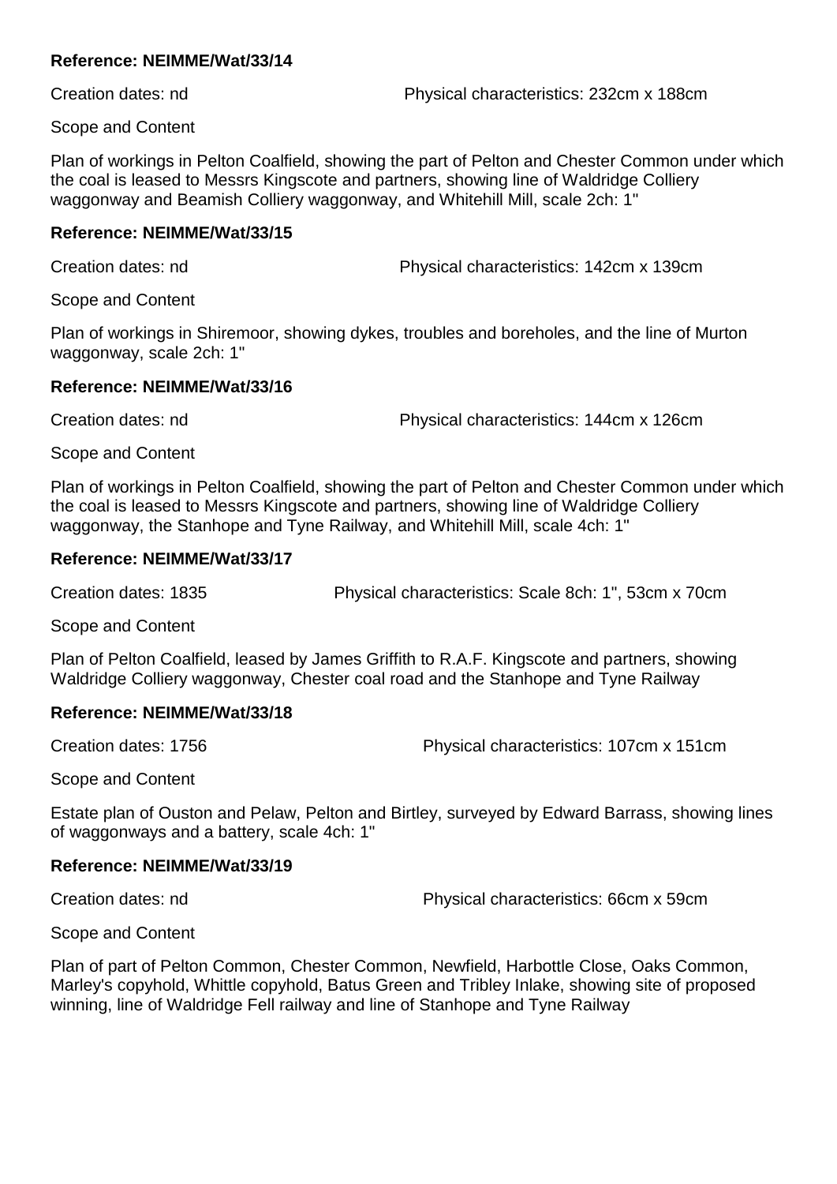**Reference: NEIMME/Wat/33/14**

Creation dates: nd Physical characteristics: 232cm x 188cm

Scope and Content

Plan of workings in Pelton Coalfield, showing the part of Pelton and Chester Common under which the coal is leased to Messrs Kingscote and partners, showing line of Waldridge Colliery waggonway and Beamish Colliery waggonway, and Whitehill Mill, scale 2ch: 1"

**Reference: NEIMME/Wat/33/15**

Creation dates: nd Physical characteristics: 142cm x 139cm

Scope and Content

Plan of workings in Shiremoor, showing dykes, troubles and boreholes, and the line of Murton waggonway, scale 2ch: 1"

**Reference: NEIMME/Wat/33/16**

Creation dates: nd Physical characteristics: 144cm x 126cm

Scope and Content

Plan of workings in Pelton Coalfield, showing the part of Pelton and Chester Common under which the coal is leased to Messrs Kingscote and partners, showing line of Waldridge Colliery waggonway, the Stanhope and Tyne Railway, and Whitehill Mill, scale 4ch: 1"

**Reference: NEIMME/Wat/33/17**

Creation dates: 1835 Physical characteristics: Scale 8ch: 1", 53cm x 70cm

Scope and Content

Plan of Pelton Coalfield, leased by James Griffith to R.A.F. Kingscote and partners, showing Waldridge Colliery waggonway, Chester coal road and the Stanhope and Tyne Railway

**Reference: NEIMME/Wat/33/18**

Creation dates: 1756 Physical characteristics: 107cm x 151cm

Scope and Content

Estate plan of Ouston and Pelaw, Pelton and Birtley, surveyed by Edward Barrass, showing lines of waggonways and a battery, scale 4ch: 1"

**Reference: NEIMME/Wat/33/19**

Creation dates: nd Physical characteristics: 66cm x 59cm

Scope and Content

Plan of part of Pelton Common, Chester Common, Newfield, Harbottle Close, Oaks Common, Marley's copyhold, Whittle copyhold, Batus Green and Tribley Inlake, showing site of proposed winning, line of Waldridge Fell railway and line of Stanhope and Tyne Railway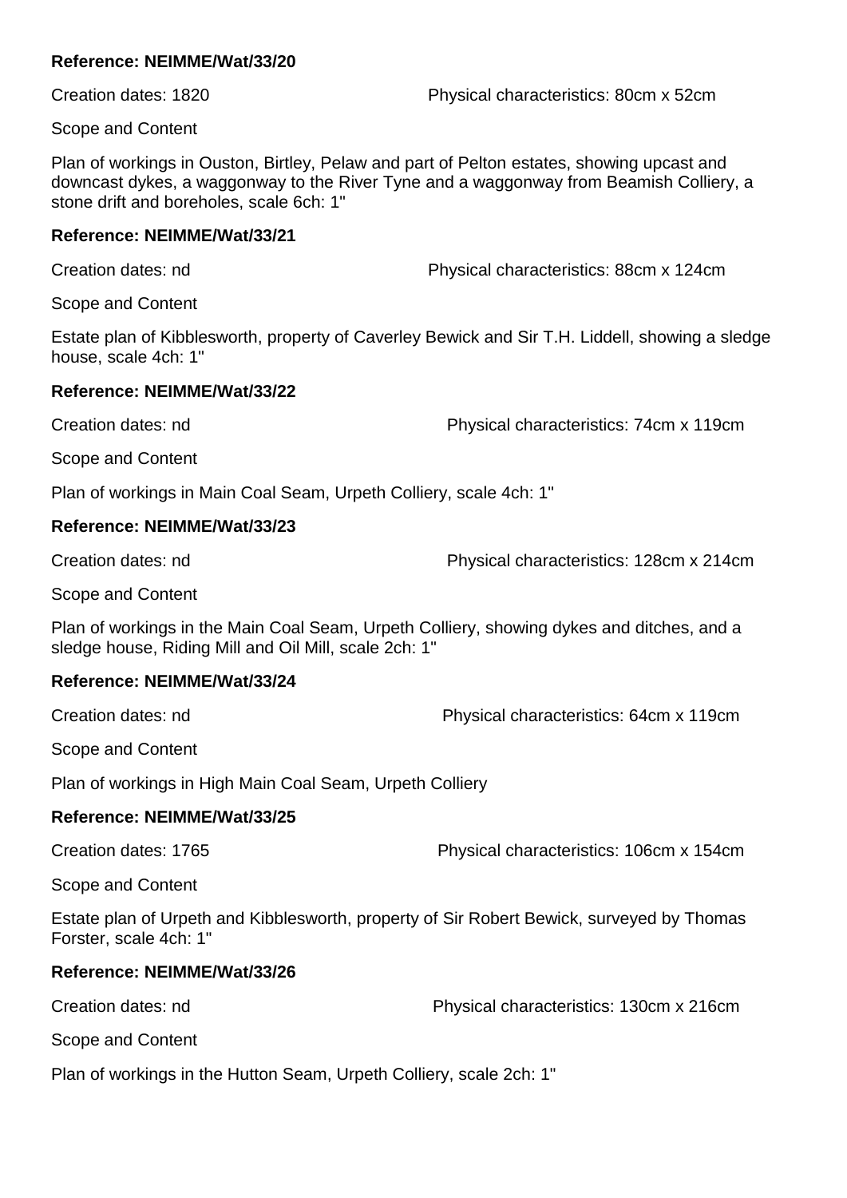**Reference: NEIMME/Wat/33/20**

Creation dates: 1820 Physical characteristics: 80cm x 52cm

Scope and Content

Plan of workings in Ouston, Birtley, Pelaw and part of Pelton estates, showing upcast and downcast dykes, a waggonway to the River Tyne and a waggonway from Beamish Colliery, a stone drift and boreholes, scale 6ch: 1"

**Reference: NEIMME/Wat/33/21**

Creation dates: nd Physical characteristics: 88cm x 124cm

Scope and Content

Estate plan of Kibblesworth, property of Caverley Bewick and Sir T.H. Liddell, showing a sledge house, scale 4ch: 1"

**Reference: NEIMME/Wat/33/22**

Creation dates: nd Physical characteristics: 74cm x 119cm

Scope and Content

Plan of workings in Main Coal Seam, Urpeth Colliery, scale 4ch: 1"

**Reference: NEIMME/Wat/33/23**

Creation dates: nd Physical characteristics: 128cm x 214cm

Scope and Content

Plan of workings in the Main Coal Seam, Urpeth Colliery, showing dykes and ditches, and a sledge house, Riding Mill and Oil Mill, scale 2ch: 1"

**Reference: NEIMME/Wat/33/24**

Creation dates: nd Physical characteristics: 64cm x 119cm

Scope and Content

Plan of workings in High Main Coal Seam, Urpeth Colliery

**Reference: NEIMME/Wat/33/25**

Creation dates: 1765 Physical characteristics: 106cm x 154cm

Scope and Content

Estate plan of Urpeth and Kibblesworth, property of Sir Robert Bewick, surveyed by Thomas Forster, scale 4ch: 1"

**Reference: NEIMME/Wat/33/26**

Creation dates: nd Physical characteristics: 130cm x 216cm

Scope and Content

Plan of workings in the Hutton Seam, Urpeth Colliery, scale 2ch: 1"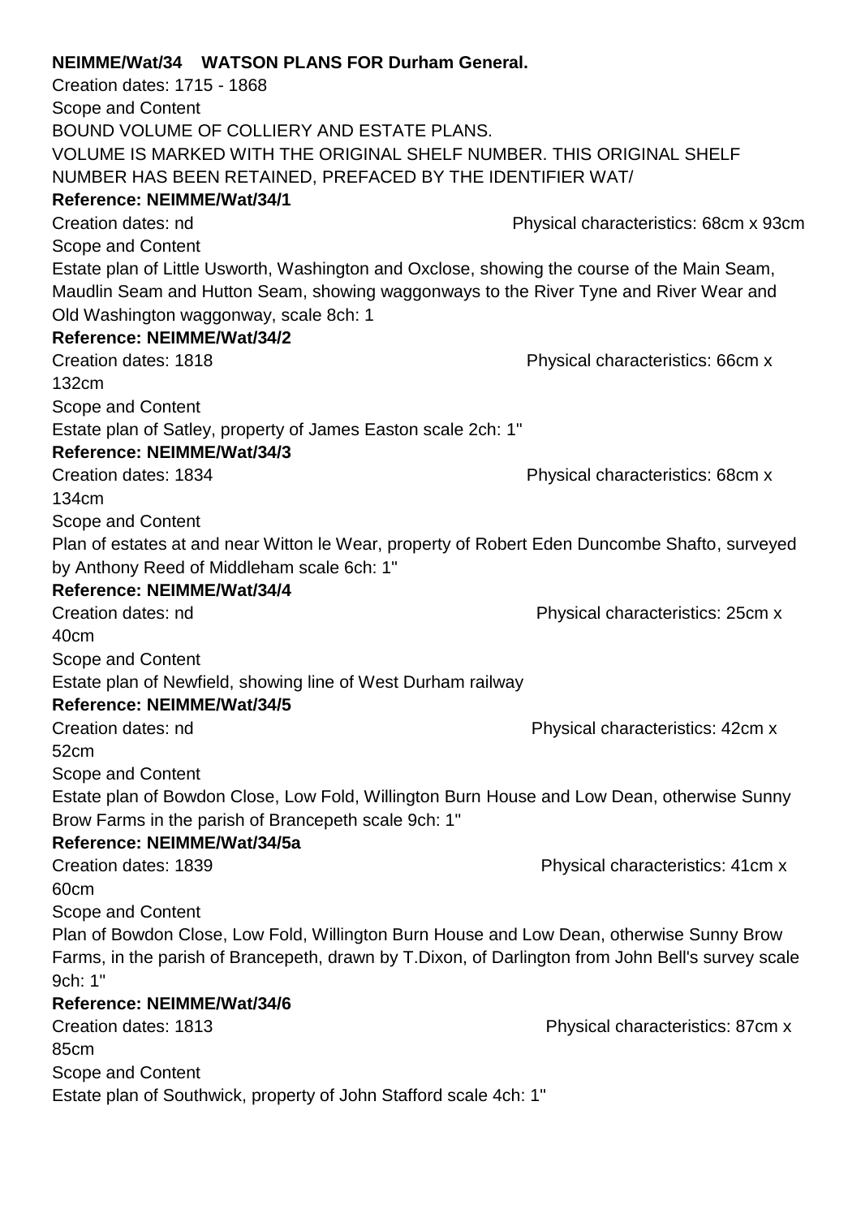**NEIMME/Wat/34 WATSON PLANS FOR Durham General.**

Creation dates: 1715 - 1868

Scope and Content

BOUND VOLUME OF COLLIERY AND ESTATE PLANS.

VOLUME IS MARKED WITH THE ORIGINAL SHELF NUMBER. THIS ORIGINAL SHELF NUMBER HAS BEEN RETAINED, PREFACED BY THE IDENTIFIER WAT/

**Reference: NEIMME/Wat/34/1**

Creation dates: nd Physical characteristics: 68cm x 93cm

Scope and Content

Estate plan of Little Usworth, Washington and Oxclose, showing the course of the Main Seam, Maudlin Seam and Hutton Seam, showing waggonways to the River Tyne and River Wear and Old Washington waggonway, scale 8ch: 1

**Reference: NEIMME/Wat/34/2**

Creation dates: 1818 Physical characteristics: 66cm x 132cm

Scope and Content

Estate plan of Satley, property of James Easton scale 2ch: 1"

**Reference: NEIMME/Wat/34/3**

Creation dates: 1834 Physical characteristics: 68cm x 134cm

Scope and Content

Plan of estates at and near Witton le Wear, property of Robert Eden Duncombe Shafto, surveyed by Anthony Reed of Middleham scale 6ch: 1"

**Reference: NEIMME/Wat/34/4**

Creation dates: nd Physical characteristics: 25cm x 40cm

Scope and Content

Estate plan of Newfield, showing line of West Durham railway

**Reference: NEIMME/Wat/34/5**

Creation dates: nd Physical characteristics: 42cm x 52cm

Scope and Content

Estate plan of Bowdon Close, Low Fold, Willington Burn House and Low Dean, otherwise Sunny Brow Farms in the parish of Brancepeth scale 9ch: 1"

**Reference: NEIMME/Wat/34/5a**

Creation dates: 1839 Physical characteristics: 41cm x 60cm

Scope and Content

Plan of Bowdon Close, Low Fold, Willington Burn House and Low Dean, otherwise Sunny Brow Farms, in the parish of Brancepeth, drawn by T.Dixon, of Darlington from John Bell's survey scale 9ch: 1"

**Reference: NEIMME/Wat/34/6**

Creation dates: 1813 Physical characteristics: 87cm x 85cm

Scope and Content

Estate plan of Southwick, property of John Stafford scale 4ch: 1"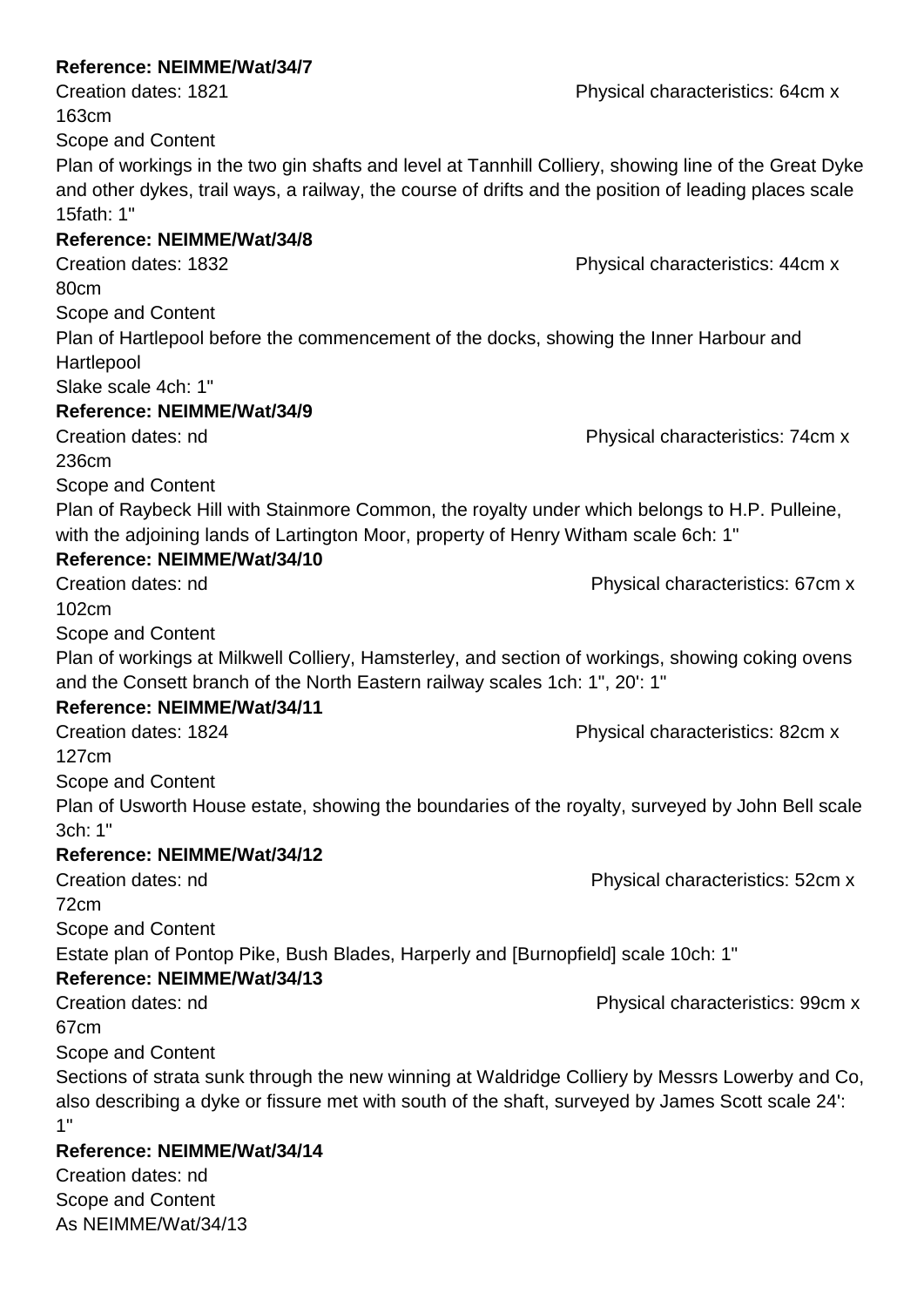**Reference: NEIMME/Wat/34/7**

Creation dates: 1821 Physical characteristics: 64cm x 163cm

Scope and Content

Plan of workings in the two gin shafts and level at Tannhill Colliery, showing line of the Great Dyke and other dykes, trail ways, a railway, the course of drifts and the position of leading places scale 15fath: 1"

**Reference: NEIMME/Wat/34/8**

Creation dates: 1832 Physical characteristics: 44cm x 80cm

Scope and Content

Plan of Hartlepool before the commencement of the docks, showing the Inner Harbour and Hartlepool Slake scale 4ch: 1"

**Reference: NEIMME/Wat/34/9**

Creation dates: nd Physical characteristics: 74cm x 236cm

Scope and Content

Plan of Raybeck Hill with Stainmore Common, the royalty under which belongs to H.P. Pulleine, with the adjoining lands of Lartington Moor, property of Henry Witham scale 6ch: 1"

**Reference: NEIMME/Wat/34/10**

Creation dates: nd Physical characteristics: 67cm x 102cm

Scope and Content

Plan of workings at Milkwell Colliery, Hamsterley, and section of workings, showing coking ovens and the Consett branch of the North Eastern railway scales 1ch: 1", 20': 1"

**Reference: NEIMME/Wat/34/11**

Creation dates: 1824 Physical characteristics: 82cm x 127cm

Scope and Content

Plan of Usworth House estate, showing the boundaries of the royalty, surveyed by John Bell scale 3ch: 1"

**Reference: NEIMME/Wat/34/12**

Creation dates: nd Physical characteristics: 52cm x 72cm

Scope and Content

Estate plan of Pontop Pike, Bush Blades, Harperly and [Burnopfield] scale 10ch: 1"

**Reference: NEIMME/Wat/34/13**

Creation dates: nd Physical characteristics: 99cm x 67cm

Scope and Content

Sections of strata sunk through the new winning at Waldridge Colliery by Messrs Lowerby and Co, also describing a dyke or fissure met with south of the shaft, surveyed by James Scott scale 24': 1"

**Reference: NEIMME/Wat/34/14**

Creation dates: nd

Scope and Content

As NEIMME/Wat/34/13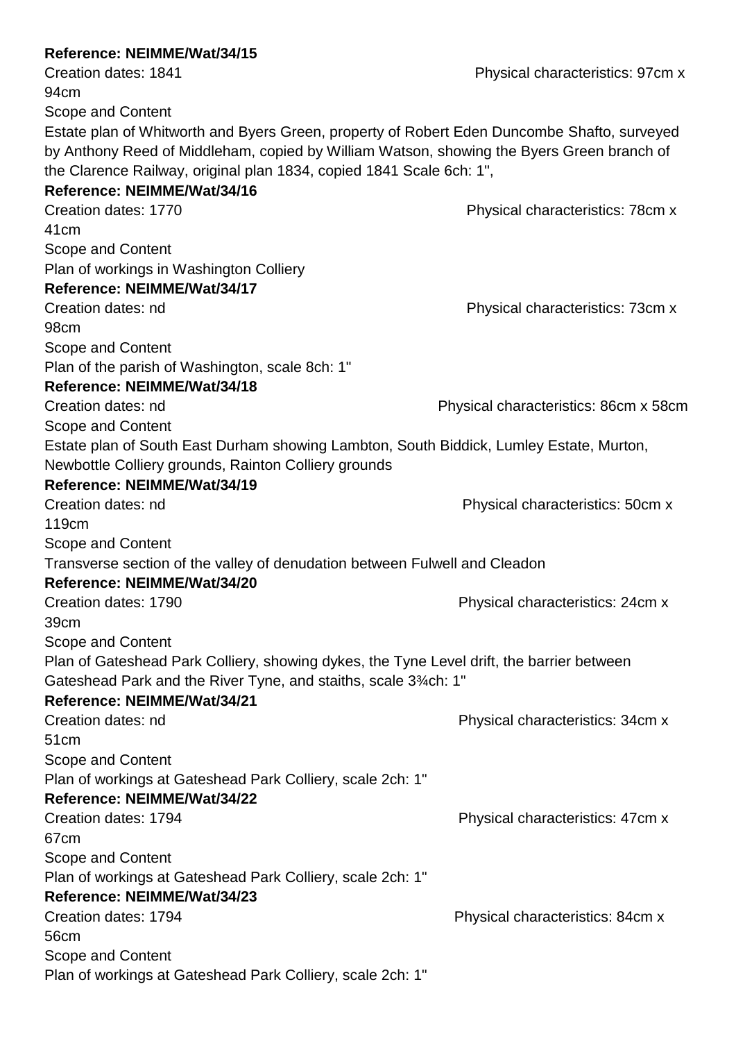**Reference: NEIMME/Wat/34/15**

Creation dates: 1841 Physical characteristics: 97cm x 94cm

Scope and Content

Estate plan of Whitworth and Byers Green, property of Robert Eden Duncombe Shafto, surveyed by Anthony Reed of Middleham, copied by William Watson, showing the Byers Green branch of the Clarence Railway, original plan 1834, copied 1841 Scale 6ch: 1",

**Reference: NEIMME/Wat/34/16**

Creation dates: 1770 Physical characteristics: 78cm x 41cm

Scope and Content

Plan of workings in Washington Colliery

**Reference: NEIMME/Wat/34/17**

Creation dates: nd Physical characteristics: 73cm x 98cm

Scope and Content

Plan of the parish of Washington, scale 8ch: 1"

**Reference: NEIMME/Wat/34/18**

Creation dates: nd Physical characteristics: 86cm x 58cm

Scope and Content

Estate plan of South East Durham showing Lambton, South Biddick, Lumley Estate, Murton, Newbottle Colliery grounds, Rainton Colliery grounds

**Reference: NEIMME/Wat/34/19**

Creation dates: nd Physical characteristics: 50cm x 119cm

Scope and Content

Transverse section of the valley of denudation between Fulwell and Cleadon

**Reference: NEIMME/Wat/34/20**

Creation dates: 1790 Physical characteristics: 24cm x 39cm

Scope and Content

Plan of Gateshead Park Colliery, showing dykes, the Tyne Level drift, the barrier between Gateshead Park and the River Tyne, and staiths, scale 3¾ch: 1"

**Reference: NEIMME/Wat/34/21**

Creation dates: nd Physical characteristics: 34cm x 51cm

Scope and Content

Plan of workings at Gateshead Park Colliery, scale 2ch: 1"

**Reference: NEIMME/Wat/34/22**

Creation dates: 1794 Physical characteristics: 47cm x 67cm

Scope and Content

Plan of workings at Gateshead Park Colliery, scale 2ch: 1"

**Reference: NEIMME/Wat/34/23**

Creation dates: 1794 Physical characteristics: 84cm x 56cm

Scope and Content

Plan of workings at Gateshead Park Colliery, scale 2ch: 1"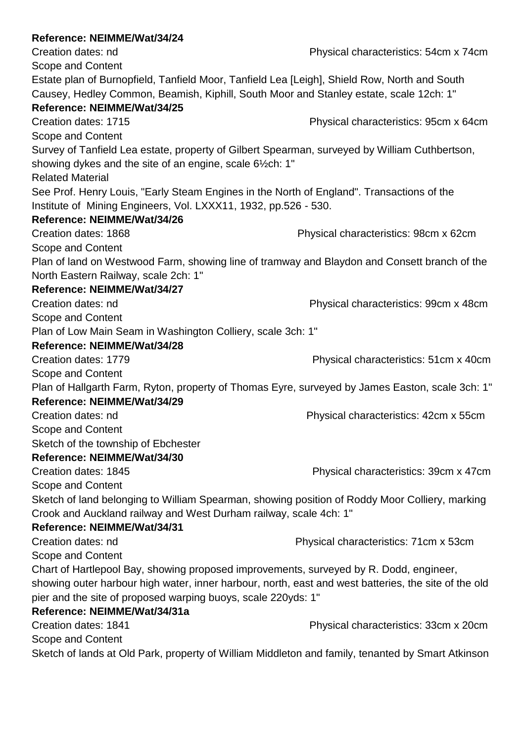**Reference: NEIMME/Wat/34/24**

Creation dates: nd Physical characteristics: 54cm x 74cm

Scope and Content

Estate plan of Burnopfield, Tanfield Moor, Tanfield Lea [Leigh], Shield Row, North and South Causey, Hedley Common, Beamish, Kiphill, South Moor and Stanley estate, scale 12ch: 1"

**Reference: NEIMME/Wat/34/25**

Creation dates: 1715 Physical characteristics: 95cm x 64cm

Scope and Content

Survey of Tanfield Lea estate, property of Gilbert Spearman, surveyed by William Cuthbertson, showing dykes and the site of an engine, scale 6½ch: 1"

Related Material

See Prof. Henry Louis, "Early Steam Engines in the North of England". Transactions of the Institute of Mining Engineers, Vol. LXXX11, 1932, pp.526 - 530.

**Reference: NEIMME/Wat/34/26**

Creation dates: 1868 Physical characteristics: 98cm x 62cm

Scope and Content

Plan of land on Westwood Farm, showing line of tramway and Blaydon and Consett branch of the North Eastern Railway, scale 2ch: 1"

**Reference: NEIMME/Wat/34/27**

Creation dates: nd Physical characteristics: 99cm x 48cm

Scope and Content

Plan of Low Main Seam in Washington Colliery, scale 3ch: 1"

**Reference: NEIMME/Wat/34/28**

Creation dates: 1779 Physical characteristics: 51cm x 40cm

Scope and Content

Plan of Hallgarth Farm, Ryton, property of Thomas Eyre, surveyed by James Easton, scale 3ch: 1"

**Reference: NEIMME/Wat/34/29**

Creation dates: nd Physical characteristics: 42cm x 55cm

Scope and Content

Sketch of the township of Ebchester

**Reference: NEIMME/Wat/34/30**

Creation dates: 1845 Physical characteristics: 39cm x 47cm

Scope and Content

Sketch of land belonging to William Spearman, showing position of Roddy Moor Colliery, marking Crook and Auckland railway and West Durham railway, scale 4ch: 1"

**Reference: NEIMME/Wat/34/31**

Creation dates: nd Physical characteristics: 71cm x 53cm

Scope and Content

Chart of Hartlepool Bay, showing proposed improvements, surveyed by R. Dodd, engineer, showing outer harbour high water, inner harbour, north, east and west batteries, the site of the old pier and the site of proposed warping buoys, scale 220yds: 1"

**Reference: NEIMME/Wat/34/31a**

Creation dates: 1841 Physical characteristics: 33cm x 20cm

Scope and Content

Sketch of lands at Old Park, property of William Middleton and family, tenanted by Smart Atkinson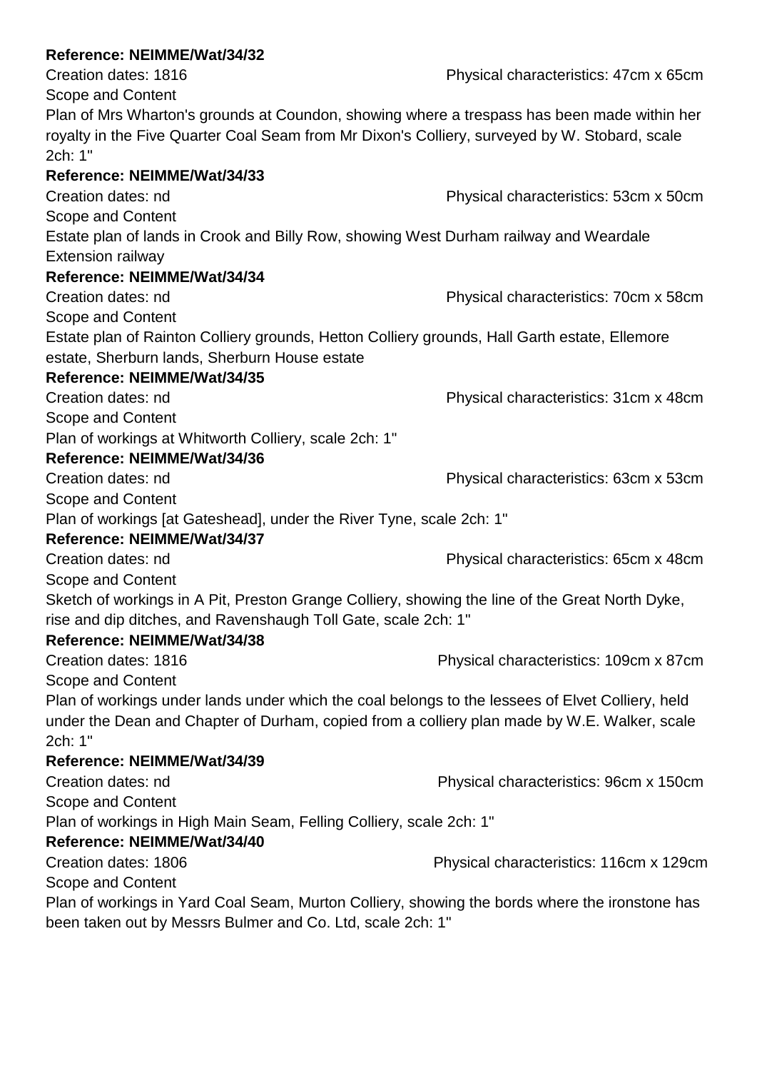**Reference: NEIMME/Wat/34/32**

Creation dates: 1816 Physical characteristics: 47cm x 65cm

Scope and Content

Plan of Mrs Wharton's grounds at Coundon, showing where a trespass has been made within her royalty in the Five Quarter Coal Seam from Mr Dixon's Colliery, surveyed by W. Stobard, scale 2ch: 1"

**Reference: NEIMME/Wat/34/33**

Creation dates: nd Physical characteristics: 53cm x 50cm

Scope and Content

Estate plan of lands in Crook and Billy Row, showing West Durham railway and Weardale Extension railway

**Reference: NEIMME/Wat/34/34**

Creation dates: nd Physical characteristics: 70cm x 58cm

Scope and Content

Estate plan of Rainton Colliery grounds, Hetton Colliery grounds, Hall Garth estate, Ellemore estate, Sherburn lands, Sherburn House estate

**Reference: NEIMME/Wat/34/35**

Creation dates: nd Physical characteristics: 31cm x 48cm

Scope and Content

Plan of workings at Whitworth Colliery, scale 2ch: 1"

**Reference: NEIMME/Wat/34/36**

Creation dates: nd Physical characteristics: 63cm x 53cm

Scope and Content

Plan of workings [at Gateshead], under the River Tyne, scale 2ch: 1"

**Reference: NEIMME/Wat/34/37**

Creation dates: nd Physical characteristics: 65cm x 48cm

Scope and Content

Sketch of workings in A Pit, Preston Grange Colliery, showing the line of the Great North Dyke, rise and dip ditches, and Ravenshaugh Toll Gate, scale 2ch: 1"

**Reference: NEIMME/Wat/34/38**

Creation dates: 1816 Physical characteristics: 109cm x 87cm

Scope and Content

Plan of workings under lands under which the coal belongs to the lessees of Elvet Colliery, held under the Dean and Chapter of Durham, copied from a colliery plan made by W.E. Walker, scale 2ch: 1"

**Reference: NEIMME/Wat/34/39**

Creation dates: nd Physical characteristics: 96cm x 150cm

Scope and Content

Plan of workings in High Main Seam, Felling Colliery, scale 2ch: 1"

**Reference: NEIMME/Wat/34/40**

Creation dates: 1806 Physical characteristics: 116cm x 129cm

Scope and Content

Plan of workings in Yard Coal Seam, Murton Colliery, showing the bords where the ironstone has been taken out by Messrs Bulmer and Co. Ltd, scale 2ch: 1"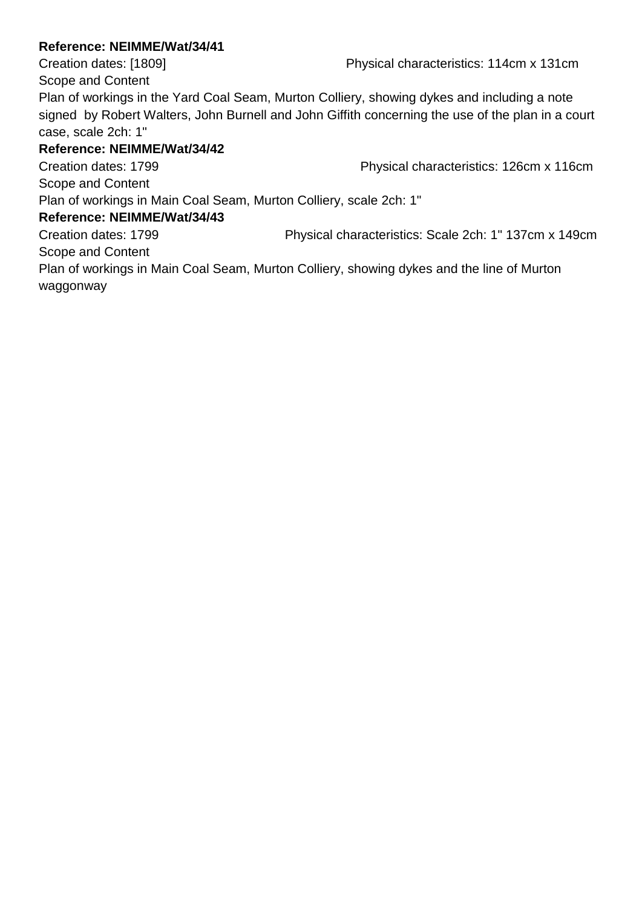**Reference: NEIMME/Wat/34/41**

Creation dates: [1809] Physical characteristics: 114cm x 131cm

Scope and Content

Plan of workings in the Yard Coal Seam, Murton Colliery, showing dykes and including a note signed by Robert Walters, John Burnell and John Giffith concerning the use of the plan in a court case, scale 2ch: 1"

**Reference: NEIMME/Wat/34/42**

Creation dates: 1799 Physical characteristics: 126cm x 116cm

Scope and Content

Plan of workings in Main Coal Seam, Murton Colliery, scale 2ch: 1"

**Reference: NEIMME/Wat/34/43**

Creation dates: 1799 Physical characteristics: Scale 2ch: 1" 137cm x 149cm

Scope and Content

Plan of workings in Main Coal Seam, Murton Colliery, showing dykes and the line of Murton waggonway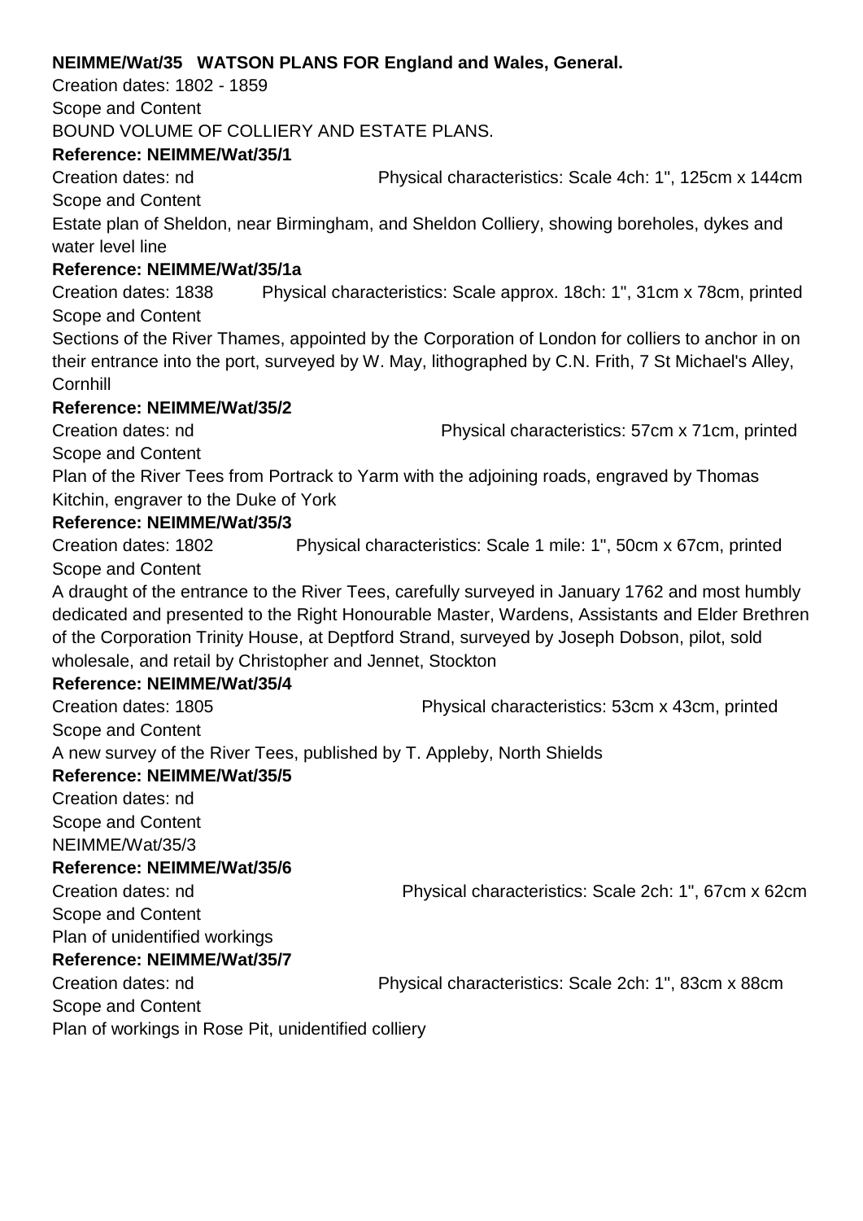**NEIMME/Wat/35 WATSON PLANS FOR England and Wales, General.**

Creation dates: 1802 - 1859

Scope and Content

BOUND VOLUME OF COLLIERY AND ESTATE PLANS.

**Reference: NEIMME/Wat/35/1**

Creation dates: nd Physical characteristics: Scale 4ch: 1", 125cm x 144cm

Scope and Content

Estate plan of Sheldon, near Birmingham, and Sheldon Colliery, showing boreholes, dykes and water level line

**Reference: NEIMME/Wat/35/1a**

Creation dates: 1838 Physical characteristics: Scale approx. 18ch: 1", 31cm x 78cm, printed

Scope and Content

Sections of the River Thames, appointed by the Corporation of London for colliers to anchor in on their entrance into the port, surveyed by W. May, lithographed by C.N. Frith, 7 St Michael's Alley, Cornhill

**Reference: NEIMME/Wat/35/2**

Creation dates: nd Physical characteristics: 57cm x 71cm, printed

Scope and Content

Plan of the River Tees from Portrack to Yarm with the adjoining roads, engraved by Thomas Kitchin, engraver to the Duke of York

**Reference: NEIMME/Wat/35/3**

Creation dates: 1802 Physical characteristics: Scale 1 mile: 1", 50cm x 67cm, printed

Scope and Content

A draught of the entrance to the River Tees, carefully surveyed in January 1762 and most humbly dedicated and presented to the Right Honourable Master, Wardens, Assistants and Elder Brethren of the Corporation Trinity House, at Deptford Strand, surveyed by Joseph Dobson, pilot, sold wholesale, and retail by Christopher and Jennet, Stockton

**Reference: NEIMME/Wat/35/4**

Creation dates: 1805 Physical characteristics: 53cm x 43cm, printed

Scope and Content

A new survey of the River Tees, published by T. Appleby, North Shields

**Reference: NEIMME/Wat/35/5**

Creation dates: nd

Scope and Content

NEIMME/Wat/35/3

**Reference: NEIMME/Wat/35/6**

Creation dates: nd Physical characteristics: Scale 2ch: 1", 67cm x 62cm

Scope and Content

Plan of unidentified workings

**Reference: NEIMME/Wat/35/7**

Creation dates: nd Physical characteristics: Scale 2ch: 1", 83cm x 88cm

Scope and Content

Plan of workings in Rose Pit, unidentified colliery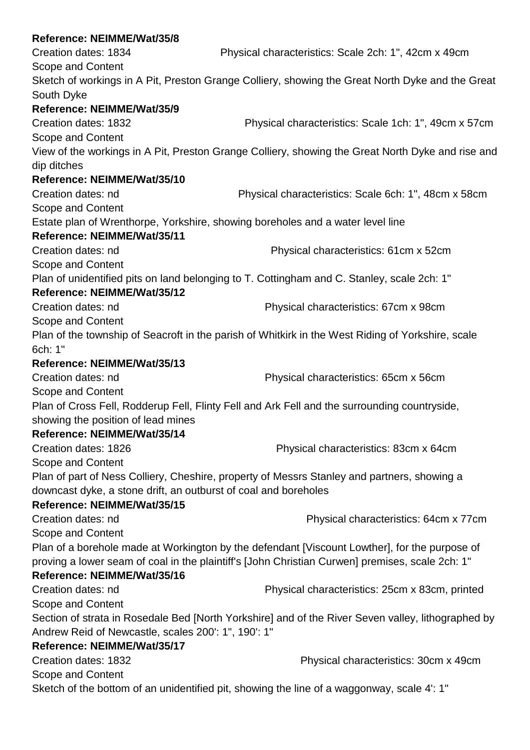**Reference: NEIMME/Wat/35/8**

Creation dates: 1834 Physical characteristics: Scale 2ch: 1", 42cm x 49cm

Scope and Content

Sketch of workings in A Pit, Preston Grange Colliery, showing the Great North Dyke and the Great South Dyke

**Reference: NEIMME/Wat/35/9**

Creation dates: 1832 Physical characteristics: Scale 1ch: 1", 49cm x 57cm

Scope and Content

View of the workings in A Pit, Preston Grange Colliery, showing the Great North Dyke and rise and dip ditches

**Reference: NEIMME/Wat/35/10**

Creation dates: nd Physical characteristics: Scale 6ch: 1", 48cm x 58cm

Scope and Content

Estate plan of Wrenthorpe, Yorkshire, showing boreholes and a water level line

**Reference: NEIMME/Wat/35/11**

Creation dates: nd Physical characteristics: 61cm x 52cm

Scope and Content

Plan of unidentified pits on land belonging to T. Cottingham and C. Stanley, scale 2ch: 1"

**Reference: NEIMME/Wat/35/12**

Creation dates: nd Physical characteristics: 67cm x 98cm

Scope and Content

Plan of the township of Seacroft in the parish of Whitkirk in the West Riding of Yorkshire, scale 6ch: 1"

**Reference: NEIMME/Wat/35/13**

Creation dates: nd Physical characteristics: 65cm x 56cm

Scope and Content

Plan of Cross Fell, Rodderup Fell, Flinty Fell and Ark Fell and the surrounding countryside, showing the position of lead mines

**Reference: NEIMME/Wat/35/14**

Creation dates: 1826 Physical characteristics: 83cm x 64cm

Scope and Content

Plan of part of Ness Colliery, Cheshire, property of Messrs Stanley and partners, showing a downcast dyke, a stone drift, an outburst of coal and boreholes

**Reference: NEIMME/Wat/35/15**

Creation dates: nd Physical characteristics: 64cm x 77cm

Scope and Content

Plan of a borehole made at Workington by the defendant [Viscount Lowther], for the purpose of proving a lower seam of coal in the plaintiff's [John Christian Curwen] premises, scale 2ch: 1"

**Reference: NEIMME/Wat/35/16**

Creation dates: nd Physical characteristics: 25cm x 83cm, printed

Scope and Content

Section of strata in Rosedale Bed [North Yorkshire] and of the River Seven valley, lithographed by Andrew Reid of Newcastle, scales 200': 1", 190': 1"

**Reference: NEIMME/Wat/35/17**

Creation dates: 1832 Physical characteristics: 30cm x 49cm

Scope and Content

Sketch of the bottom of an unidentified pit, showing the line of a waggonway, scale 4': 1"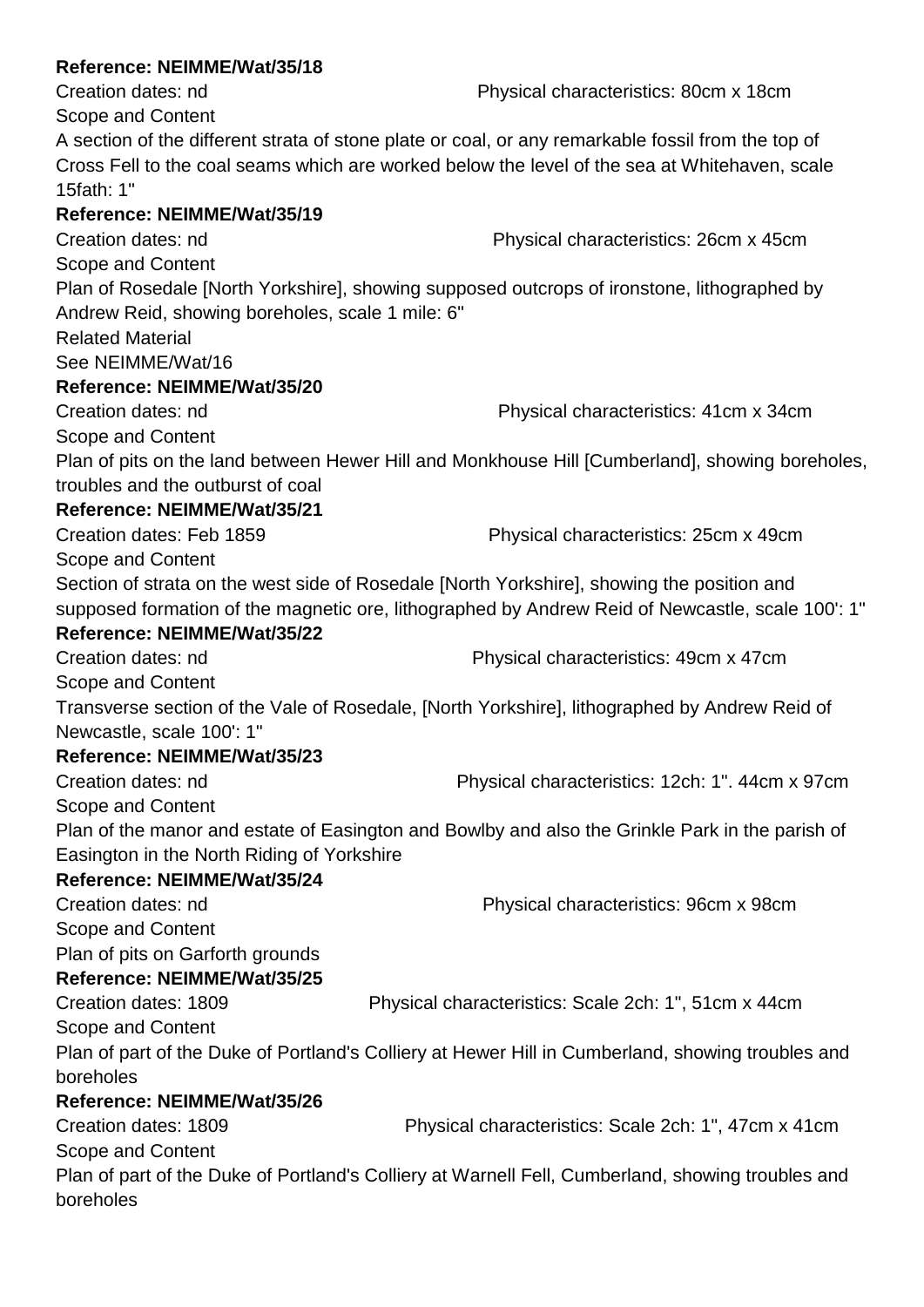**Reference: NEIMME/Wat/35/18**

Creation dates: nd Physical characteristics: 80cm x 18cm

Scope and Content

A section of the different strata of stone plate or coal, or any remarkable fossil from the top of Cross Fell to the coal seams which are worked below the level of the sea at Whitehaven, scale 15fath: 1"

**Reference: NEIMME/Wat/35/19**

Creation dates: nd Physical characteristics: 26cm x 45cm

Scope and Content

Plan of Rosedale [North Yorkshire], showing supposed outcrops of ironstone, lithographed by Andrew Reid, showing boreholes, scale 1 mile: 6"

Related Material

See NEIMME/Wat/16

**Reference: NEIMME/Wat/35/20**

Creation dates: nd Physical characteristics: 41cm x 34cm

Scope and Content

Plan of pits on the land between Hewer Hill and Monkhouse Hill [Cumberland], showing boreholes, troubles and the outburst of coal

**Reference: NEIMME/Wat/35/21**

Creation dates: Feb 1859 Physical characteristics: 25cm x 49cm

Scope and Content

Section of strata on the west side of Rosedale [North Yorkshire], showing the position and supposed formation of the magnetic ore, lithographed by Andrew Reid of Newcastle, scale 100': 1"

**Reference: NEIMME/Wat/35/22**

Creation dates: nd Physical characteristics: 49cm x 47cm

Scope and Content

Transverse section of the Vale of Rosedale, [North Yorkshire], lithographed by Andrew Reid of Newcastle, scale 100': 1"

**Reference: NEIMME/Wat/35/23**

Creation dates: nd Physical characteristics: 12ch: 1". 44cm x 97cm

Scope and Content

Plan of the manor and estate of Easington and Bowlby and also the Grinkle Park in the parish of Easington in the North Riding of Yorkshire

**Reference: NEIMME/Wat/35/24**

Creation dates: nd Physical characteristics: 96cm x 98cm

Scope and Content

Plan of pits on Garforth grounds

**Reference: NEIMME/Wat/35/25**

Creation dates: 1809 Physical characteristics: Scale 2ch: 1", 51cm x 44cm

Scope and Content

Plan of part of the Duke of Portland's Colliery at Hewer Hill in Cumberland, showing troubles and boreholes

**Reference: NEIMME/Wat/35/26**

Creation dates: 1809 Physical characteristics: Scale 2ch: 1", 47cm x 41cm

Scope and Content

Plan of part of the Duke of Portland's Colliery at Warnell Fell, Cumberland, showing troubles and boreholes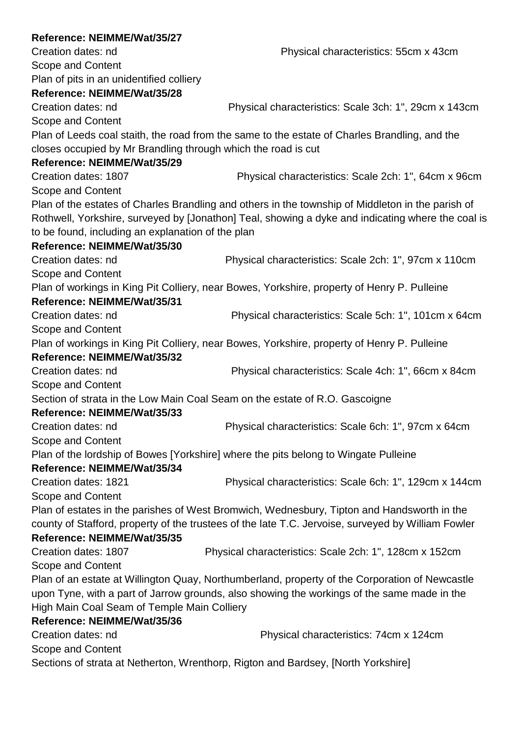**Reference: NEIMME/Wat/35/27**

Creation dates: nd Physical characteristics: 55cm x 43cm

Scope and Content

Plan of pits in an unidentified colliery

**Reference: NEIMME/Wat/35/28**

Creation dates: nd Physical characteristics: Scale 3ch: 1", 29cm x 143cm

Scope and Content

Plan of Leeds coal staith, the road from the same to the estate of Charles Brandling, and the closes occupied by Mr Brandling through which the road is cut

**Reference: NEIMME/Wat/35/29**

Creation dates: 1807 Physical characteristics: Scale 2ch: 1", 64cm x 96cm

Scope and Content

Plan of the estates of Charles Brandling and others in the township of Middleton in the parish of Rothwell, Yorkshire, surveyed by [Jonathon] Teal, showing a dyke and indicating where the coal is to be found, including an explanation of the plan

**Reference: NEIMME/Wat/35/30**

Creation dates: nd Physical characteristics: Scale 2ch: 1", 97cm x 110cm

Scope and Content

Plan of workings in King Pit Colliery, near Bowes, Yorkshire, property of Henry P. Pulleine

**Reference: NEIMME/Wat/35/31**

Creation dates: nd Physical characteristics: Scale 5ch: 1", 101cm x 64cm

Scope and Content

Plan of workings in King Pit Colliery, near Bowes, Yorkshire, property of Henry P. Pulleine

**Reference: NEIMME/Wat/35/32**

Creation dates: nd Physical characteristics: Scale 4ch: 1", 66cm x 84cm

Scope and Content

Section of strata in the Low Main Coal Seam on the estate of R.O. Gascoigne

**Reference: NEIMME/Wat/35/33**

Creation dates: nd Physical characteristics: Scale 6ch: 1", 97cm x 64cm

Scope and Content

Plan of the lordship of Bowes [Yorkshire] where the pits belong to Wingate Pulleine

**Reference: NEIMME/Wat/35/34**

Creation dates: 1821 Physical characteristics: Scale 6ch: 1", 129cm x 144cm

Scope and Content

Plan of estates in the parishes of West Bromwich, Wednesbury, Tipton and Handsworth in the county of Stafford, property of the trustees of the late T.C. Jervoise, surveyed by William Fowler

**Reference: NEIMME/Wat/35/35**

Creation dates: 1807 Physical characteristics: Scale 2ch: 1", 128cm x 152cm

Scope and Content

Plan of an estate at Willington Quay, Northumberland, property of the Corporation of Newcastle upon Tyne, with a part of Jarrow grounds, also showing the workings of the same made in the High Main Coal Seam of Temple Main Colliery

**Reference: NEIMME/Wat/35/36**

Creation dates: nd Physical characteristics: 74cm x 124cm

Scope and Content

Sections of strata at Netherton, Wrenthorp, Rigton and Bardsey, [North Yorkshire]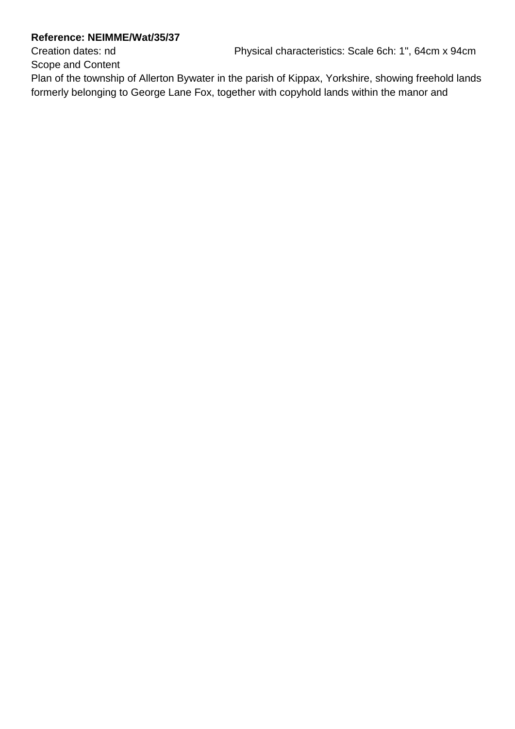**Reference: NEIMME/Wat/35/37**

Creation dates: nd

Physical characteristics: Scale 6ch: 1", 64cm x 94cm

Scope and Content

Plan of the township of Allerton Bywater in the parish of Kippax, Yorkshire, showing freehold lands formerly belonging to George Lane Fox, together with copyhold lands within the manor and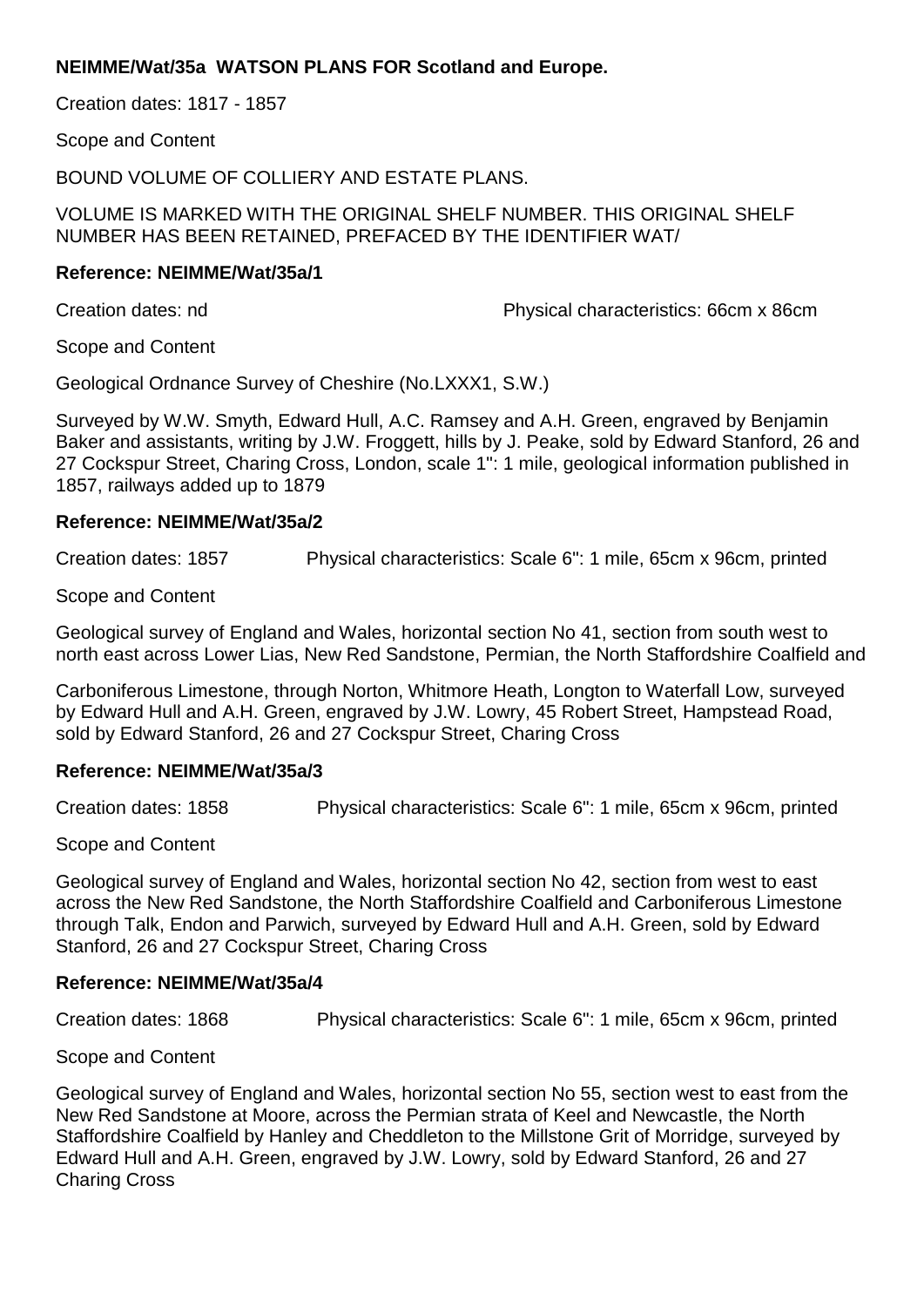**NEIMME/Wat/35a WATSON PLANS FOR Scotland and Europe.**

Creation dates: 1817 - 1857

Scope and Content

BOUND VOLUME OF COLLIERY AND ESTATE PLANS.

VOLUME IS MARKED WITH THE ORIGINAL SHELF NUMBER. THIS ORIGINAL SHELF NUMBER HAS BEEN RETAINED, PREFACED BY THE IDENTIFIER WAT/

**Reference: NEIMME/Wat/35a/1**

Creation dates: nd Physical characteristics: 66cm x 86cm

Scope and Content

Geological Ordnance Survey of Cheshire (No.LXXX1, S.W.)

Surveyed by W.W. Smyth, Edward Hull, A.C. Ramsey and A.H. Green, engraved by Benjamin Baker and assistants, writing by J.W. Froggett, hills by J. Peake, sold by Edward Stanford, 26 and 27 Cockspur Street, Charing Cross, London, scale 1": 1 mile, geological information published in 1857, railways added up to 1879

**Reference: NEIMME/Wat/35a/2**

Creation dates: 1857 Physical characteristics: Scale 6": 1 mile, 65cm x 96cm, printed

Scope and Content

Geological survey of England and Wales, horizontal section No 41, section from south west to north east across Lower Lias, New Red Sandstone, Permian, the North Staffordshire Coalfield and

Carboniferous Limestone, through Norton, Whitmore Heath, Longton to Waterfall Low, surveyed by Edward Hull and A.H. Green, engraved by J.W. Lowry, 45 Robert Street, Hampstead Road, sold by Edward Stanford, 26 and 27 Cockspur Street, Charing Cross

**Reference: NEIMME/Wat/35a/3**

Creation dates: 1858 Physical characteristics: Scale 6": 1 mile, 65cm x 96cm, printed

Scope and Content

Geological survey of England and Wales, horizontal section No 42, section from west to east across the New Red Sandstone, the North Staffordshire Coalfield and Carboniferous Limestone through Talk, Endon and Parwich, surveyed by Edward Hull and A.H. Green, sold by Edward Stanford, 26 and 27 Cockspur Street, Charing Cross

**Reference: NEIMME/Wat/35a/4**

Creation dates: 1868 Physical characteristics: Scale 6": 1 mile, 65cm x 96cm, printed

Scope and Content

Geological survey of England and Wales, horizontal section No 55, section west to east from the New Red Sandstone at Moore, across the Permian strata of Keel and Newcastle, the North Staffordshire Coalfield by Hanley and Cheddleton to the Millstone Grit of Morridge, surveyed by Edward Hull and A.H. Green, engraved by J.W. Lowry, sold by Edward Stanford, 26 and 27 Charing Cross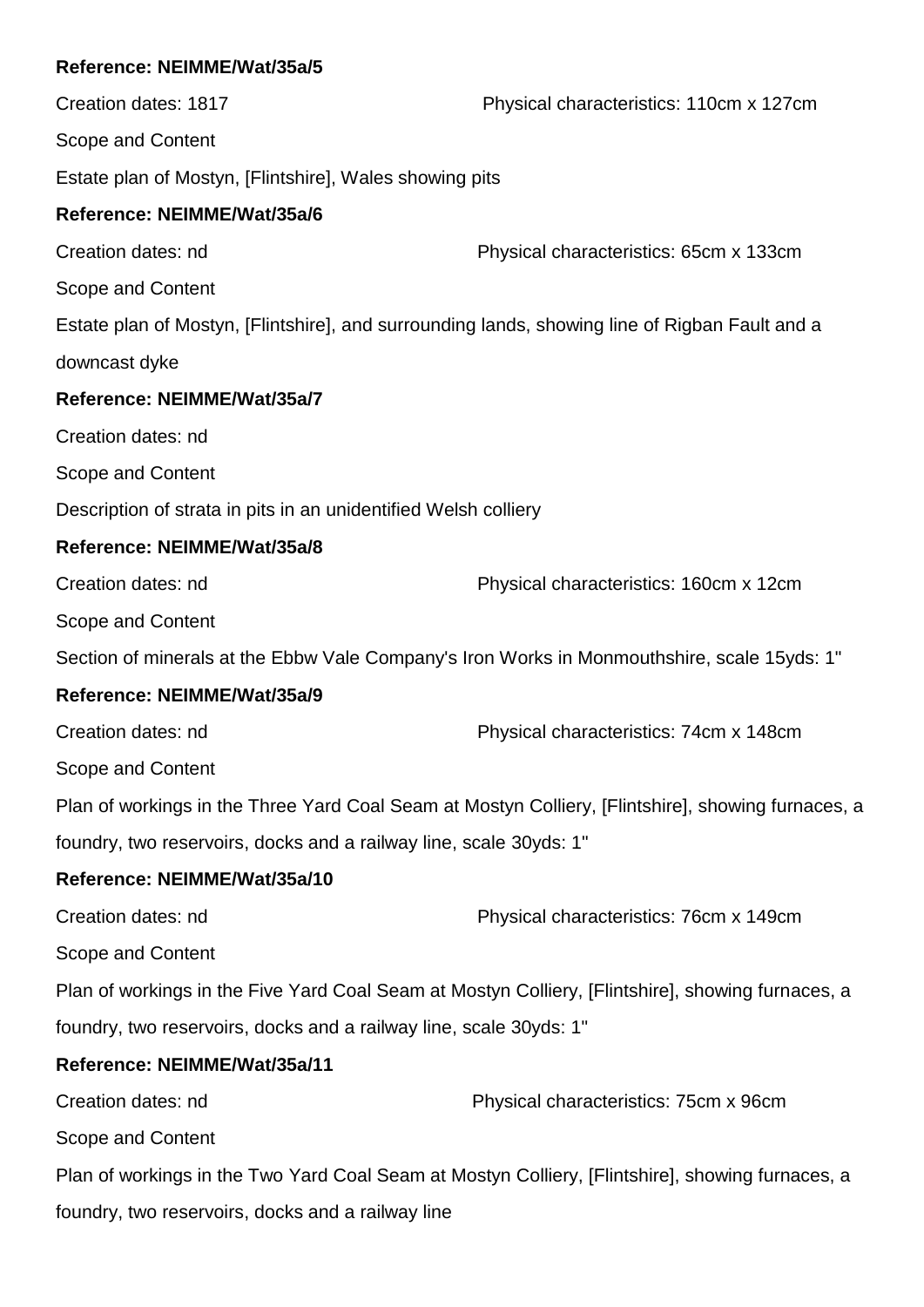**Reference: NEIMME/Wat/35a/5**

Creation dates: 1817 Physical characteristics: 110cm x 127cm

Scope and Content

Estate plan of Mostyn, [Flintshire], Wales showing pits

**Reference: NEIMME/Wat/35a/6**

Creation dates: nd Physical characteristics: 65cm x 133cm

Scope and Content

Estate plan of Mostyn, [Flintshire], and surrounding lands, showing line of Rigban Fault and a downcast dyke

**Reference: NEIMME/Wat/35a/7**

Creation dates: nd

Scope and Content

Description of strata in pits in an unidentified Welsh colliery

**Reference: NEIMME/Wat/35a/8**

Creation dates: nd Physical characteristics: 160cm x 12cm

Scope and Content

Section of minerals at the Ebbw Vale Company's Iron Works in Monmouthshire, scale 15yds: 1"

**Reference: NEIMME/Wat/35a/9**

Creation dates: nd Physical characteristics: 74cm x 148cm

Scope and Content

Plan of workings in the Three Yard Coal Seam at Mostyn Colliery, [Flintshire], showing furnaces, a foundry, two reservoirs, docks and a railway line, scale 30yds: 1"

**Reference: NEIMME/Wat/35a/10**

Creation dates: nd Physical characteristics: 76cm x 149cm

Scope and Content

Plan of workings in the Five Yard Coal Seam at Mostyn Colliery, [Flintshire], showing furnaces, a foundry, two reservoirs, docks and a railway line, scale 30yds: 1"

**Reference: NEIMME/Wat/35a/11**

Creation dates: nd Physical characteristics: 75cm x 96cm

Scope and Content

Plan of workings in the Two Yard Coal Seam at Mostyn Colliery, [Flintshire], showing furnaces, a foundry, two reservoirs, docks and a railway line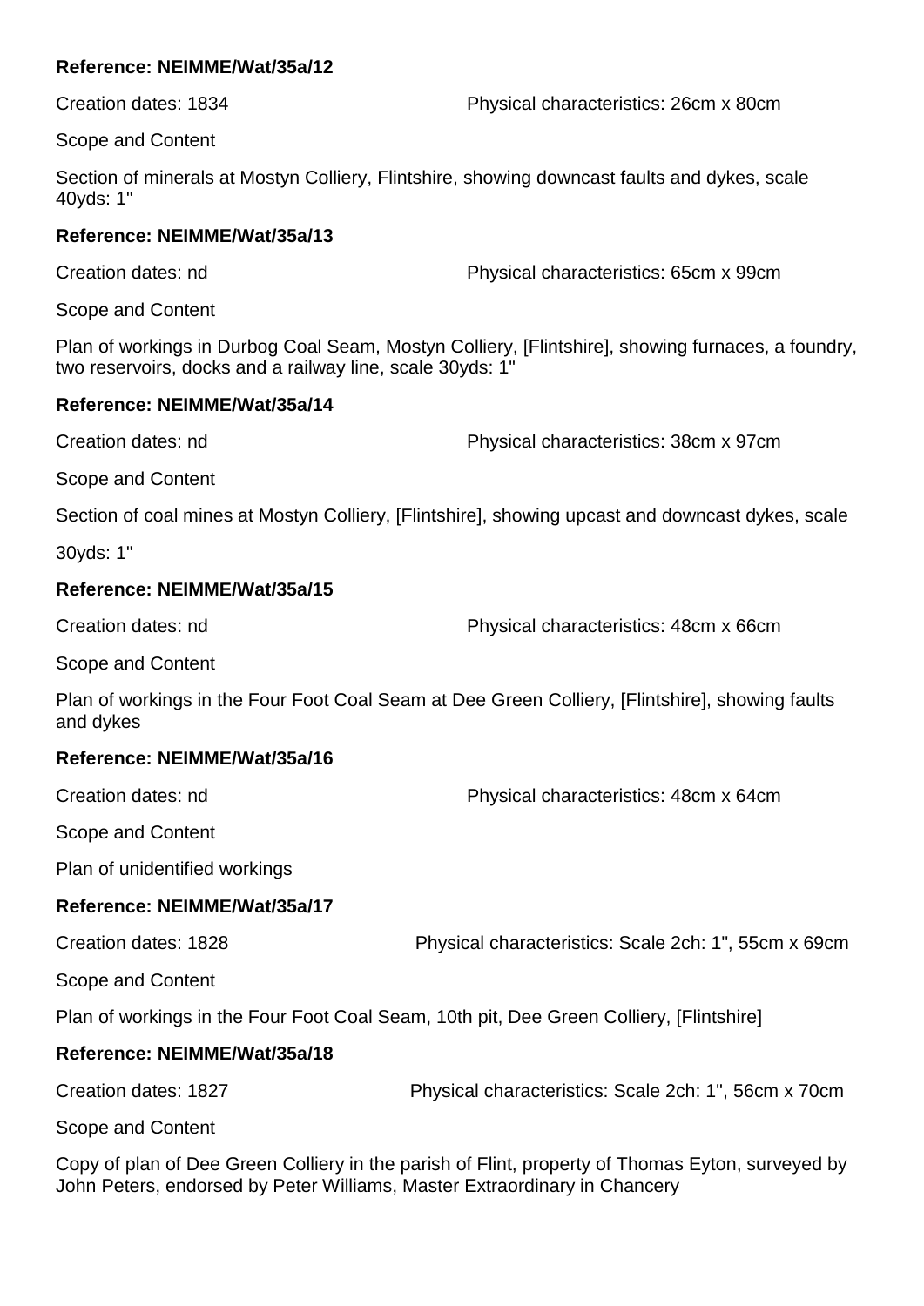**Reference: NEIMME/Wat/35a/12**

Creation dates: 1834 Physical characteristics: 26cm x 80cm

Scope and Content

Section of minerals at Mostyn Colliery, Flintshire, showing downcast faults and dykes, scale 40yds: 1"

**Reference: NEIMME/Wat/35a/13**

Creation dates: nd Physical characteristics: 65cm x 99cm

Scope and Content

Plan of workings in Durbog Coal Seam, Mostyn Colliery, [Flintshire], showing furnaces, a foundry, two reservoirs, docks and a railway line, scale 30yds: 1"

**Reference: NEIMME/Wat/35a/14**

Creation dates: nd Physical characteristics: 38cm x 97cm

Scope and Content

Section of coal mines at Mostyn Colliery, [Flintshire], showing upcast and downcast dykes, scale

30yds: 1"

**Reference: NEIMME/Wat/35a/15**

Creation dates: nd Physical characteristics: 48cm x 66cm

Scope and Content

Plan of workings in the Four Foot Coal Seam at Dee Green Colliery, [Flintshire], showing faults and dykes

**Reference: NEIMME/Wat/35a/16**

Creation dates: nd Physical characteristics: 48cm x 64cm

Scope and Content

Plan of unidentified workings

**Reference: NEIMME/Wat/35a/17**

Creation dates: 1828 Physical characteristics: Scale 2ch: 1", 55cm x 69cm

Scope and Content

Plan of workings in the Four Foot Coal Seam, 10th pit, Dee Green Colliery, [Flintshire]

**Reference: NEIMME/Wat/35a/18**

Creation dates: 1827 Physical characteristics: Scale 2ch: 1", 56cm x 70cm

Scope and Content

Copy of plan of Dee Green Colliery in the parish of Flint, property of Thomas Eyton, surveyed by John Peters, endorsed by Peter Williams, Master Extraordinary in Chancery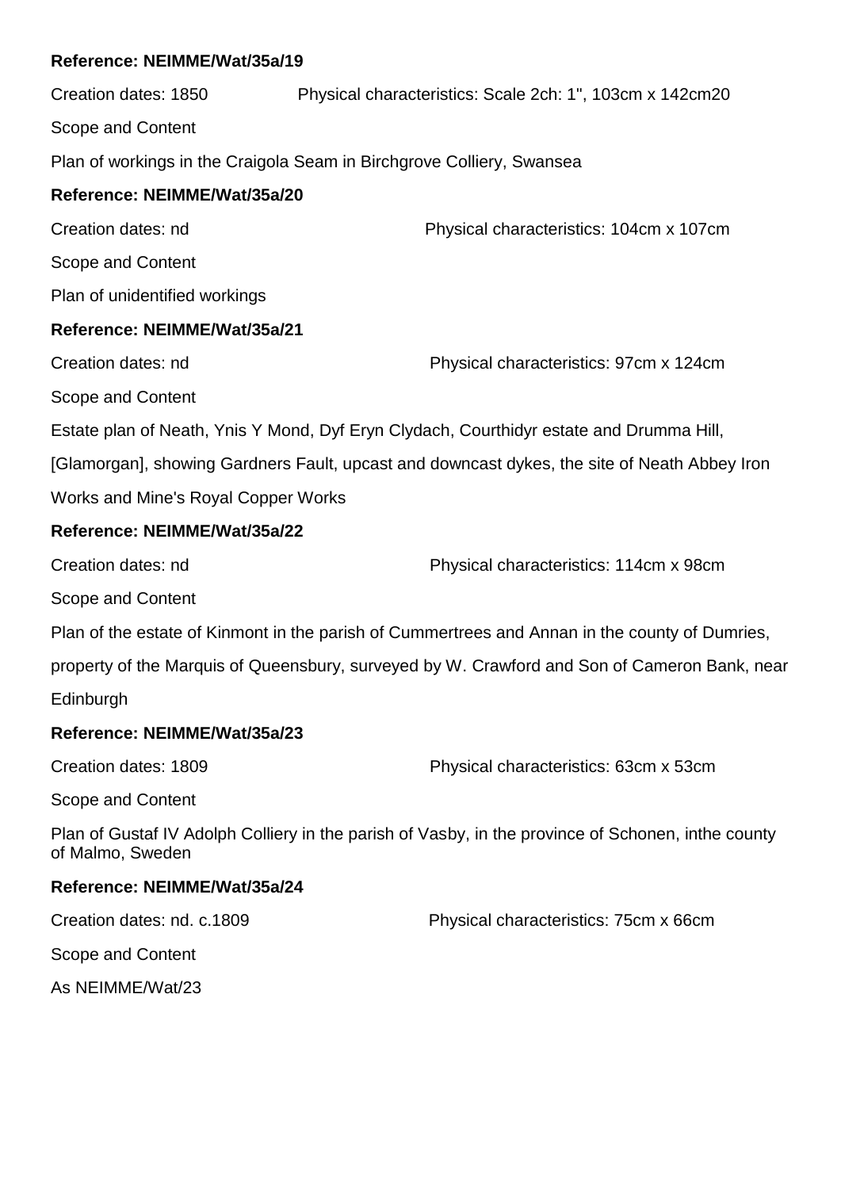**Reference: NEIMME/Wat/35a/19**

Creation dates: 1850 Physical characteristics: Scale 2ch: 1", 103cm x 142cm20

Scope and Content

Plan of workings in the Craigola Seam in Birchgrove Colliery, Swansea

**Reference: NEIMME/Wat/35a/20**

Creation dates: nd Physical characteristics: 104cm x 107cm

Scope and Content

Plan of unidentified workings

**Reference: NEIMME/Wat/35a/21**

Creation dates: nd Physical characteristics: 97cm x 124cm

Scope and Content

Estate plan of Neath, Ynis Y Mond, Dyf Eryn Clydach, Courthidyr estate and Drumma Hill, [Glamorgan], showing Gardners Fault, upcast and downcast dykes, the site of Neath Abbey Iron Works and Mine's Royal Copper Works

**Reference: NEIMME/Wat/35a/22**

Creation dates: nd Physical characteristics: 114cm x 98cm

Scope and Content

Plan of the estate of Kinmont in the parish of Cummertrees and Annan in the county of Dumries, property of the Marquis of Queensbury, surveyed by W. Crawford and Son of Cameron Bank, near Edinburgh

**Reference: NEIMME/Wat/35a/23**

Creation dates: 1809 Physical characteristics: 63cm x 53cm

Scope and Content

Plan of Gustaf IV Adolph Colliery in the parish of Vasby, in the province of Schonen, inthe county of Malmo, Sweden

**Reference: NEIMME/Wat/35a/24**

Creation dates: nd. c.1809 Physical characteristics: 75cm x 66cm

Scope and Content

As NEIMME/Wat/23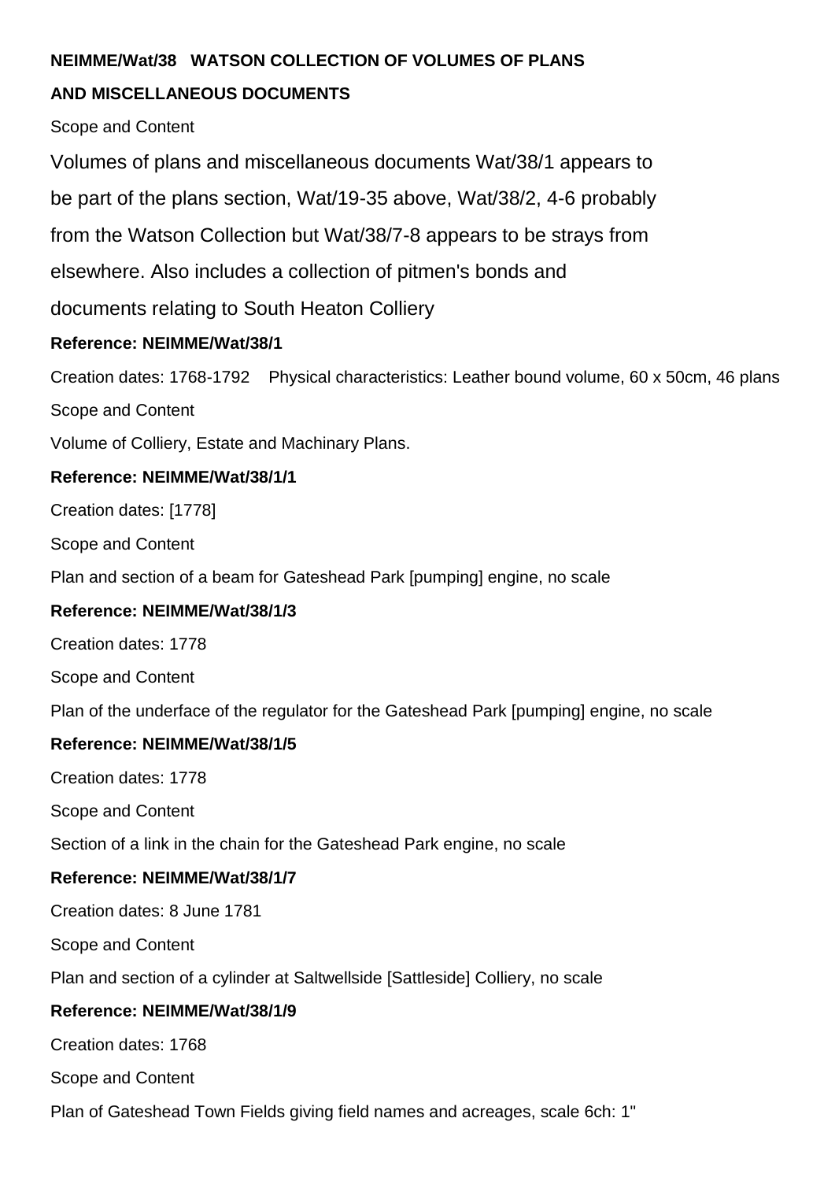**NEIMME/Wat/38 WATSON COLLECTION OF VOLUMES OF PLANS AND MISCELLANEOUS DOCUMENTS**

Scope and Content

Volumes of plans and miscellaneous documents Wat/38/1 appears to be part of the plans section, Wat/19-35 above, Wat/38/2, 4-6 probably from the Watson Collection but Wat/38/7-8 appears to be strays from elsewhere. Also includes a collection of pitmen's bonds and documents relating to South Heaton Colliery

**Reference: NEIMME/Wat/38/1**

Creation dates: 1768-1792 Physical characteristics: Leather bound volume, 60 x 50cm, 46 plans

Scope and Content

Volume of Colliery, Estate and Machinary Plans.

**Reference: NEIMME/Wat/38/1/1**

Creation dates: [1778]

Scope and Content

Plan and section of a beam for Gateshead Park [pumping] engine, no scale

**Reference: NEIMME/Wat/38/1/3**

Creation dates: 1778

Scope and Content

Plan of the underface of the regulator for the Gateshead Park [pumping] engine, no scale

**Reference: NEIMME/Wat/38/1/5**

Creation dates: 1778

Scope and Content

Section of a link in the chain for the Gateshead Park engine, no scale

**Reference: NEIMME/Wat/38/1/7**

Creation dates: 8 June 1781

Scope and Content

Plan and section of a cylinder at Saltwellside [Sattleside] Colliery, no scale

**Reference: NEIMME/Wat/38/1/9**

Creation dates: 1768

Scope and Content

Plan of Gateshead Town Fields giving field names and acreages, scale 6ch: 1"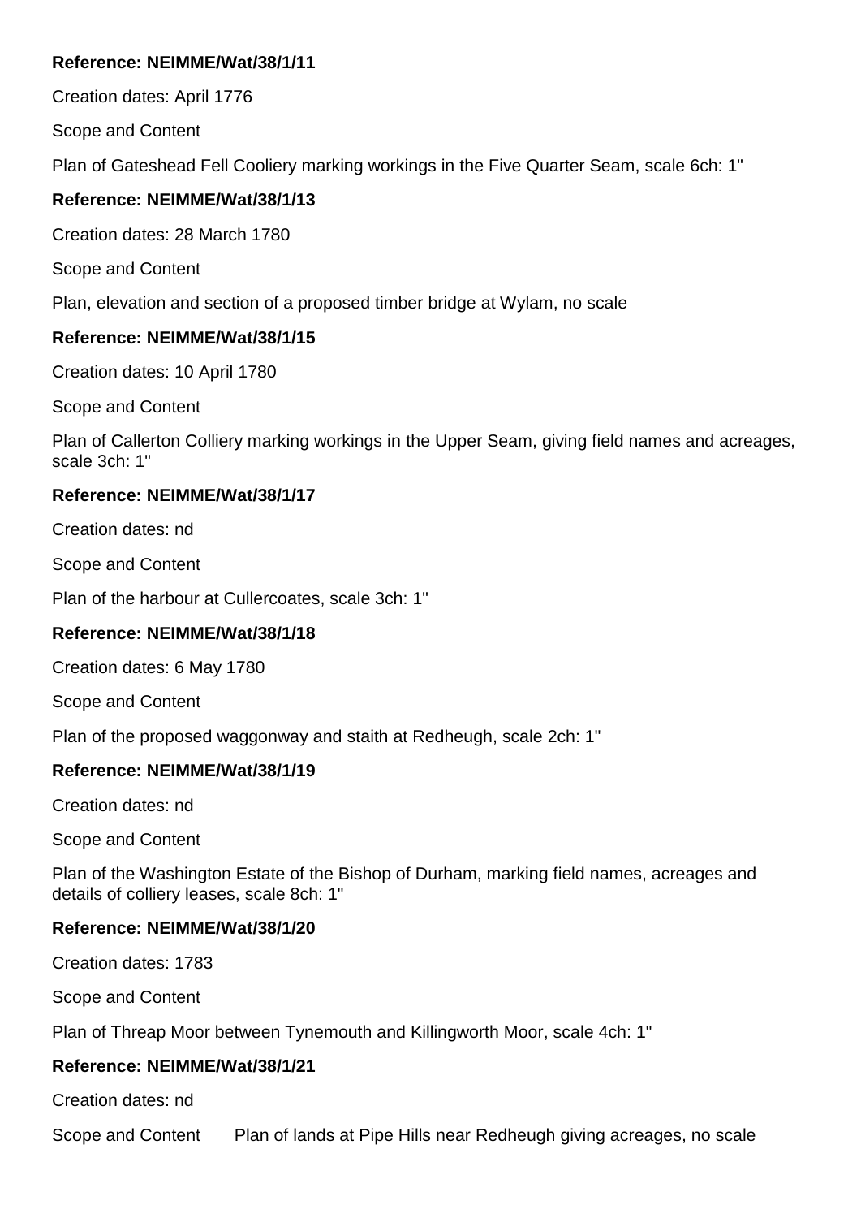**Reference: NEIMME/Wat/38/1/11**

Creation dates: April 1776

Scope and Content

Plan of Gateshead Fell Cooliery marking workings in the Five Quarter Seam, scale 6ch: 1"

**Reference: NEIMME/Wat/38/1/13**

Creation dates: 28 March 1780

Scope and Content

Plan, elevation and section of a proposed timber bridge at Wylam, no scale

**Reference: NEIMME/Wat/38/1/15**

Creation dates: 10 April 1780

Scope and Content

Plan of Callerton Colliery marking workings in the Upper Seam, giving field names and acreages, scale 3ch: 1"

**Reference: NEIMME/Wat/38/1/17**

Creation dates: nd

Scope and Content

Plan of the harbour at Cullercoates, scale 3ch: 1"

**Reference: NEIMME/Wat/38/1/18**

Creation dates: 6 May 1780

Scope and Content

Plan of the proposed waggonway and staith at Redheugh, scale 2ch: 1"

**Reference: NEIMME/Wat/38/1/19**

Creation dates: nd

Scope and Content

Plan of the Washington Estate of the Bishop of Durham, marking field names, acreages and details of colliery leases, scale 8ch: 1"

**Reference: NEIMME/Wat/38/1/20**

Creation dates: 1783

Scope and Content

Plan of Threap Moor between Tynemouth and Killingworth Moor, scale 4ch: 1"

**Reference: NEIMME/Wat/38/1/21**

Creation dates: nd

Scope and Content Plan of lands at Pipe Hills near Redheugh giving acreages, no scale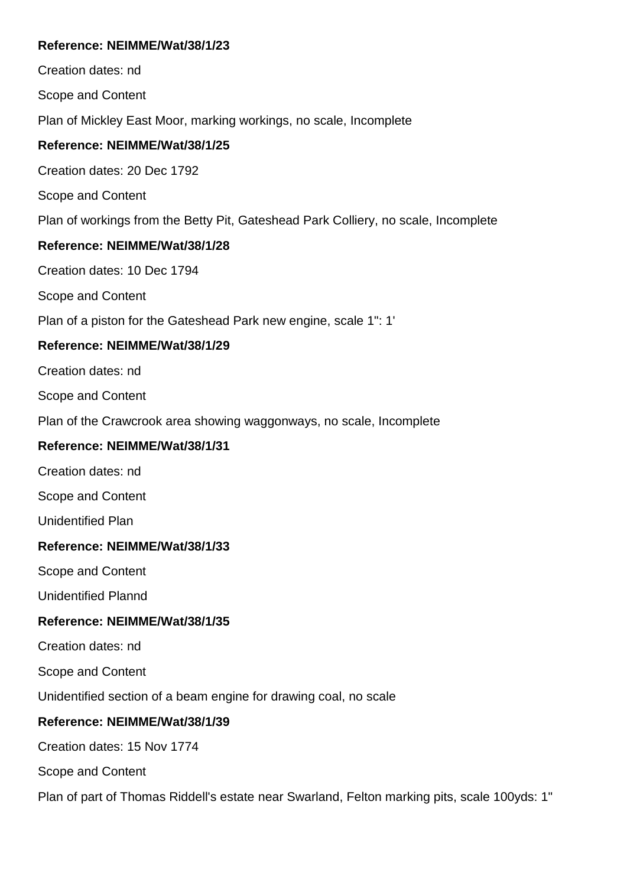**Reference: NEIMME/Wat/38/1/23**

Creation dates: nd

Scope and Content

Plan of Mickley East Moor, marking workings, no scale, Incomplete

**Reference: NEIMME/Wat/38/1/25**

Creation dates: 20 Dec 1792

Scope and Content

Plan of workings from the Betty Pit, Gateshead Park Colliery, no scale, Incomplete

**Reference: NEIMME/Wat/38/1/28**

Creation dates: 10 Dec 1794

Scope and Content

Plan of a piston for the Gateshead Park new engine, scale 1": 1'

**Reference: NEIMME/Wat/38/1/29**

Creation dates: nd

Scope and Content

Plan of the Crawcrook area showing waggonways, no scale, Incomplete

**Reference: NEIMME/Wat/38/1/31**

Creation dates: nd

Scope and Content

Unidentified Plan

**Reference: NEIMME/Wat/38/1/33**

Scope and Content

Unidentified Plannd

**Reference: NEIMME/Wat/38/1/35**

Creation dates: nd

Scope and Content

Unidentified section of a beam engine for drawing coal, no scale

**Reference: NEIMME/Wat/38/1/39**

Creation dates: 15 Nov 1774

Scope and Content

Plan of part of Thomas Riddell's estate near Swarland, Felton marking pits, scale 100yds: 1"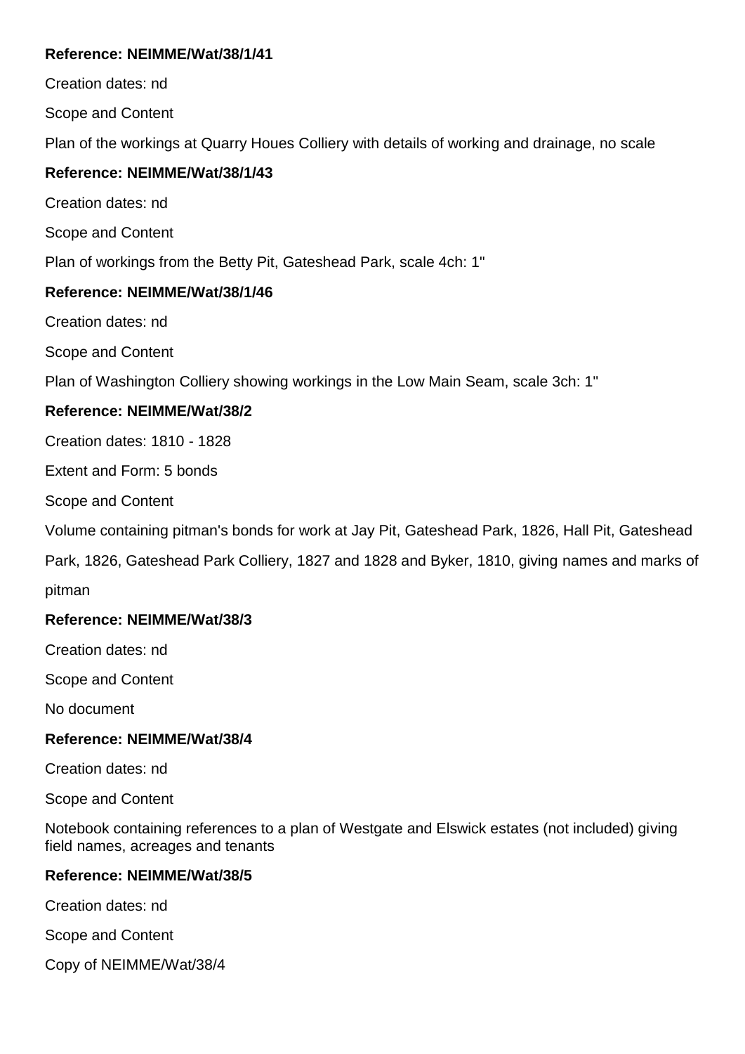**Reference: NEIMME/Wat/38/1/41**

Creation dates: nd

Scope and Content

Plan of the workings at Quarry Houes Colliery with details of working and drainage, no scale

**Reference: NEIMME/Wat/38/1/43**

Creation dates: nd

Scope and Content

Plan of workings from the Betty Pit, Gateshead Park, scale 4ch: 1"

**Reference: NEIMME/Wat/38/1/46**

Creation dates: nd

Scope and Content

Plan of Washington Colliery showing workings in the Low Main Seam, scale 3ch: 1"

**Reference: NEIMME/Wat/38/2**

Creation dates: 1810 - 1828

Extent and Form: 5 bonds

Scope and Content

Volume containing pitman's bonds for work at Jay Pit, Gateshead Park, 1826, Hall Pit, Gateshead Park, 1826, Gateshead Park Colliery, 1827 and 1828 and Byker, 1810, giving names and marks of pitman

**Reference: NEIMME/Wat/38/3**

Creation dates: nd

Scope and Content

No document

**Reference: NEIMME/Wat/38/4**

Creation dates: nd

Scope and Content

Notebook containing references to a plan of Westgate and Elswick estates (not included) giving field names, acreages and tenants

**Reference: NEIMME/Wat/38/5**

Creation dates: nd

Scope and Content

Copy of NEIMME/Wat/38/4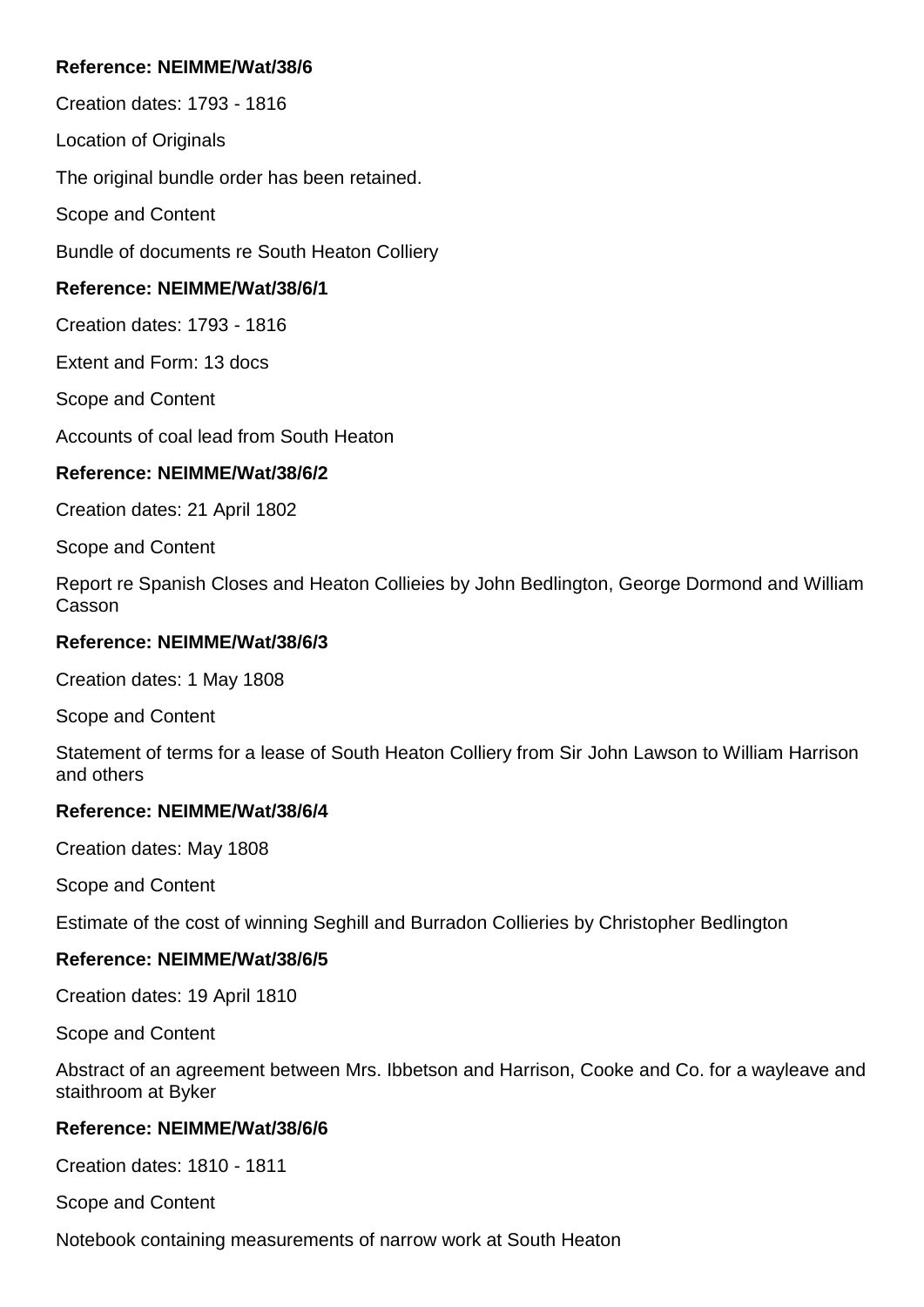**Reference: NEIMME/Wat/38/6**

Creation dates: 1793 - 1816

Location of Originals

The original bundle order has been retained.

Scope and Content

Bundle of documents re South Heaton Colliery

**Reference: NEIMME/Wat/38/6/1**

Creation dates: 1793 - 1816

Extent and Form: 13 docs

Scope and Content

Accounts of coal lead from South Heaton

**Reference: NEIMME/Wat/38/6/2**

Creation dates: 21 April 1802

Scope and Content

Report re Spanish Closes and Heaton Collieies by John Bedlington, George Dormond and William Casson

**Reference: NEIMME/Wat/38/6/3**

Creation dates: 1 May 1808

Scope and Content

Statement of terms for a lease of South Heaton Colliery from Sir John Lawson to William Harrison and others

**Reference: NEIMME/Wat/38/6/4**

Creation dates: May 1808

Scope and Content

Estimate of the cost of winning Seghill and Burradon Collieries by Christopher Bedlington

**Reference: NEIMME/Wat/38/6/5**

Creation dates: 19 April 1810

Scope and Content

Abstract of an agreement between Mrs. Ibbetson and Harrison, Cooke and Co. for a wayleave and staithroom at Byker

**Reference: NEIMME/Wat/38/6/6**

Creation dates: 1810 - 1811

Scope and Content

Notebook containing measurements of narrow work at South Heaton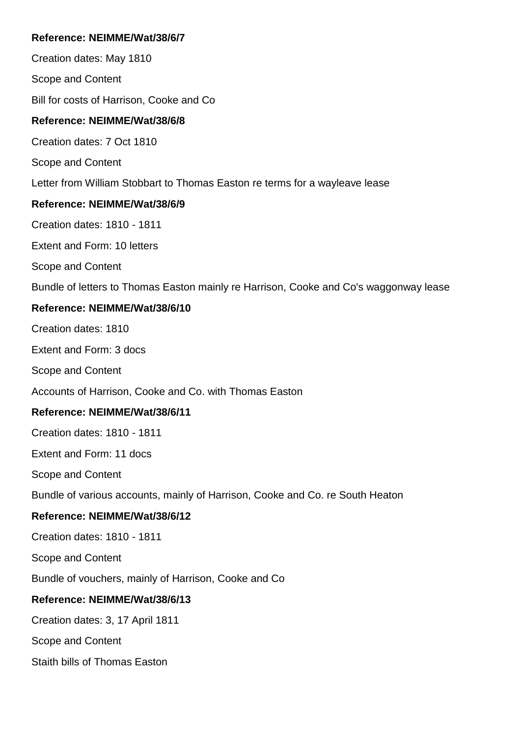**Reference: NEIMME/Wat/38/6/7**

Creation dates: May 1810

Scope and Content

Bill for costs of Harrison, Cooke and Co

**Reference: NEIMME/Wat/38/6/8**

Creation dates: 7 Oct 1810

Scope and Content

Letter from William Stobbart to Thomas Easton re terms for a wayleave lease

**Reference: NEIMME/Wat/38/6/9**

Creation dates: 1810 - 1811

Extent and Form: 10 letters

Scope and Content

Bundle of letters to Thomas Easton mainly re Harrison, Cooke and Co's waggonway lease

**Reference: NEIMME/Wat/38/6/10**

Creation dates: 1810

Extent and Form: 3 docs

Scope and Content

Accounts of Harrison, Cooke and Co. with Thomas Easton

**Reference: NEIMME/Wat/38/6/11**

Creation dates: 1810 - 1811

Extent and Form: 11 docs

Scope and Content

Bundle of various accounts, mainly of Harrison, Cooke and Co. re South Heaton

**Reference: NEIMME/Wat/38/6/12**

Creation dates: 1810 - 1811

Scope and Content

Bundle of vouchers, mainly of Harrison, Cooke and Co

**Reference: NEIMME/Wat/38/6/13**

Creation dates: 3, 17 April 1811

Scope and Content

Staith bills of Thomas Easton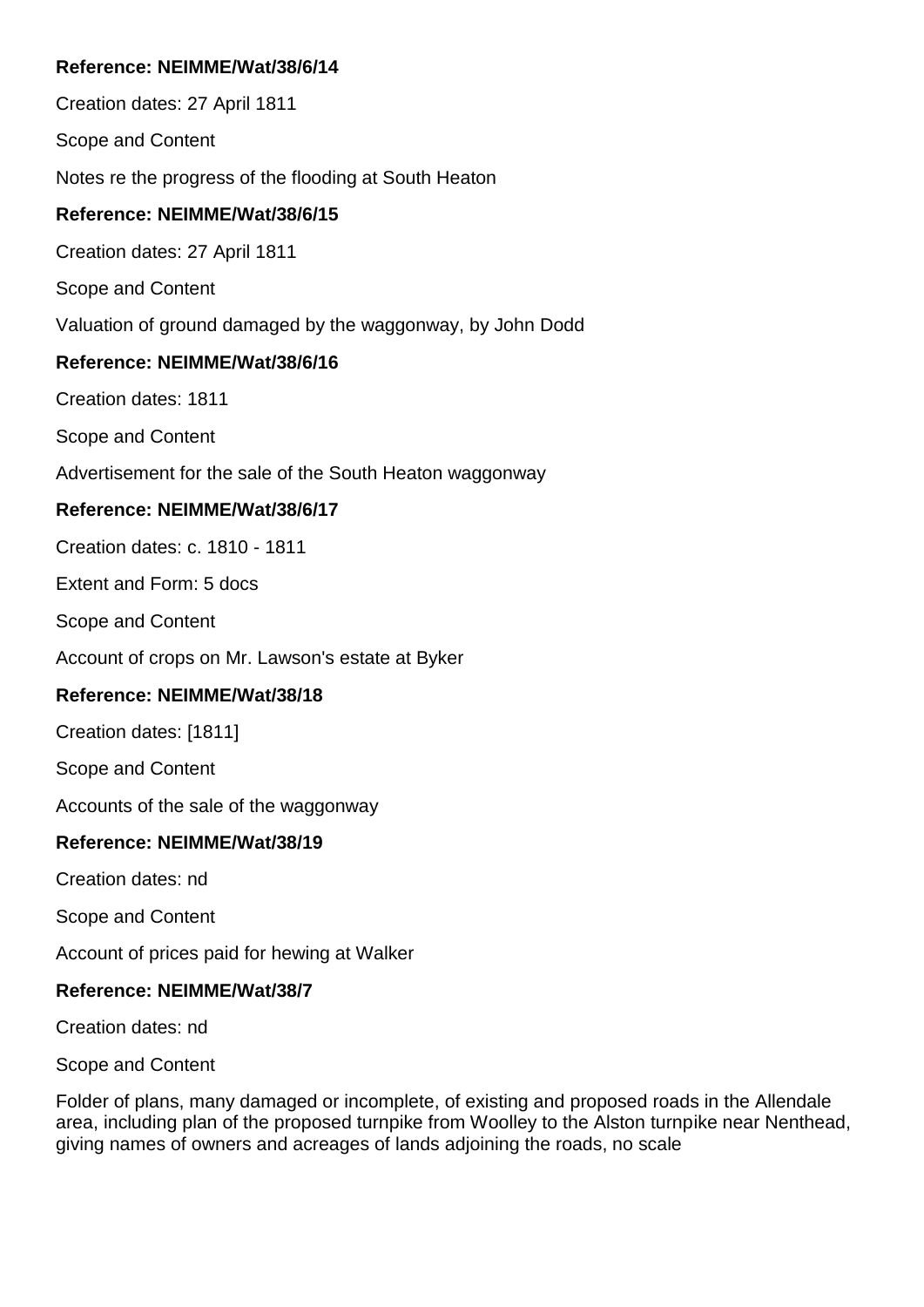**Reference: NEIMME/Wat/38/6/14**

Creation dates: 27 April 1811

Scope and Content

Notes re the progress of the flooding at South Heaton

**Reference: NEIMME/Wat/38/6/15**

Creation dates: 27 April 1811

Scope and Content

Valuation of ground damaged by the waggonway, by John Dodd

**Reference: NEIMME/Wat/38/6/16**

Creation dates: 1811

Scope and Content

Advertisement for the sale of the South Heaton waggonway

**Reference: NEIMME/Wat/38/6/17**

Creation dates: c. 1810 - 1811

Extent and Form: 5 docs

Scope and Content

Account of crops on Mr. Lawson's estate at Byker

**Reference: NEIMME/Wat/38/18**

Creation dates: [1811]

Scope and Content

Accounts of the sale of the waggonway

**Reference: NEIMME/Wat/38/19**

Creation dates: nd

Scope and Content

Account of prices paid for hewing at Walker

**Reference: NEIMME/Wat/38/7**

Creation dates: nd

Scope and Content

Folder of plans, many damaged or incomplete, of existing and proposed roads in the Allendale area, including plan of the proposed turnpike from Woolley to the Alston turnpike near Nenthead, giving names of owners and acreages of lands adjoining the roads, no scale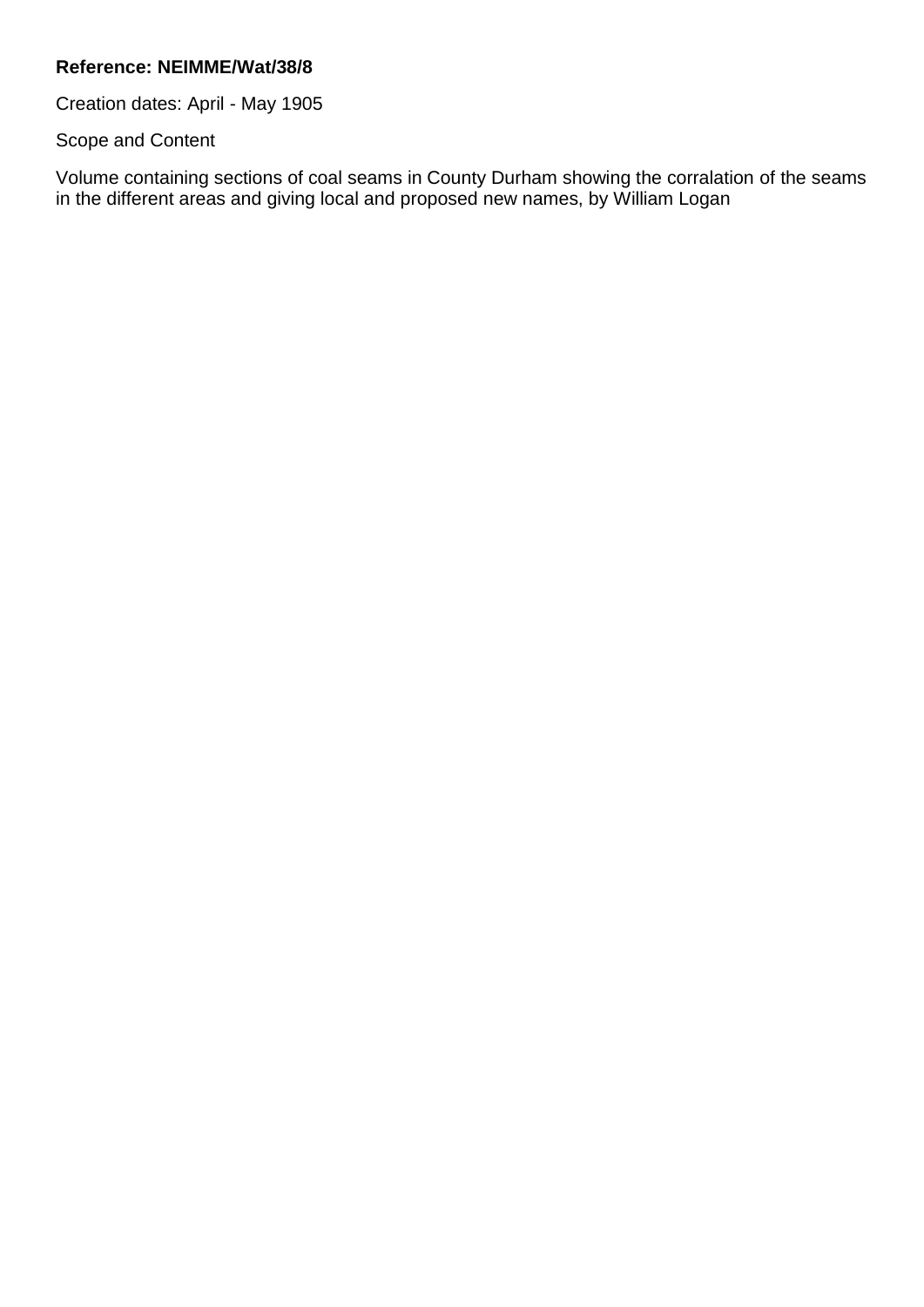**Reference: NEIMME/Wat/38/8**

Creation dates: April - May 1905

Scope and Content

Volume containing sections of coal seams in County Durham showing the corralation of the seams in the different areas and giving local and proposed new names, by William Logan